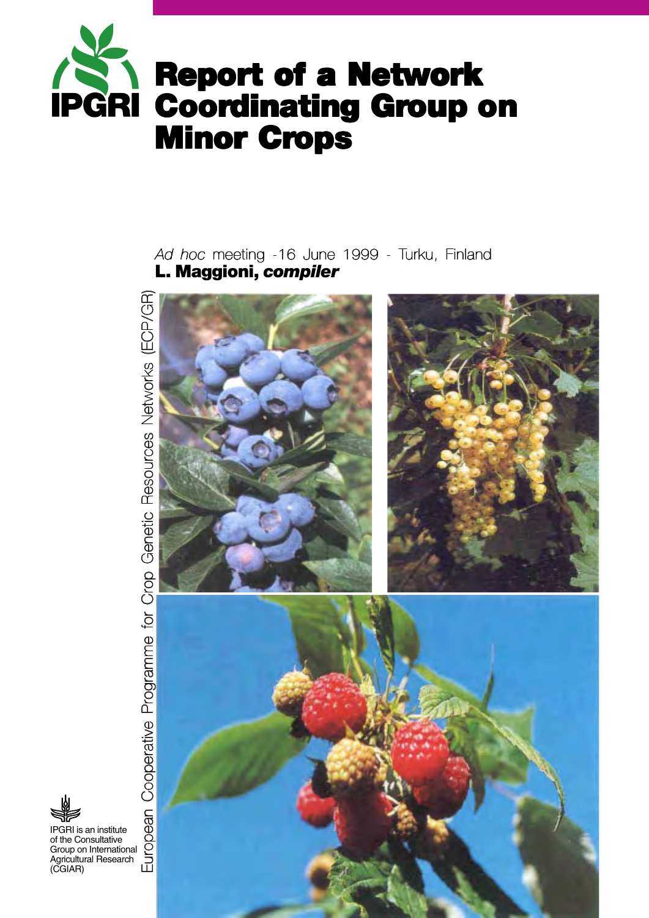IPGRI

# Report of a Network Coordinating Group on Minor Crops

*Ad hoc* meeting -16 June 1999 - Turku, Finland

**L. Maggioni, *compiler***

European Cooperative Programme for Crop Genetic Resources Networks (ECP/GR)

IPGRI is an institute of the Consultative Group on International Agricultural Research (CGIAR)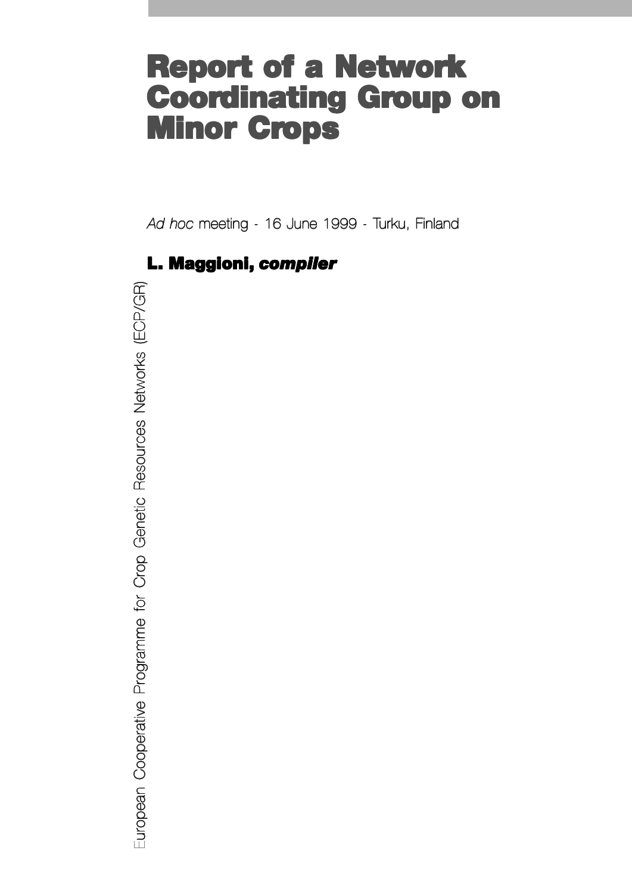# Report of a Network Coordinating Group on Minor Crops

*Ad hoc* meeting - 16 June 1999 - Turku, Finland

**L. Maggioni, *compiler***

European Cooperative Programme for Crop Genetic Resources Networks (ECP/GR)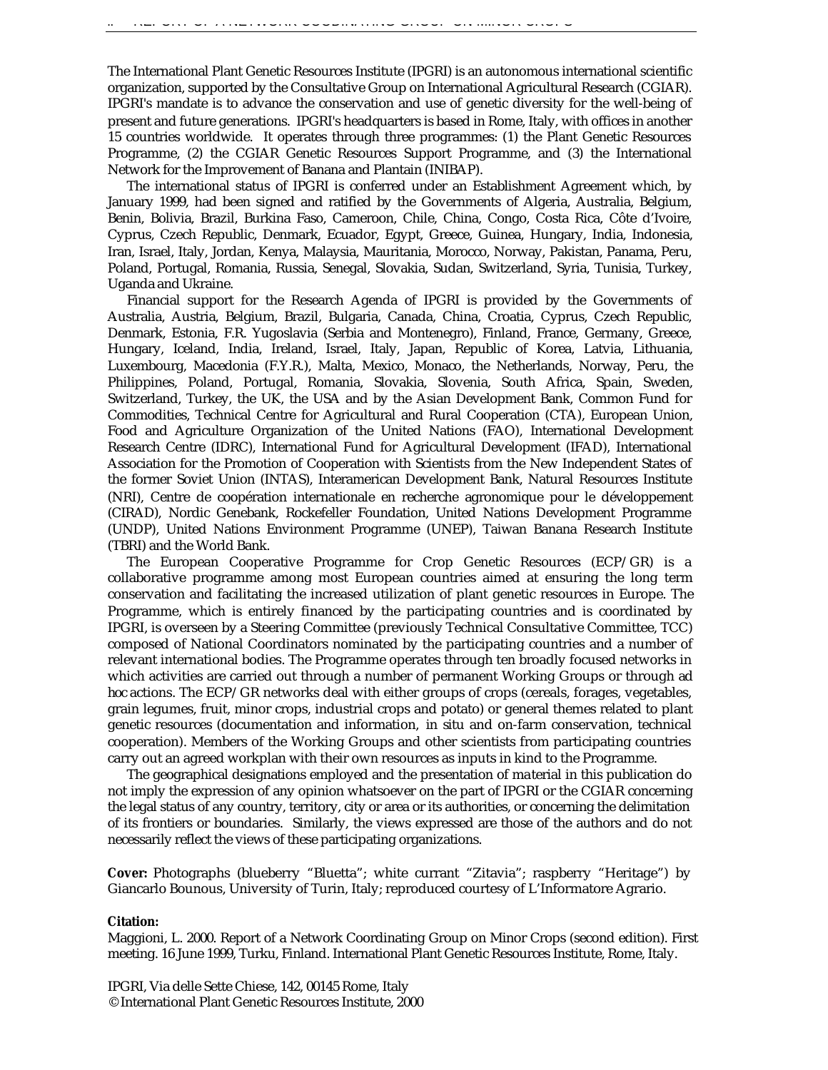The International Plant Genetic Resources Institute (IPGRI) is an autonomous international scientific organization, supported by the Consultative Group on International Agricultural Research (CGIAR). IPGRI's mandate is to advance the conservation and use of genetic diversity for the well-being of present and future generations. IPGRI's headquarters is based in Rome, Italy, with offices in another 15 countries worldwide. It operates through three programmes: (1) the Plant Genetic Resources Programme, (2) the CGIAR Genetic Resources Support Programme, and (3) the International Network for the Improvement of Banana and Plantain (INIBAP).

The international status of IPGRI is conferred under an Establishment Agreement which, by January 1999, had been signed and ratified by the Governments of Algeria, Australia, Belgium, Benin, Bolivia, Brazil, Burkina Faso, Cameroon, Chile, China, Congo, Costa Rica, Côte d'Ivoire, Cyprus, Czech Republic, Denmark, Ecuador, Egypt, Greece, Guinea, Hungary, India, Indonesia, Iran, Israel, Italy, Jordan, Kenya, Malaysia, Mauritania, Morocco, Norway, Pakistan, Panama, Peru, Poland, Portugal, Romania, Russia, Senegal, Slovakia, Sudan, Switzerland, Syria, Tunisia, Turkey, Uganda and Ukraine.

Financial support for the Research Agenda of IPGRI is provided by the Governments of Australia, Austria, Belgium, Brazil, Bulgaria, Canada, China, Croatia, Cyprus, Czech Republic, Denmark, Estonia, F.R. Yugoslavia (Serbia and Montenegro), Finland, France, Germany, Greece, Hungary, Iceland, India, Ireland, Israel, Italy, Japan, Republic of Korea, Latvia, Lithuania, Luxembourg, Macedonia (F.Y.R.), Malta, Mexico, Monaco, the Netherlands, Norway, Peru, the Philippines, Poland, Portugal, Romania, Slovakia, Slovenia, South Africa, Spain, Sweden, Switzerland, Turkey, the UK, the USA and by the Asian Development Bank, Common Fund for Commodities, Technical Centre for Agricultural and Rural Cooperation (CTA), European Union, Food and Agriculture Organization of the United Nations (FAO), International Development Research Centre (IDRC), International Fund for Agricultural Development (IFAD), International Association for the Promotion of Cooperation with Scientists from the New Independent States of the former Soviet Union (INTAS), Interamerican Development Bank, Natural Resources Institute (NRI), Centre de coopération internationale en recherche agronomique pour le développement (CIRAD), Nordic Genebank, Rockefeller Foundation, United Nations Development Programme (UNDP), United Nations Environment Programme (UNEP), Taiwan Banana Research Institute (TBRI) and the World Bank.

The European Cooperative Programme for Crop Genetic Resources (ECP/GR) is a collaborative programme among most European countries aimed at ensuring the long term conservation and facilitating the increased utilization of plant genetic resources in Europe. The Programme, which is entirely financed by the participating countries and is coordinated by IPGRI, is overseen by a Steering Committee (previously Technical Consultative Committee, TCC) composed of National Coordinators nominated by the participating countries and a number of relevant international bodies. The Programme operates through ten broadly focused networks in which activities are carried out through a number of permanent Working Groups or through ad hoc actions. The ECP/GR networks deal with either groups of crops (cereals, forages, vegetables, grain legumes, fruit, minor crops, industrial crops and potato) or general themes related to plant genetic resources (documentation and information, in situ and on-farm conservation, technical cooperation). Members of the Working Groups and other scientists from participating countries carry out an agreed workplan with their own resources as inputs in kind to the Programme.

The geographical designations employed and the presentation of material in this publication do not imply the expression of any opinion whatsoever on the part of IPGRI or the CGIAR concerning the legal status of any country, territory, city or area or its authorities, or concerning the delimitation of its frontiers or boundaries. Similarly, the views expressed are those of the authors and do not necessarily reflect the views of these participating organizations.

**Cover:** Photographs (blueberry "Bluetta"; white currant "Zitavia"; raspberry "Heritage") by Giancarlo Bounous, University of Turin, Italy; reproduced courtesy of L'Informatore Agrario.

**Citation:**
Maggioni, L. 2000. Report of a Network Coordinating Group on Minor Crops (second edition). First meeting. 16 June 1999, Turku, Finland. International Plant Genetic Resources Institute, Rome, Italy.

IPGRI, Via delle Sette Chiese, 142, 00145 Rome, Italy
© International Plant Genetic Resources Institute, 2000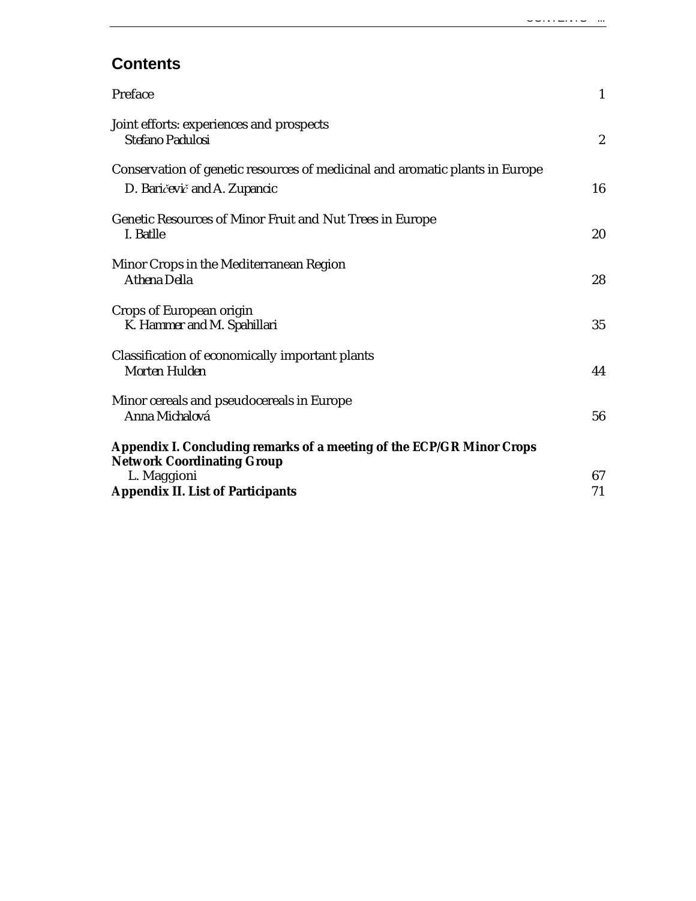## Contents

| | |
|---|---|
| Preface | 1 |
| Joint efforts: experiences and prospects<br>*Stefano Padulosi* | 2 |
| Conservation of genetic resources of medicinal and aromatic plants in Europe<br>*D. Baričevič and A. Zupancic* | 16 |
| Genetic Resources of Minor Fruit and Nut Trees in Europe<br>*I. Batlle* | 20 |
| Minor Crops in the Mediterranean Region<br>*Athena Della* | 28 |
| Crops of European origin<br>*K. Hammer and M. Spahillari* | 35 |
| Classification of economically important plants<br>*Morten Hulden* | 44 |
| Minor cereals and pseudocereals in Europe<br>*Anna Michalová* | 56 |
| **Appendix I. Concluding remarks of a meeting of the ECP/GR Minor Crops Network Coordinating Group**<br>L. Maggioni | 67 |
| **Appendix II. List of Participants** | 71 |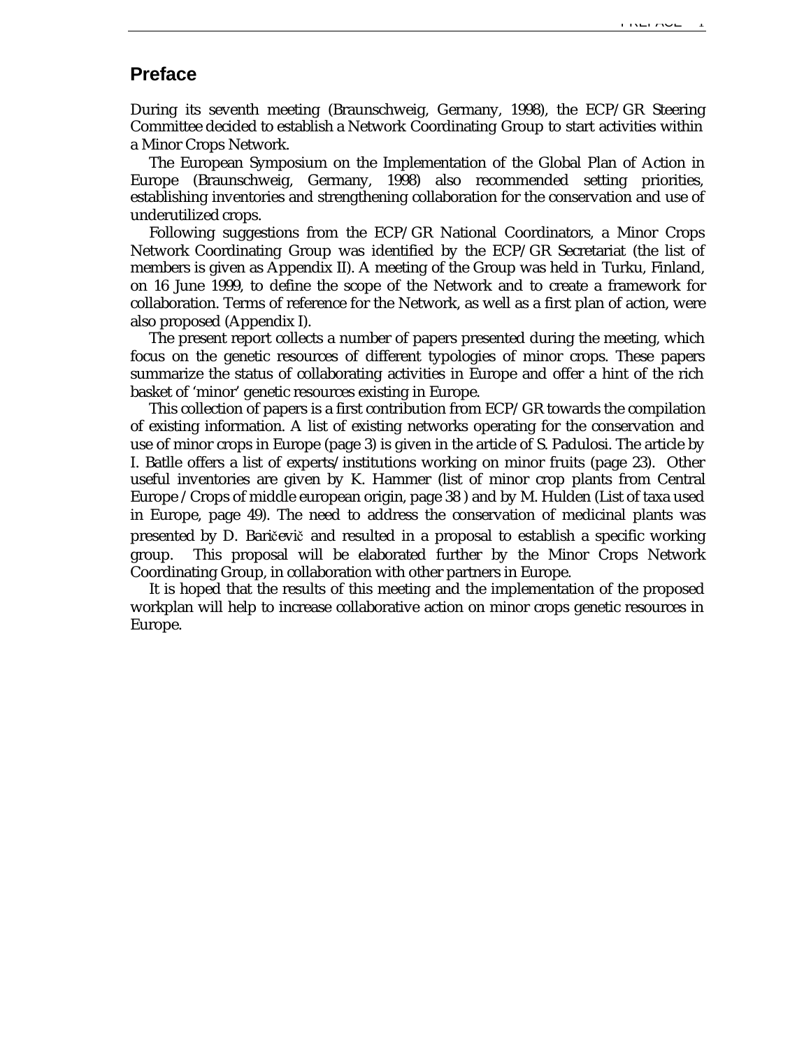## Preface

During its seventh meeting (Braunschweig, Germany, 1998), the ECP/GR Steering Committee decided to establish a Network Coordinating Group to start activities within a Minor Crops Network.

The European Symposium on the Implementation of the Global Plan of Action in Europe (Braunschweig, Germany, 1998) also recommended setting priorities, establishing inventories and strengthening collaboration for the conservation and use of underutilized crops.

Following suggestions from the ECP/GR National Coordinators, a Minor Crops Network Coordinating Group was identified by the ECP/GR Secretariat (the list of members is given as Appendix II). A meeting of the Group was held in Turku, Finland, on 16 June 1999, to define the scope of the Network and to create a framework for collaboration. Terms of reference for the Network, as well as a first plan of action, were also proposed (Appendix I).

The present report collects a number of papers presented during the meeting, which focus on the genetic resources of different typologies of minor crops. These papers summarize the status of collaborating activities in Europe and offer a hint of the rich basket of 'minor' genetic resources existing in Europe.

This collection of papers is a first contribution from ECP/GR towards the compilation of existing information. A list of existing networks operating for the conservation and use of minor crops in Europe (page 3) is given in the article of S. Padulosi. The article by I. Batlle offers a list of experts/institutions working on minor fruits (page 23). Other useful inventories are given by K. Hammer (list of minor crop plants from Central Europe /Crops of middle european origin, page 38 ) and by M. Hulden (List of taxa used in Europe, page 49). The need to address the conservation of medicinal plants was presented by D. Baričevič and resulted in a proposal to establish a specific working group. This proposal will be elaborated further by the Minor Crops Network Coordinating Group, in collaboration with other partners in Europe.

It is hoped that the results of this meeting and the implementation of the proposed workplan will help to increase collaborative action on minor crops genetic resources in Europe.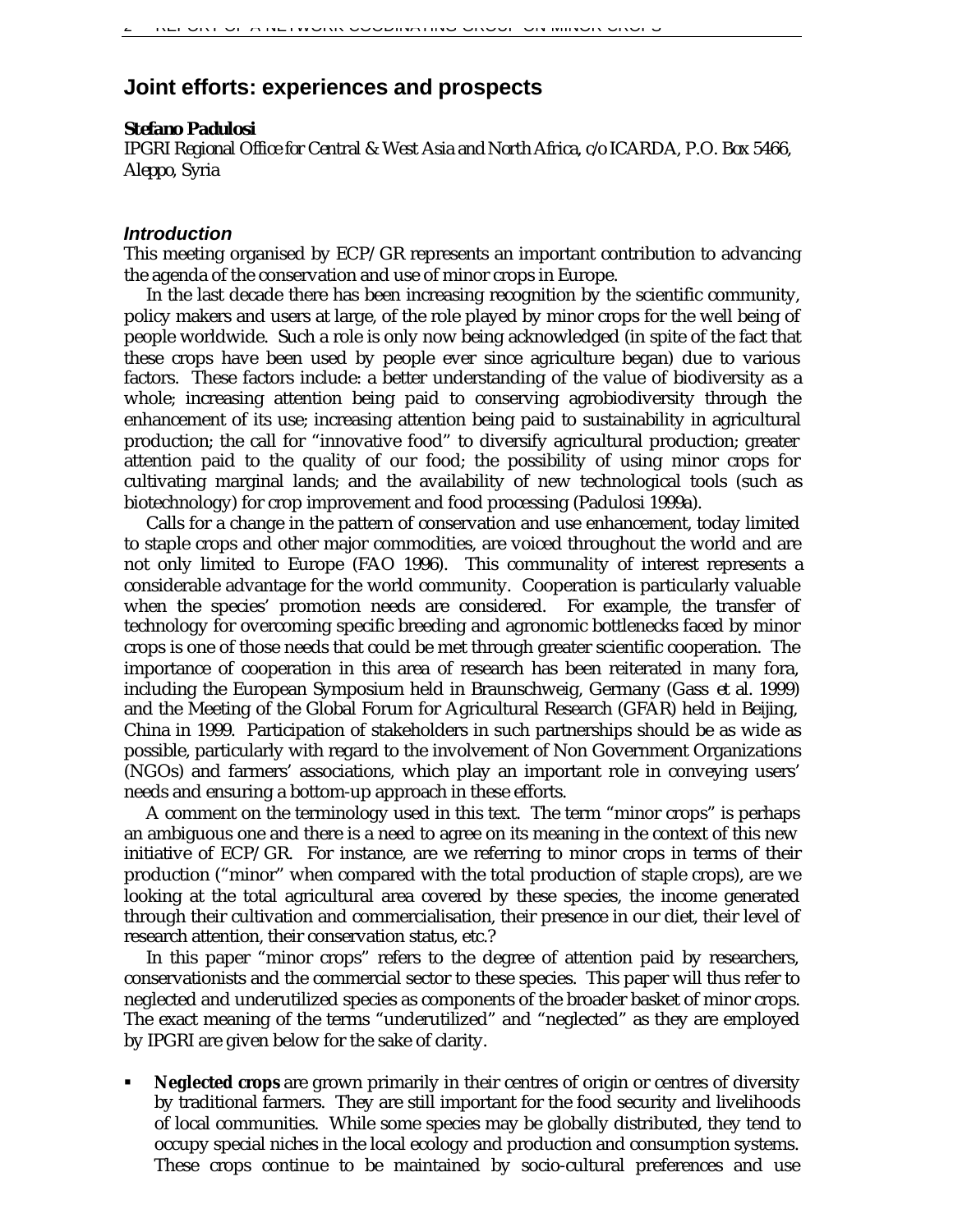## Joint efforts: experiences and prospects

**Stefano Padulosi**

*IPGRI Regional Office for Central & West Asia and North Africa, c/o ICARDA, P.O. Box 5466, Aleppo, Syria*

### *Introduction*

This meeting organised by ECP/GR represents an important contribution to advancing the agenda of the conservation and use of minor crops in Europe.

In the last decade there has been increasing recognition by the scientific community, policy makers and users at large, of the role played by minor crops for the well being of people worldwide. Such a role is only now being acknowledged (in spite of the fact that these crops have been used by people ever since agriculture began) due to various factors. These factors include: a better understanding of the value of biodiversity as a whole; increasing attention being paid to conserving agrobiodiversity through the enhancement of its use; increasing attention being paid to sustainability in agricultural production; the call for "innovative food" to diversify agricultural production; greater attention paid to the quality of our food; the possibility of using minor crops for cultivating marginal lands; and the availability of new technological tools (such as biotechnology) for crop improvement and food processing (Padulosi 1999a).

Calls for a change in the pattern of conservation and use enhancement, today limited to staple crops and other major commodities, are voiced throughout the world and are not only limited to Europe (FAO 1996). This communality of interest represents a considerable advantage for the world community. Cooperation is particularly valuable when the species' promotion needs are considered. For example, the transfer of technology for overcoming specific breeding and agronomic bottlenecks faced by minor crops is one of those needs that could be met through greater scientific cooperation. The importance of cooperation in this area of research has been reiterated in many fora, including the European Symposium held in Braunschweig, Germany (Gass *et al.* 1999) and the Meeting of the Global Forum for Agricultural Research (GFAR) held in Beijing, China in 1999. Participation of stakeholders in such partnerships should be as wide as possible, particularly with regard to the involvement of Non Government Organizations (NGOs) and farmers' associations, which play an important role in conveying users' needs and ensuring a bottom-up approach in these efforts.

A comment on the terminology used in this text. The term "minor crops" is perhaps an ambiguous one and there is a need to agree on its meaning in the context of this new initiative of ECP/GR. For instance, are we referring to minor crops in terms of their production ("minor" when compared with the total production of staple crops), are we looking at the total agricultural area covered by these species, the income generated through their cultivation and commercialisation, their presence in our diet, their level of research attention, their conservation status, etc.?

In this paper "minor crops" refers to the degree of attention paid by researchers, conservationists and the commercial sector to these species. This paper will thus refer to neglected and underutilized species as components of the broader basket of minor crops. The exact meaning of the terms "underutilized" and "neglected" as they are employed by IPGRI are given below for the sake of clarity.

- **Neglected crops** are grown primarily in their centres of origin or centres of diversity by traditional farmers. They are still important for the food security and livelihoods of local communities. While some species may be globally distributed, they tend to occupy special niches in the local ecology and production and consumption systems. These crops continue to be maintained by socio-cultural preferences and use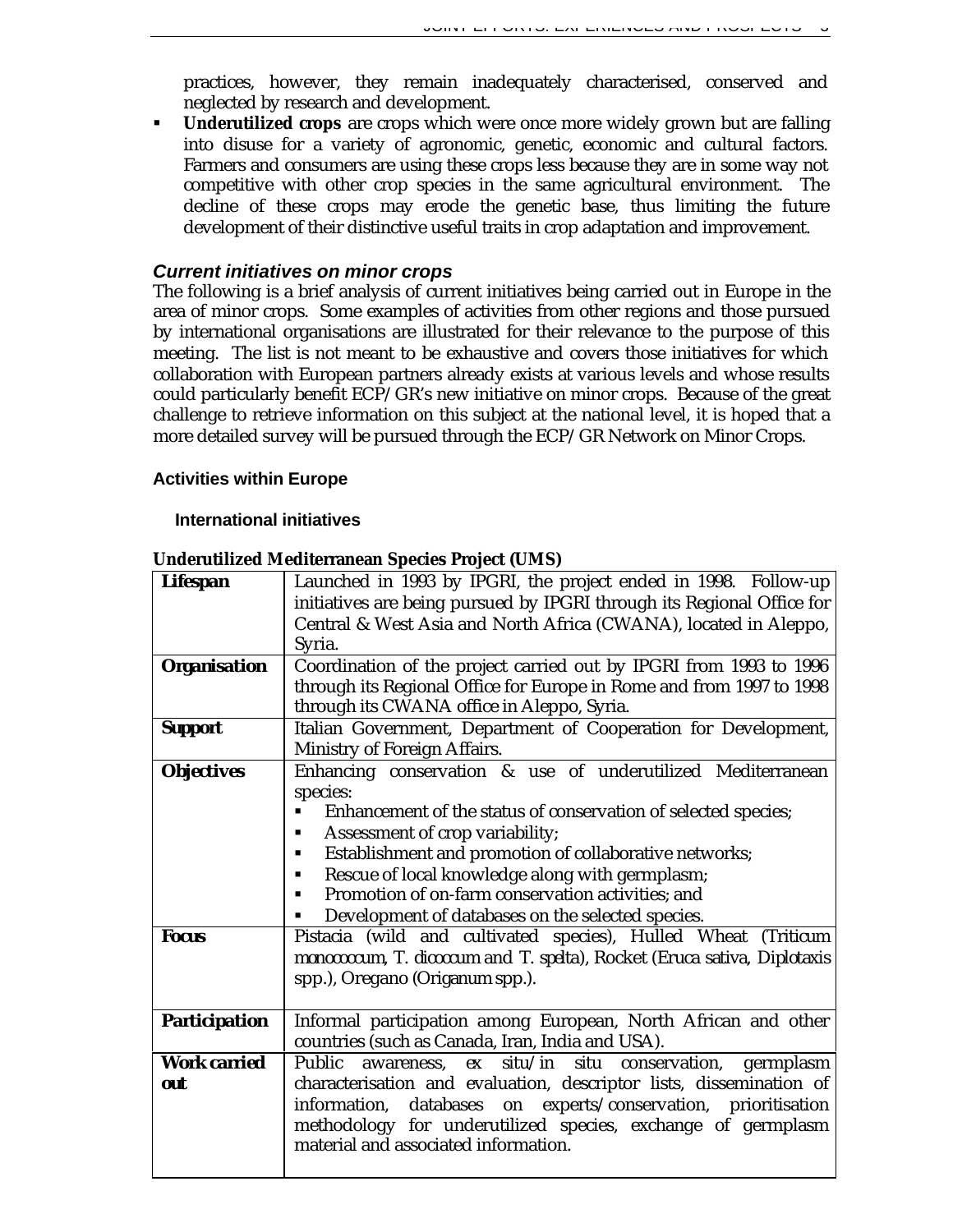practices, however, they remain inadequately characterised, conserved and neglected by research and development.

- **Underutilized crops** are crops which were once more widely grown but are falling into disuse for a variety of agronomic, genetic, economic and cultural factors. Farmers and consumers are using these crops less because they are in some way not competitive with other crop species in the same agricultural environment. The decline of these crops may erode the genetic base, thus limiting the future development of their distinctive useful traits in crop adaptation and improvement.

## *Current initiatives on minor crops*

The following is a brief analysis of current initiatives being carried out in Europe in the area of minor crops. Some examples of activities from other regions and those pursued by international organisations are illustrated for their relevance to the purpose of this meeting. The list is not meant to be exhaustive and covers those initiatives for which collaboration with European partners already exists at various levels and whose results could particularly benefit ECP/GR's new initiative on minor crops. Because of the great challenge to retrieve information on this subject at the national level, it is hoped that a more detailed survey will be pursued through the ECP/GR Network on Minor Crops.

### Activities within Europe

#### International initiatives

**Underutilized Mediterranean Species Project (UMS)**

| | |
|---|---|
| **Lifespan** | Launched in 1993 by IPGRI, the project ended in 1998. Follow-up initiatives are being pursued by IPGRI through its Regional Office for Central & West Asia and North Africa (CWANA), located in Aleppo, Syria. |
| **Organisation** | Coordination of the project carried out by IPGRI from 1993 to 1996 through its Regional Office for Europe in Rome and from 1997 to 1998 through its CWANA office in Aleppo, Syria. |
| **Support** | Italian Government, Department of Cooperation for Development, Ministry of Foreign Affairs. |
| **Objectives** | Enhancing conservation & use of underutilized Mediterranean species:<br>▪ Enhancement of the status of conservation of selected species;<br>▪ Assessment of crop variability;<br>▪ Establishment and promotion of collaborative networks;<br>▪ Rescue of local knowledge along with germplasm;<br>▪ Promotion of on-farm conservation activities; and<br>▪ Development of databases on the selected species. |
| **Focus** | Pistacia (wild and cultivated species), Hulled Wheat (*Triticum monococcum*, *T. dicoccum* and *T. spelta*), Rocket (*Eruca sativa*, *Diplotaxis* spp.), Oregano (*Origanum* spp.). |
| **Participation** | Informal participation among European, North African and other countries (such as Canada, Iran, India and USA). |
| **Work carried out** | Public awareness, *ex situ*/*in situ* conservation, germplasm characterisation and evaluation, descriptor lists, dissemination of information, databases on experts/conservation, prioritisation methodology for underutilized species, exchange of germplasm material and associated information. |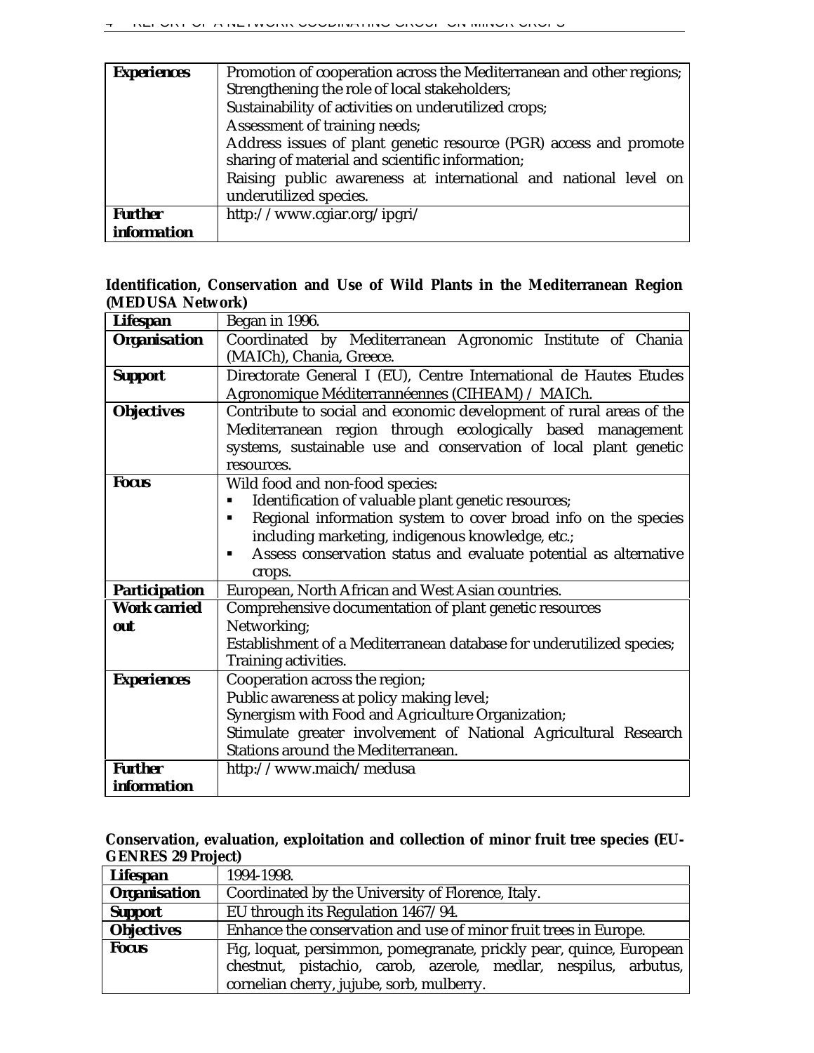| | |
|---|---|
| **Experiences** | Promotion of cooperation across the Mediterranean and other regions;<br>Strengthening the role of local stakeholders;<br>Sustainability of activities on underutilized crops;<br>Assessment of training needs;<br>Address issues of plant genetic resource (PGR) access and promote sharing of material and scientific information;<br>Raising public awareness at international and national level on underutilized species. |
| **Further information** | http://www.cgiar.org/ipgri/ |

**Identification, Conservation and Use of Wild Plants in the Mediterranean Region (MEDUSA Network)**

| | |
|---|---|
| **Lifespan** | Began in 1996. |
| **Organisation** | Coordinated by Mediterranean Agronomic Institute of Chania (MAICh), Chania, Greece. |
| **Support** | Directorate General I (EU), Centre International de Hautes Etudes Agronomique Méditerrannéennes (CIHEAM) / MAICh. |
| **Objectives** | Contribute to social and economic development of rural areas of the Mediterranean region through ecologically based management systems, sustainable use and conservation of local plant genetic resources. |
| **Focus** | Wild food and non-food species:<br>▪ Identification of valuable plant genetic resources;<br>▪ Regional information system to cover broad info on the species including marketing, indigenous knowledge, etc.;<br>▪ Assess conservation status and evaluate potential as alternative crops. |
| **Participation** | European, North African and West Asian countries. |
| **Work carried out** | Comprehensive documentation of plant genetic resources<br>Networking;<br>Establishment of a Mediterranean database for underutilized species;<br>Training activities. |
| **Experiences** | Cooperation across the region;<br>Public awareness at policy making level;<br>Synergism with Food and Agriculture Organization;<br>Stimulate greater involvement of National Agricultural Research Stations around the Mediterranean. |
| **Further information** | http://www.maich/medusa |

**Conservation, evaluation, exploitation and collection of minor fruit tree species (EU-GENRES 29 Project)**

| | |
|---|---|
| **Lifespan** | 1994-1998. |
| **Organisation** | Coordinated by the University of Florence, Italy. |
| **Support** | EU through its Regulation 1467/94. |
| **Objectives** | Enhance the conservation and use of minor fruit trees in Europe. |
| **Focus** | Fig, loquat, persimmon, pomegranate, prickly pear, quince, European chestnut, pistachio, carob, azerole, medlar, nespilus, arbutus, cornelian cherry, jujube, sorb, mulberry. |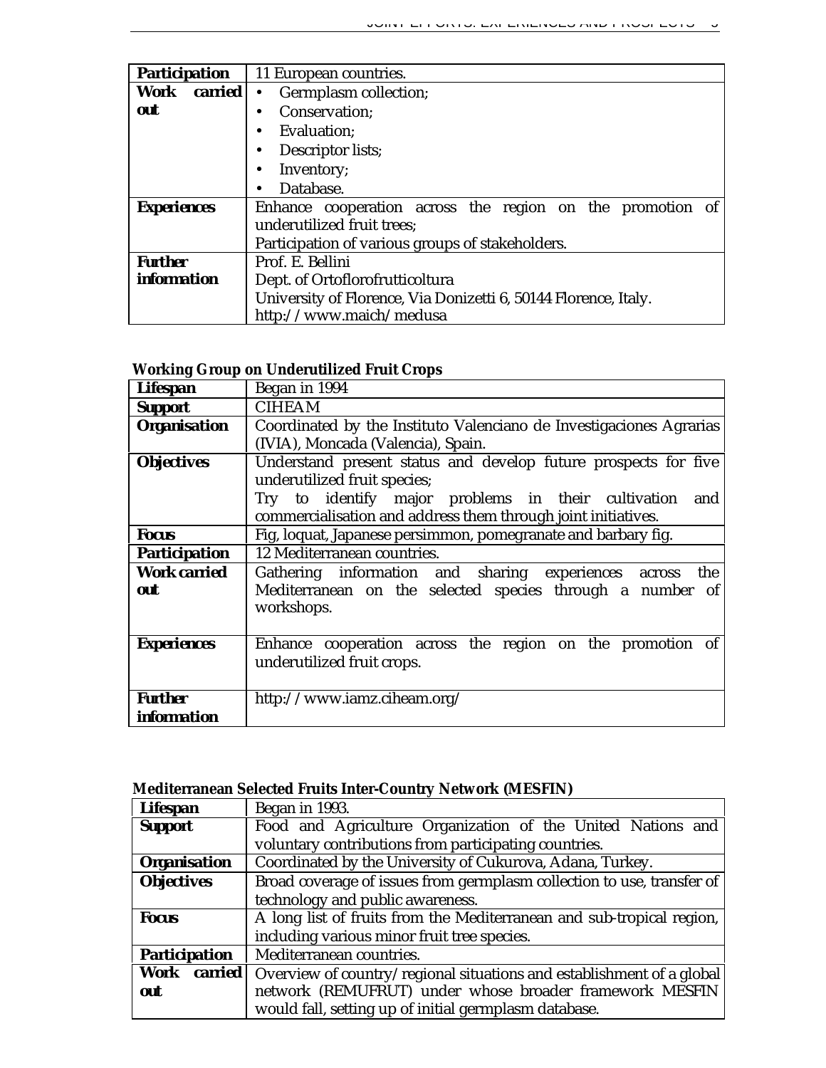| | |
|---|---|
| **Participation** | 11 European countries. |
| **Work carried out** | • Germplasm collection;<br>• Conservation;<br>• Evaluation;<br>• Descriptor lists;<br>• Inventory;<br>• Database. |
| **Experiences** | Enhance cooperation across the region on the promotion of underutilized fruit trees;<br>Participation of various groups of stakeholders. |
| **Further information** | Prof. E. Bellini<br>Dept. of Ortoflorofrutticoltura<br>University of Florence, Via Donizetti 6, 50144 Florence, Italy.<br>http://www.maich/medusa |

**Working Group on Underutilized Fruit Crops**

| | |
|---|---|
| **Lifespan** | Began in 1994 |
| **Support** | CIHEAM |
| **Organisation** | Coordinated by the Instituto Valenciano de Investigaciones Agrarias (IVIA), Moncada (Valencia), Spain. |
| **Objectives** | Understand present status and develop future prospects for five underutilized fruit species;<br>Try to identify major problems in their cultivation and commercialisation and address them through joint initiatives. |
| **Focus** | Fig, loquat, Japanese persimmon, pomegranate and barbary fig. |
| **Participation** | 12 Mediterranean countries. |
| **Work carried out** | Gathering information and sharing experiences across the Mediterranean on the selected species through a number of workshops. |
| **Experiences** | Enhance cooperation across the region on the promotion of underutilized fruit crops. |
| **Further information** | http://www.iamz.ciheam.org/ |

**Mediterranean Selected Fruits Inter-Country Network (MESFIN)**

| | |
|---|---|
| **Lifespan** | Began in 1993. |
| **Support** | Food and Agriculture Organization of the United Nations and voluntary contributions from participating countries. |
| **Organisation** | Coordinated by the University of Cukurova, Adana, Turkey. |
| **Objectives** | Broad coverage of issues from germplasm collection to use, transfer of technology and public awareness. |
| **Focus** | A long list of fruits from the Mediterranean and sub-tropical region, including various minor fruit tree species. |
| **Participation** | Mediterranean countries. |
| **Work carried out** | Overview of country/regional situations and establishment of a global network (REMUFRUT) under whose broader framework MESFIN would fall, setting up of initial germplasm database. |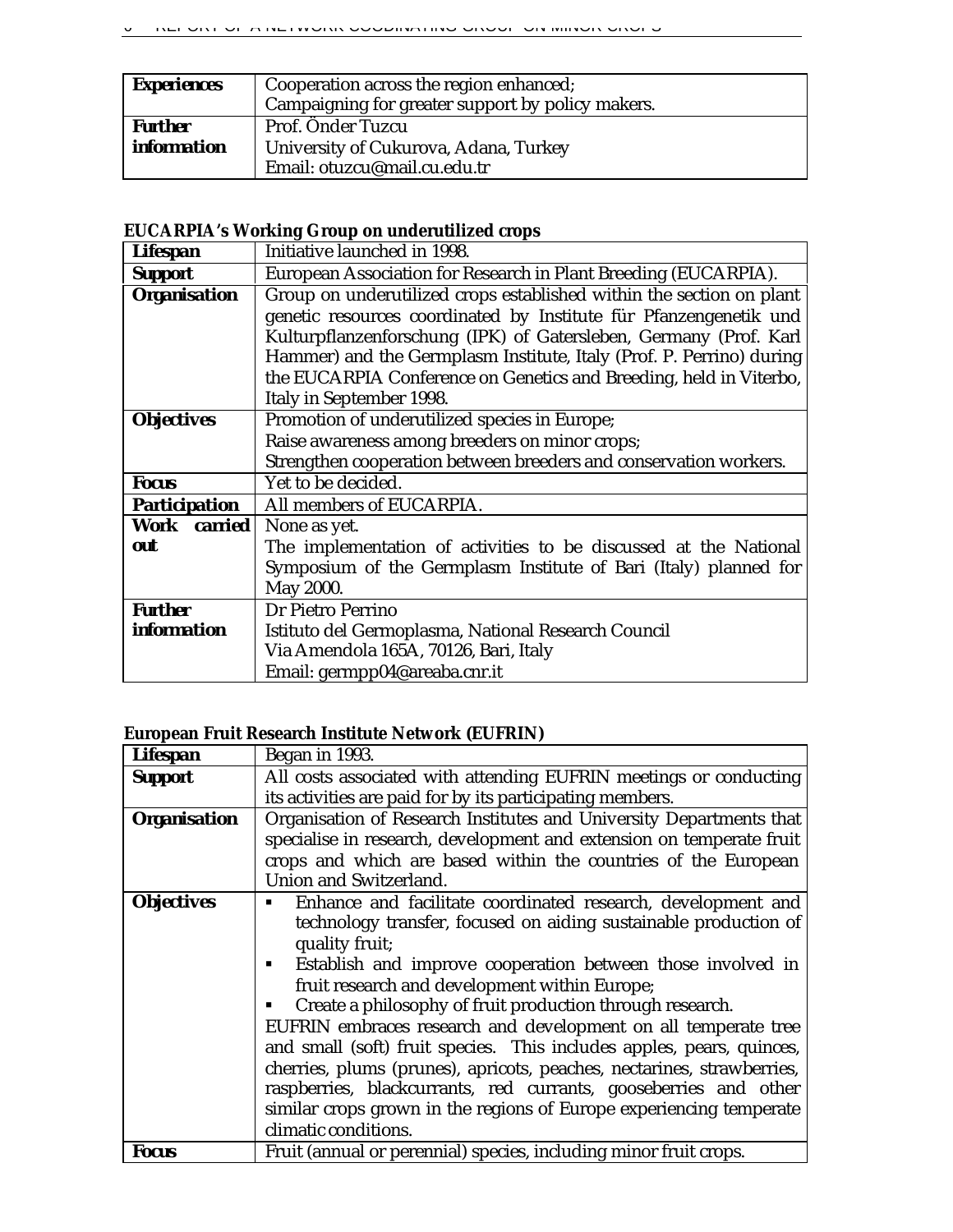| **Experiences** | Cooperation across the region enhanced;<br>Campaigning for greater support by policy makers. |
|---|---|
| **Further information** | Prof. Önder Tuzcu<br>University of Cukurova, Adana, Turkey<br>Email: otuzcu@mail.cu.edu.tr |

**EUCARPIA's Working Group on underutilized crops**

| **Lifespan** | Initiative launched in 1998. |
|---|---|
| **Support** | European Association for Research in Plant Breeding (EUCARPIA). |
| **Organisation** | Group on underutilized crops established within the section on plant genetic resources coordinated by Institute für Pfanzengenetik und Kulturpflanzenforschung (IPK) of Gatersleben, Germany (Prof. Karl Hammer) and the Germplasm Institute, Italy (Prof. P. Perrino) during the EUCARPIA Conference on Genetics and Breeding, held in Viterbo, Italy in September 1998. |
| **Objectives** | Promotion of underutilized species in Europe;<br>Raise awareness among breeders on minor crops;<br>Strengthen cooperation between breeders and conservation workers. |
| **Focus** | Yet to be decided. |
| **Participation** | All members of EUCARPIA. |
| **Work carried out** | None as yet.<br>The implementation of activities to be discussed at the National Symposium of the Germplasm Institute of Bari (Italy) planned for May 2000. |
| **Further information** | Dr Pietro Perrino<br>Istituto del Germoplasma, National Research Council<br>Via Amendola 165A, 70126, Bari, Italy<br>Email: germpp04@areaba.cnr.it |

**European Fruit Research Institute Network (EUFRIN)**

| **Lifespan** | Began in 1993. |
|---|---|
| **Support** | All costs associated with attending EUFRIN meetings or conducting its activities are paid for by its participating members. |
| **Organisation** | Organisation of Research Institutes and University Departments that specialise in research, development and extension on temperate fruit crops and which are based within the countries of the European Union and Switzerland. |
| **Objectives** | ▪ Enhance and facilitate coordinated research, development and technology transfer, focused on aiding sustainable production of quality fruit;<br>▪ Establish and improve cooperation between those involved in fruit research and development within Europe;<br>▪ Create a philosophy of fruit production through research.<br>EUFRIN embraces research and development on all temperate tree and small (soft) fruit species. This includes apples, pears, quinces, cherries, plums (prunes), apricots, peaches, nectarines, strawberries, raspberries, blackcurrants, red currants, gooseberries and other similar crops grown in the regions of Europe experiencing temperate climatic conditions. |
| **Focus** | Fruit (annual or perennial) species, including minor fruit crops. |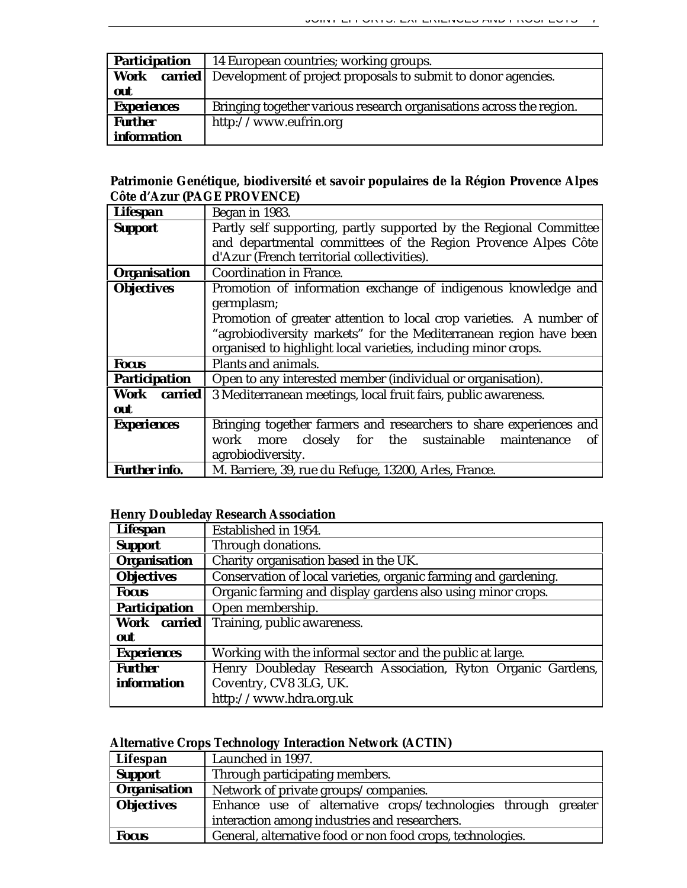| | |
|---|---|
| **Participation** | 14 European countries; working groups. |
| **Work carried out** | Development of project proposals to submit to donor agencies. |
| **Experiences** | Bringing together various research organisations across the region. |
| **Further information** | http://www.eufrin.org |

**Patrimonie Genétique, biodiversité et savoir populaires de la Région Provence Alpes Côte d'Azur (PAGE PROVENCE)**

| | |
|---|---|
| **Lifespan** | Began in 1983. |
| **Support** | Partly self supporting, partly supported by the Regional Committee and departmental committees of the Region Provence Alpes Côte d'Azur (French territorial collectivities). |
| **Organisation** | Coordination in France. |
| **Objectives** | Promotion of information exchange of indigenous knowledge and germplasm; Promotion of greater attention to local crop varieties. A number of "agrobiodiversity markets" for the Mediterranean region have been organised to highlight local varieties, including minor crops. |
| **Focus** | Plants and animals. |
| **Participation** | Open to any interested member (individual or organisation). |
| **Work carried out** | 3 Mediterranean meetings, local fruit fairs, public awareness. |
| **Experiences** | Bringing together farmers and researchers to share experiences and work more closely for the sustainable maintenance of agrobiodiversity. |
| **Further info.** | M. Barriere, 39, rue du Refuge, 13200, Arles, France. |

**Henry Doubleday Research Association**

| | |
|---|---|
| **Lifespan** | Established in 1954. |
| **Support** | Through donations. |
| **Organisation** | Charity organisation based in the UK. |
| **Objectives** | Conservation of local varieties, organic farming and gardening. |
| **Focus** | Organic farming and display gardens also using minor crops. |
| **Participation** | Open membership. |
| **Work carried out** | Training, public awareness. |
| **Experiences** | Working with the informal sector and the public at large. |
| **Further information** | Henry Doubleday Research Association, Ryton Organic Gardens, Coventry, CV8 3LG, UK. http://www.hdra.org.uk |

**Alternative Crops Technology Interaction Network (ACTIN)**

| | |
|---|---|
| **Lifespan** | Launched in 1997. |
| **Support** | Through participating members. |
| **Organisation** | Network of private groups/companies. |
| **Objectives** | Enhance use of alternative crops/technologies through greater interaction among industries and researchers. |
| **Focus** | General, alternative food or non food crops, technologies. |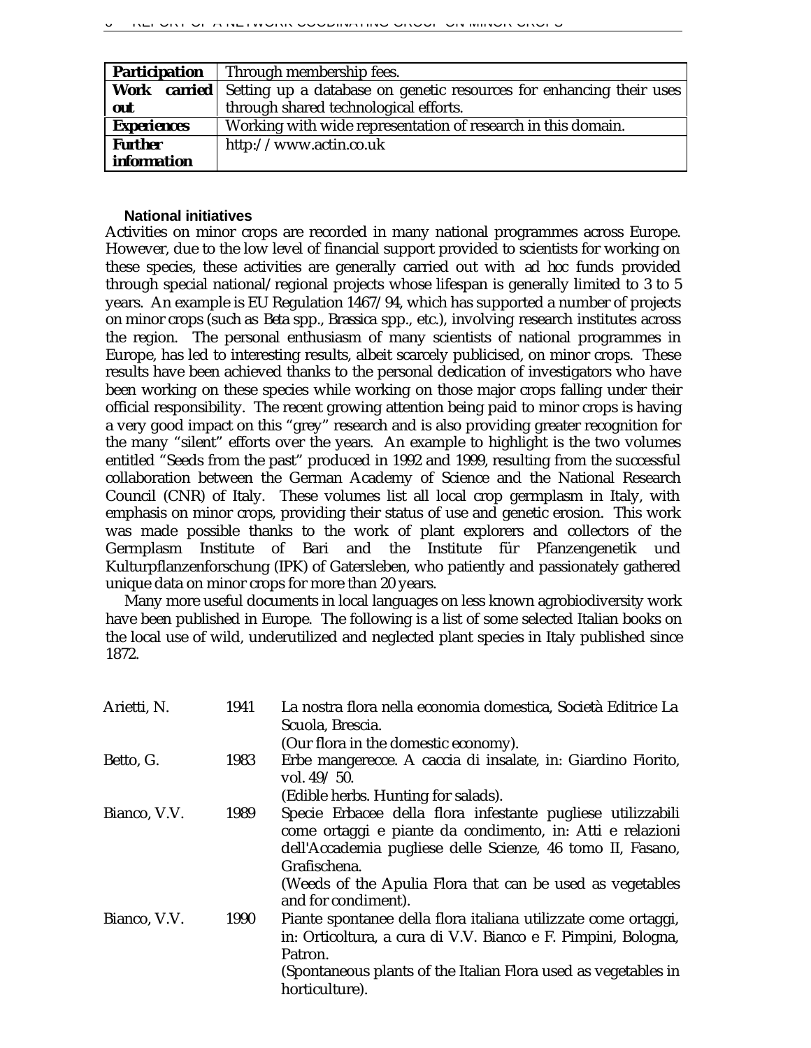| **Participation** | Through membership fees. |
|---|---|
| **Work carried out** | Setting up a database on genetic resources for enhancing their uses through shared technological efforts. |
| **Experiences** | Working with wide representation of research in this domain. |
| **Further information** | http://www.actin.co.uk |

### National initiatives

Activities on minor crops are recorded in many national programmes across Europe. However, due to the low level of financial support provided to scientists for working on these species, these activities are generally carried out with *ad hoc* funds provided through special national/regional projects whose lifespan is generally limited to 3 to 5 years. An example is EU Regulation 1467/94, which has supported a number of projects on minor crops (such as *Beta* spp., *Brassica* spp., etc.), involving research institutes across the region. The personal enthusiasm of many scientists of national programmes in Europe, has led to interesting results, albeit scarcely publicised, on minor crops. These results have been achieved thanks to the personal dedication of investigators who have been working on these species while working on those major crops falling under their official responsibility. The recent growing attention being paid to minor crops is having a very good impact on this "grey" research and is also providing greater recognition for the many "silent" efforts over the years. An example to highlight is the two volumes entitled "Seeds from the past" produced in 1992 and 1999, resulting from the successful collaboration between the German Academy of Science and the National Research Council (CNR) of Italy. These volumes list all local crop germplasm in Italy, with emphasis on minor crops, providing their status of use and genetic erosion. This work was made possible thanks to the work of plant explorers and collectors of the Germplasm Institute of Bari and the Institute für Pfanzengenetik und Kulturpflanzenforschung (IPK) of Gatersleben, who patiently and passionately gathered unique data on minor crops for more than 20 years.

Many more useful documents in local languages on less known agrobiodiversity work have been published in Europe. The following is a list of some selected Italian books on the local use of wild, underutilized and neglected plant species in Italy published since 1872.

| | | |
|---|---|---|
| Arietti, N. | 1941 | La nostra flora nella economia domestica, Società Editrice La Scuola, Brescia.<br>(Our flora in the domestic economy). |
| Betto, G. | 1983 | Erbe mangerecce. A caccia di insalate, in: Giardino Fiorito, vol. 49/50.<br>(Edible herbs. Hunting for salads). |
| Bianco, V.V. | 1989 | Specie Erbacee della flora infestante pugliese utilizzabili come ortaggi e piante da condimento, in: Atti e relazioni dell'Accademia pugliese delle Scienze, 46 tomo II, Fasano, Grafischena.<br>(Weeds of the Apulia Flora that can be used as vegetables and for condiment). |
| Bianco, V.V. | 1990 | Piante spontanee della flora italiana utilizzate come ortaggi, in: Orticoltura, a cura di V.V. Bianco e F. Pimpini, Bologna, Patron.<br>(Spontaneous plants of the Italian Flora used as vegetables in horticulture). |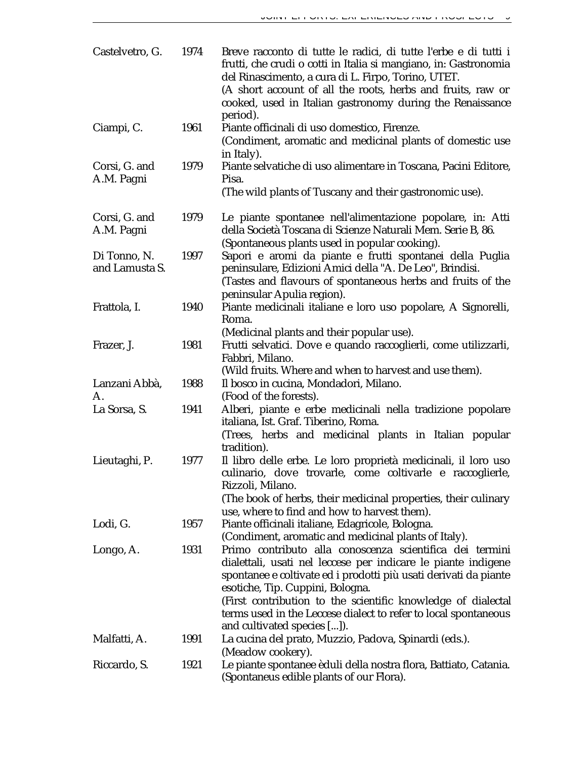| | | |
|---|---|---|
| Castelvetro, G. | 1974 | Breve racconto di tutte le radici, di tutte l'erbe e di tutti i frutti, che crudi o cotti in Italia si mangiano, in: Gastronomia del Rinascimento, a cura di L. Firpo, Torino, UTET. (A short account of all the roots, herbs and fruits, raw or cooked, used in Italian gastronomy during the Renaissance period). |
| Ciampi, C. | 1961 | Piante officinali di uso domestico, Firenze. (Condiment, aromatic and medicinal plants of domestic use in Italy). |
| Corsi, G. and A.M. Pagni | 1979 | Piante selvatiche di uso alimentare in Toscana, Pacini Editore, Pisa. (The wild plants of Tuscany and their gastronomic use). |
| Corsi, G. and A.M. Pagni | 1979 | Le piante spontanee nell'alimentazione popolare, in: Atti della Società Toscana di Scienze Naturali Mem. Serie B, 86. (Spontaneous plants used in popular cooking). |
| Di Tonno, N. and Lamusta S. | 1997 | Sapori e aromi da piante e frutti spontanei della Puglia peninsulare, Edizioni Amici della "A. De Leo", Brindisi. (Tastes and flavours of spontaneous herbs and fruits of the peninsular Apulia region). |
| Frattola, I. | 1940 | Piante medicinali italiane e loro uso popolare, A Signorelli, Roma. (Medicinal plants and their popular use). |
| Frazer, J. | 1981 | Frutti selvatici. Dove e quando raccoglierli, come utilizzarli, Fabbri, Milano. (Wild fruits. Where and when to harvest and use them). |
| Lanzani Abbà, A. | 1988 | Il bosco in cucina, Mondadori, Milano. (Food of the forests). |
| La Sorsa, S. | 1941 | Alberi, piante e erbe medicinali nella tradizione popolare italiana, Ist. Graf. Tiberino, Roma. (Trees, herbs and medicinal plants in Italian popular tradition). |
| Lieutaghi, P. | 1977 | Il libro delle erbe. Le loro proprietà medicinali, il loro uso culinario, dove trovarle, come coltivarle e raccoglierle, Rizzoli, Milano. (The book of herbs, their medicinal properties, their culinary use, where to find and how to harvest them). |
| Lodi, G. | 1957 | Piante officinali italiane, Edagricole, Bologna. (Condiment, aromatic and medicinal plants of Italy). |
| Longo, A. | 1931 | Primo contributo alla conoscenza scientifica dei termini dialettali, usati nel leccese per indicare le piante indigene spontanee e coltivate ed i prodotti più usati derivati da piante esotiche, Tip. Cuppini, Bologna. (First contribution to the scientific knowledge of dialectal terms used in the Leccese dialect to refer to local spontaneous and cultivated species [...]). |
| Malfatti, A. | 1991 | La cucina del prato, Muzzio, Padova, Spinardi (eds.). (Meadow cookery). |
| Riccardo, S. | 1921 | Le piante spontanee èduli della nostra flora, Battiato, Catania. (Spontaneus edible plants of our Flora). |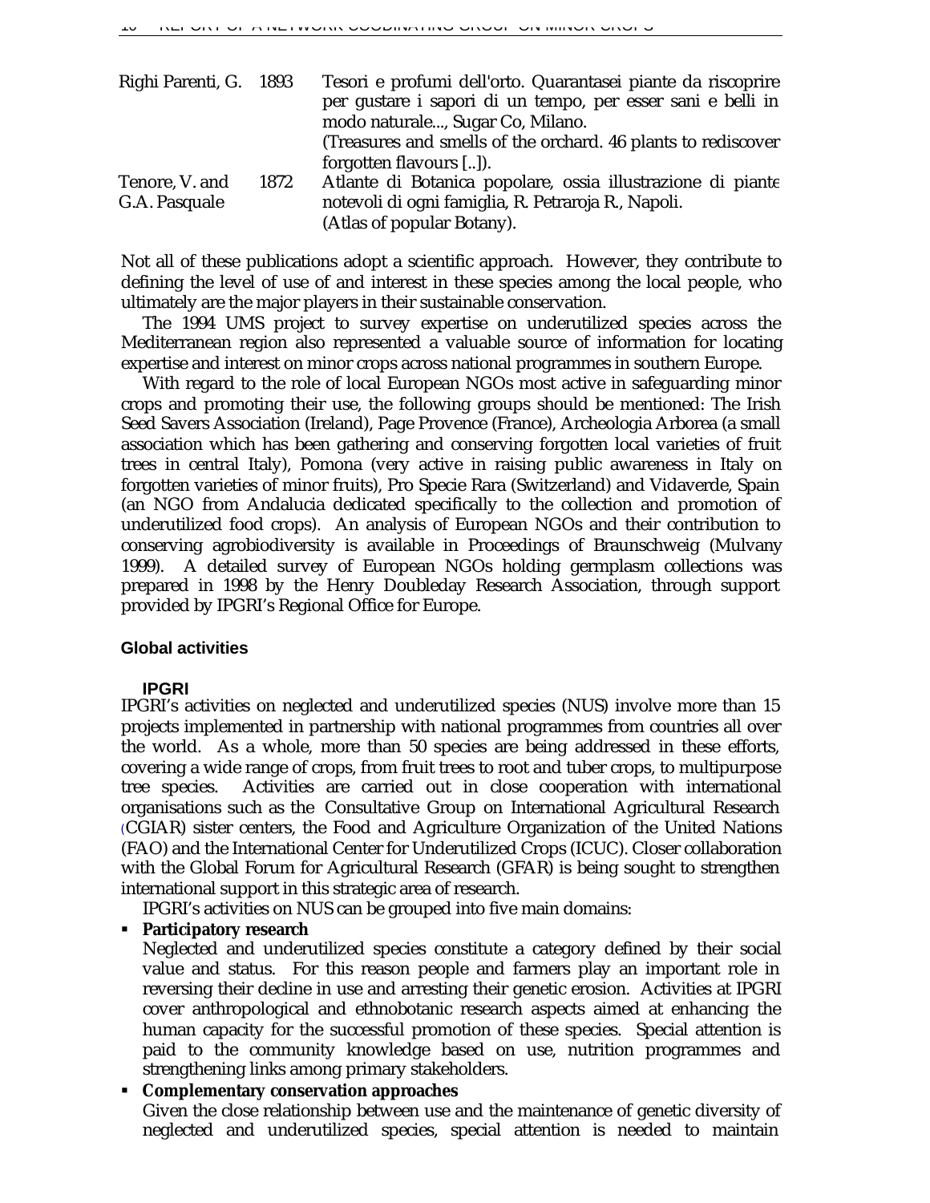| | | |
|---|---|---|
| Righi Parenti, G. | 1893 | Tesori e profumi dell'orto. Quarantasei piante da riscoprire per gustare i sapori di un tempo, per esser sani e belli in modo naturale..., Sugar Co, Milano. (Treasures and smells of the orchard. 46 plants to rediscover forgotten flavours [..]). |
| Tenore, V. and G.A. Pasquale | 1872 | Atlante di Botanica popolare, ossia illustrazione di piante notevoli di ogni famiglia, R. Petraroja R., Napoli. (Atlas of popular Botany). |

Not all of these publications adopt a scientific approach. However, they contribute to defining the level of use of and interest in these species among the local people, who ultimately are the major players in their sustainable conservation.

The 1994 UMS project to survey expertise on underutilized species across the Mediterranean region also represented a valuable source of information for locating expertise and interest on minor crops across national programmes in southern Europe.

With regard to the role of local European NGOs most active in safeguarding minor crops and promoting their use, the following groups should be mentioned: The Irish Seed Savers Association (Ireland), Page Provence (France), Archeologia Arborea (a small association which has been gathering and conserving forgotten local varieties of fruit trees in central Italy), Pomona (very active in raising public awareness in Italy on forgotten varieties of minor fruits), Pro Specie Rara (Switzerland) and Vidaverde, Spain (an NGO from Andalucia dedicated specifically to the collection and promotion of underutilized food crops). An analysis of European NGOs and their contribution to conserving agrobiodiversity is available in Proceedings of Braunschweig (Mulvany 1999). A detailed survey of European NGOs holding germplasm collections was prepared in 1998 by the Henry Doubleday Research Association, through support provided by IPGRI's Regional Office for Europe.

## Global activities

### IPGRI

IPGRI's activities on neglected and underutilized species (NUS) involve more than 15 projects implemented in partnership with national programmes from countries all over the world. As a whole, more than 50 species are being addressed in these efforts, covering a wide range of crops, from fruit trees to root and tuber crops, to multipurpose tree species. Activities are carried out in close cooperation with international organisations such as the Consultative Group on International Agricultural Research (CGIAR) sister centers, the Food and Agriculture Organization of the United Nations (FAO) and the International Center for Underutilized Crops (ICUC). Closer collaboration with the Global Forum for Agricultural Research (GFAR) is being sought to strengthen international support in this strategic area of research.

IPGRI's activities on NUS can be grouped into five main domains:

- **Participatory research**
  Neglected and underutilized species constitute a category defined by their social value and status. For this reason people and farmers play an important role in reversing their decline in use and arresting their genetic erosion. Activities at IPGRI cover anthropological and ethnobotanic research aspects aimed at enhancing the human capacity for the successful promotion of these species. Special attention is paid to the community knowledge based on use, nutrition programmes and strengthening links among primary stakeholders.
- **Complementary conservation approaches**
  Given the close relationship between use and the maintenance of genetic diversity of neglected and underutilized species, special attention is needed to maintain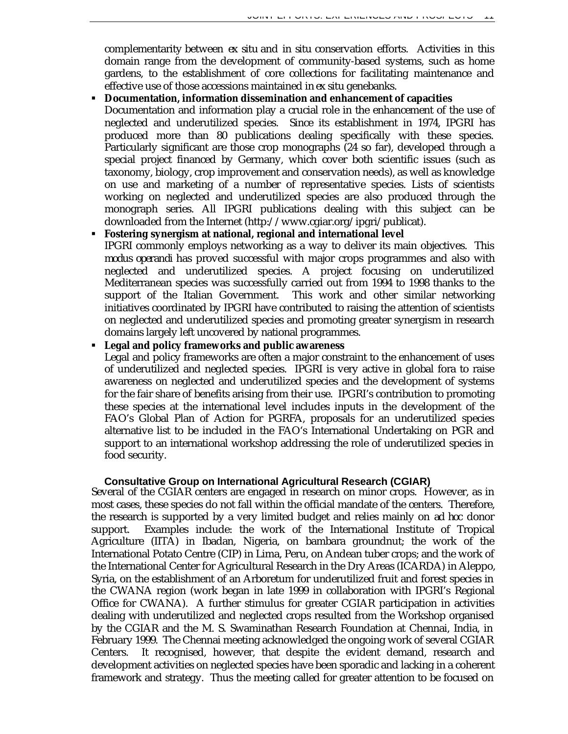complementarity between *ex situ* and *in situ* conservation efforts. Activities in this domain range from the development of community-based systems, such as home gardens, to the establishment of core collections for facilitating maintenance and effective use of those accessions maintained in *ex situ* genebanks.

- **Documentation, information dissemination and enhancement of capacities**
  Documentation and information play a crucial role in the enhancement of the use of neglected and underutilized species. Since its establishment in 1974, IPGRI has produced more than 80 publications dealing specifically with these species. Particularly significant are those crop monographs (24 so far), developed through a special project financed by Germany, which cover both scientific issues (such as taxonomy, biology, crop improvement and conservation needs), as well as knowledge on use and marketing of a number of representative species. Lists of scientists working on neglected and underutilized species are also produced through the monograph series. All IPGRI publications dealing with this subject can be downloaded from the Internet (http://www.cgiar.org/ipgri/publicat).
- **Fostering synergism at national, regional and international level**
  IPGRI commonly employs networking as a way to deliver its main objectives. This *modus operandi* has proved successful with major crops programmes and also with neglected and underutilized species. A project focusing on underutilized Mediterranean species was successfully carried out from 1994 to 1998 thanks to the support of the Italian Government. This work and other similar networking initiatives coordinated by IPGRI have contributed to raising the attention of scientists on neglected and underutilized species and promoting greater synergism in research domains largely left uncovered by national programmes.
- **Legal and policy frameworks and public awareness**
  Legal and policy frameworks are often a major constraint to the enhancement of uses of underutilized and neglected species. IPGRI is very active in global fora to raise awareness on neglected and underutilized species and the development of systems for the fair share of benefits arising from their use. IPGRI's contribution to promoting these species at the international level includes inputs in the development of the FAO's Global Plan of Action for PGRFA, proposals for an underutilized species alternative list to be included in the FAO's International Undertaking on PGR and support to an international workshop addressing the role of underutilized species in food security.

### Consultative Group on International Agricultural Research (CGIAR)

Several of the CGIAR centers are engaged in research on minor crops. However, as in most cases, these species do not fall within the official mandate of the centers. Therefore, the research is supported by a very limited budget and relies mainly on *ad hoc* donor support. Examples include: the work of the International Institute of Tropical Agriculture (IITA) in Ibadan, Nigeria, on bambara groundnut; the work of the International Potato Centre (CIP) in Lima, Peru, on Andean tuber crops; and the work of the International Center for Agricultural Research in the Dry Areas (ICARDA) in Aleppo, Syria, on the establishment of an Arboretum for underutilized fruit and forest species in the CWANA region (work began in late 1999 in collaboration with IPGRI's Regional Office for CWANA). A further stimulus for greater CGIAR participation in activities dealing with underutilized and neglected crops resulted from the Workshop organised by the CGIAR and the M. S. Swaminathan Research Foundation at Chennai, India, in February 1999. The Chennai meeting acknowledged the ongoing work of several CGIAR Centers. It recognised, however, that despite the evident demand, research and development activities on neglected species have been sporadic and lacking in a coherent framework and strategy. Thus the meeting called for greater attention to be focused on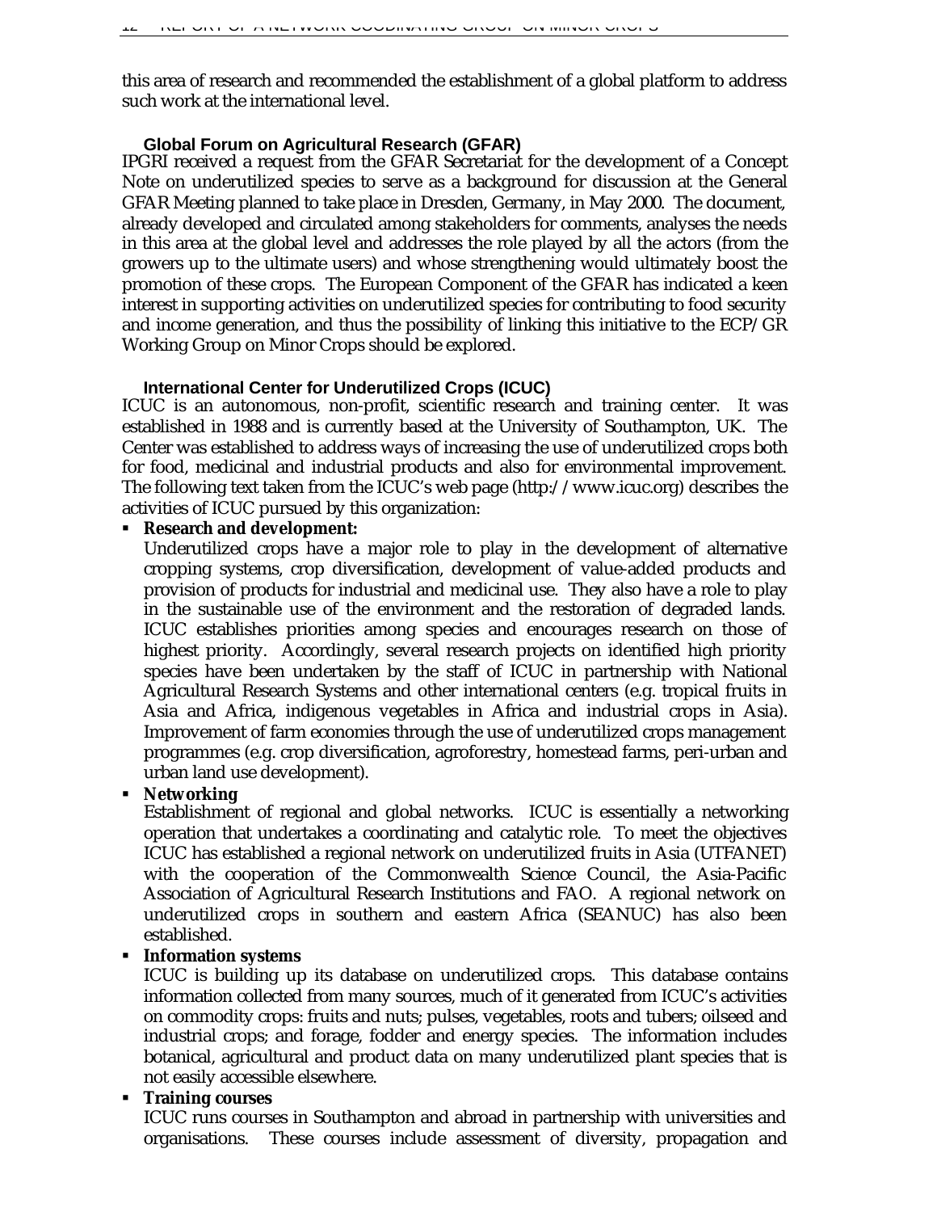this area of research and recommended the establishment of a global platform to address such work at the international level.

### Global Forum on Agricultural Research (GFAR)

IPGRI received a request from the GFAR Secretariat for the development of a Concept Note on underutilized species to serve as a background for discussion at the General GFAR Meeting planned to take place in Dresden, Germany, in May 2000. The document, already developed and circulated among stakeholders for comments, analyses the needs in this area at the global level and addresses the role played by all the actors (from the growers up to the ultimate users) and whose strengthening would ultimately boost the promotion of these crops. The European Component of the GFAR has indicated a keen interest in supporting activities on underutilized species for contributing to food security and income generation, and thus the possibility of linking this initiative to the ECP/GR Working Group on Minor Crops should be explored.

### International Center for Underutilized Crops (ICUC)

ICUC is an autonomous, non-profit, scientific research and training center. It was established in 1988 and is currently based at the University of Southampton, UK. The Center was established to address ways of increasing the use of underutilized crops both for food, medicinal and industrial products and also for environmental improvement. The following text taken from the ICUC's web page (http://www.icuc.org) describes the activities of ICUC pursued by this organization:

- **Research and development:**
  Underutilized crops have a major role to play in the development of alternative cropping systems, crop diversification, development of value-added products and provision of products for industrial and medicinal use. They also have a role to play in the sustainable use of the environment and the restoration of degraded lands. ICUC establishes priorities among species and encourages research on those of highest priority. Accordingly, several research projects on identified high priority species have been undertaken by the staff of ICUC in partnership with National Agricultural Research Systems and other international centers (e.g. tropical fruits in Asia and Africa, indigenous vegetables in Africa and industrial crops in Asia). Improvement of farm economies through the use of underutilized crops management programmes (e.g. crop diversification, agroforestry, homestead farms, peri-urban and urban land use development).
- **Networking**
  Establishment of regional and global networks. ICUC is essentially a networking operation that undertakes a coordinating and catalytic role. To meet the objectives ICUC has established a regional network on underutilized fruits in Asia (UTFANET) with the cooperation of the Commonwealth Science Council, the Asia-Pacific Association of Agricultural Research Institutions and FAO. A regional network on underutilized crops in southern and eastern Africa (SEANUC) has also been established.
- **Information systems**
  ICUC is building up its database on underutilized crops. This database contains information collected from many sources, much of it generated from ICUC's activities on commodity crops: fruits and nuts; pulses, vegetables, roots and tubers; oilseed and industrial crops; and forage, fodder and energy species. The information includes botanical, agricultural and product data on many underutilized plant species that is not easily accessible elsewhere.
- **Training courses**
  ICUC runs courses in Southampton and abroad in partnership with universities and organisations. These courses include assessment of diversity, propagation and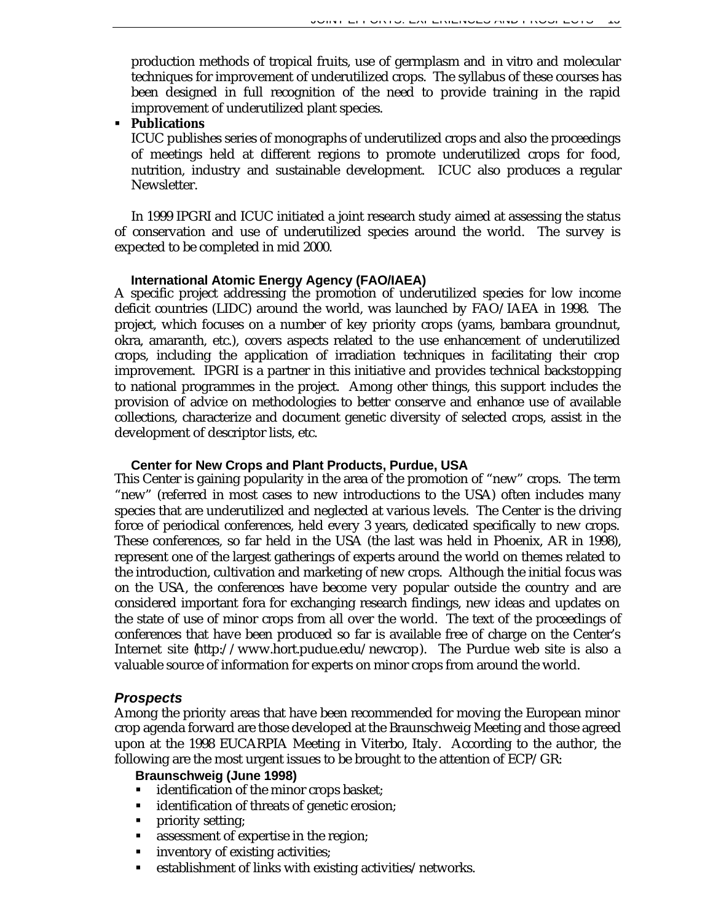production methods of tropical fruits, use of germplasm and in vitro and molecular techniques for improvement of underutilized crops. The syllabus of these courses has been designed in full recognition of the need to provide training in the rapid improvement of underutilized plant species.

- **Publications**
  ICUC publishes series of monographs of underutilized crops and also the proceedings of meetings held at different regions to promote underutilized crops for food, nutrition, industry and sustainable development. ICUC also produces a regular Newsletter.

In 1999 IPGRI and ICUC initiated a joint research study aimed at assessing the status of conservation and use of underutilized species around the world. The survey is expected to be completed in mid 2000.

#### International Atomic Energy Agency (FAO/IAEA)

A specific project addressing the promotion of underutilized species for low income deficit countries (LIDC) around the world, was launched by FAO/IAEA in 1998. The project, which focuses on a number of key priority crops (yams, bambara groundnut, okra, amaranth, etc.), covers aspects related to the use enhancement of underutilized crops, including the application of irradiation techniques in facilitating their crop improvement. IPGRI is a partner in this initiative and provides technical backstopping to national programmes in the project. Among other things, this support includes the provision of advice on methodologies to better conserve and enhance use of available collections, characterize and document genetic diversity of selected crops, assist in the development of descriptor lists, etc.

#### Center for New Crops and Plant Products, Purdue, USA

This Center is gaining popularity in the area of the promotion of "new" crops. The term "new" (referred in most cases to new introductions to the USA) often includes many species that are underutilized and neglected at various levels. The Center is the driving force of periodical conferences, held every 3 years, dedicated specifically to new crops. These conferences, so far held in the USA (the last was held in Phoenix, AR in 1998), represent one of the largest gatherings of experts around the world on themes related to the introduction, cultivation and marketing of new crops. Although the initial focus was on the USA, the conferences have become very popular outside the country and are considered important fora for exchanging research findings, new ideas and updates on the state of use of minor crops from all over the world. The text of the proceedings of conferences that have been produced so far is available free of charge on the Center's Internet site (http://www.hort.pudue.edu/newcrop). The Purdue web site is also a valuable source of information for experts on minor crops from around the world.

### *Prospects*

Among the priority areas that have been recommended for moving the European minor crop agenda forward are those developed at the Braunschweig Meeting and those agreed upon at the 1998 EUCARPIA Meeting in Viterbo, Italy. According to the author, the following are the most urgent issues to be brought to the attention of ECP/GR:

#### Braunschweig (June 1998)

- identification of the minor crops basket;
- identification of threats of genetic erosion;
- priority setting;
- assessment of expertise in the region;
- inventory of existing activities;
- establishment of links with existing activities/networks.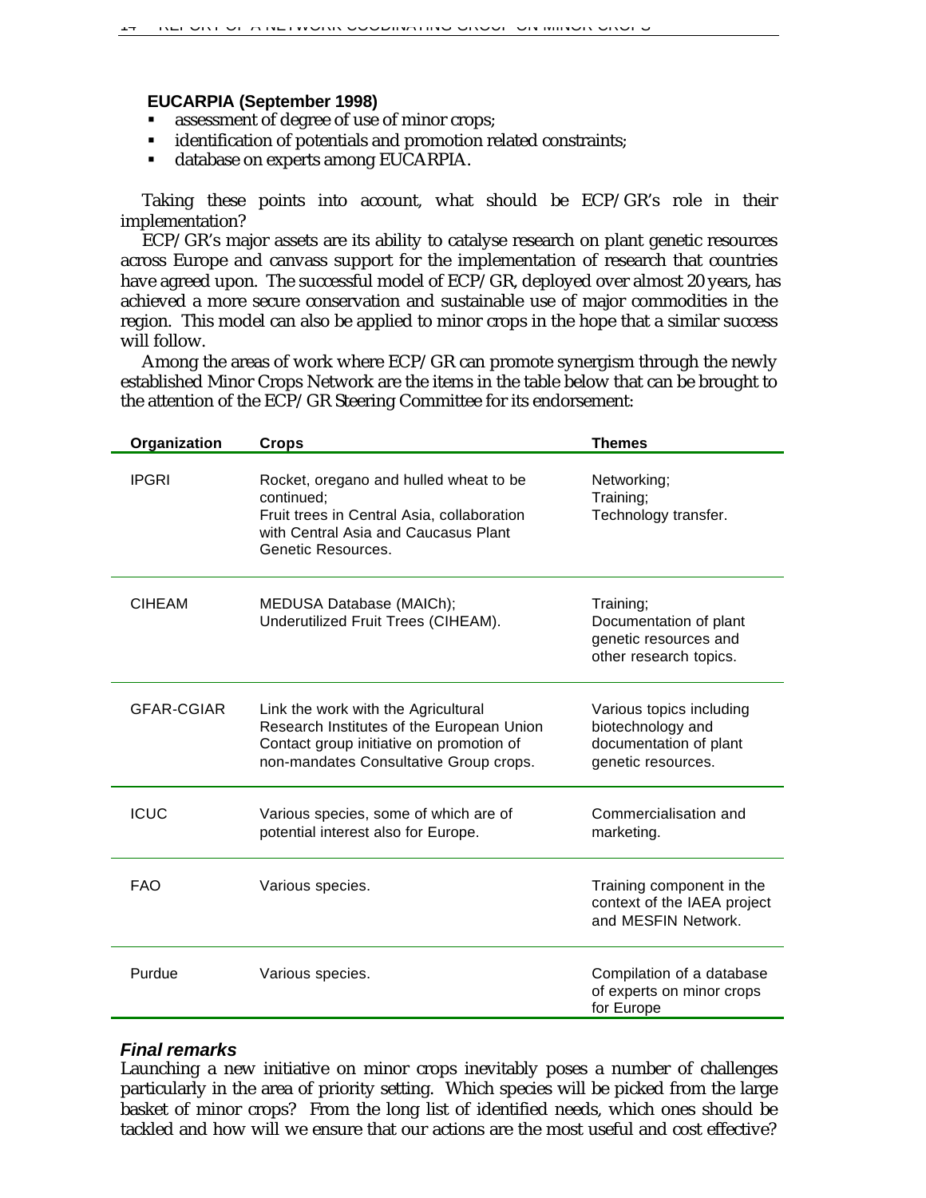**EUCARPIA (September 1998)**

- assessment of degree of use of minor crops;
- identification of potentials and promotion related constraints;
- database on experts among EUCARPIA.

Taking these points into account, what should be ECP/GR's role in their implementation?

ECP/GR's major assets are its ability to catalyse research on plant genetic resources across Europe and canvass support for the implementation of research that countries have agreed upon. The successful model of ECP/GR, deployed over almost 20 years, has achieved a more secure conservation and sustainable use of major commodities in the region. This model can also be applied to minor crops in the hope that a similar success will follow.

Among the areas of work where ECP/GR can promote synergism through the newly established Minor Crops Network are the items in the table below that can be brought to the attention of the ECP/GR Steering Committee for its endorsement:

| Organization | Crops | Themes |
|---|---|---|
| IPGRI | Rocket, oregano and hulled wheat to be continued;<br>Fruit trees in Central Asia, collaboration with Central Asia and Caucasus Plant Genetic Resources. | Networking;<br>Training;<br>Technology transfer. |
| CIHEAM | MEDUSA Database (MAICh);<br>Underutilized Fruit Trees (CIHEAM). | Training;<br>Documentation of plant genetic resources and other research topics. |
| GFAR-CGIAR | Link the work with the Agricultural Research Institutes of the European Union Contact group initiative on promotion of non-mandates Consultative Group crops. | Various topics including biotechnology and documentation of plant genetic resources. |
| ICUC | Various species, some of which are of potential interest also for Europe. | Commercialisation and marketing. |
| FAO | Various species. | Training component in the context of the IAEA project and MESFIN Network. |
| Purdue | Various species. | Compilation of a database of experts on minor crops for Europe |

### *Final remarks*

Launching a new initiative on minor crops inevitably poses a number of challenges particularly in the area of priority setting. Which species will be picked from the large basket of minor crops? From the long list of identified needs, which ones should be tackled and how will we ensure that our actions are the most useful and cost effective?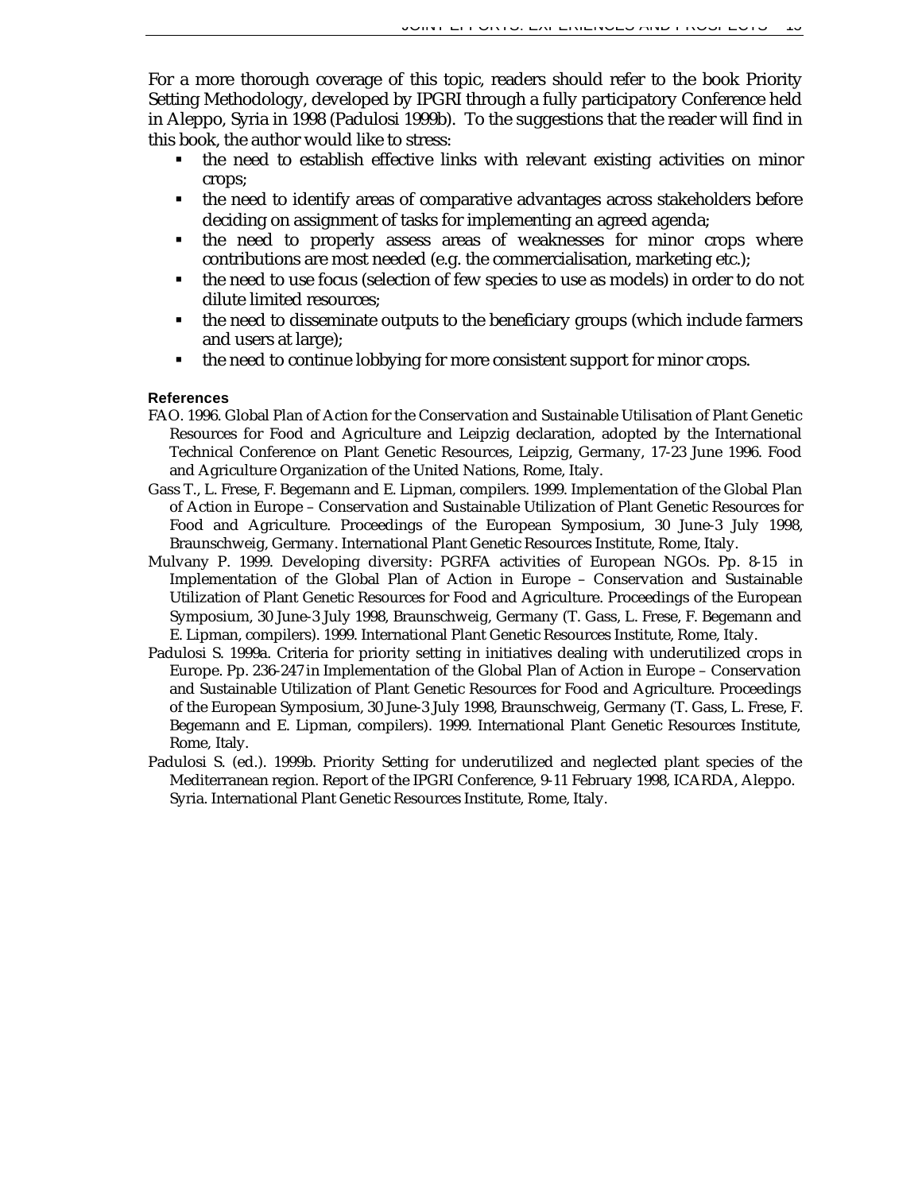For a more thorough coverage of this topic, readers should refer to the book Priority Setting Methodology, developed by IPGRI through a fully participatory Conference held in Aleppo, Syria in 1998 (Padulosi 1999b). To the suggestions that the reader will find in this book, the author would like to stress:

- the need to establish effective links with relevant existing activities on minor crops;
- the need to identify areas of comparative advantages across stakeholders before deciding on assignment of tasks for implementing an agreed agenda;
- the need to properly assess areas of weaknesses for minor crops where contributions are most needed (e.g. the commercialisation, marketing etc.);
- the need to use focus (selection of few species to use as models) in order to do not dilute limited resources;
- the need to disseminate outputs to the beneficiary groups (which include farmers and users at large);
- the need to continue lobbying for more consistent support for minor crops.

### References

FAO. 1996. Global Plan of Action for the Conservation and Sustainable Utilisation of Plant Genetic Resources for Food and Agriculture and Leipzig declaration, adopted by the International Technical Conference on Plant Genetic Resources, Leipzig, Germany, 17-23 June 1996. Food and Agriculture Organization of the United Nations, Rome, Italy.

Gass T., L. Frese, F. Begemann and E. Lipman, compilers. 1999. Implementation of the Global Plan of Action in Europe – Conservation and Sustainable Utilization of Plant Genetic Resources for Food and Agriculture. Proceedings of the European Symposium, 30 June-3 July 1998, Braunschweig, Germany. International Plant Genetic Resources Institute, Rome, Italy.

Mulvany P. 1999. Developing diversity: PGRFA activities of European NGOs. Pp. 8-15 in Implementation of the Global Plan of Action in Europe – Conservation and Sustainable Utilization of Plant Genetic Resources for Food and Agriculture. Proceedings of the European Symposium, 30 June-3 July 1998, Braunschweig, Germany (T. Gass, L. Frese, F. Begemann and E. Lipman, compilers). 1999. International Plant Genetic Resources Institute, Rome, Italy.

Padulosi S. 1999a. Criteria for priority setting in initiatives dealing with underutilized crops in Europe. Pp. 236-247 in Implementation of the Global Plan of Action in Europe – Conservation and Sustainable Utilization of Plant Genetic Resources for Food and Agriculture. Proceedings of the European Symposium, 30 June-3 July 1998, Braunschweig, Germany (T. Gass, L. Frese, F. Begemann and E. Lipman, compilers). 1999. International Plant Genetic Resources Institute, Rome, Italy.

Padulosi S. (ed.). 1999b. Priority Setting for underutilized and neglected plant species of the Mediterranean region. Report of the IPGRI Conference, 9-11 February 1998, ICARDA, Aleppo. Syria. International Plant Genetic Resources Institute, Rome, Italy.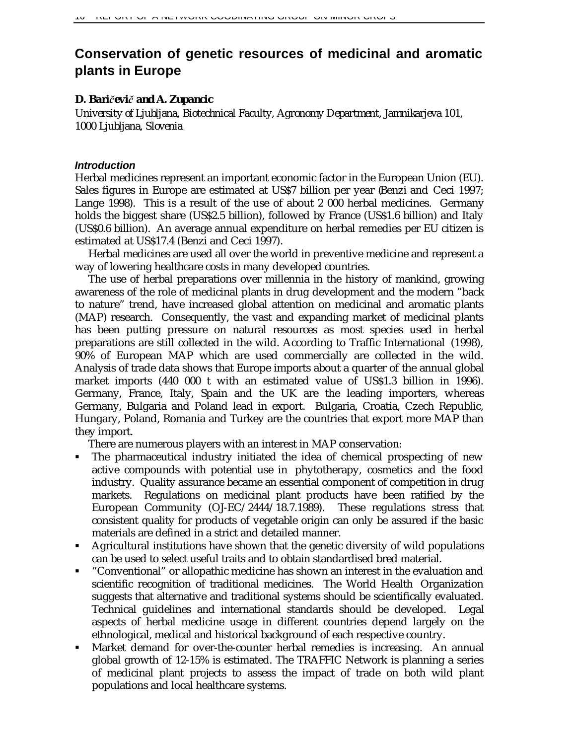# Conservation of genetic resources of medicinal and aromatic plants in Europe

**D. Baričevič and A. Zupancic**

*University of Ljubljana, Biotechnical Faculty, Agronomy Department, Jamnikarjeva 101, 1000 Ljubljana, Slovenia*

### *Introduction*

Herbal medicines represent an important economic factor in the European Union (EU). Sales figures in Europe are estimated at US$7 billion per year (Benzi and Ceci 1997; Lange 1998). This is a result of the use of about 2 000 herbal medicines. Germany holds the biggest share (US$2.5 billion), followed by France (US$1.6 billion) and Italy (US$0.6 billion). An average annual expenditure on herbal remedies per EU citizen is estimated at US$17.4 (Benzi and Ceci 1997).

Herbal medicines are used all over the world in preventive medicine and represent a way of lowering healthcare costs in many developed countries.

The use of herbal preparations over millennia in the history of mankind, growing awareness of the role of medicinal plants in drug development and the modern "back to nature" trend, have increased global attention on medicinal and aromatic plants (MAP) research. Consequently, the vast and expanding market of medicinal plants has been putting pressure on natural resources as most species used in herbal preparations are still collected in the wild. According to Traffic International (1998), 90% of European MAP which are used commercially are collected in the wild. Analysis of trade data shows that Europe imports about a quarter of the annual global market imports (440 000 t with an estimated value of US$1.3 billion in 1996). Germany, France, Italy, Spain and the UK are the leading importers, whereas Germany, Bulgaria and Poland lead in export. Bulgaria, Croatia, Czech Republic, Hungary, Poland, Romania and Turkey are the countries that export more MAP than they import.

There are numerous players with an interest in MAP conservation:

- The pharmaceutical industry initiated the idea of chemical prospecting of new active compounds with potential use in phytotherapy, cosmetics and the food industry. Quality assurance became an essential component of competition in drug markets. Regulations on medicinal plant products have been ratified by the European Community (OJ-EC/2444/18.7.1989). These regulations stress that consistent quality for products of vegetable origin can only be assured if the basic materials are defined in a strict and detailed manner.
- Agricultural institutions have shown that the genetic diversity of wild populations can be used to select useful traits and to obtain standardised bred material.
- "Conventional" or allopathic medicine has shown an interest in the evaluation and scientific recognition of traditional medicines. The World Health Organization suggests that alternative and traditional systems should be scientifically evaluated. Technical guidelines and international standards should be developed. Legal aspects of herbal medicine usage in different countries depend largely on the ethnological, medical and historical background of each respective country.
- Market demand for over-the-counter herbal remedies is increasing. An annual global growth of 12-15% is estimated. The TRAFFIC Network is planning a series of medicinal plant projects to assess the impact of trade on both wild plant populations and local healthcare systems.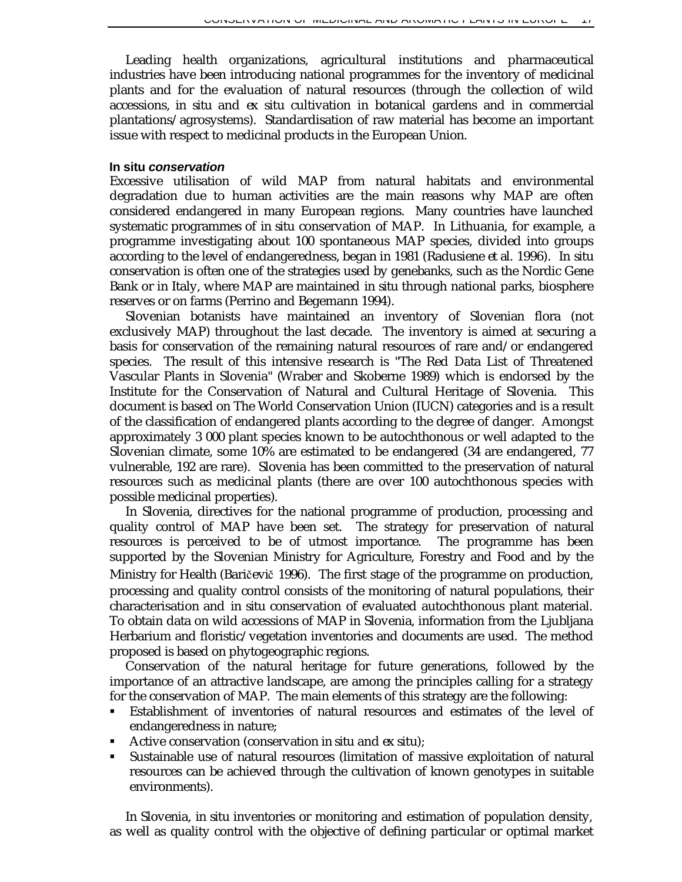Leading health organizations, agricultural institutions and pharmaceutical industries have been introducing national programmes for the inventory of medicinal plants and for the evaluation of natural resources (through the collection of wild accessions, in situ and *ex situ* cultivation in botanical gardens and in commercial plantations/agrosystems). Standardisation of raw material has become an important issue with respect to medicinal products in the European Union.

#### In situ *conservation*

Excessive utilisation of wild MAP from natural habitats and environmental degradation due to human activities are the main reasons why MAP are often considered endangered in many European regions. Many countries have launched systematic programmes of in situ conservation of MAP. In Lithuania, for example, a programme investigating about 100 spontaneous MAP species, divided into groups according to the level of endangeredness, began in 1981 (Radusiene *et al.* 1996). In situ conservation is often one of the strategies used by genebanks, such as the Nordic Gene Bank or in Italy, where MAP are maintained in situ through national parks, biosphere reserves or on farms (Perrino and Begemann 1994).

Slovenian botanists have maintained an inventory of Slovenian flora (not exclusively MAP) throughout the last decade. The inventory is aimed at securing a basis for conservation of the remaining natural resources of rare and/or endangered species. The result of this intensive research is "The Red Data List of Threatened Vascular Plants in Slovenia" (Wraber and Skoberne 1989) which is endorsed by the Institute for the Conservation of Natural and Cultural Heritage of Slovenia. This document is based on The World Conservation Union (IUCN) categories and is a result of the classification of endangered plants according to the degree of danger. Amongst approximately 3 000 plant species known to be autochthonous or well adapted to the Slovenian climate, some 10% are estimated to be endangered (34 are endangered, 77 vulnerable, 192 are rare). Slovenia has been committed to the preservation of natural resources such as medicinal plants (there are over 100 autochthonous species with possible medicinal properties).

In Slovenia, directives for the national programme of production, processing and quality control of MAP have been set. The strategy for preservation of natural resources is perceived to be of utmost importance. The programme has been supported by the Slovenian Ministry for Agriculture, Forestry and Food and by the Ministry for Health (Baričevič 1996). The first stage of the programme on production, processing and quality control consists of the monitoring of natural populations, their characterisation and in situ conservation of evaluated autochthonous plant material. To obtain data on wild accessions of MAP in Slovenia, information from the Ljubljana Herbarium and floristic/vegetation inventories and documents are used. The method proposed is based on phytogeographic regions.

Conservation of the natural heritage for future generations, followed by the importance of an attractive landscape, are among the principles calling for a strategy for the conservation of MAP. The main elements of this strategy are the following:

- Establishment of inventories of natural resources and estimates of the level of endangeredness in nature;
- Active conservation (conservation in situ and *ex situ*);
- Sustainable use of natural resources (limitation of massive exploitation of natural resources can be achieved through the cultivation of known genotypes in suitable environments).

In Slovenia, in situ inventories or monitoring and estimation of population density, as well as quality control with the objective of defining particular or optimal market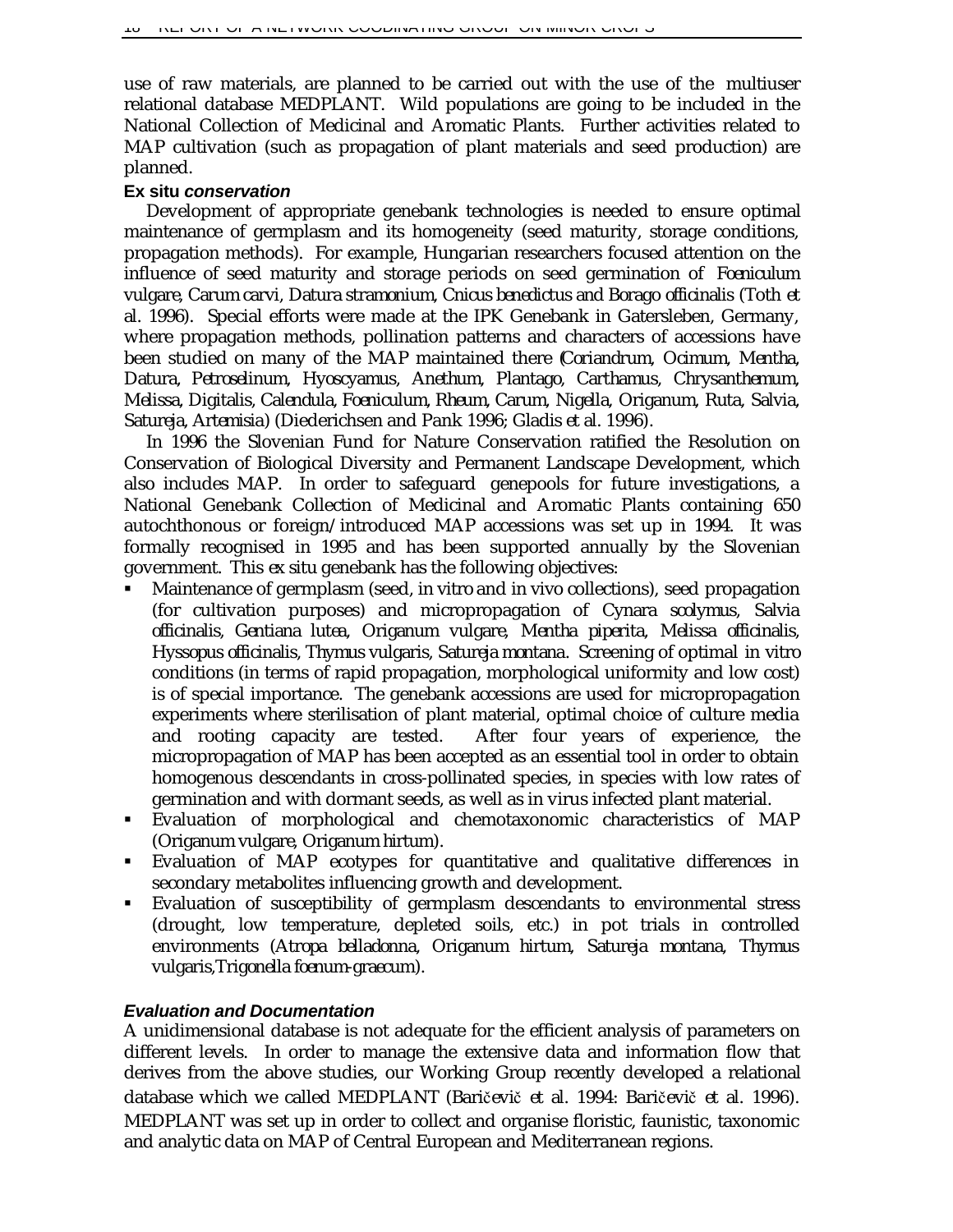use of raw materials, are planned to be carried out with the use of the multiuser relational database MEDPLANT. Wild populations are going to be included in the National Collection of Medicinal and Aromatic Plants. Further activities related to MAP cultivation (such as propagation of plant materials and seed production) are planned.

#### Ex situ *conservation*

Development of appropriate genebank technologies is needed to ensure optimal maintenance of germplasm and its homogeneity (seed maturity, storage conditions, propagation methods). For example, Hungarian researchers focused attention on the influence of seed maturity and storage periods on seed germination of *Foeniculum vulgare, Carum carvi, Datura stramonium, Cnicus benedictus and Borago officinalis* (Toth *et al.* 1996). Special efforts were made at the IPK Genebank in Gatersleben, Germany, where propagation methods, pollination patterns and characters of accessions have been studied on many of the MAP maintained there (*Coriandrum, Ocimum, Mentha, Datura, Petroselinum, Hyoscyamus, Anethum, Plantago, Carthamus, Chrysanthemum, Melissa, Digitalis, Calendula, Foeniculum, Rheum, Carum, Nigella, Origanum, Ruta, Salvia, Satureja, Artemisia*) (Diederichsen and Pank 1996; Gladis *et al.* 1996).

In 1996 the Slovenian Fund for Nature Conservation ratified the Resolution on Conservation of Biological Diversity and Permanent Landscape Development, which also includes MAP. In order to safeguard genepools for future investigations, a National Genebank Collection of Medicinal and Aromatic Plants containing 650 autochthonous or foreign/introduced MAP accessions was set up in 1994. It was formally recognised in 1995 and has been supported annually by the Slovenian government. This *ex situ* genebank has the following objectives:

- Maintenance of germplasm (seed, *in vitro* and *in vivo* collections), seed propagation (for cultivation purposes) and micropropagation of *Cynara scolymus, Salvia officinalis, Gentiana lutea, Origanum vulgare, Mentha piperita, Melissa officinalis, Hyssopus officinalis, Thymus vulgaris, Satureja montana*. Screening of optimal *in vitro* conditions (in terms of rapid propagation, morphological uniformity and low cost) is of special importance. The genebank accessions are used for micropropagation experiments where sterilisation of plant material, optimal choice of culture media and rooting capacity are tested. After four years of experience, the micropropagation of MAP has been accepted as an essential tool in order to obtain homogenous descendants in cross-pollinated species, in species with low rates of germination and with dormant seeds, as well as in virus infected plant material.
- Evaluation of morphological and chemotaxonomic characteristics of MAP (*Origanum vulgare, Origanum hirtum*).
- Evaluation of MAP ecotypes for quantitative and qualitative differences in secondary metabolites influencing growth and development.
- Evaluation of susceptibility of germplasm descendants to environmental stress (drought, low temperature, depleted soils, etc.) in pot trials in controlled environments (*Atropa belladonna, Origanum hirtum, Satureja montana, Thymus vulgaris,Trigonella foenum-graecum*).

#### *Evaluation and Documentation*

A unidimensional database is not adequate for the efficient analysis of parameters on different levels. In order to manage the extensive data and information flow that derives from the above studies, our Working Group recently developed a relational database which we called MEDPLANT (Baričevič *et al.* 1994: Baričevič *et al.* 1996). MEDPLANT was set up in order to collect and organise floristic, faunistic, taxonomic and analytic data on MAP of Central European and Mediterranean regions.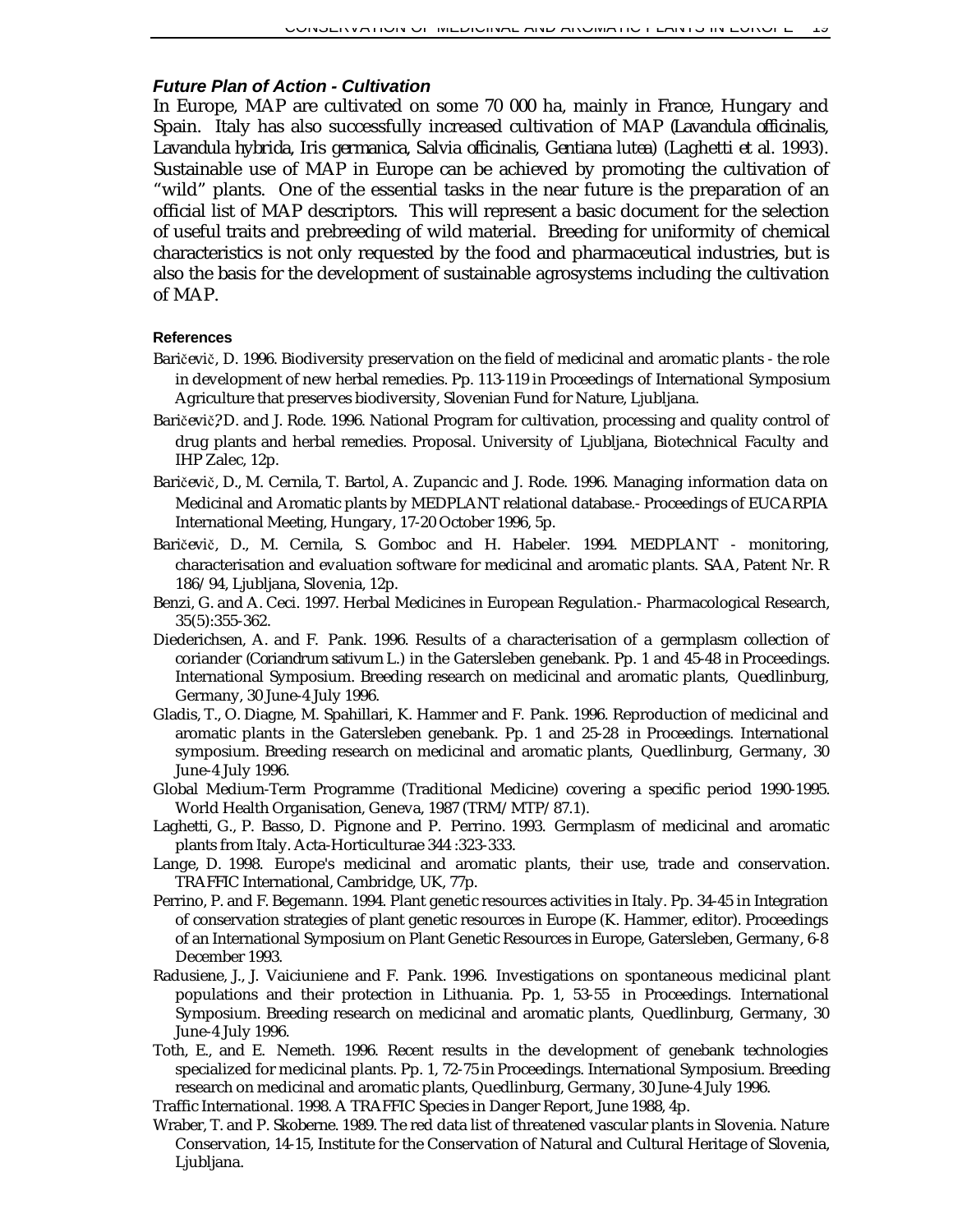### *Future Plan of Action - Cultivation*

In Europe, MAP are cultivated on some 70 000 ha, mainly in France, Hungary and Spain. Italy has also successfully increased cultivation of MAP (*Lavandula officinalis, Lavandula hybrida, Iris germanica, Salvia officinalis, Gentiana lutea*) (Laghetti *et al.* 1993). Sustainable use of MAP in Europe can be achieved by promoting the cultivation of "wild" plants. One of the essential tasks in the near future is the preparation of an official list of MAP descriptors. This will represent a basic document for the selection of useful traits and prebreeding of wild material. Breeding for uniformity of chemical characteristics is not only requested by the food and pharmaceutical industries, but is also the basis for the development of sustainable agrosystems including the cultivation of MAP.

#### References

Baričevič, D. 1996. Biodiversity preservation on the field of medicinal and aromatic plants - the role in development of new herbal remedies. Pp. 113-119 in Proceedings of International Symposium Agriculture that preserves biodiversity, Slovenian Fund for Nature, Ljubljana.

Baričevič?D. and J. Rode. 1996. National Program for cultivation, processing and quality control of drug plants and herbal remedies. Proposal. University of Ljubljana, Biotechnical Faculty and IHP Zalec, 12p.

Baričevič, D., M. Cernila, T. Bartol, A. Zupancic and J. Rode. 1996. Managing information data on Medicinal and Aromatic plants by MEDPLANT relational database.- Proceedings of EUCARPIA International Meeting, Hungary, 17-20 October 1996, 5p.

Baričevič, D., M. Cernila, S. Gomboc and H. Habeler. 1994. MEDPLANT - monitoring, characterisation and evaluation software for medicinal and aromatic plants. SAA, Patent Nr. R 186/94, Ljubljana, Slovenia, 12p.

Benzi, G. and A. Ceci. 1997. Herbal Medicines in European Regulation.- Pharmacological Research, 35(5):355-362.

Diederichsen, A. and F. Pank. 1996. Results of a characterisation of a germplasm collection of coriander (*Coriandrum sativum* L.) in the Gatersleben genebank. Pp. 1 and 45-48 in Proceedings. International Symposium. Breeding research on medicinal and aromatic plants, Quedlinburg, Germany, 30 June-4 July 1996.

Gladis, T., O. Diagne, M. Spahillari, K. Hammer and F. Pank. 1996. Reproduction of medicinal and aromatic plants in the Gatersleben genebank. Pp. 1 and 25-28 in Proceedings. International symposium. Breeding research on medicinal and aromatic plants, Quedlinburg, Germany, 30 June-4 July 1996.

Global Medium-Term Programme (Traditional Medicine) covering a specific period 1990-1995. World Health Organisation, Geneva, 1987 (TRM/MTP/87.1).

Laghetti, G., P. Basso, D. Pignone and P. Perrino. 1993. Germplasm of medicinal and aromatic plants from Italy. Acta-Horticulturae 344 :323-333.

Lange, D. 1998. Europe's medicinal and aromatic plants, their use, trade and conservation. TRAFFIC International, Cambridge, UK, 77p.

Perrino, P. and F. Begemann. 1994. Plant genetic resources activities in Italy. Pp. 34-45 in Integration of conservation strategies of plant genetic resources in Europe (K. Hammer, editor). Proceedings of an International Symposium on Plant Genetic Resources in Europe, Gatersleben, Germany, 6-8 December 1993.

Radusiene, J., J. Vaiciuniene and F. Pank. 1996. Investigations on spontaneous medicinal plant populations and their protection in Lithuania. Pp. 1, 53-55 in Proceedings. International Symposium. Breeding research on medicinal and aromatic plants, Quedlinburg, Germany, 30 June-4 July 1996.

Toth, E., and E. Nemeth. 1996. Recent results in the development of genebank technologies specialized for medicinal plants. Pp. 1, 72-75 in Proceedings. International Symposium. Breeding research on medicinal and aromatic plants, Quedlinburg, Germany, 30 June-4 July 1996.

Traffic International. 1998. A TRAFFIC Species in Danger Report, June 1988, 4p.

Wraber, T. and P. Skoberne. 1989. The red data list of threatened vascular plants in Slovenia. Nature Conservation, 14-15, Institute for the Conservation of Natural and Cultural Heritage of Slovenia, Ljubljana.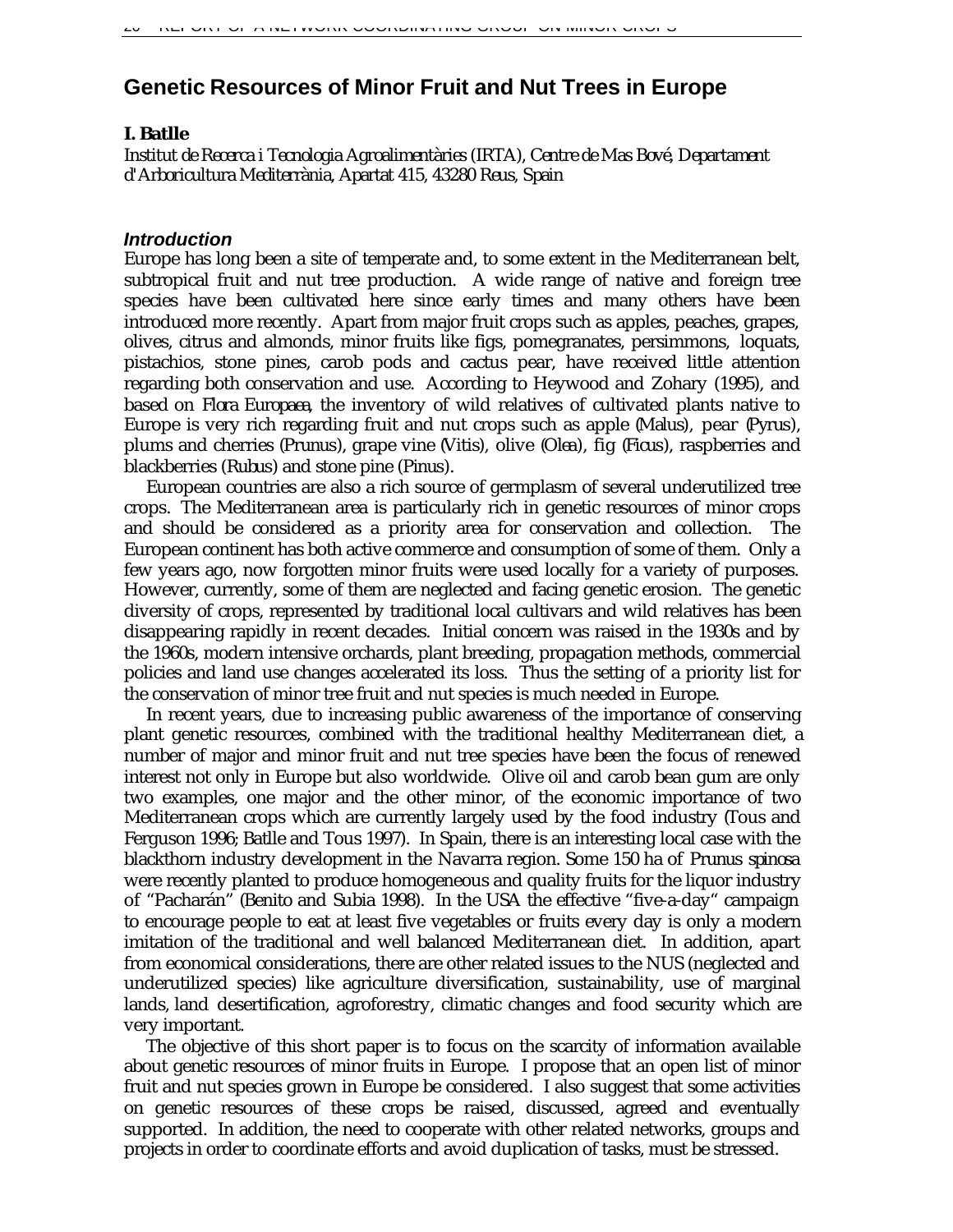# Genetic Resources of Minor Fruit and Nut Trees in Europe

**I. Batlle**

*Institut de Recerca i Tecnologia Agroalimentàries (IRTA), Centre de Mas Bové, Departament d'Arboricultura Mediterrània, Apartat 415, 43280 Reus, Spain*

### *Introduction*

Europe has long been a site of temperate and, to some extent in the Mediterranean belt, subtropical fruit and nut tree production. A wide range of native and foreign tree species have been cultivated here since early times and many others have been introduced more recently. Apart from major fruit crops such as apples, peaches, grapes, olives, citrus and almonds, minor fruits like figs, pomegranates, persimmons, loquats, pistachios, stone pines, carob pods and cactus pear, have received little attention regarding both conservation and use. According to Heywood and Zohary (1995), and based on *Flora Europaea*, the inventory of wild relatives of cultivated plants native to Europe is very rich regarding fruit and nut crops such as apple (*Malus*), pear (*Pyrus*), plums and cherries (*Prunus*), grape vine (*Vitis*), olive (*Olea*), fig (*Ficus*), raspberries and blackberries (*Rubus*) and stone pine (*Pinus*).

European countries are also a rich source of germplasm of several underutilized tree crops. The Mediterranean area is particularly rich in genetic resources of minor crops and should be considered as a priority area for conservation and collection. The European continent has both active commerce and consumption of some of them. Only a few years ago, now forgotten minor fruits were used locally for a variety of purposes. However, currently, some of them are neglected and facing genetic erosion. The genetic diversity of crops, represented by traditional local cultivars and wild relatives has been disappearing rapidly in recent decades. Initial concern was raised in the 1930s and by the 1960s, modern intensive orchards, plant breeding, propagation methods, commercial policies and land use changes accelerated its loss. Thus the setting of a priority list for the conservation of minor tree fruit and nut species is much needed in Europe.

In recent years, due to increasing public awareness of the importance of conserving plant genetic resources, combined with the traditional healthy Mediterranean diet, a number of major and minor fruit and nut tree species have been the focus of renewed interest not only in Europe but also worldwide. Olive oil and carob bean gum are only two examples, one major and the other minor, of the economic importance of two Mediterranean crops which are currently largely used by the food industry (Tous and Ferguson 1996; Batlle and Tous 1997). In Spain, there is an interesting local case with the blackthorn industry development in the Navarra region. Some 150 ha of *Prunus spinosa* were recently planted to produce homogeneous and quality fruits for the liquor industry of "Pacharán" (Benito and Subia 1998). In the USA the effective "five-a-day" campaign to encourage people to eat at least five vegetables or fruits every day is only a modern imitation of the traditional and well balanced Mediterranean diet. In addition, apart from economical considerations, there are other related issues to the NUS (neglected and underutilized species) like agriculture diversification, sustainability, use of marginal lands, land desertification, agroforestry, climatic changes and food security which are very important.

The objective of this short paper is to focus on the scarcity of information available about genetic resources of minor fruits in Europe. I propose that an open list of minor fruit and nut species grown in Europe be considered. I also suggest that some activities on genetic resources of these crops be raised, discussed, agreed and eventually supported. In addition, the need to cooperate with other related networks, groups and projects in order to coordinate efforts and avoid duplication of tasks, must be stressed.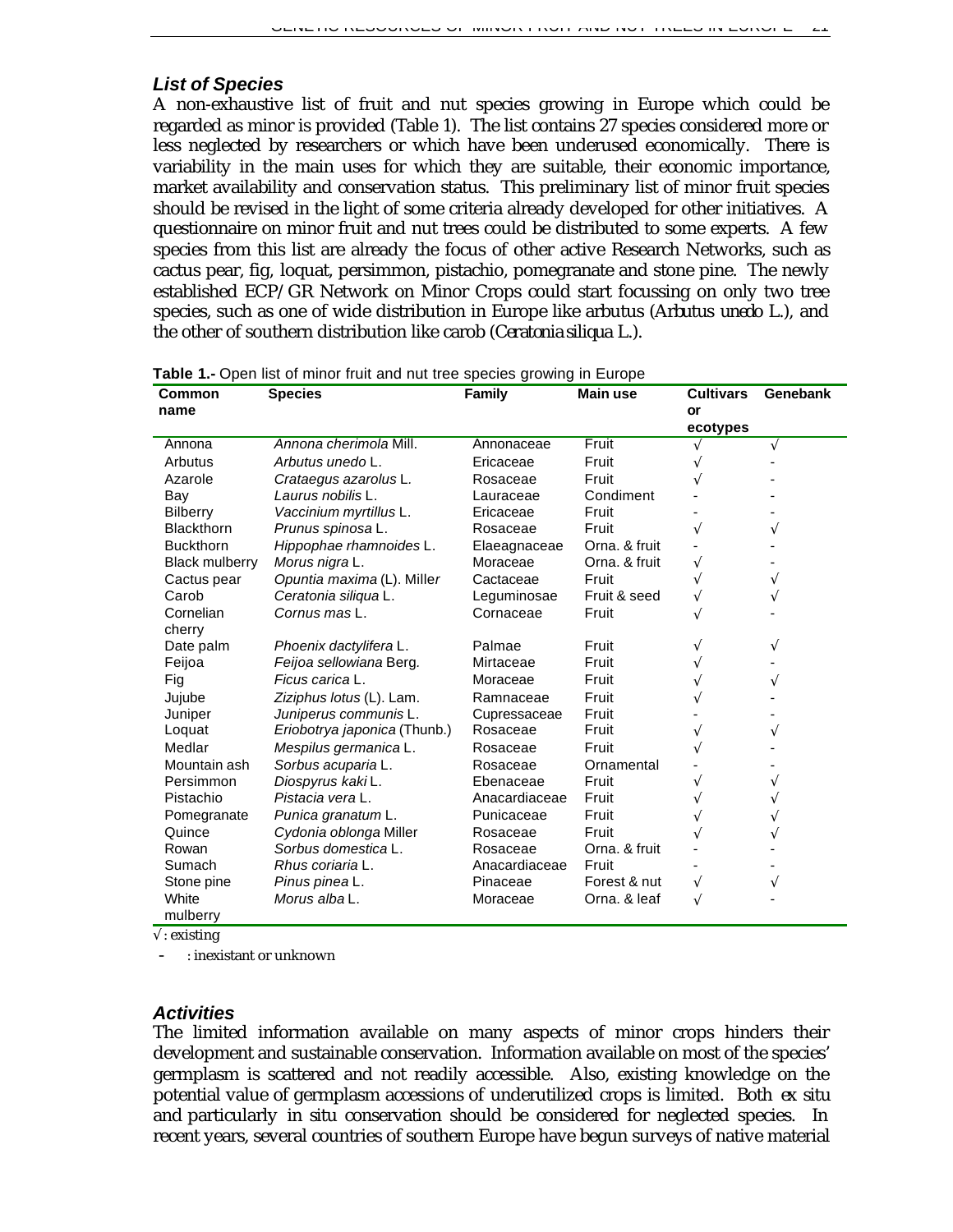### *List of Species*

A non-exhaustive list of fruit and nut species growing in Europe which could be regarded as minor is provided (Table 1). The list contains 27 species considered more or less neglected by researchers or which have been underused economically. There is variability in the main uses for which they are suitable, their economic importance, market availability and conservation status. This preliminary list of minor fruit species should be revised in the light of some criteria already developed for other initiatives. A questionnaire on minor fruit and nut trees could be distributed to some experts. A few species from this list are already the focus of other active Research Networks, such as cactus pear, fig, loquat, persimmon, pistachio, pomegranate and stone pine. The newly established ECP/GR Network on Minor Crops could start focussing on only two tree species, such as one of wide distribution in Europe like arbutus (*Arbutus unedo* L.), and the other of southern distribution like carob (*Ceratonia siliqua* L.).

**Table 1.-** Open list of minor fruit and nut tree species growing in Europe

| Common name | Species | Family | Main use | Cultivars or ecotypes | Genebank |
|---|---|---|---|---|---|
| Annona | *Annona cherimola* Mill. | Annonaceae | Fruit | √ | √ |
| Arbutus | *Arbutus unedo* L. | Ericaceae | Fruit | √ | - |
| Azarole | *Crataegus azarolus* L. | Rosaceae | Fruit | √ | - |
| Bay | *Laurus nobilis* L. | Lauraceae | Condiment | - | - |
| Bilberry | *Vaccinium myrtillus* L. | Ericaceae | Fruit | - | - |
| Blackthorn | *Prunus spinosa* L. | Rosaceae | Fruit | √ | √ |
| Buckthorn | *Hippophae rhamnoides* L. | Elaeagnaceae | Orna. & fruit | - | - |
| Black mulberry | *Morus nigra* L. | Moraceae | Orna. & fruit | √ | - |
| Cactus pear | *Opuntia maxima* (L). Miller | Cactaceae | Fruit | √ | √ |
| Carob | *Ceratonia siliqua* L. | Leguminosae | Fruit & seed | √ | √ |
| Cornelian cherry | *Cornus mas* L. | Cornaceae | Fruit | √ | - |
| Date palm | *Phoenix dactylifera* L. | Palmae | Fruit | √ | √ |
| Feijoa | *Feijoa sellowiana* Berg. | Mirtaceae | Fruit | √ | - |
| Fig | *Ficus carica* L. | Moraceae | Fruit | √ | √ |
| Jujube | *Ziziphus lotus* (L). Lam. | Ramnaceae | Fruit | √ | - |
| Juniper | *Juniperus communis* L. | Cupressaceae | Fruit | - | - |
| Loquat | *Eriobotrya japonica* (Thunb.) | Rosaceae | Fruit | √ | √ |
| Medlar | *Mespilus germanica* L. | Rosaceae | Fruit | √ | - |
| Mountain ash | *Sorbus acuparia* L. | Rosaceae | Ornamental | - | - |
| Persimmon | *Diospyrus kaki* L. | Ebenaceae | Fruit | √ | √ |
| Pistachio | *Pistacia vera* L. | Anacardiaceae | Fruit | √ | √ |
| Pomegranate | *Punica granatum* L. | Punicaceae | Fruit | √ | √ |
| Quince | *Cydonia oblonga* Miller | Rosaceae | Fruit | √ | √ |
| Rowan | *Sorbus domestica* L. | Rosaceae | Orna. & fruit | - | - |
| Sumach | *Rhus coriaria* L. | Anacardiaceae | Fruit | - | - |
| Stone pine | *Pinus pinea* L. | Pinaceae | Forest & nut | √ | √ |
| White mulberry | *Morus alba* L. | Moraceae | Orna. & leaf | √ | - |

√ : existing

\- : inexistant or unknown

### *Activities*

The limited information available on many aspects of minor crops hinders their development and sustainable conservation. Information available on most of the species' germplasm is scattered and not readily accessible. Also, existing knowledge on the potential value of germplasm accessions of underutilized crops is limited. Both *ex situ* and particularly *in situ* conservation should be considered for neglected species. In recent years, several countries of southern Europe have begun surveys of native material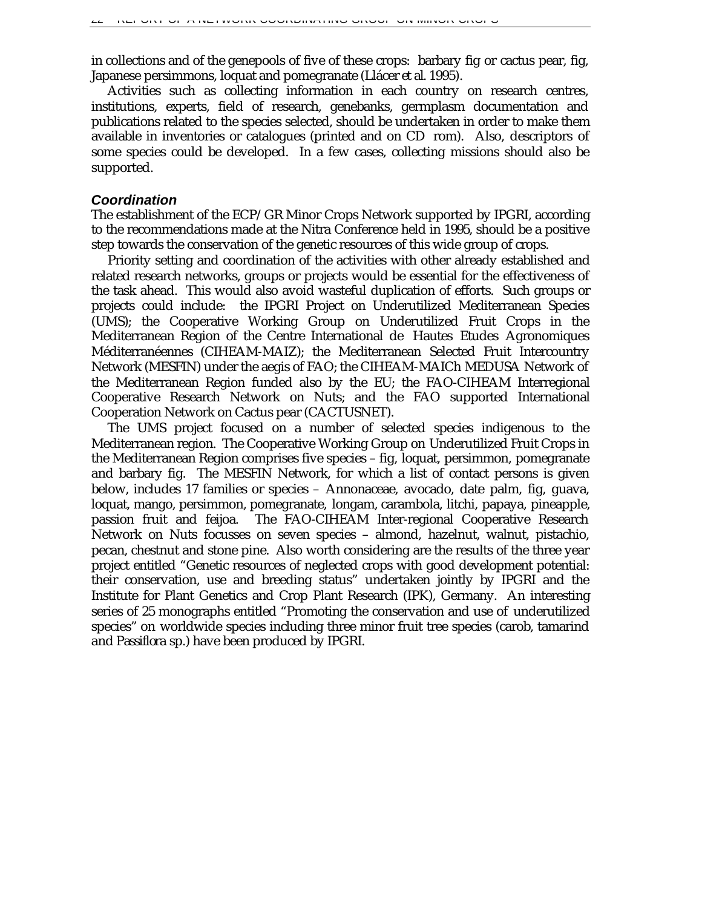in collections and of the genepools of five of these crops: barbary fig or cactus pear, fig, Japanese persimmons, loquat and pomegranate (Llácer *et al.* 1995).

Activities such as collecting information in each country on research centres, institutions, experts, field of research, genebanks, germplasm documentation and publications related to the species selected, should be undertaken in order to make them available in inventories or catalogues (printed and on CD rom). Also, descriptors of some species could be developed. In a few cases, collecting missions should also be supported.

### Coordination

The establishment of the ECP/GR Minor Crops Network supported by IPGRI, according to the recommendations made at the Nitra Conference held in 1995, should be a positive step towards the conservation of the genetic resources of this wide group of crops.

Priority setting and coordination of the activities with other already established and related research networks, groups or projects would be essential for the effectiveness of the task ahead. This would also avoid wasteful duplication of efforts. Such groups or projects could include: the IPGRI Project on Underutilized Mediterranean Species (UMS); the Cooperative Working Group on Underutilized Fruit Crops in the Mediterranean Region of the Centre International de Hautes Etudes Agronomiques Méditerranéennes (CIHEAM-MAIZ); the Mediterranean Selected Fruit Intercountry Network (MESFIN) under the aegis of FAO; the CIHEAM-MAICh MEDUSA Network of the Mediterranean Region funded also by the EU; the FAO-CIHEAM Interregional Cooperative Research Network on Nuts; and the FAO supported International Cooperation Network on Cactus pear (CACTUSNET).

The UMS project focused on a number of selected species indigenous to the Mediterranean region. The Cooperative Working Group on Underutilized Fruit Crops in the Mediterranean Region comprises five species – fig, loquat, persimmon, pomegranate and barbary fig. The MESFIN Network, for which a list of contact persons is given below, includes 17 families or species – Annonaceae, avocado, date palm, fig, guava, loquat, mango, persimmon, pomegranate, longam, carambola, litchi, papaya, pineapple, passion fruit and feijoa. The FAO-CIHEAM Inter-regional Cooperative Research Network on Nuts focusses on seven species – almond, hazelnut, walnut, pistachio, pecan, chestnut and stone pine. Also worth considering are the results of the three year project entitled "Genetic resources of neglected crops with good development potential: their conservation, use and breeding status" undertaken jointly by IPGRI and the Institute for Plant Genetics and Crop Plant Research (IPK), Germany. An interesting series of 25 monographs entitled "Promoting the conservation and use of underutilized species" on worldwide species including three minor fruit tree species (carob, tamarind and *Passiflora* sp.) have been produced by IPGRI.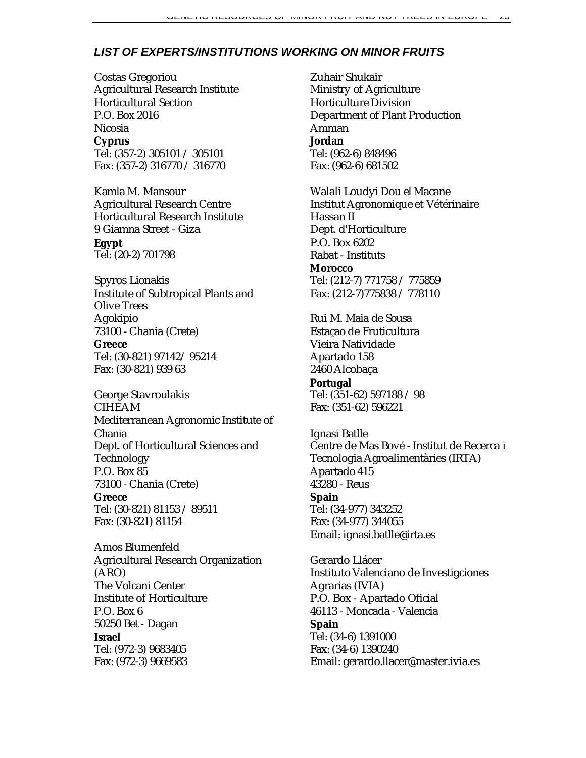### *LIST OF EXPERTS/INSTITUTIONS WORKING ON MINOR FRUITS*

Costas Gregoriou
Agricultural Research Institute
Horticultural Section
P.O. Box 2016
Nicosia
**Cyprus**
Tel: (357-2) 305101 / 305101
Fax: (357-2) 316770 / 316770

Kamla M. Mansour
Agricultural Research Centre
Horticultural Research Institute
9 Giamna Street - Giza
**Egypt**
Tel: (20-2) 701798

Spyros Lionakis
Institute of Subtropical Plants and Olive Trees
Agokipio
73100 - Chania (Crete)
**Greece**
Tel: (30-821) 97142/ 95214
Fax: (30-821) 939 63

George Stavroulakis
CIHEAM
Mediterranean Agronomic Institute of Chania
Dept. of Horticultural Sciences and Technology
P.O. Box 85
73100 - Chania (Crete)
**Greece**
Tel: (30-821) 81153 / 89511
Fax: (30-821) 81154

Amos Blumenfeld
Agricultural Research Organization (ARO)
The Volcani Center
Institute of Horticulture
P.O. Box 6
50250 Bet - Dagan
**Israel**
Tel: (972-3) 9683405
Fax: (972-3) 9669583

Zuhair Shukair
Ministry of Agriculture
Horticulture Division
Department of Plant Production
Amman
**Jordan**
Tel: (962-6) 848496
Fax: (962-6) 681502

Walali Loudyi Dou el Macane
Institut Agronomique et Vétérinaire Hassan II
Dept. d'Horticulture
P.O. Box 6202
Rabat - Instituts
**Morocco**
Tel: (212-7) 771758 / 775859
Fax: (212-7)775838 / 778110

Rui M. Maia de Sousa
Estaçao de Fruticultura
Vieira Natividade
Apartado 158
2460 Alcobaça
**Portugal**
Tel: (351-62) 597188 / 98
Fax: (351-62) 596221

Ignasi Batlle
Centre de Mas Bové - Institut de Recerca i Tecnologia Agroalimentàries (IRTA)
Apartado 415
43280 - Reus
**Spain**
Tel: (34-977) 343252
Fax: (34-977) 344055
Email: ignasi.batlle@irta.es

Gerardo Llácer
Instituto Valenciano de Investigciones Agrarias (IVIA)
P.O. Box - Apartado Oficial
46113 - Moncada - Valencia
**Spain**
Tel: (34-6) 1391000
Fax: (34-6) 1390240
Email: gerardo.llacer@master.ivia.es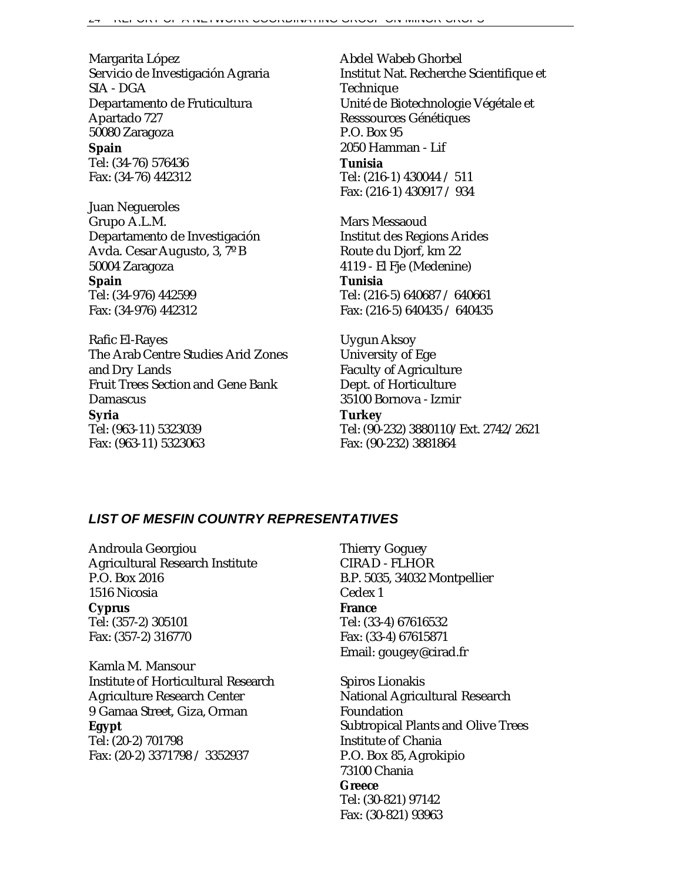Margarita López
Servicio de Investigación Agraria
SIA - DGA
Departamento de Fruticultura
Apartado 727
50080 Zaragoza
**Spain**
Tel: (34-76) 576436
Fax: (34-76) 442312

Juan Negueroles
Grupo A.L.M.
Departamento de Investigación
Avda. Cesar Augusto, 3, 7º B
50004 Zaragoza
**Spain**
Tel: (34-976) 442599
Fax: (34-976) 442312

Rafic El-Rayes
The Arab Centre Studies Arid Zones and Dry Lands
Fruit Trees Section and Gene Bank
Damascus
**Syria**
Tel: (963-11) 5323039
Fax: (963-11) 5323063

Abdel Wabeb Ghorbel
Institut Nat. Recherche Scientifique et Technique
Unité de Biotechnologie Végétale et Resssources Génétiques
P.O. Box 95
2050 Hamman - Lif
**Tunisia**
Tel: (216-1) 430044 / 511
Fax: (216-1) 430917 / 934

Mars Messaoud
Institut des Regions Arides
Route du Djorf, km 22
4119 - El Fje (Medenine)
**Tunisia**
Tel: (216-5) 640687 / 640661
Fax: (216-5) 640435 / 640435

Uygun Aksoy
University of Ege
Faculty of Agriculture
Dept. of Horticulture
35100 Bornova - Izmir
**Turkey**
Tel: (90-232) 3880110/Ext. 2742/2621
Fax: (90-232) 3881864

## LIST OF MESFIN COUNTRY REPRESENTATIVES

Androula Georgiou
Agricultural Research Institute
P.O. Box 2016
1516 Nicosia
**Cyprus**
Tel: (357-2) 305101
Fax: (357-2) 316770

Kamla M. Mansour
Institute of Horticultural Research
Agriculture Research Center
9 Gamaa Street, Giza, Orman
**Egypt**
Tel: (20-2) 701798
Fax: (20-2) 3371798 / 3352937

Thierry Goguey
CIRAD - FLHOR
B.P. 5035, 34032 Montpellier Cedex 1
**France**
Tel: (33-4) 67616532
Fax: (33-4) 67615871
Email: gougey@cirad.fr

Spiros Lionakis
National Agricultural Research Foundation
Subtropical Plants and Olive Trees Institute of Chania
P.O. Box 85, Agrokipio
73100 Chania
**Greece**
Tel: (30-821) 97142
Fax: (30-821) 93963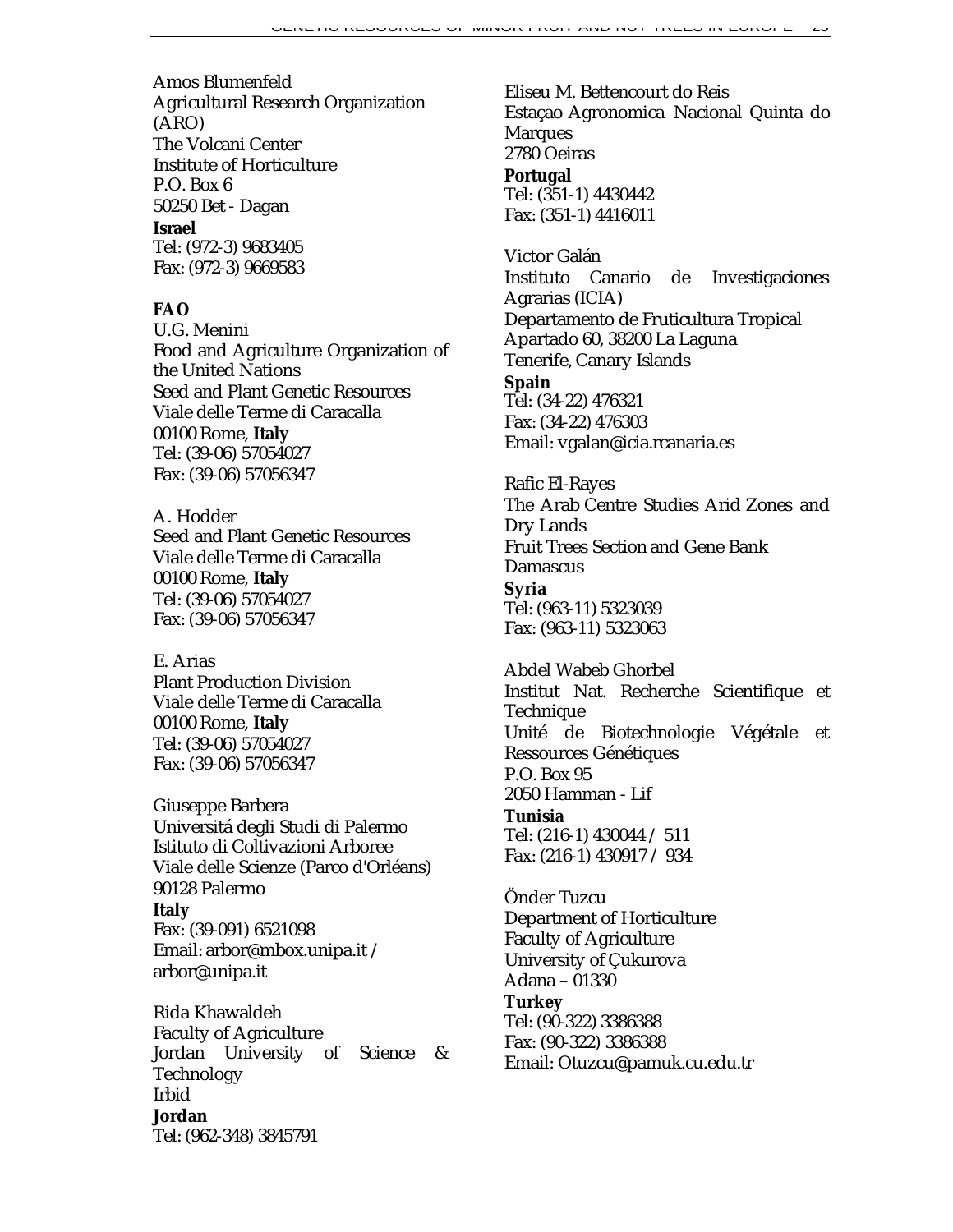Amos Blumenfeld
Agricultural Research Organization (ARO)
The Volcani Center
Institute of Horticulture
P.O. Box 6
50250 Bet - Dagan
**Israel**
Tel: (972-3) 9683405
Fax: (972-3) 9669583

**FAO**
U.G. Menini
Food and Agriculture Organization of the United Nations
Seed and Plant Genetic Resources
Viale delle Terme di Caracalla
00100 Rome, **Italy**
Tel: (39-06) 57054027
Fax: (39-06) 57056347

A. Hodder
Seed and Plant Genetic Resources
Viale delle Terme di Caracalla
00100 Rome, **Italy**
Tel: (39-06) 57054027
Fax: (39-06) 57056347

E. Arias
Plant Production Division
Viale delle Terme di Caracalla
00100 Rome, **Italy**
Tel: (39-06) 57054027
Fax: (39-06) 57056347

Giuseppe Barbera
Universitá degli Studi di Palermo
Istituto di Coltivazioni Arboree
Viale delle Scienze (Parco d'Orléans)
90128 Palermo
**Italy**
Fax: (39-091) 6521098
Email: arbor@mbox.unipa.it / arbor@unipa.it

Rida Khawaldeh
Faculty of Agriculture
Jordan University of Science & Technology
Irbid
**Jordan**
Tel: (962-348) 3845791

Eliseu M. Bettencourt do Reis
Estaçao Agronomica Nacional Quinta do Marques
2780 Oeiras
**Portugal**
Tel: (351-1) 4430442
Fax: (351-1) 4416011

Victor Galán
Instituto Canario de Investigaciones Agrarias (ICIA)
Departamento de Fruticultura Tropical
Apartado 60, 38200 La Laguna
Tenerife, Canary Islands
**Spain**
Tel: (34-22) 476321
Fax: (34-22) 476303
Email: vgalan@icia.rcanaria.es

Rafic El-Rayes
The Arab Centre Studies Arid Zones and Dry Lands
Fruit Trees Section and Gene Bank
Damascus
**Syria**
Tel: (963-11) 5323039
Fax: (963-11) 5323063

Abdel Wabeb Ghorbel
Institut Nat. Recherche Scientifique et Technique
Unité de Biotechnologie Végétale et Ressources Génétiques
P.O. Box 95
2050 Hamman - Lif
**Tunisia**
Tel: (216-1) 430044 / 511
Fax: (216-1) 430917 / 934

Önder Tuzcu
Department of Horticulture
Faculty of Agriculture
University of Çukurova
Adana – 01330
**Turkey**
Tel: (90-322) 3386388
Fax: (90-322) 3386388
Email: Otuzcu@pamuk.cu.edu.tr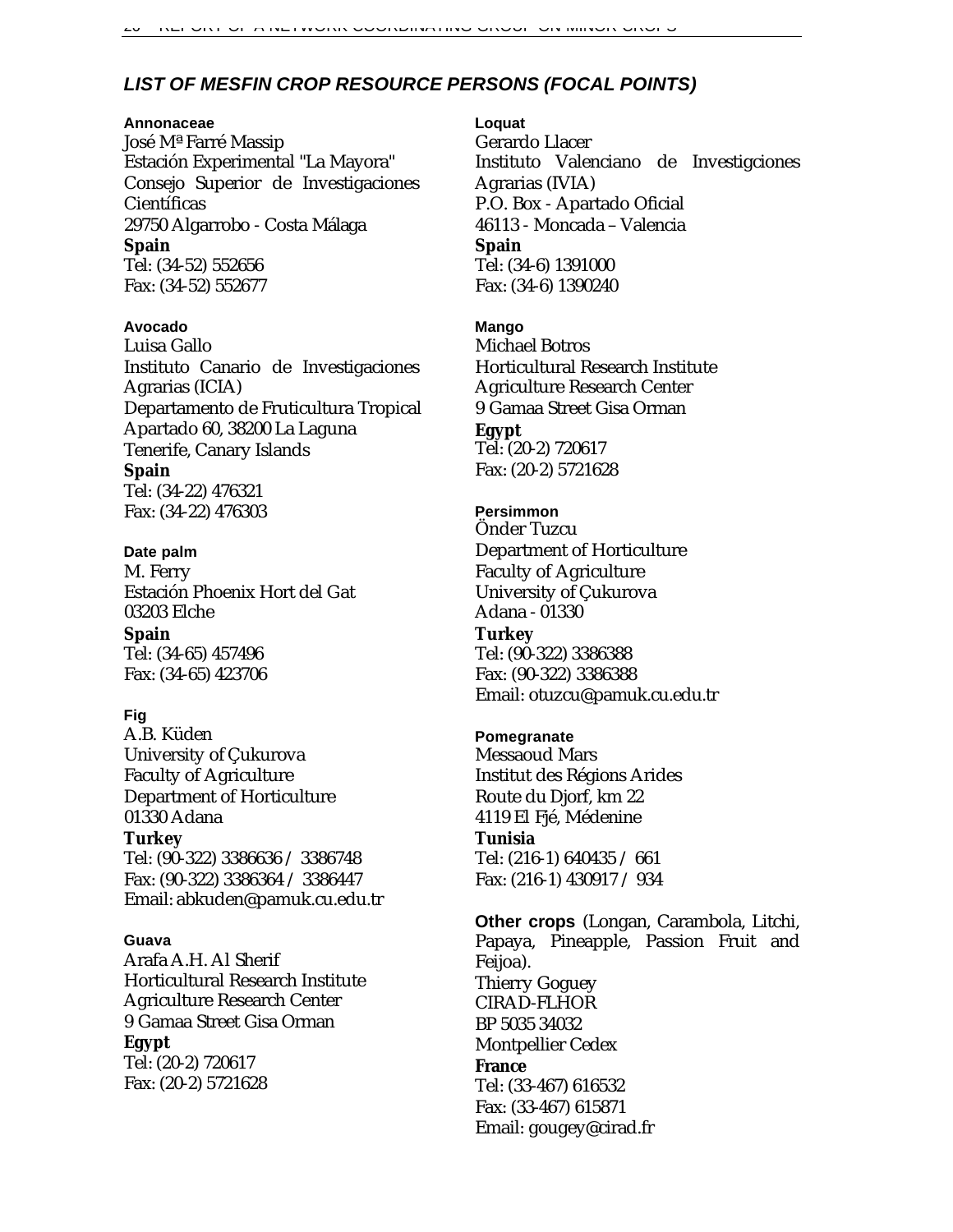## *LIST OF MESFIN CROP RESOURCE PERSONS (FOCAL POINTS)*

**Annonaceae**
José Mª Farré Massip
Estación Experimental "La Mayora"
Consejo Superior de Investigaciones Científicas
29750 Algarrobo - Costa Málaga
**Spain**
Tel: (34-52) 552656
Fax: (34-52) 552677

**Avocado**
Luisa Gallo
Instituto Canario de Investigaciones Agrarias (ICIA)
Departamento de Fruticultura Tropical
Apartado 60, 38200 La Laguna
Tenerife, Canary Islands
**Spain**
Tel: (34-22) 476321
Fax: (34-22) 476303

**Date palm**
M. Ferry
Estación Phoenix Hort del Gat
03203 Elche
**Spain**
Tel: (34-65) 457496
Fax: (34-65) 423706

**Fig**
A.B. Küden
University of Çukurova
Faculty of Agriculture
Department of Horticulture
01330 Adana
**Turkey**
Tel: (90-322) 3386636 / 3386748
Fax: (90-322) 3386364 / 3386447
Email: abkuden@pamuk.cu.edu.tr

**Guava**
Arafa A.H. Al Sherif
Horticultural Research Institute
Agriculture Research Center
9 Gamaa Street Gisa Orman
**Egypt**
Tel: (20-2) 720617
Fax: (20-2) 5721628

**Loquat**
Gerardo Llacer
Instituto Valenciano de Investigciones Agrarias (IVIA)
P.O. Box - Apartado Oficial
46113 - Moncada – Valencia
**Spain**
Tel: (34-6) 1391000
Fax: (34-6) 1390240

**Mango**
Michael Botros
Horticultural Research Institute
Agriculture Research Center
9 Gamaa Street Gisa Orman
**Egypt**
Tel: (20-2) 720617
Fax: (20-2) 5721628

**Persimmon**
Önder Tuzcu
Department of Horticulture
Faculty of Agriculture
University of Çukurova
Adana - 01330
**Turkey**
Tel: (90-322) 3386388
Fax: (90-322) 3386388
Email: otuzcu@pamuk.cu.edu.tr

**Pomegranate**
Messaoud Mars
Institut des Régions Arides
Route du Djorf, km 22
4119 El Fjé, Médenine
**Tunisia**
Tel: (216-1) 640435 / 661
Fax: (216-1) 430917 / 934

**Other crops** (Longan, Carambola, Litchi, Papaya, Pineapple, Passion Fruit and Feijoa).
Thierry Goguey
CIRAD-FLHOR
BP 5035 34032
Montpellier Cedex
**France**
Tel: (33-467) 616532
Fax: (33-467) 615871
Email: gougey@cirad.fr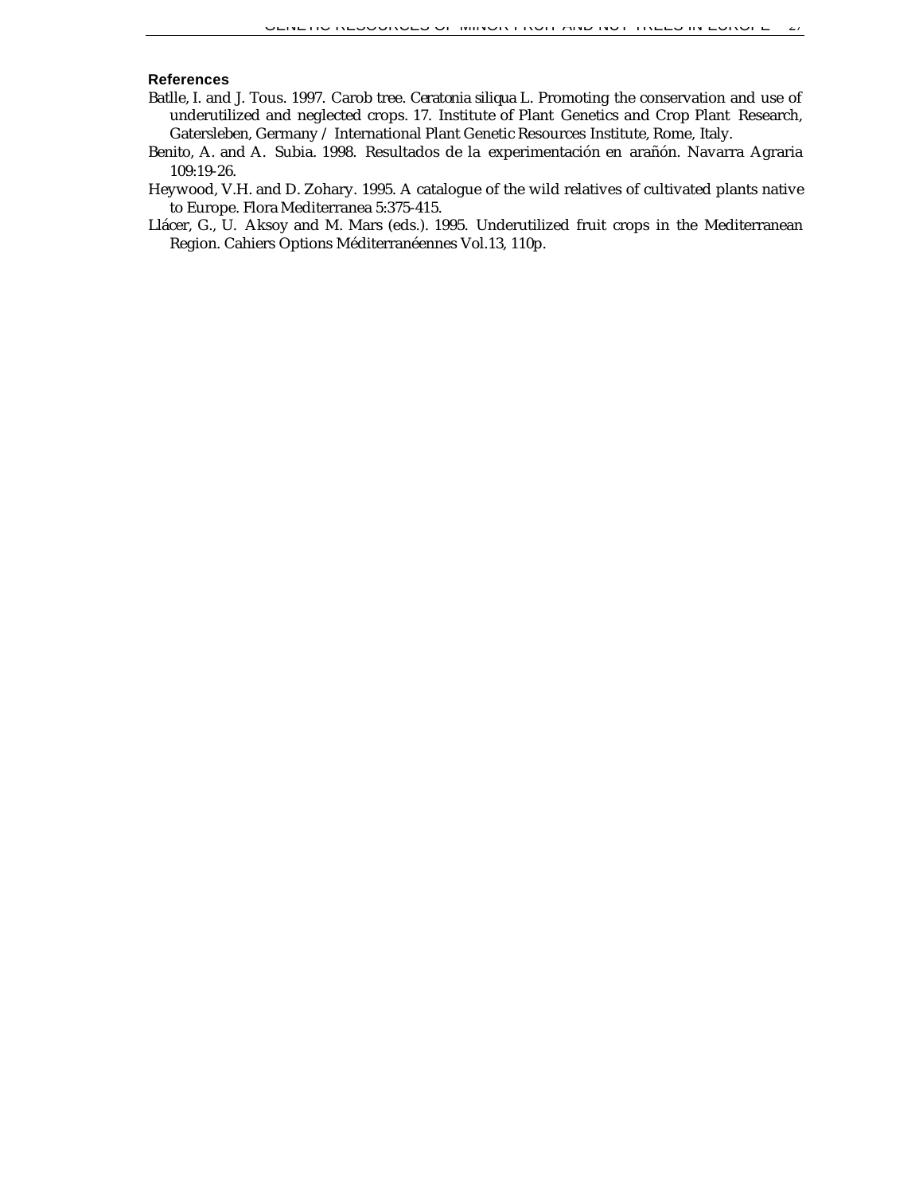### References

Batlle, I. and J. Tous. 1997. Carob tree. *Ceratonia siliqua* L. Promoting the conservation and use of underutilized and neglected crops. 17. Institute of Plant Genetics and Crop Plant Research, Gatersleben, Germany / International Plant Genetic Resources Institute, Rome, Italy.

Benito, A. and A. Subia. 1998. Resultados de la experimentación en arañón. Navarra Agraria 109:19-26.

Heywood, V.H. and D. Zohary. 1995. A catalogue of the wild relatives of cultivated plants native to Europe. Flora Mediterranea 5:375-415.

Llácer, G., U. Aksoy and M. Mars (eds.). 1995. Underutilized fruit crops in the Mediterranean Region. Cahiers Options Méditerranéennes Vol.13, 110p.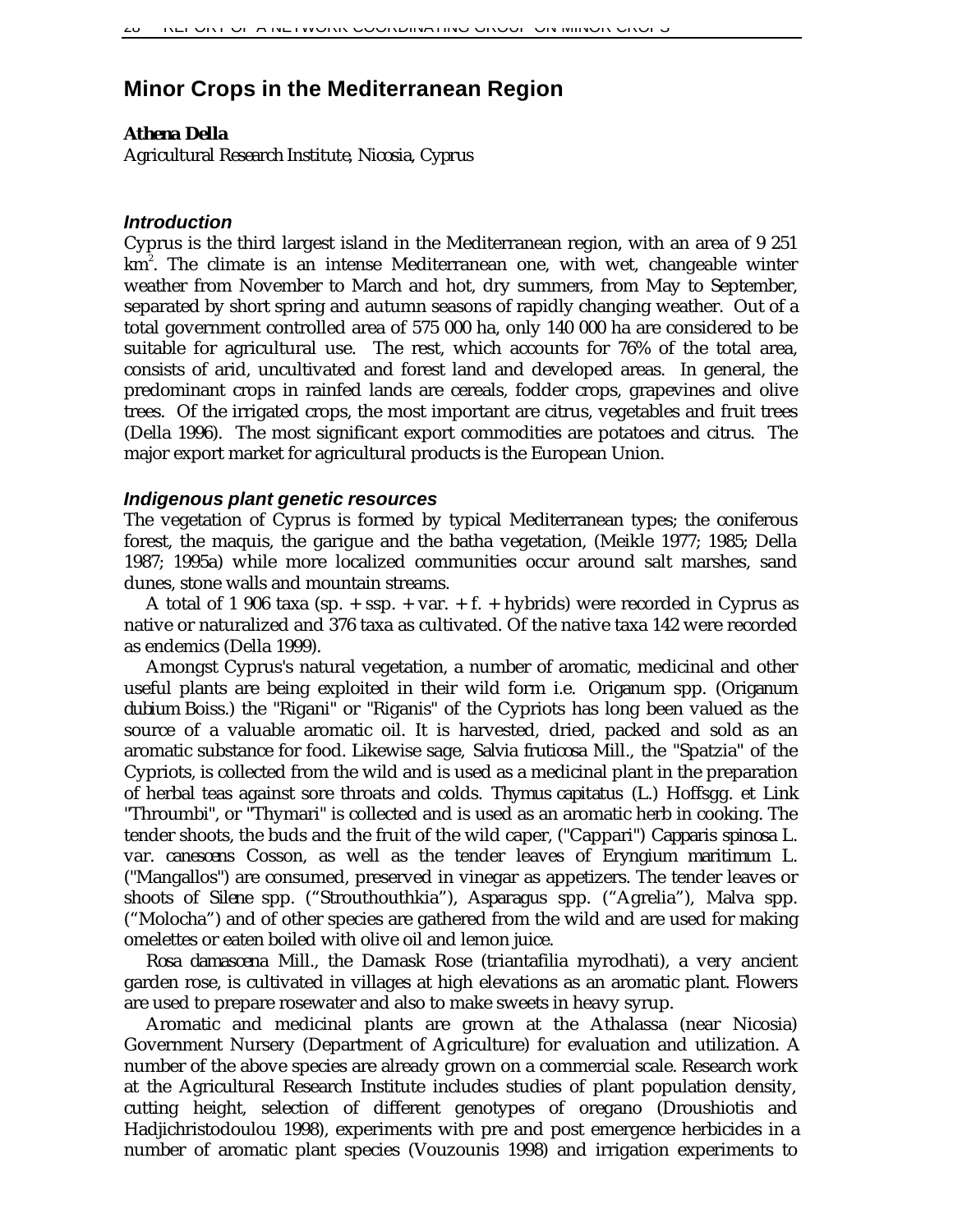# Minor Crops in the Mediterranean Region

***Athena Della***

*Agricultural Research Institute, Nicosia, Cyprus*

### *Introduction*

Cyprus is the third largest island in the Mediterranean region, with an area of 9 251 $km^2$. The climate is an intense Mediterranean one, with wet, changeable winter weather from November to March and hot, dry summers, from May to September, separated by short spring and autumn seasons of rapidly changing weather. Out of a total government controlled area of 575 000 ha, only 140 000 ha are considered to be suitable for agricultural use. The rest, which accounts for 76% of the total area, consists of arid, uncultivated and forest land and developed areas. In general, the predominant crops in rainfed lands are cereals, fodder crops, grapevines and olive trees. Of the irrigated crops, the most important are citrus, vegetables and fruit trees (Della 1996). The most significant export commodities are potatoes and citrus. The major export market for agricultural products is the European Union.

### *Indigenous plant genetic resources*

The vegetation of Cyprus is formed by typical Mediterranean types; the coniferous forest, the maquis, the garigue and the batha vegetation, (Meikle 1977; 1985; Della 1987; 1995a) while more localized communities occur around salt marshes, sand dunes, stone walls and mountain streams.

A total of 1 906 taxa (sp. + ssp. + var. + f. + hybrids) were recorded in Cyprus as native or naturalized and 376 taxa as cultivated. Of the native taxa 142 were recorded as endemics (Della 1999).

Amongst Cyprus's natural vegetation, a number of aromatic, medicinal and other useful plants are being exploited in their wild form i.e. *Origanum* spp. (*Origanum dubium* Boiss.) the "Rigani" or "Riganis" of the Cypriots has long been valued as the source of a valuable aromatic oil. It is harvested, dried, packed and sold as an aromatic substance for food. Likewise sage, *Salvia fruticosa* Mill., the "Spatzia" of the Cypriots, is collected from the wild and is used as a medicinal plant in the preparation of herbal teas against sore throats and colds. *Thymus capitatus* (L.) Hoffsgg. et Link "Throumbi", or "Thymari" is collected and is used as an aromatic herb in cooking. The tender shoots, the buds and the fruit of the wild caper, ("Cappari") *Capparis spinosa* L. var. *canescens* Cosson, as well as the tender leaves of *Eryngium maritimum* L. ("Mangallos") are consumed, preserved in vinegar as appetizers. The tender leaves or shoots of *Silene* spp. ("Strouthouthkia"), *Asparagus* spp. ("Agrelia"), *Malva* spp. ("Molocha") and of other species are gathered from the wild and are used for making omelettes or eaten boiled with olive oil and lemon juice.

*Rosa damascena* Mill., the Damask Rose (triantafilia myrodhati), a very ancient garden rose, is cultivated in villages at high elevations as an aromatic plant. Flowers are used to prepare rosewater and also to make sweets in heavy syrup.

Aromatic and medicinal plants are grown at the Athalassa (near Nicosia) Government Nursery (Department of Agriculture) for evaluation and utilization. A number of the above species are already grown on a commercial scale. Research work at the Agricultural Research Institute includes studies of plant population density, cutting height, selection of different genotypes of oregano (Droushiotis and Hadjichristodoulou 1998), experiments with pre and post emergence herbicides in a number of aromatic plant species (Vouzounis 1998) and irrigation experiments to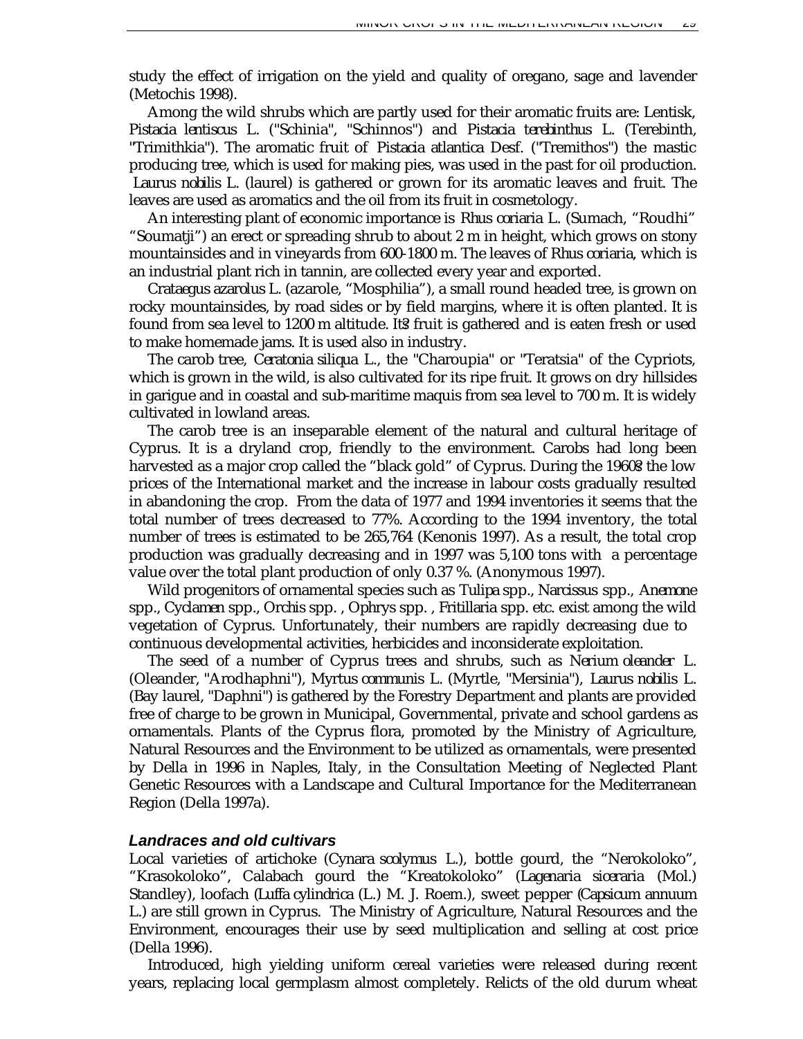study the effect of irrigation on the yield and quality of oregano, sage and lavender (Metochis 1998).

Among the wild shrubs which are partly used for their aromatic fruits are: Lentisk, *Pistacia lentiscus* L. ("Schinia", "Schinnos") and *Pistacia terebinthus* L. (Terebinth, "Trimithkia"). The aromatic fruit of *Pistacia atlantica* Desf. ("Tremithos") the mastic producing tree, which is used for making pies, was used in the past for oil production. *Laurus nobilis* L. (laurel) is gathered or grown for its aromatic leaves and fruit. The leaves are used as aromatics and the oil from its fruit in cosmetology.

An interesting plant of economic importance is *Rhus coriaria* L. (Sumach, "Roudhi" "Soumatji") an erect or spreading shrub to about 2 m in height, which grows on stony mountainsides and in vineyards from 600-1800 m. The leaves of *Rhus coriaria*, which is an industrial plant rich in tannin, are collected every year and exported.

*Crataegus azarolus* L. (azarole, "Mosphilia"), a small round headed tree, is grown on rocky mountainsides, by road sides or by field margins, where it is often planted. It is found from sea level to 1200 m altitude. It's fruit is gathered and is eaten fresh or used to make homemade jams. It is used also in industry.

The carob tree, *Ceratonia siliqua* L., the "Charoupia" or "Teratsia" of the Cypriots, which is grown in the wild, is also cultivated for its ripe fruit. It grows on dry hillsides in garigue and in coastal and sub-maritime maquis from sea level to 700 m. It is widely cultivated in lowland areas.

The carob tree is an inseparable element of the natural and cultural heritage of Cyprus. It is a dryland crop, friendly to the environment. Carobs had long been harvested as a major crop called the "black gold" of Cyprus. During the 1960's the low prices of the International market and the increase in labour costs gradually resulted in abandoning the crop. From the data of 1977 and 1994 inventories it seems that the total number of trees decreased to 77%. According to the 1994 inventory, the total number of trees is estimated to be 265,764 (Kenonis 1997). As a result, the total crop production was gradually decreasing and in 1997 was 5,100 tons with a percentage value over the total plant production of only 0.37 %. (Anonymous 1997).

Wild progenitors of ornamental species such as *Tulipa* spp., *Narcissus* spp., *Anemone* spp., *Cyclamen* spp., *Orchis* spp. , *Ophrys* spp. , *Fritillaria* spp. etc. exist among the wild vegetation of Cyprus. Unfortunately, their numbers are rapidly decreasing due to continuous developmental activities, herbicides and inconsiderate exploitation.

The seed of a number of Cyprus trees and shrubs, such as *Nerium oleander* L. (Oleander, "Arodhaphni"), *Myrtus communis* L. (Myrtle, "Mersinia"), *Laurus nobilis* L. (Bay laurel, "Daphni") is gathered by the Forestry Department and plants are provided free of charge to be grown in Municipal, Governmental, private and school gardens as ornamentals. Plants of the Cyprus flora, promoted by the Ministry of Agriculture, Natural Resources and the Environment to be utilized as ornamentals, were presented by Della in 1996 in Naples, Italy, in the Consultation Meeting of Neglected Plant Genetic Resources with a Landscape and Cultural Importance for the Mediterranean Region (Della 1997a).

### Landraces and old cultivars

Local varieties of artichoke (*Cynara scolymus* L.), bottle gourd, the "Nerokoloko", "Krasokoloko", Calabach gourd the "Kreatokoloko" (*Lagenaria siceraria* (Mol.) Standley), loofach (*Luffa cylindrica* (L.) M. J. Roem.), sweet pepper (*Capsicum annuum* L.) are still grown in Cyprus. The Ministry of Agriculture, Natural Resources and the Environment, encourages their use by seed multiplication and selling at cost price (Della 1996).

Introduced, high yielding uniform cereal varieties were released during recent years, replacing local germplasm almost completely. Relicts of the old durum wheat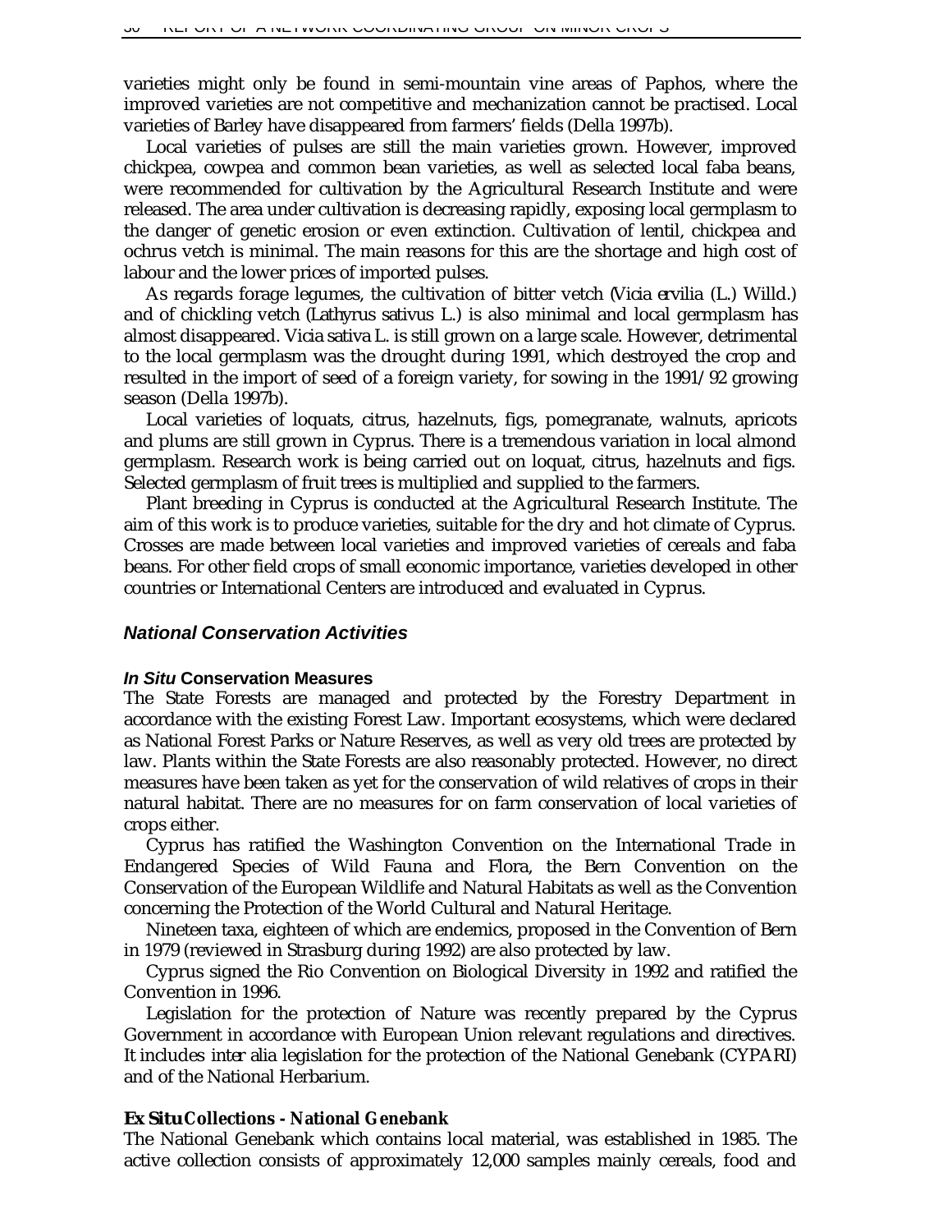varieties might only be found in semi-mountain vine areas of Paphos, where the improved varieties are not competitive and mechanization cannot be practised. Local varieties of Barley have disappeared from farmers' fields (Della 1997b).

Local varieties of pulses are still the main varieties grown. However, improved chickpea, cowpea and common bean varieties, as well as selected local faba beans, were recommended for cultivation by the Agricultural Research Institute and were released. The area under cultivation is decreasing rapidly, exposing local germplasm to the danger of genetic erosion or even extinction. Cultivation of lentil, chickpea and ochrus vetch is minimal. The main reasons for this are the shortage and high cost of labour and the lower prices of imported pulses.

As regards forage legumes, the cultivation of bitter vetch (*Vicia ervilia* (L.) Willd.) and of chickling vetch (*Lathyrus sativus* L.) is also minimal and local germplasm has almost disappeared. *Vicia sativa* L. is still grown on a large scale. However, detrimental to the local germplasm was the drought during 1991, which destroyed the crop and resulted in the import of seed of a foreign variety, for sowing in the 1991/92 growing season (Della 1997b).

Local varieties of loquats, citrus, hazelnuts, figs, pomegranate, walnuts, apricots and plums are still grown in Cyprus. There is a tremendous variation in local almond germplasm. Research work is being carried out on loquat, citrus, hazelnuts and figs. Selected germplasm of fruit trees is multiplied and supplied to the farmers.

Plant breeding in Cyprus is conducted at the Agricultural Research Institute. The aim of this work is to produce varieties, suitable for the dry and hot climate of Cyprus. Crosses are made between local varieties and improved varieties of cereals and faba beans. For other field crops of small economic importance, varieties developed in other countries or International Centers are introduced and evaluated in Cyprus.

## National Conservation Activities

### *In Situ* Conservation Measures

The State Forests are managed and protected by the Forestry Department in accordance with the existing Forest Law. Important ecosystems, which were declared as National Forest Parks or Nature Reserves, as well as very old trees are protected by law. Plants within the State Forests are also reasonably protected. However, no direct measures have been taken as yet for the conservation of wild relatives of crops in their natural habitat. There are no measures for on farm conservation of local varieties of crops either.

Cyprus has ratified the Washington Convention on the International Trade in Endangered Species of Wild Fauna and Flora, the Bern Convention on the Conservation of the European Wildlife and Natural Habitats as well as the Convention concerning the Protection of the World Cultural and Natural Heritage.

Nineteen taxa, eighteen of which are endemics, proposed in the Convention of Bern in 1979 (reviewed in Strasburg during 1992) are also protected by law.

Cyprus signed the Rio Convention on Biological Diversity in 1992 and ratified the Convention in 1996.

Legislation for the protection of Nature was recently prepared by the Cyprus Government in accordance with European Union relevant regulations and directives. It includes *inter alia* legislation for the protection of the National Genebank (CYPARI) and of the National Herbarium.

### *Ex Situ* Collections - National Genebank

The National Genebank which contains local material, was established in 1985. The active collection consists of approximately 12,000 samples mainly cereals, food and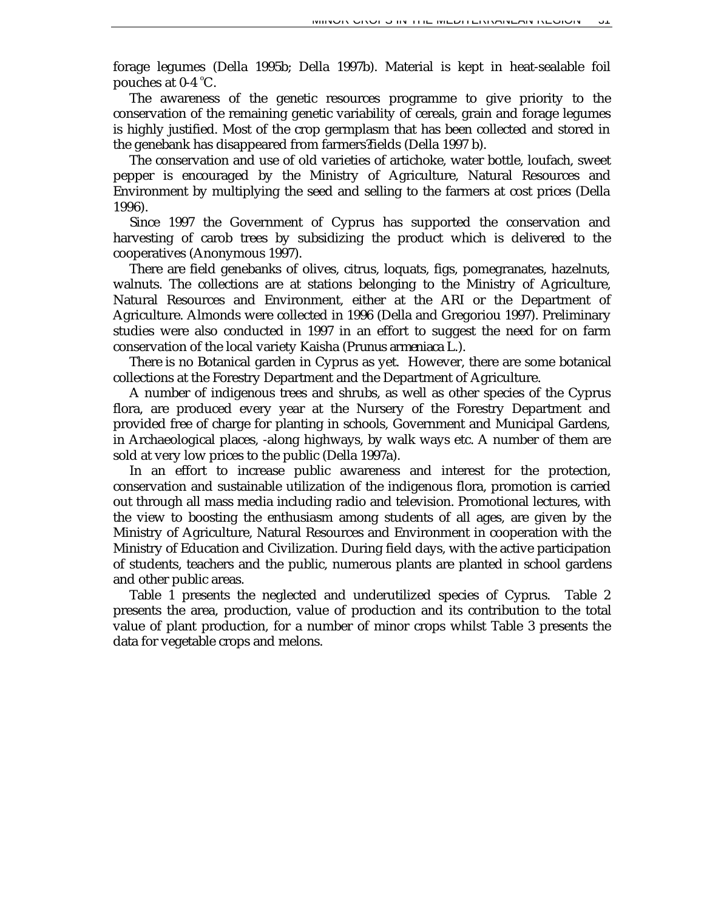forage legumes (Della 1995b; Della 1997b). Material is kept in heat-sealable foil pouches at 0-4 °C.

The awareness of the genetic resources programme to give priority to the conservation of the remaining genetic variability of cereals, grain and forage legumes is highly justified. Most of the crop germplasm that has been collected and stored in the genebank has disappeared from farmers?fields (Della 1997 b).

The conservation and use of old varieties of artichoke, water bottle, loufach, sweet pepper is encouraged by the Ministry of Agriculture, Natural Resources and Environment by multiplying the seed and selling to the farmers at cost prices (Della 1996).

Since 1997 the Government of Cyprus has supported the conservation and harvesting of carob trees by subsidizing the product which is delivered to the cooperatives (Anonymous 1997).

There are field genebanks of olives, citrus, loquats, figs, pomegranates, hazelnuts, walnuts. The collections are at stations belonging to the Ministry of Agriculture, Natural Resources and Environment, either at the ARI or the Department of Agriculture. Almonds were collected in 1996 (Della and Gregoriou 1997). Preliminary studies were also conducted in 1997 in an effort to suggest the need for on farm conservation of the local variety Kaisha (*Prunus armeniaca* L.).

There is no Botanical garden in Cyprus as yet. However, there are some botanical collections at the Forestry Department and the Department of Agriculture.

A number of indigenous trees and shrubs, as well as other species of the Cyprus flora, are produced every year at the Nursery of the Forestry Department and provided free of charge for planting in schools, Government and Municipal Gardens, in Archaeological places, -along highways, by walk ways etc. A number of them are sold at very low prices to the public (Della 1997a).

In an effort to increase public awareness and interest for the protection, conservation and sustainable utilization of the indigenous flora, promotion is carried out through all mass media including radio and television. Promotional lectures, with the view to boosting the enthusiasm among students of all ages, are given by the Ministry of Agriculture, Natural Resources and Environment in cooperation with the Ministry of Education and Civilization. During field days, with the active participation of students, teachers and the public, numerous plants are planted in school gardens and other public areas.

Table 1 presents the neglected and underutilized species of Cyprus. Table 2 presents the area, production, value of production and its contribution to the total value of plant production, for a number of minor crops whilst Table 3 presents the data for vegetable crops and melons.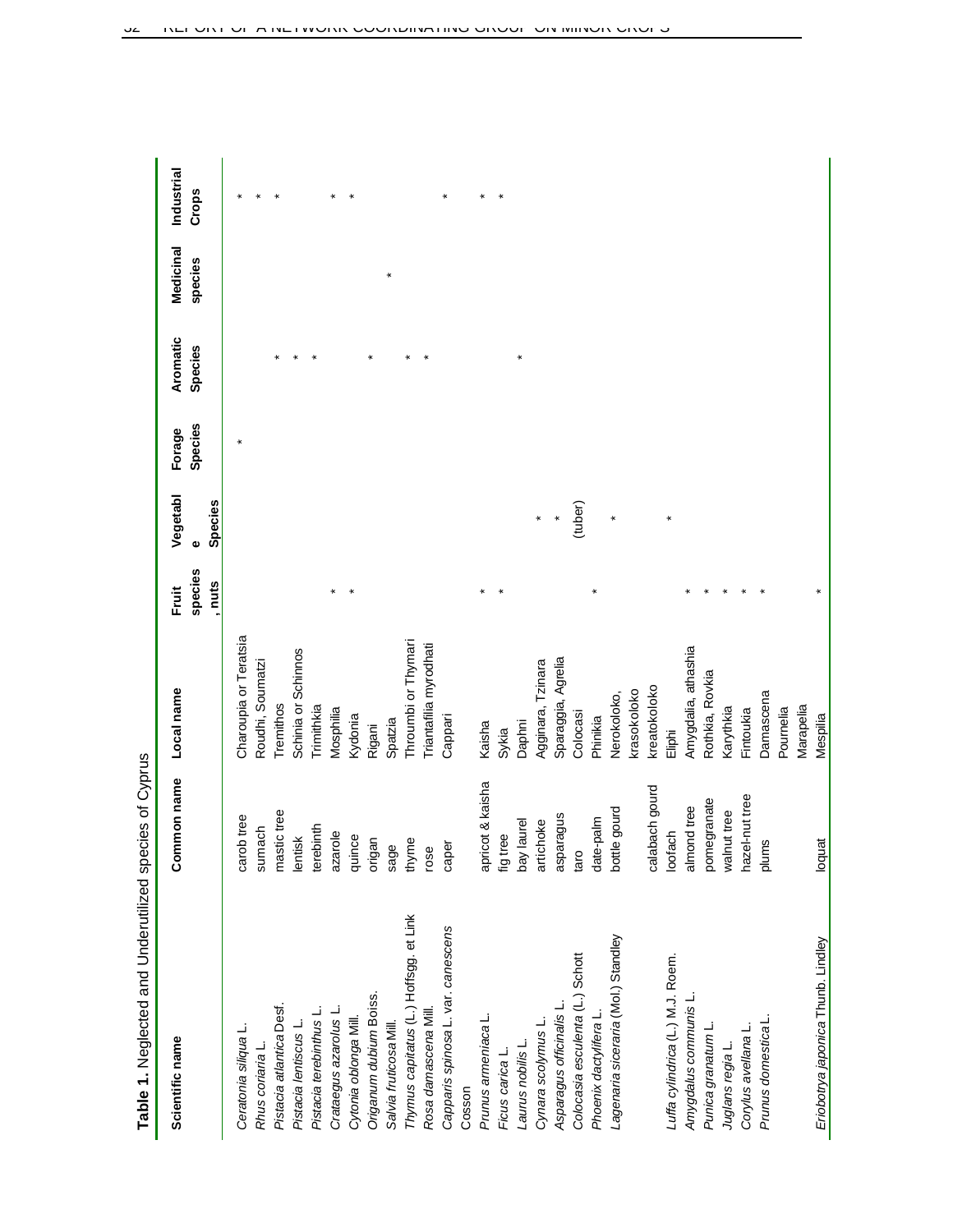**Table 1.** Neglected and Underutilized species of Cyprus

| Scientific name | Common name | Local name | Fruit species, nuts | Vegetable Species | Forage Species | Aromatic Species | Medicinal species | Industrial Crops |
|---|---|---|---|---|---|---|---|---|
| *Ceratonia siliqua* L. | carob tree | Charoupia or Teratsia | | | * | | | * |
| *Rhus coriaria* L. | sumach | Roudhi, Soumatzi | | | | | | * |
| *Pistacia atlantica* Desf. | mastic tree | Tremithos | | | | * | | * |
| *Pistacia lentiscus* L. | lentisk | Schinia or Schinnos | | | | * | | |
| *Pistacia terebinthus* L. | terebinth | Trimithkia | | | | * | | |
| *Crataegus azarolus* L. | azarole | Mosphilia | * | | | | | * |
| *Cytonia oblonga* Mill. | quince | Kydonia | * | | | | | * |
| *Origanum dubium* Boiss. | origan | Rigani | | | | * | | |
| *Salvia fruticosa* Mill. | sage | Spatzia | | | | | * | |
| *Thymus capitatus* (L.) Hoffsgg. et Link | thyme | Throumbi or Thymari | | | | * | | |
| *Rosa damascena* Mill. | rose | Triantafilia myrodhati | | | | * | | |
| *Capparis spinosa* L. var. *canescens* Cosson | caper | Cappari | | | | | | * |
| *Prunus armeniaca* L. | apricot & kaisha | Kaisha | * | | | | | * |
| *Ficus carica* L. | fig tree | Sykia | * | | | | | * |
| *Laurus nobilis* L. | bay laurel | Daphni | | | | * | | |
| *Cynara scolymus* L. | artichoke | Agginara, Tzinara | | * | | | | |
| *Asparagus officinalis* L. | asparagus | Sparaggia, Agrelia | | * | | | | |
| *Colocasia esculenta* (L.) Schott | taro | Colocasi | | (tuber) | | | | |
| *Phoenix dactylifera* L. | date-palm | Phinikia | * | | | | | |
| *Lagenaria siceraria* (Mol.) Standley | bottle gourd calabash gourd | Nerokoloko, krasokoloko kreatokoloko | | * | | | | |
| *Luffa cylindrica* (L.) M.J. Roem. | loofach | Eliphi | | * | | | | |
| *Amygdalus communis* L. | almond tree | Amygdalia, athashia | * | | | | | |
| *Punica granatum* L. | pomegranate | Rothkia, Rovkia | * | | | | | |
| *Juglans regia* L. | walnut tree | Karythkia | * | | | | | |
| *Corylus avellana* L. | hazel-nut tree | Fintoukia | * | | | | | |
| *Prunus domestica* L. | plums | Damascena Pournelia Marapelia | * | | | | | |
| *Eriobotrya japonica* Thunb. Lindley | loquat | Mespilia | * | | | | | |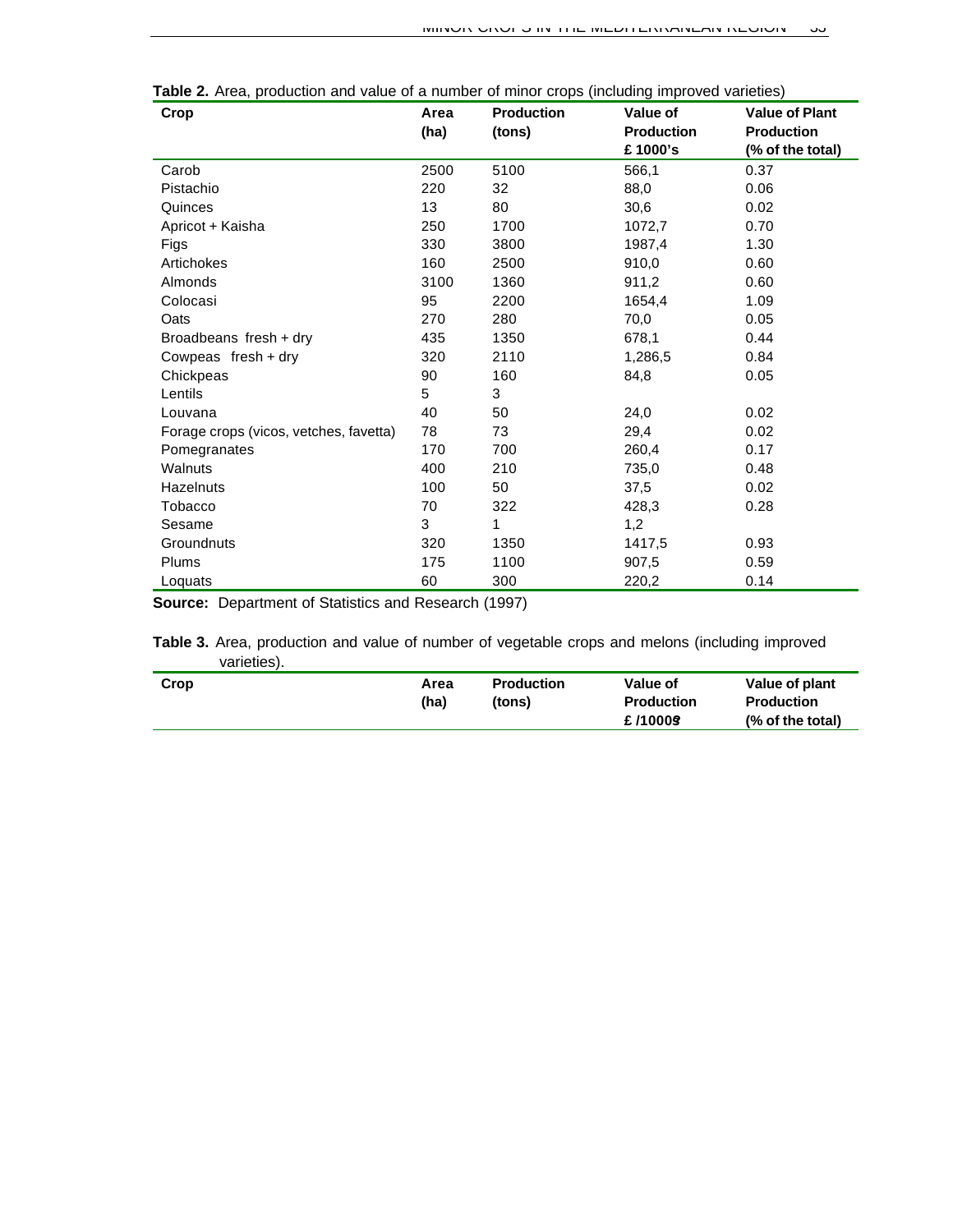**Table 2.** Area, production and value of a number of minor crops (including improved varieties)

| Crop | Area (ha) | Production (tons) | Value of Production £ 1000's | Value of Plant Production (% of the total) |
|---|---|---|---|---|
| Carob | 2500 | 5100 | 566,1 | 0.37 |
| Pistachio | 220 | 32 | 88,0 | 0.06 |
| Quinces | 13 | 80 | 30,6 | 0.02 |
| Apricot + Kaisha | 250 | 1700 | 1072,7 | 0.70 |
| Figs | 330 | 3800 | 1987,4 | 1.30 |
| Artichokes | 160 | 2500 | 910,0 | 0.60 |
| Almonds | 3100 | 1360 | 911,2 | 0.60 |
| Colocasi | 95 | 2200 | 1654,4 | 1.09 |
| Oats | 270 | 280 | 70,0 | 0.05 |
| Broadbeans fresh + dry | 435 | 1350 | 678,1 | 0.44 |
| Cowpeas fresh + dry | 320 | 2110 | 1,286,5 | 0.84 |
| Chickpeas | 90 | 160 | 84,8 | 0.05 |
| Lentils | 5 | 3 | | |
| Louvana | 40 | 50 | 24,0 | 0.02 |
| Forage crops (vicos, vetches, favetta) | 78 | 73 | 29,4 | 0.02 |
| Pomegranates | 170 | 700 | 260,4 | 0.17 |
| Walnuts | 400 | 210 | 735,0 | 0.48 |
| Hazelnuts | 100 | 50 | 37,5 | 0.02 |
| Tobacco | 70 | 322 | 428,3 | 0.28 |
| Sesame | 3 | 1 | 1,2 | |
| Groundnuts | 320 | 1350 | 1417,5 | 0.93 |
| Plums | 175 | 1100 | 907,5 | 0.59 |
| Loquats | 60 | 300 | 220,2 | 0.14 |

**Source:** Department of Statistics and Research (1997)

**Table 3.** Area, production and value of number of vegetable crops and melons (including improved varieties).

| Crop | Area (ha) | Production (tons) | Value of Production £ /1000's | Value of plant Production (% of the total) |
|---|---|---|---|---|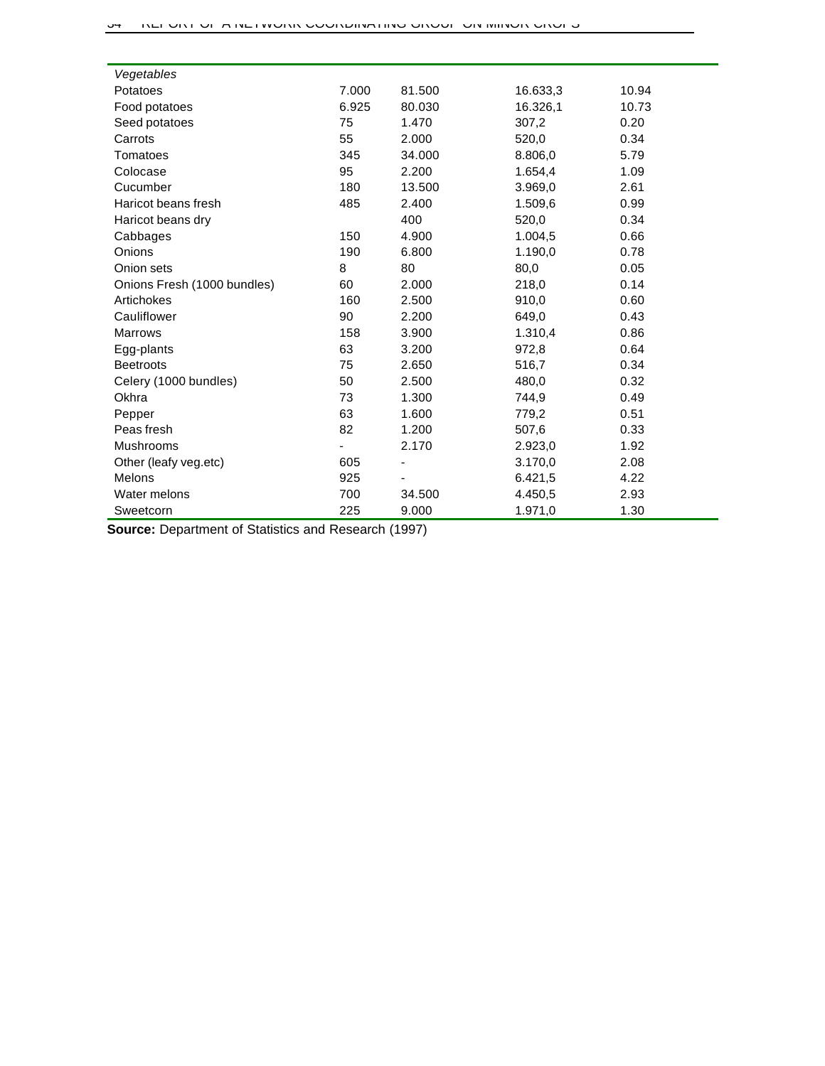| *Vegetables* | | | | |
|---|---|---|---|---|
| Potatoes | 7.000 | 81.500 | 16.633,3 | 10.94 |
| Food potatoes | 6.925 | 80.030 | 16.326,1 | 10.73 |
| Seed potatoes | 75 | 1.470 | 307,2 | 0.20 |
| Carrots | 55 | 2.000 | 520,0 | 0.34 |
| Tomatoes | 345 | 34.000 | 8.806,0 | 5.79 |
| Colocase | 95 | 2.200 | 1.654,4 | 1.09 |
| Cucumber | 180 | 13.500 | 3.969,0 | 2.61 |
| Haricot beans fresh | 485 | 2.400 | 1.509,6 | 0.99 |
| Haricot beans dry | | 400 | 520,0 | 0.34 |
| Cabbages | 150 | 4.900 | 1.004,5 | 0.66 |
| Onions | 190 | 6.800 | 1.190,0 | 0.78 |
| Onion sets | 8 | 80 | 80,0 | 0.05 |
| Onions Fresh (1000 bundles) | 60 | 2.000 | 218,0 | 0.14 |
| Artichokes | 160 | 2.500 | 910,0 | 0.60 |
| Cauliflower | 90 | 2.200 | 649,0 | 0.43 |
| Marrows | 158 | 3.900 | 1.310,4 | 0.86 |
| Egg-plants | 63 | 3.200 | 972,8 | 0.64 |
| Beetroots | 75 | 2.650 | 516,7 | 0.34 |
| Celery (1000 bundles) | 50 | 2.500 | 480,0 | 0.32 |
| Okhra | 73 | 1.300 | 744,9 | 0.49 |
| Pepper | 63 | 1.600 | 779,2 | 0.51 |
| Peas fresh | 82 | 1.200 | 507,6 | 0.33 |
| Mushrooms | - | 2.170 | 2.923,0 | 1.92 |
| Other (leafy veg.etc) | 605 | - | 3.170,0 | 2.08 |
| Melons | 925 | - | 6.421,5 | 4.22 |
| Water melons | 700 | 34.500 | 4.450,5 | 2.93 |
| Sweetcorn | 225 | 9.000 | 1.971,0 | 1.30 |

**Source:** Department of Statistics and Research (1997)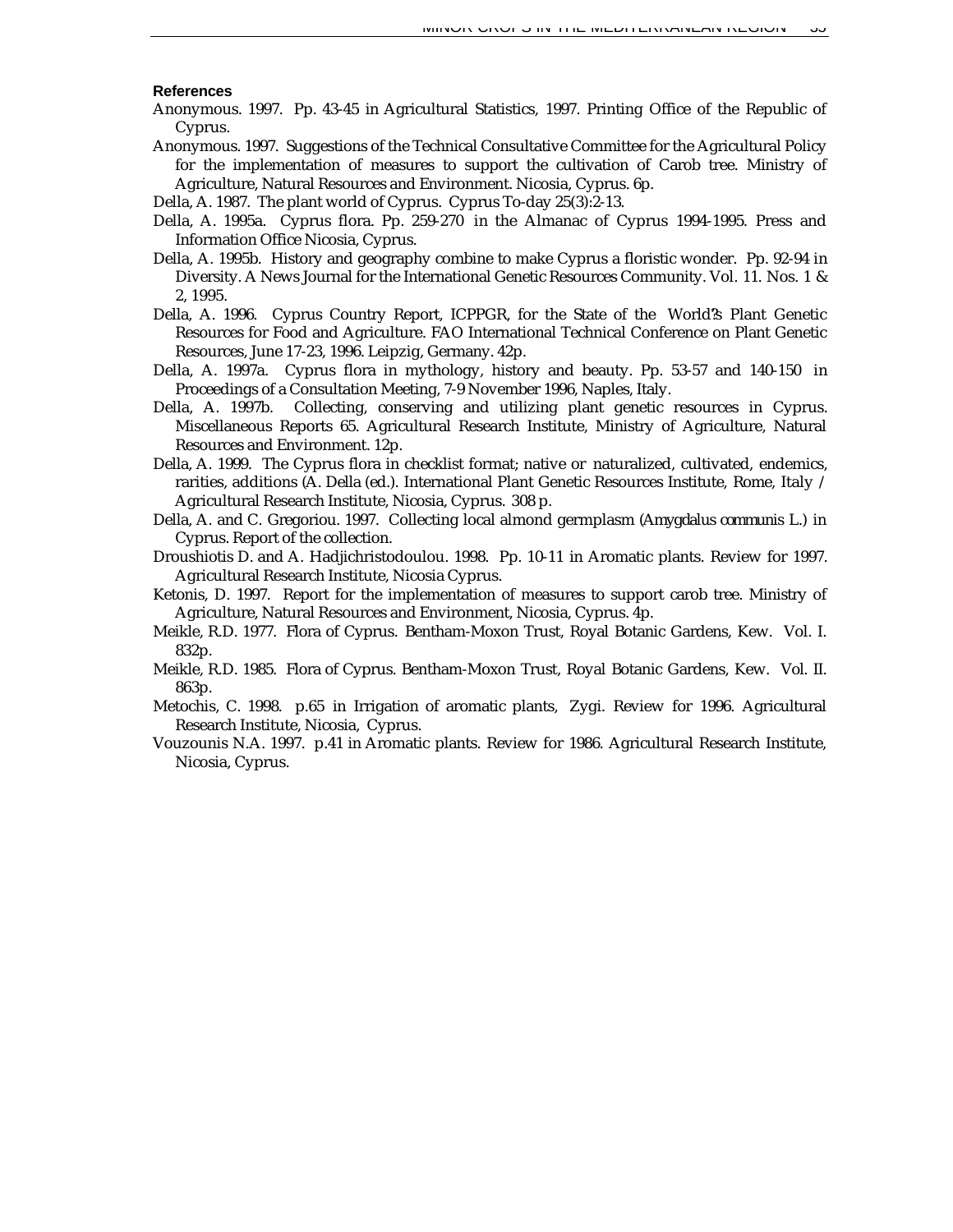#### References

Anonymous. 1997. Pp. 43-45 in Agricultural Statistics, 1997. Printing Office of the Republic of Cyprus.

Anonymous. 1997. Suggestions of the Technical Consultative Committee for the Agricultural Policy for the implementation of measures to support the cultivation of Carob tree. Ministry of Agriculture, Natural Resources and Environment. Nicosia, Cyprus. 6p.

Della, A. 1987. The plant world of Cyprus. Cyprus To-day 25(3):2-13.

Della, A. 1995a. Cyprus flora. Pp. 259-270 in the Almanac of Cyprus 1994-1995. Press and Information Office Nicosia, Cyprus.

Della, A. 1995b. History and geography combine to make Cyprus a floristic wonder. Pp. 92-94 in Diversity. A News Journal for the International Genetic Resources Community. Vol. 11. Nos. 1 & 2, 1995.

Della, A. 1996. Cyprus Country Report, ICPPGR, for the State of the World's Plant Genetic Resources for Food and Agriculture. FAO International Technical Conference on Plant Genetic Resources, June 17-23, 1996. Leipzig, Germany. 42p.

Della, A. 1997a. Cyprus flora in mythology, history and beauty. Pp. 53-57 and 140-150 in Proceedings of a Consultation Meeting, 7-9 November 1996, Naples, Italy.

Della, A. 1997b. Collecting, conserving and utilizing plant genetic resources in Cyprus. Miscellaneous Reports 65. Agricultural Research Institute, Ministry of Agriculture, Natural Resources and Environment. 12p.

Della, A. 1999. The Cyprus flora in checklist format; native or naturalized, cultivated, endemics, rarities, additions (A. Della (ed.). International Plant Genetic Resources Institute, Rome, Italy / Agricultural Research Institute, Nicosia, Cyprus. 308 p.

Della, A. and C. Gregoriou. 1997. Collecting local almond germplasm (*Amygdalus communis* L.) in Cyprus. Report of the collection.

Droushiotis D. and A. Hadjichristodoulou. 1998. Pp. 10-11 in Aromatic plants. Review for 1997. Agricultural Research Institute, Nicosia Cyprus.

Ketonis, D. 1997. Report for the implementation of measures to support carob tree. Ministry of Agriculture, Natural Resources and Environment, Nicosia, Cyprus. 4p.

Meikle, R.D. 1977. Flora of Cyprus. Bentham-Moxon Trust, Royal Botanic Gardens, Kew. Vol. I. 832p.

Meikle, R.D. 1985. Flora of Cyprus. Bentham-Moxon Trust, Royal Botanic Gardens, Kew. Vol. II. 863p.

Metochis, C. 1998. p.65 in Irrigation of aromatic plants, Zygi. Review for 1996. Agricultural Research Institute, Nicosia, Cyprus.

Vouzounis N.A. 1997. p.41 in Aromatic plants. Review for 1986. Agricultural Research Institute, Nicosia, Cyprus.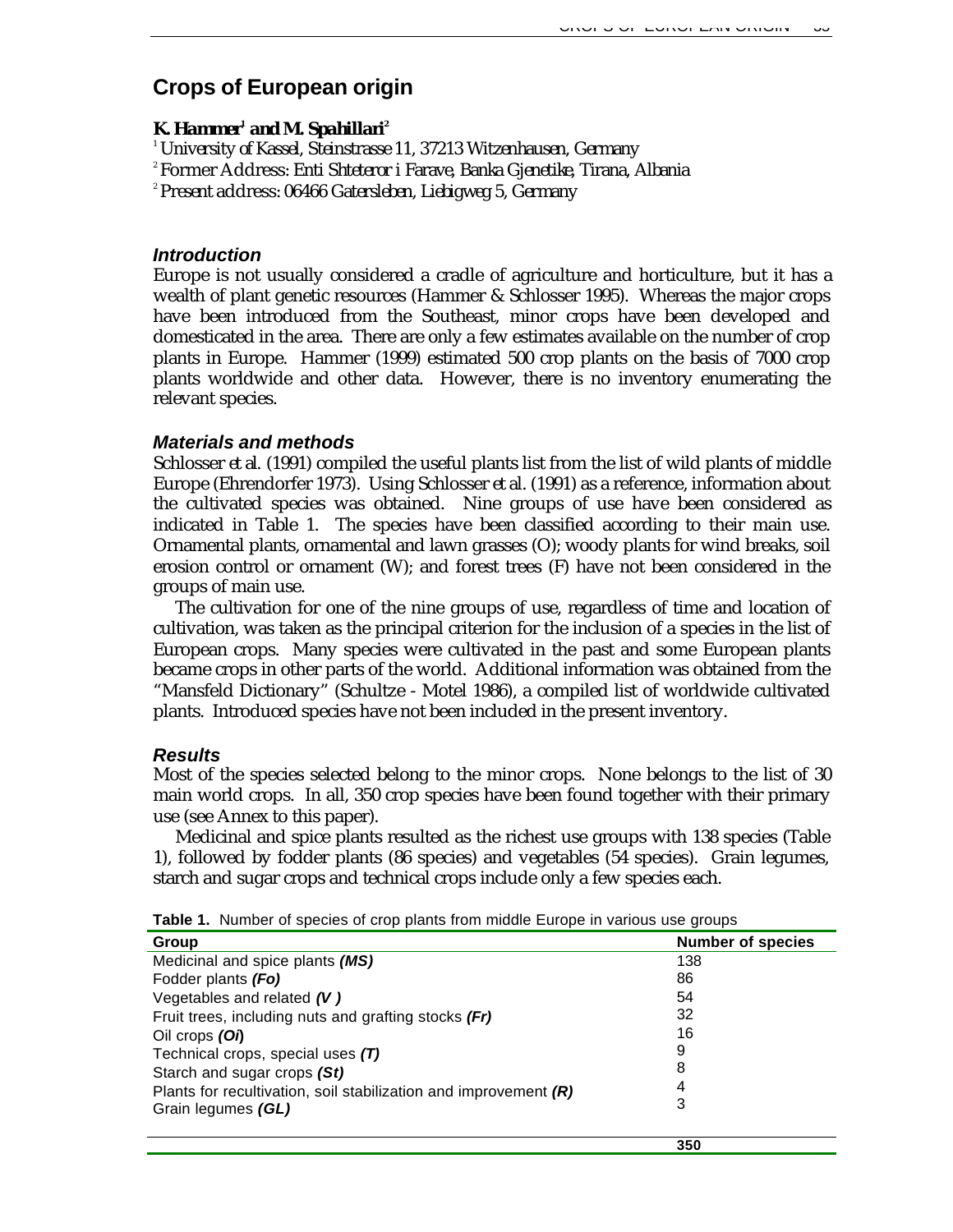# Crops of European origin

**K. Hammer[1] and M. Spahillari[2]**

[1] *University of Kassel, Steinstrasse 11, 37213 Witzenhausen, Germany*

[2] *Former Address: Enti Shteteror i Farave, Banka Gjenetike, Tirana, Albania*

[2] *Present address: 06466 Gatersleben, Liebigweg 5, Germany*

### *Introduction*

Europe is not usually considered a cradle of agriculture and horticulture, but it has a wealth of plant genetic resources (Hammer & Schlosser 1995). Whereas the major crops have been introduced from the Southeast, minor crops have been developed and domesticated in the area. There are only a few estimates available on the number of crop plants in Europe. Hammer (1999) estimated 500 crop plants on the basis of 7000 crop plants worldwide and other data. However, there is no inventory enumerating the relevant species.

### *Materials and methods*

Schlosser et al. (1991) compiled the useful plants list from the list of wild plants of middle Europe (Ehrendorfer 1973). Using Schlosser *et al.* (1991) as a reference, information about the cultivated species was obtained. Nine groups of use have been considered as indicated in Table 1. The species have been classified according to their main use. Ornamental plants, ornamental and lawn grasses (O); woody plants for wind breaks, soil erosion control or ornament (W); and forest trees (F) have not been considered in the groups of main use.

The cultivation for one of the nine groups of use, regardless of time and location of cultivation, was taken as the principal criterion for the inclusion of a species in the list of European crops. Many species were cultivated in the past and some European plants became crops in other parts of the world. Additional information was obtained from the "Mansfeld Dictionary" (Schultze - Motel 1986), a compiled list of worldwide cultivated plants. Introduced species have not been included in the present inventory.

### *Results*

Most of the species selected belong to the minor crops. None belongs to the list of 30 main world crops. In all, 350 crop species have been found together with their primary use (see Annex to this paper).

Medicinal and spice plants resulted as the richest use groups with 138 species (Table 1), followed by fodder plants (86 species) and vegetables (54 species). Grain legumes, starch and sugar crops and technical crops include only a few species each.

**Table 1.** Number of species of crop plants from middle Europe in various use groups

| Group | Number of species |
|---|---|
| Medicinal and spice plants ***(MS)*** | 138 |
| Fodder plants ***(Fo)*** | 86 |
| Vegetables and related ***(V )*** | 54 |
| Fruit trees, including nuts and grafting stocks ***(Fr)*** | 32 |
| Oil crops ***(Oi)*** | 16 |
| Technical crops, special uses ***(T)*** | 9 |
| Starch and sugar crops ***(St)*** | 8 |
| Plants for recultivation, soil stabilization and improvement ***(R)*** | 4 |
| Grain legumes ***(GL)*** | 3 |
| | **350** |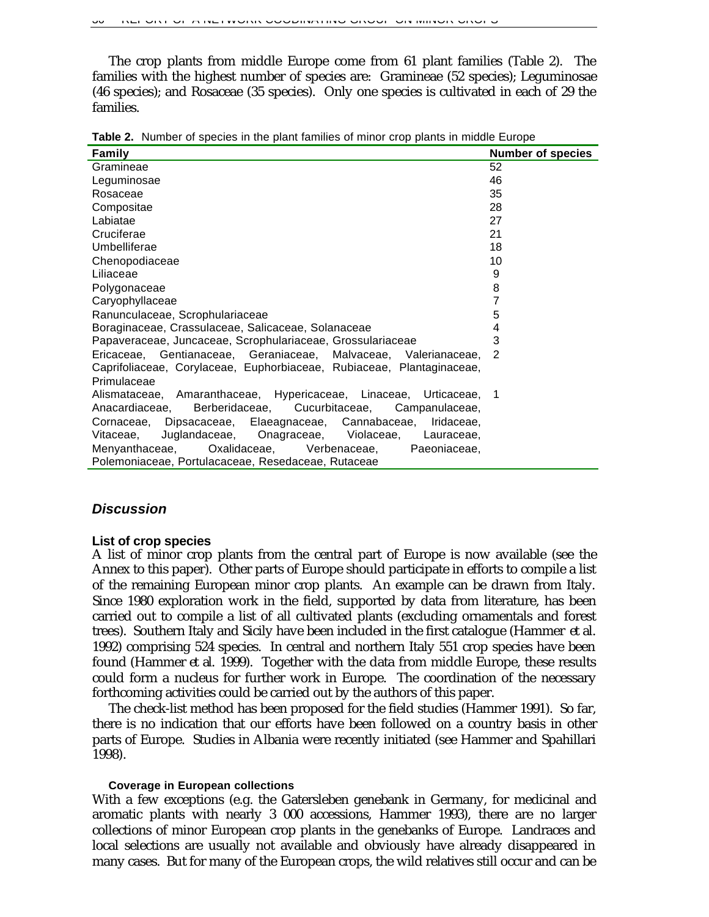The crop plants from middle Europe come from 61 plant families (Table 2). The families with the highest number of species are: Gramineae (52 species); Leguminosae (46 species); and Rosaceae (35 species). Only one species is cultivated in each of 29 the families.

**Table 2.** Number of species in the plant families of minor crop plants in middle Europe

| Family | Number of species |
|---|---|
| Gramineae | 52 |
| Leguminosae | 46 |
| Rosaceae | 35 |
| Compositae | 28 |
| Labiatae | 27 |
| Cruciferae | 21 |
| Umbelliferae | 18 |
| Chenopodiaceae | 10 |
| Liliaceae | 9 |
| Polygonaceae | 8 |
| Caryophyllaceae | 7 |
| Ranunculaceae, Scrophulariaceae | 5 |
| Boraginaceae, Crassulaceae, Salicaceae, Solanaceae | 4 |
| Papaveraceae, Juncaceae, Scrophulariaceae, Grossulariaceae | 3 |
| Ericaceae, Gentianaceae, Geraniaceae, Malvaceae, Valerianaceae, Caprifoliaceae, Corylaceae, Euphorbiaceae, Rubiaceae, Plantaginaceae, Primulaceae | 2 |
| Alismataceae, Amaranthaceae, Hypericaceae, Linaceae, Urticaceae, Anacardiaceae, Berberidaceae, Cucurbitaceae, Campanulaceae, Cornaceae, Dipsacaceae, Elaeagnaceae, Cannabaceae, Iridaceae, Vitaceae, Juglandaceae, Onagraceae, Violaceae, Lauraceae, Menyanthaceae, Oxalidaceae, Verbenaceae, Paeoniaceae, Polemoniaceae, Portulacaceae, Resedaceae, Rutaceae | 1 |

## *Discussion*

### List of crop species

A list of minor crop plants from the central part of Europe is now available (see the Annex to this paper). Other parts of Europe should participate in efforts to compile a list of the remaining European minor crop plants. An example can be drawn from Italy. Since 1980 exploration work in the field, supported by data from literature, has been carried out to compile a list of all cultivated plants (excluding ornamentals and forest trees). Southern Italy and Sicily have been included in the first catalogue (Hammer *et al.* 1992) comprising 524 species. In central and northern Italy 551 crop species have been found (Hammer *et al.* 1999). Together with the data from middle Europe, these results could form a nucleus for further work in Europe. The coordination of the necessary forthcoming activities could be carried out by the authors of this paper.

The check-list method has been proposed for the field studies (Hammer 1991). So far, there is no indication that our efforts have been followed on a country basis in other parts of Europe. Studies in Albania were recently initiated (see Hammer and Spahillari 1998).

#### Coverage in European collections

With a few exceptions (e.g. the Gatersleben genebank in Germany, for medicinal and aromatic plants with nearly 3 000 accessions, Hammer 1993), there are no larger collections of minor European crop plants in the genebanks of Europe. Landraces and local selections are usually not available and obviously have already disappeared in many cases. But for many of the European crops, the wild relatives still occur and can be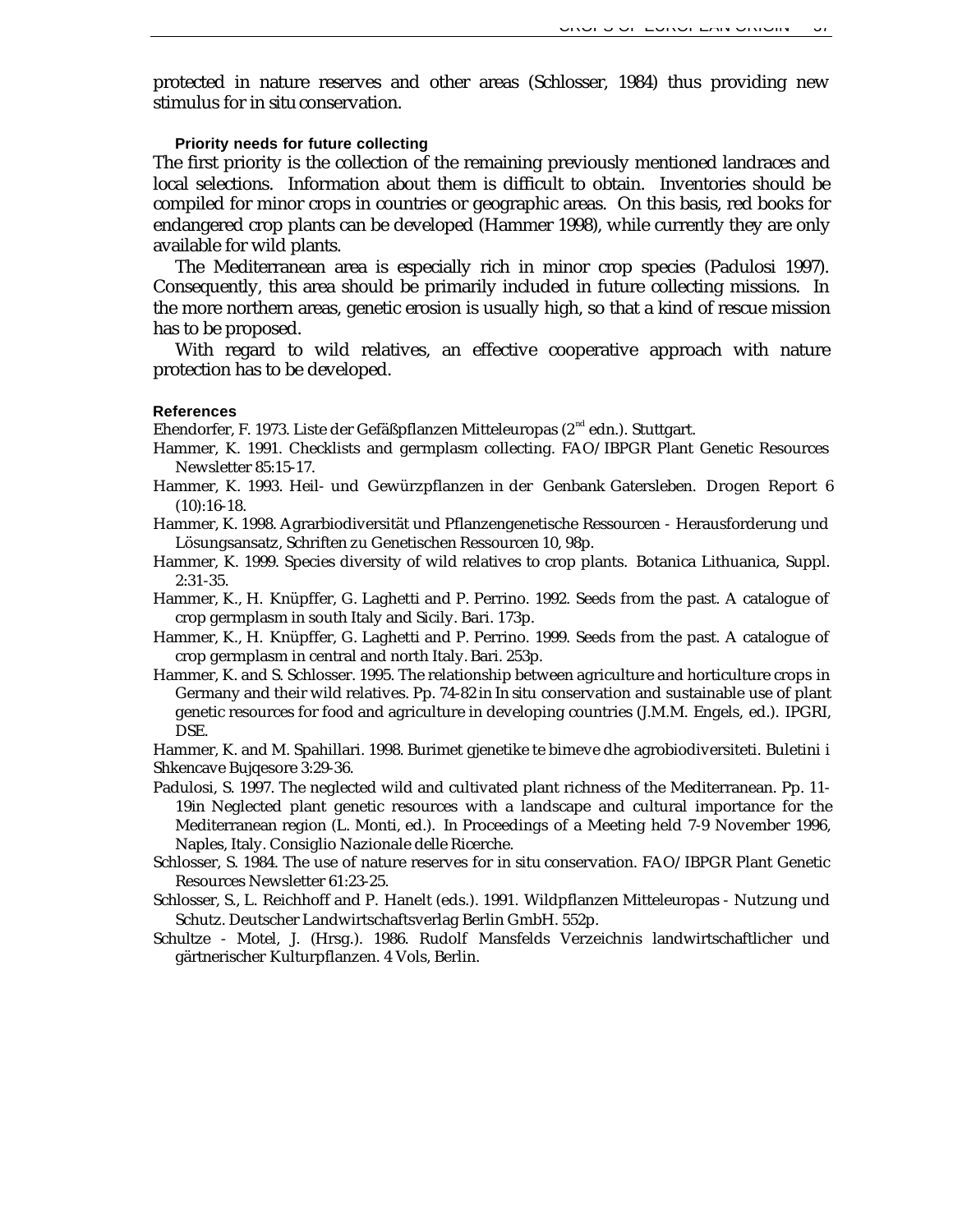protected in nature reserves and other areas (Schlosser, 1984) thus providing new stimulus for in situ conservation.

### Priority needs for future collecting

The first priority is the collection of the remaining previously mentioned landraces and local selections. Information about them is difficult to obtain. Inventories should be compiled for minor crops in countries or geographic areas. On this basis, red books for endangered crop plants can be developed (Hammer 1998), while currently they are only available for wild plants.

The Mediterranean area is especially rich in minor crop species (Padulosi 1997). Consequently, this area should be primarily included in future collecting missions. In the more northern areas, genetic erosion is usually high, so that a kind of rescue mission has to be proposed.

With regard to wild relatives, an effective cooperative approach with nature protection has to be developed.

### References

Ehendorfer, F. 1973. Liste der Gefäßpflanzen Mitteleuropas (2nd edn.). Stuttgart.

Hammer, K. 1991. Checklists and germplasm collecting. FAO/IBPGR Plant Genetic Resources Newsletter 85:15-17.

Hammer, K. 1993. Heil- und Gewürzpflanzen in der Genbank Gatersleben. Drogen Report 6 (10):16-18.

Hammer, K. 1998. Agrarbiodiversität und Pflanzengenetische Ressourcen - Herausforderung und Lösungsansatz, Schriften zu Genetischen Ressourcen 10, 98p.

Hammer, K. 1999. Species diversity of wild relatives to crop plants. Botanica Lithuanica, Suppl. 2:31-35.

Hammer, K., H. Knüpffer, G. Laghetti and P. Perrino. 1992. Seeds from the past. A catalogue of crop germplasm in south Italy and Sicily. Bari. 173p.

Hammer, K., H. Knüpffer, G. Laghetti and P. Perrino. 1999. Seeds from the past. A catalogue of crop germplasm in central and north Italy. Bari. 253p.

Hammer, K. and S. Schlosser. 1995. The relationship between agriculture and horticulture crops in Germany and their wild relatives. Pp. 74-82 in In situ conservation and sustainable use of plant genetic resources for food and agriculture in developing countries (J.M.M. Engels, ed.). IPGRI, DSE.

Hammer, K. and M. Spahillari. 1998. Burimet gjenetike te bimeve dhe agrobiodiversiteti. Buletini i Shkencave Bujqesore 3:29-36.

Padulosi, S. 1997. The neglected wild and cultivated plant richness of the Mediterranean. Pp. 11-19in Neglected plant genetic resources with a landscape and cultural importance for the Mediterranean region (L. Monti, ed.). In Proceedings of a Meeting held 7-9 November 1996, Naples, Italy. Consiglio Nazionale delle Ricerche.

Schlosser, S. 1984. The use of nature reserves for in situ conservation. FAO/IBPGR Plant Genetic Resources Newsletter 61:23-25.

Schlosser, S., L. Reichhoff and P. Hanelt (eds.). 1991. Wildpflanzen Mitteleuropas - Nutzung und Schutz. Deutscher Landwirtschaftsverlag Berlin GmbH. 552p.

Schultze - Motel, J. (Hrsg.). 1986. Rudolf Mansfelds Verzeichnis landwirtschaftlicher und gärtnerischer Kulturpflanzen. 4 Vols, Berlin.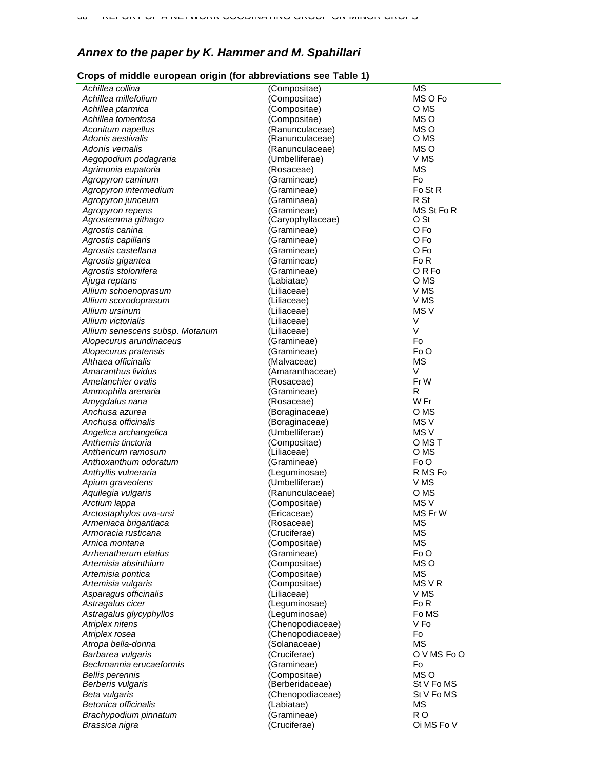## *Annex to the paper by K. Hammer and M. Spahillari*

### Crops of middle european origin (for abbreviations see Table 1)

| | | |
|---|---|---|
| *Achillea collina* | (Compositae) | MS |
| *Achillea millefolium* | (Compositae) | MS O Fo |
| *Achillea ptarmica* | (Compositae) | O MS |
| *Achillea tomentosa* | (Compositae) | MS O |
| *Aconitum napellus* | (Ranunculaceae) | MS O |
| *Adonis aestivalis* | (Ranunculaceae) | O MS |
| *Adonis vernalis* | (Ranunculaceae) | MS O |
| *Aegopodium podagraria* | (Umbelliferae) | V MS |
| *Agrimonia eupatoria* | (Rosaceae) | MS |
| *Agropyron caninum* | (Gramineae) | Fo |
| *Agropyron intermedium* | (Gramineae) | Fo St R |
| *Agropyron junceum* | (Graminaea) | R St |
| *Agropyron repens* | (Gramineae) | MS St Fo R |
| *Agrostemma githago* | (Caryophyllaceae) | O St |
| *Agrostis canina* | (Gramineae) | O Fo |
| *Agrostis capillaris* | (Gramineae) | O Fo |
| *Agrostis castellana* | (Gramineae) | O Fo |
| *Agrostis gigantea* | (Gramineae) | Fo R |
| *Agrostis stolonifera* | (Gramineae) | O R Fo |
| *Ajuga reptans* | (Labiatae) | O MS |
| *Allium schoenoprasum* | (Liliaceae) | V MS |
| *Allium scorodoprasum* | (Liliaceae) | V MS |
| *Allium ursinum* | (Liliaceae) | MS V |
| *Allium victorialis* | (Liliaceae) | V |
| *Allium senescens subsp. Motanum* | (Liliaceae) | V |
| *Alopecurus arundinaceus* | (Gramineae) | Fo |
| *Alopecurus pratensis* | (Gramineae) | Fo O |
| *Althaea officinalis* | (Malvaceae) | MS |
| *Amaranthus lividus* | (Amaranthaceae) | V |
| *Amelanchier ovalis* | (Rosaceae) | Fr W |
| *Ammophila arenaria* | (Gramineae) | R |
| *Amygdalus nana* | (Rosaceae) | W Fr |
| *Anchusa azurea* | (Boraginaceae) | O MS |
| *Anchusa officinalis* | (Boraginaceae) | MS V |
| *Angelica archangelica* | (Umbelliferae) | MS V |
| *Anthemis tinctoria* | (Compositae) | O MS T |
| *Anthericum ramosum* | (Liliaceae) | O MS |
| *Anthoxanthum odoratum* | (Gramineae) | Fo O |
| *Anthyllis vulneraria* | (Leguminosae) | R MS Fo |
| *Apium graveolens* | (Umbelliferae) | V MS |
| *Aquilegia vulgaris* | (Ranunculaceae) | O MS |
| *Arctium lappa* | (Compositae) | MS V |
| *Arctostaphylos uva-ursi* | (Ericaceae) | MS Fr W |
| *Armeniaca brigantiaca* | (Rosaceae) | MS |
| *Armoracia rusticana* | (Cruciferae) | MS |
| *Arnica montana* | (Compositae) | MS |
| *Arrhenatherum elatius* | (Gramineae) | Fo O |
| *Artemisia absinthium* | (Compositae) | MS O |
| *Artemisia pontica* | (Compositae) | MS |
| *Artemisia vulgaris* | (Compositae) | MS V R |
| *Asparagus officinalis* | (Liliaceae) | V MS |
| *Astragalus cicer* | (Leguminosae) | Fo R |
| *Astragalus glycyphyllos* | (Leguminosae) | Fo MS |
| *Atriplex nitens* | (Chenopodiaceae) | V Fo |
| *Atriplex rosea* | (Chenopodiaceae) | Fo |
| *Atropa bella-donna* | (Solanaceae) | MS |
| *Barbarea vulgaris* | (Cruciferae) | O V MS Fo O |
| *Beckmannia erucaeformis* | (Gramineae) | Fo |
| *Bellis perennis* | (Compositae) | MS O |
| *Berberis vulgaris* | (Berberidaceae) | St V Fo MS |
| *Beta vulgaris* | (Chenopodiaceae) | St V Fo MS |
| *Betonica officinalis* | (Labiatae) | MS |
| *Brachypodium pinnatum* | (Gramineae) | R O |
| *Brassica nigra* | (Cruciferae) | Oi MS Fo V |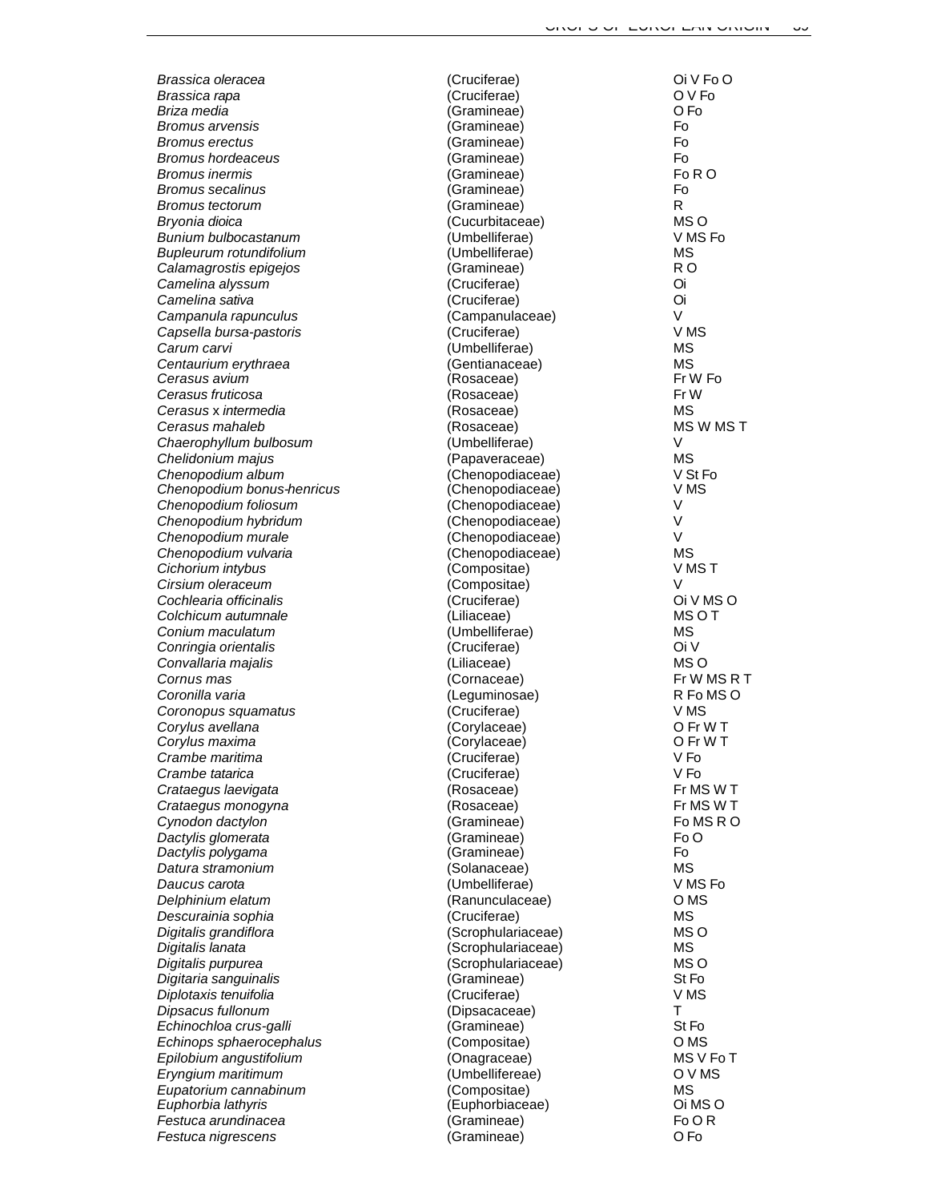| | | |
|---|---|---|
| *Brassica oleracea* | (Cruciferae) | Oi V Fo O |
| *Brassica rapa* | (Cruciferae) | O V Fo |
| *Briza media* | (Gramineae) | O Fo |
| *Bromus arvensis* | (Gramineae) | Fo |
| *Bromus erectus* | (Gramineae) | Fo |
| *Bromus hordeaceus* | (Gramineae) | Fo |
| *Bromus inermis* | (Gramineae) | Fo R O |
| *Bromus secalinus* | (Gramineae) | Fo |
| *Bromus tectorum* | (Gramineae) | R |
| *Bryonia dioica* | (Cucurbitaceae) | MS O |
| *Bunium bulbocastanum* | (Umbelliferae) | V MS Fo |
| *Bupleurum rotundifolium* | (Umbelliferae) | MS |
| *Calamagrostis epigejos* | (Gramineae) | R O |
| *Camelina alyssum* | (Cruciferae) | Oi |
| *Camelina sativa* | (Cruciferae) | Oi |
| *Campanula rapunculus* | (Campanulaceae) | V |
| *Capsella bursa-pastoris* | (Cruciferae) | V MS |
| *Carum carvi* | (Umbelliferae) | MS |
| *Centaurium erythraea* | (Gentianaceae) | MS |
| *Cerasus avium* | (Rosaceae) | Fr W Fo |
| *Cerasus fruticosa* | (Rosaceae) | Fr W |
| *Cerasus* x *intermedia* | (Rosaceae) | MS |
| *Cerasus mahaleb* | (Rosaceae) | MS W MS T |
| *Chaerophyllum bulbosum* | (Umbelliferae) | V |
| *Chelidonium majus* | (Papaveraceae) | MS |
| *Chenopodium album* | (Chenopodiaceae) | V St Fo |
| *Chenopodium bonus-henricus* | (Chenopodiaceae) | V MS |
| *Chenopodium foliosum* | (Chenopodiaceae) | V |
| *Chenopodium hybridum* | (Chenopodiaceae) | V |
| *Chenopodium murale* | (Chenopodiaceae) | V |
| *Chenopodium vulvaria* | (Chenopodiaceae) | MS |
| *Cichorium intybus* | (Compositae) | V MS T |
| *Cirsium oleraceum* | (Compositae) | V |
| *Cochlearia officinalis* | (Cruciferae) | Oi V MS O |
| *Colchicum autumnale* | (Liliaceae) | MS O T |
| *Conium maculatum* | (Umbelliferae) | MS |
| *Conringia orientalis* | (Cruciferae) | Oi V |
| *Convallaria majalis* | (Liliaceae) | MS O |
| *Cornus mas* | (Cornaceae) | Fr W MS R T |
| *Coronilla varia* | (Leguminosae) | R Fo MS O |
| *Coronopus squamatus* | (Cruciferae) | V MS |
| *Corylus avellana* | (Corylaceae) | O Fr W T |
| *Corylus maxima* | (Corylaceae) | O Fr W T |
| *Crambe maritima* | (Cruciferae) | V Fo |
| *Crambe tatarica* | (Cruciferae) | V Fo |
| *Crataegus laevigata* | (Rosaceae) | Fr MS W T |
| *Crataegus monogyna* | (Rosaceae) | Fr MS W T |
| *Cynodon dactylon* | (Gramineae) | Fo MS R O |
| *Dactylis glomerata* | (Gramineae) | Fo O |
| *Dactylis polygama* | (Gramineae) | Fo |
| *Datura stramonium* | (Solanaceae) | MS |
| *Daucus carota* | (Umbelliferae) | V MS Fo |
| *Delphinium elatum* | (Ranunculaceae) | O MS |
| *Descurainia sophia* | (Cruciferae) | MS |
| *Digitalis grandiflora* | (Scrophulariaceae) | MS O |
| *Digitalis lanata* | (Scrophulariaceae) | MS |
| *Digitalis purpurea* | (Scrophulariaceae) | MS O |
| *Digitaria sanguinalis* | (Gramineae) | St Fo |
| *Diplotaxis tenuifolia* | (Cruciferae) | V MS |
| *Dipsacus fullonum* | (Dipsacaceae) | T |
| *Echinochloa crus-galli* | (Gramineae) | St Fo |
| *Echinops sphaerocephalus* | (Compositae) | O MS |
| *Epilobium angustifolium* | (Onagraceae) | MS V Fo T |
| *Eryngium maritimum* | (Umbellifereae) | O V MS |
| *Eupatorium cannabinum* | (Compositae) | MS |
| *Euphorbia lathyris* | (Euphorbiaceae) | Oi MS O |
| *Festuca arundinacea* | (Gramineae) | Fo O R |
| *Festuca nigrescens* | (Gramineae) | O Fo |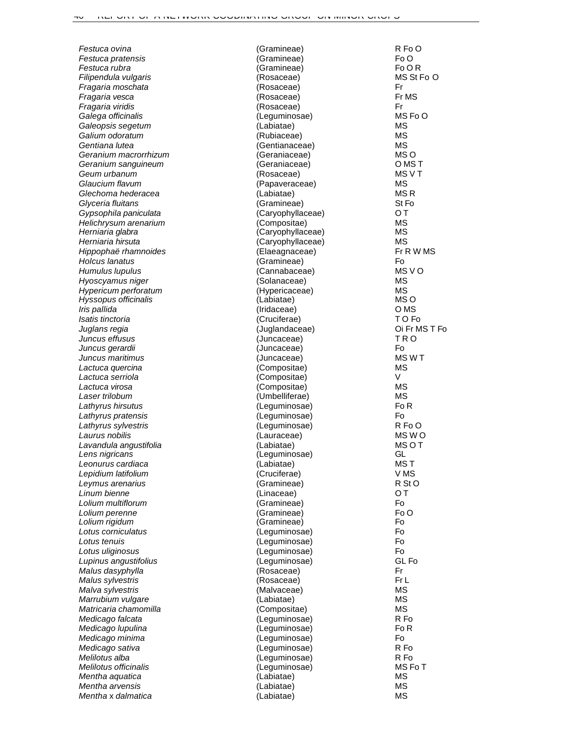| | | |
|---|---|---|
| *Festuca ovina* | (Gramineae) | R Fo O |
| *Festuca pratensis* | (Gramineae) | Fo O |
| *Festuca rubra* | (Gramineae) | Fo O R |
| *Filipendula vulgaris* | (Rosaceae) | MS St Fo O |
| *Fragaria moschata* | (Rosaceae) | Fr |
| *Fragaria vesca* | (Rosaceae) | Fr MS |
| *Fragaria viridis* | (Rosaceae) | Fr |
| *Galega officinalis* | (Leguminosae) | MS Fo O |
| *Galeopsis segetum* | (Labiatae) | MS |
| *Galium odoratum* | (Rubiaceae) | MS |
| *Gentiana lutea* | (Gentianaceae) | MS |
| *Geranium macrorrhizum* | (Geraniaceae) | MS O |
| *Geranium sanguineum* | (Geraniaceae) | O MS T |
| *Geum urbanum* | (Rosaceae) | MS V T |
| *Glaucium flavum* | (Papaveraceae) | MS |
| *Glechoma hederacea* | (Labiatae) | MS R |
| *Glyceria fluitans* | (Gramineae) | St Fo |
| *Gypsophila paniculata* | (Caryophyllaceae) | O T |
| *Helichrysum arenarium* | (Compositae) | MS |
| *Herniaria glabra* | (Caryophyllaceae) | MS |
| *Herniaria hirsuta* | (Caryophyllaceae) | MS |
| *Hippophaë rhamnoides* | (Elaeagnaceae) | Fr R W MS |
| *Holcus lanatus* | (Gramineae) | Fo |
| *Humulus lupulus* | (Cannabaceae) | MS V O |
| *Hyoscyamus niger* | (Solanaceae) | MS |
| *Hypericum perforatum* | (Hypericaceae) | MS |
| *Hyssopus officinalis* | (Labiatae) | MS O |
| *Iris pallida* | (Iridaceae) | O MS |
| *Isatis tinctoria* | (Cruciferae) | T O Fo |
| *Juglans regia* | (Juglandaceae) | Oi Fr MS T Fo |
| *Juncus effusus* | (Juncaceae) | T R O |
| *Juncus gerardii* | (Juncaceae) | Fo |
| *Juncus maritimus* | (Juncaceae) | MS W T |
| *Lactuca quercina* | (Compositae) | MS |
| *Lactuca serriola* | (Compositae) | V |
| *Lactuca virosa* | (Compositae) | MS |
| *Laser trilobum* | (Umbelliferae) | MS |
| *Lathyrus hirsutus* | (Leguminosae) | Fo R |
| *Lathyrus pratensis* | (Leguminosae) | Fo |
| *Lathyrus sylvestris* | (Leguminosae) | R Fo O |
| *Laurus nobilis* | (Lauraceae) | MS W O |
| *Lavandula angustifolia* | (Labiatae) | MS O T |
| *Lens nigricans* | (Leguminosae) | GL |
| *Leonurus cardiaca* | (Labiatae) | MS T |
| *Lepidium latifolium* | (Cruciferae) | V MS |
| *Leymus arenarius* | (Gramineae) | R St O |
| *Linum bienne* | (Linaceae) | O T |
| *Lolium multiflorum* | (Gramineae) | Fo |
| *Lolium perenne* | (Gramineae) | Fo O |
| *Lolium rigidum* | (Gramineae) | Fo |
| *Lotus corniculatus* | (Leguminosae) | Fo |
| *Lotus tenuis* | (Leguminosae) | Fo |
| *Lotus uliginosus* | (Leguminosae) | Fo |
| *Lupinus angustifolius* | (Leguminosae) | GL Fo |
| *Malus dasyphylla* | (Rosaceae) | Fr |
| *Malus sylvestris* | (Rosaceae) | Fr L |
| *Malva sylvestris* | (Malvaceae) | MS |
| *Marrubium vulgare* | (Labiatae) | MS |
| *Matricaria chamomilla* | (Compositae) | MS |
| *Medicago falcata* | (Leguminosae) | R Fo |
| *Medicago lupulina* | (Leguminosae) | Fo R |
| *Medicago minima* | (Leguminosae) | Fo |
| *Medicago sativa* | (Leguminosae) | R Fo |
| *Melilotus alba* | (Leguminosae) | R Fo |
| *Melilotus officinalis* | (Leguminosae) | MS Fo T |
| *Mentha aquatica* | (Labiatae) | MS |
| *Mentha arvensis* | (Labiatae) | MS |
| *Mentha* x *dalmatica* | (Labiatae) | MS |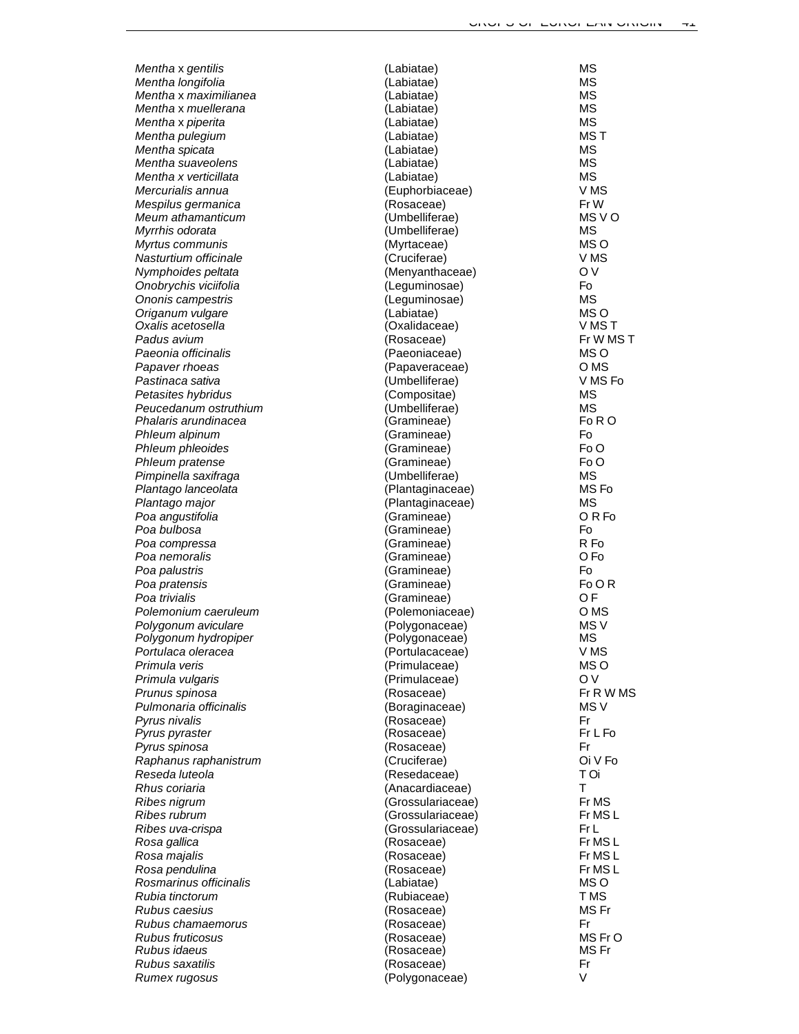| | | |
|---|---|---|
| *Mentha* x *gentilis* | (Labiatae) | MS |
| *Mentha longifolia* | (Labiatae) | MS |
| *Mentha* x *maximilianea* | (Labiatae) | MS |
| *Mentha* x *muellerana* | (Labiatae) | MS |
| *Mentha* x *piperita* | (Labiatae) | MS |
| *Mentha pulegium* | (Labiatae) | MS T |
| *Mentha spicata* | (Labiatae) | MS |
| *Mentha suaveolens* | (Labiatae) | MS |
| *Mentha x verticillata* | (Labiatae) | MS |
| *Mercurialis annua* | (Euphorbiaceae) | V MS |
| *Mespilus germanica* | (Rosaceae) | Fr W |
| *Meum athamanticum* | (Umbelliferae) | MS V O |
| *Myrrhis odorata* | (Umbelliferae) | MS |
| *Myrtus communis* | (Myrtaceae) | MS O |
| *Nasturtium officinale* | (Cruciferae) | V MS |
| *Nymphoides peltata* | (Menyanthaceae) | O V |
| *Onobrychis viciifolia* | (Leguminosae) | Fo |
| *Ononis campestris* | (Leguminosae) | MS |
| *Origanum vulgare* | (Labiatae) | MS O |
| *Oxalis acetosella* | (Oxalidaceae) | V MS T |
| *Padus avium* | (Rosaceae) | Fr W MS T |
| *Paeonia officinalis* | (Paeoniaceae) | MS O |
| *Papaver rhoeas* | (Papaveraceae) | O MS |
| *Pastinaca sativa* | (Umbelliferae) | V MS Fo |
| *Petasites hybridus* | (Compositae) | MS |
| *Peucedanum ostruthium* | (Umbelliferae) | MS |
| *Phalaris arundinacea* | (Gramineae) | Fo R O |
| *Phleum alpinum* | (Gramineae) | Fo |
| *Phleum phleoides* | (Gramineae) | Fo O |
| *Phleum pratense* | (Gramineae) | Fo O |
| *Pimpinella saxifraga* | (Umbelliferae) | MS |
| *Plantago lanceolata* | (Plantaginaceae) | MS Fo |
| *Plantago major* | (Plantaginaceae) | MS |
| *Poa angustifolia* | (Gramineae) | O R Fo |
| *Poa bulbosa* | (Gramineae) | Fo |
| *Poa compressa* | (Gramineae) | R Fo |
| *Poa nemoralis* | (Gramineae) | O Fo |
| *Poa palustris* | (Gramineae) | Fo |
| *Poa pratensis* | (Gramineae) | Fo O R |
| *Poa trivialis* | (Gramineae) | O F |
| *Polemonium caeruleum* | (Polemoniaceae) | O MS |
| *Polygonum aviculare* | (Polygonaceae) | MS V |
| *Polygonum hydropiper* | (Polygonaceae) | MS |
| *Portulaca oleracea* | (Portulacaceae) | V MS |
| *Primula veris* | (Primulaceae) | MS O |
| *Primula vulgaris* | (Primulaceae) | O V |
| *Prunus spinosa* | (Rosaceae) | Fr R W MS |
| *Pulmonaria officinalis* | (Boraginaceae) | MS V |
| *Pyrus nivalis* | (Rosaceae) | Fr |
| *Pyrus pyraster* | (Rosaceae) | Fr L Fo |
| *Pyrus spinosa* | (Rosaceae) | Fr |
| *Raphanus raphanistrum* | (Cruciferae) | Oi V Fo |
| *Reseda luteola* | (Resedaceae) | T Oi |
| *Rhus coriaria* | (Anacardiaceae) | T |
| *Ribes nigrum* | (Grossulariaceae) | Fr MS |
| *Ribes rubrum* | (Grossulariaceae) | Fr MS L |
| *Ribes uva-crispa* | (Grossulariaceae) | Fr L |
| *Rosa gallica* | (Rosaceae) | Fr MS L |
| *Rosa majalis* | (Rosaceae) | Fr MS L |
| *Rosa pendulina* | (Rosaceae) | Fr MS L |
| *Rosmarinus officinalis* | (Labiatae) | MS O |
| *Rubia tinctorum* | (Rubiaceae) | T MS |
| *Rubus caesius* | (Rosaceae) | MS Fr |
| *Rubus chamaemorus* | (Rosaceae) | Fr |
| *Rubus fruticosus* | (Rosaceae) | MS Fr O |
| *Rubus idaeus* | (Rosaceae) | MS Fr |
| *Rubus saxatilis* | (Rosaceae) | Fr |
| *Rumex rugosus* | (Polygonaceae) | V |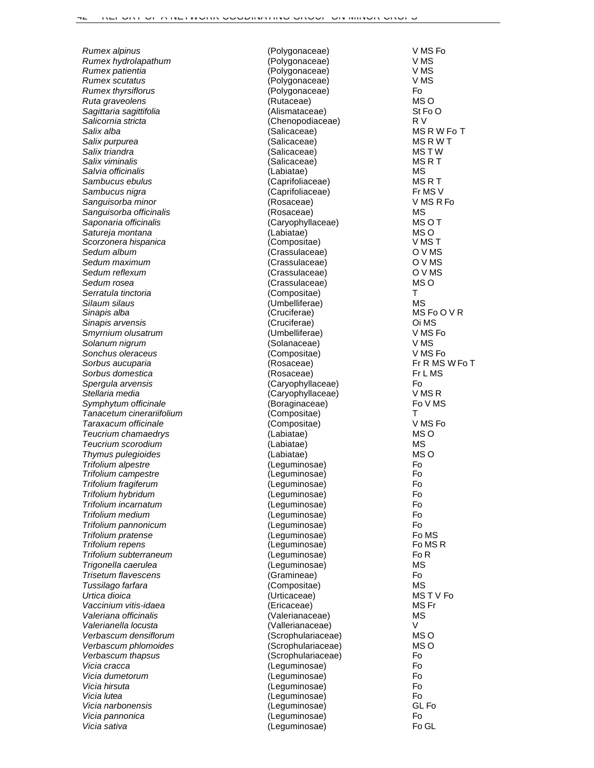| | | |
|---|---|---|
| *Rumex alpinus* | (Polygonaceae) | V MS Fo |
| *Rumex hydrolapathum* | (Polygonaceae) | V MS |
| *Rumex patientia* | (Polygonaceae) | V MS |
| *Rumex scutatus* | (Polygonaceae) | V MS |
| *Rumex thyrsiflorus* | (Polygonaceae) | Fo |
| *Ruta graveolens* | (Rutaceae) | MS O |
| *Sagittaria sagittifolia* | (Alismataceae) | St Fo O |
| *Salicornia stricta* | (Chenopodiaceae) | R V |
| *Salix alba* | (Salicaceae) | MS R W Fo T |
| *Salix purpurea* | (Salicaceae) | MS R W T |
| *Salix triandra* | (Salicaceae) | MS T W |
| *Salix viminalis* | (Salicaceae) | MS R T |
| *Salvia officinalis* | (Labiatae) | MS |
| *Sambucus ebulus* | (Caprifoliaceae) | MS R T |
| *Sambucus nigra* | (Caprifoliaceae) | Fr MS V |
| *Sanguisorba minor* | (Rosaceae) | V MS R Fo |
| *Sanguisorba officinalis* | (Rosaceae) | MS |
| *Saponaria officinalis* | (Caryophyllaceae) | MS O T |
| *Satureja montana* | (Labiatae) | MS O |
| *Scorzonera hispanica* | (Compositae) | V MS T |
| *Sedum album* | (Crassulaceae) | O V MS |
| *Sedum maximum* | (Crassulaceae) | O V MS |
| *Sedum reflexum* | (Crassulaceae) | O V MS |
| *Sedum rosea* | (Crassulaceae) | MS O |
| *Serratula tinctoria* | (Compositae) | T |
| *Silaum silaus* | (Umbelliferae) | MS |
| *Sinapis alba* | (Cruciferae) | MS Fo O V R |
| *Sinapis arvensis* | (Cruciferae) | Oi MS |
| *Smyrnium olusatrum* | (Umbelliferae) | V MS Fo |
| *Solanum nigrum* | (Solanaceae) | V MS |
| *Sonchus oleraceus* | (Compositae) | V MS Fo |
| *Sorbus aucuparia* | (Rosaceae) | Fr R MS W Fo T |
| *Sorbus domestica* | (Rosaceae) | Fr L MS |
| *Spergula arvensis* | (Caryophyllaceae) | Fo |
| *Stellaria media* | (Caryophyllaceae) | V MS R |
| *Symphytum officinale* | (Boraginaceae) | Fo V MS |
| *Tanacetum cinerariifolium* | (Compositae) | T |
| *Taraxacum officinale* | (Compositae) | V MS Fo |
| *Teucrium chamaedrys* | (Labiatae) | MS O |
| *Teucrium scorodium* | (Labiatae) | MS |
| *Thymus pulegioides* | (Labiatae) | MS O |
| *Trifolium alpestre* | (Leguminosae) | Fo |
| *Trifolium campestre* | (Leguminosae) | Fo |
| *Trifolium fragiferum* | (Leguminosae) | Fo |
| *Trifolium hybridum* | (Leguminosae) | Fo |
| *Trifolium incarnatum* | (Leguminosae) | Fo |
| *Trifolium medium* | (Leguminosae) | Fo |
| *Trifolium pannonicum* | (Leguminosae) | Fo |
| *Trifolium pratense* | (Leguminosae) | Fo MS |
| *Trifolium repens* | (Leguminosae) | Fo MS R |
| *Trifolium subterraneum* | (Leguminosae) | Fo R |
| *Trigonella caerulea* | (Leguminosae) | MS |
| *Trisetum flavescens* | (Gramineae) | Fo |
| *Tussilago farfara* | (Compositae) | MS |
| *Urtica dioica* | (Urticaceae) | MS T V Fo |
| *Vaccinium vitis-idaea* | (Ericaceae) | MS Fr |
| *Valeriana officinalis* | (Valerianaceae) | MS |
| *Valerianella locusta* | (Vallerianaceae) | V |
| *Verbascum densiflorum* | (Scrophulariaceae) | MS O |
| *Verbascum phlomoides* | (Scrophulariaceae) | MS O |
| *Verbascum thapsus* | (Scrophulariaceae) | Fo |
| *Vicia cracca* | (Leguminosae) | Fo |
| *Vicia dumetorum* | (Leguminosae) | Fo |
| *Vicia hirsuta* | (Leguminosae) | Fo |
| *Vicia lutea* | (Leguminosae) | Fo |
| *Vicia narbonensis* | (Leguminosae) | GL Fo |
| *Vicia pannonica* | (Leguminosae) | Fo |
| *Vicia sativa* | (Leguminosae) | Fo GL |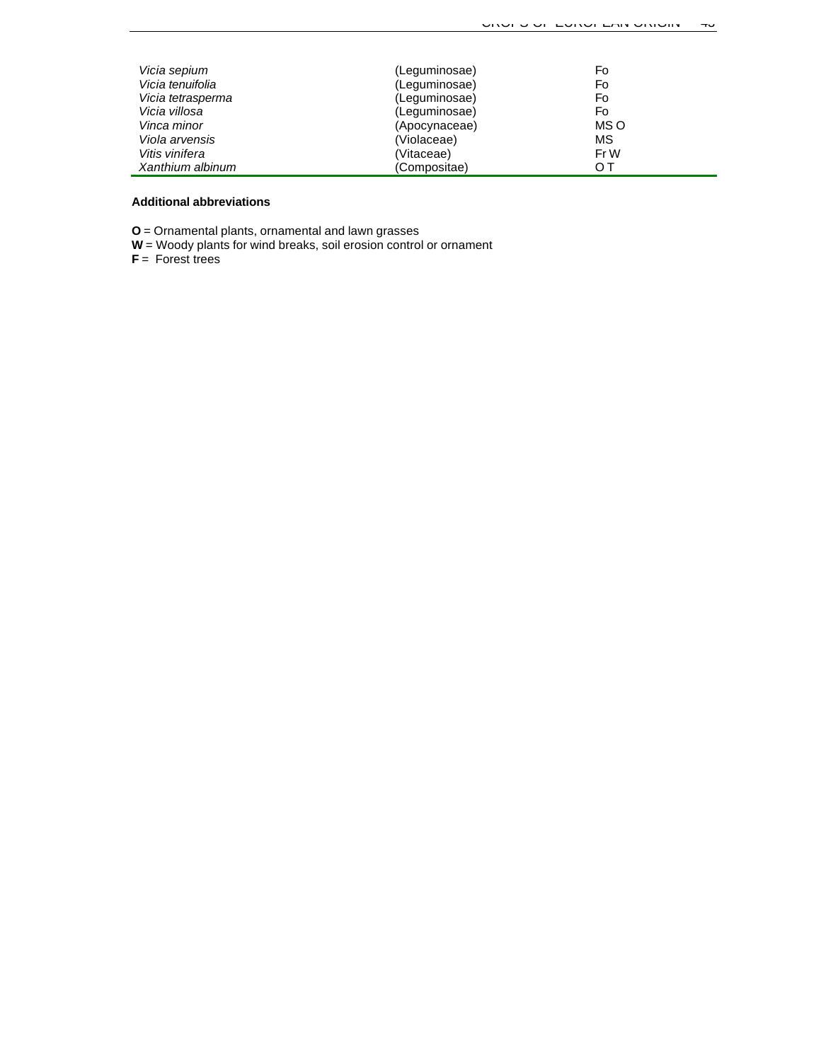| | | |
|---|---|---|
| *Vicia sepium* | (Leguminosae) | Fo |
| *Vicia tenuifolia* | (Leguminosae) | Fo |
| *Vicia tetrasperma* | (Leguminosae) | Fo |
| *Vicia villosa* | (Leguminosae) | Fo |
| *Vinca minor* | (Apocynaceae) | MS O |
| *Viola arvensis* | (Violaceae) | MS |
| *Vitis vinifera* | (Vitaceae) | Fr W |
| *Xanthium albinum* | (Compositae) | O T |

**Additional abbreviations**

**O** = Ornamental plants, ornamental and lawn grasses
**W** = Woody plants for wind breaks, soil erosion control or ornament
**F** = Forest trees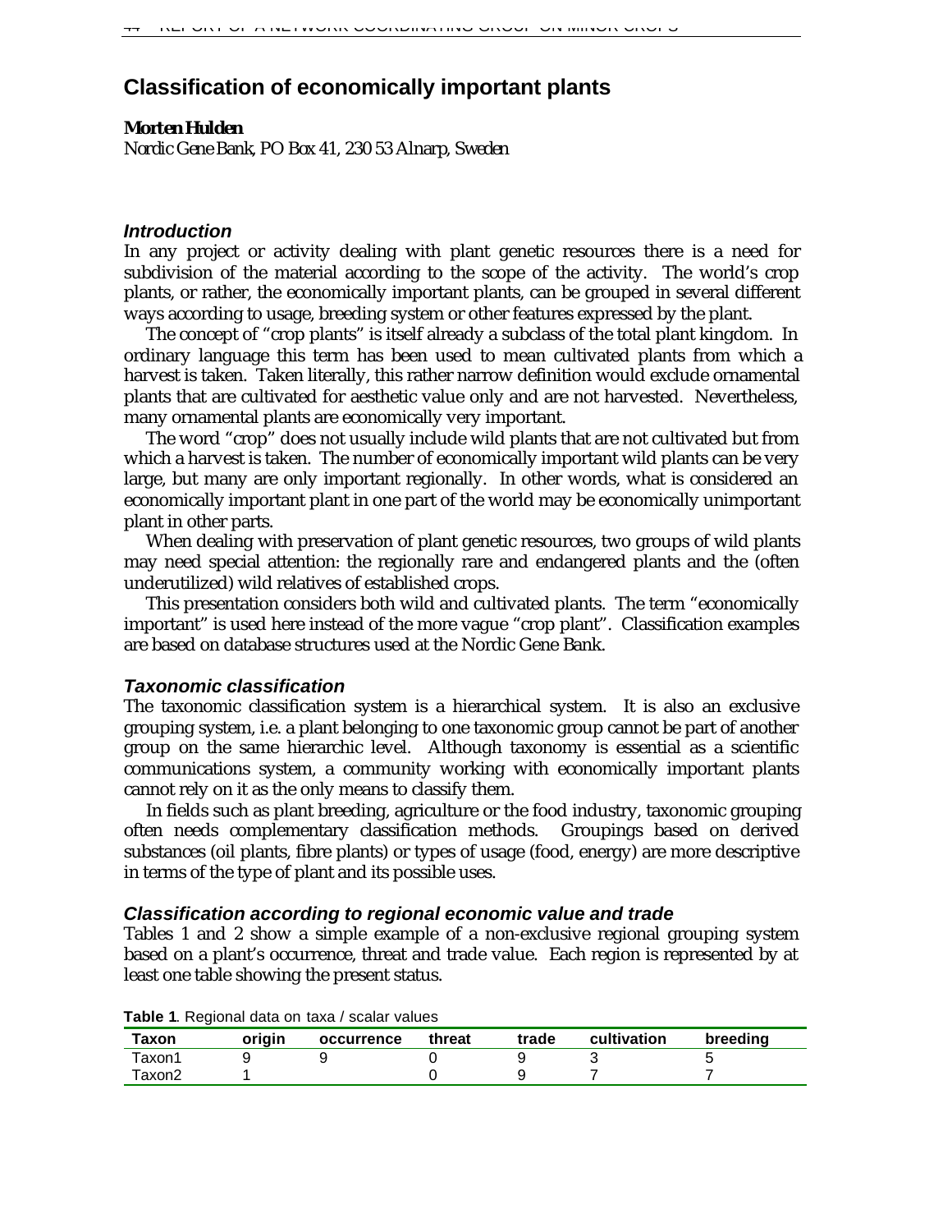# Classification of economically important plants

**Morten Hulden**

*Nordic Gene Bank, PO Box 41, 230 53 Alnarp, Sweden*

### *Introduction*

In any project or activity dealing with plant genetic resources there is a need for subdivision of the material according to the scope of the activity. The world's crop plants, or rather, the economically important plants, can be grouped in several different ways according to usage, breeding system or other features expressed by the plant.

The concept of "crop plants" is itself already a subclass of the total plant kingdom. In ordinary language this term has been used to mean cultivated plants from which a harvest is taken. Taken literally, this rather narrow definition would exclude ornamental plants that are cultivated for aesthetic value only and are not harvested. Nevertheless, many ornamental plants are economically very important.

The word "crop" does not usually include wild plants that are not cultivated but from which a harvest is taken. The number of economically important wild plants can be very large, but many are only important regionally. In other words, what is considered an economically important plant in one part of the world may be economically unimportant plant in other parts.

When dealing with preservation of plant genetic resources, two groups of wild plants may need special attention: the regionally rare and endangered plants and the (often underutilized) wild relatives of established crops.

This presentation considers both wild and cultivated plants. The term "economically important" is used here instead of the more vague "crop plant". Classification examples are based on database structures used at the Nordic Gene Bank.

### *Taxonomic classification*

The taxonomic classification system is a hierarchical system. It is also an exclusive grouping system, i.e. a plant belonging to one taxonomic group cannot be part of another group on the same hierarchic level. Although taxonomy is essential as a scientific communications system, a community working with economically important plants cannot rely on it as the only means to classify them.

In fields such as plant breeding, agriculture or the food industry, taxonomic grouping often needs complementary classification methods. Groupings based on derived substances (oil plants, fibre plants) or types of usage (food, energy) are more descriptive in terms of the type of plant and its possible uses.

### *Classification according to regional economic value and trade*

Tables 1 and 2 show a simple example of a non-exclusive regional grouping system based on a plant's occurrence, threat and trade value. Each region is represented by at least one table showing the present status.

**Table 1**. Regional data on taxa / scalar values

| Taxon | origin | occurrence | threat | trade | cultivation | breeding |
|---|---|---|---|---|---|---|
| Taxon1 | 9 | 9 | 0 | 9 | 3 | 5 |
| Taxon2 | 1 | | 0 | 9 | 7 | 7 |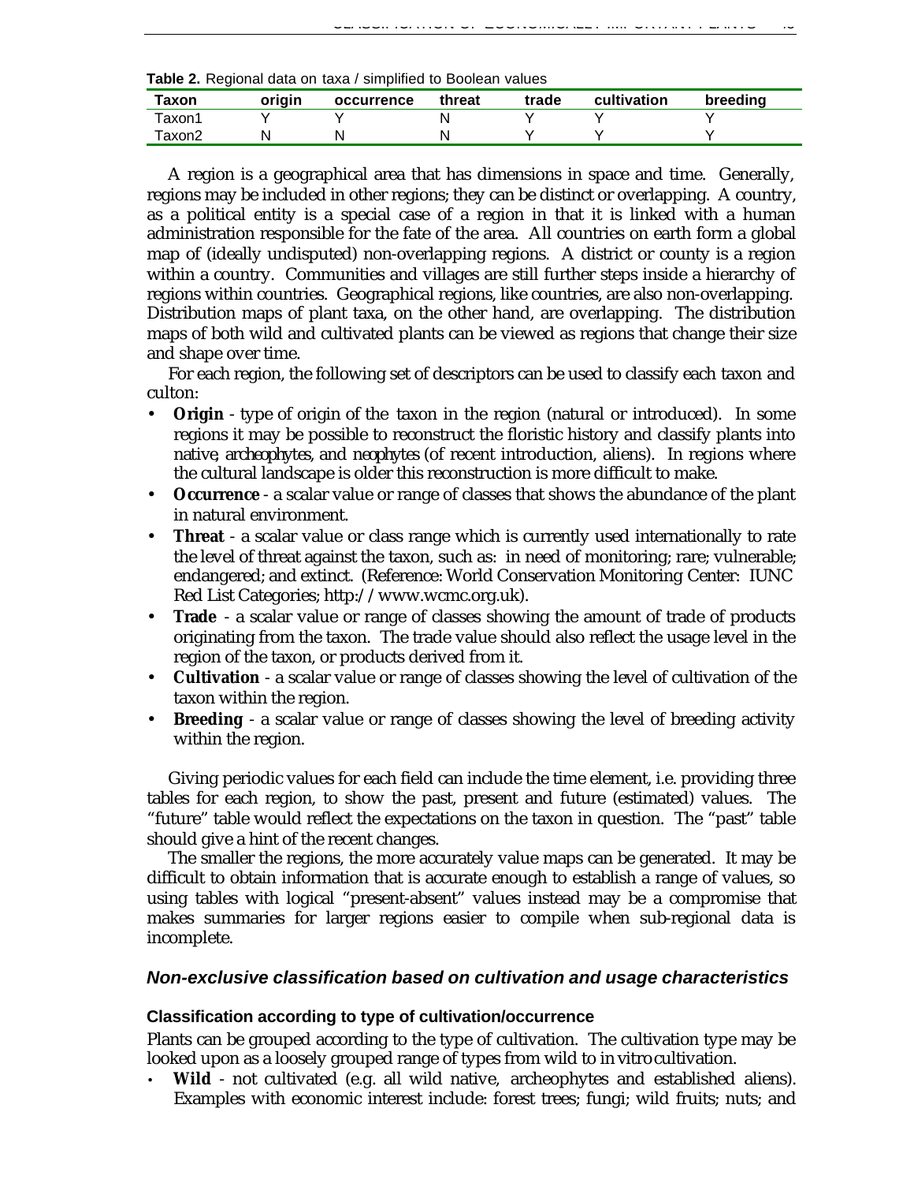**Table 2.** Regional data on taxa / simplified to Boolean values

| Taxon | origin | occurrence | threat | trade | cultivation | breeding |
|---|---|---|---|---|---|---|
| Taxon1 | Y | Y | N | Y | Y | Y |
| Taxon2 | N | N | N | Y | Y | Y |

A region is a geographical area that has dimensions in space and time. Generally, regions may be included in other regions; they can be distinct or overlapping. A country, as a political entity is a special case of a region in that it is linked with a human administration responsible for the fate of the area. All countries on earth form a global map of (ideally undisputed) non-overlapping regions. A district or county is a region within a country. Communities and villages are still further steps inside a hierarchy of regions within countries. Geographical regions, like countries, are also non-overlapping. Distribution maps of plant taxa, on the other hand, are overlapping. The distribution maps of both wild and cultivated plants can be viewed as regions that change their size and shape over time.

For each region, the following set of descriptors can be used to classify each taxon and culton:

- **Origin** - type of origin of the taxon in the region (natural or introduced). In some regions it may be possible to reconstruct the floristic history and classify plants into native, *archeophytes*, and *neophytes* (of recent introduction, aliens). In regions where the cultural landscape is older this reconstruction is more difficult to make.
- **Occurrence** - a scalar value or range of classes that shows the abundance of the plant in natural environment.
- **Threat** - a scalar value or class range which is currently used internationally to rate the level of threat against the taxon, such as: in need of monitoring; rare; vulnerable; endangered; and extinct. (Reference: World Conservation Monitoring Center: IUNC Red List Categories; http://www.wcmc.org.uk).
- **Trade** - a scalar value or range of classes showing the amount of trade of products originating from the taxon. The trade value should also reflect the usage level in the region of the taxon, or products derived from it.
- **Cultivation** - a scalar value or range of classes showing the level of cultivation of the taxon within the region.
- **Breeding** - a scalar value or range of classes showing the level of breeding activity within the region.

Giving periodic values for each field can include the time element, i.e. providing three tables for each region, to show the past, present and future (estimated) values. The "future" table would reflect the expectations on the taxon in question. The "past" table should give a hint of the recent changes.

The smaller the regions, the more accurately value maps can be generated. It may be difficult to obtain information that is accurate enough to establish a range of values, so using tables with logical "present-absent" values instead may be a compromise that makes summaries for larger regions easier to compile when sub-regional data is incomplete.

## *Non-exclusive classification based on cultivation and usage characteristics*

### Classification according to type of cultivation/occurrence

Plants can be grouped according to the type of cultivation. The cultivation type may be looked upon as a loosely grouped range of types from wild to in vitro cultivation.

- **Wild** - not cultivated (e.g. all wild native, archeophytes and established aliens). Examples with economic interest include: forest trees; fungi; wild fruits; nuts; and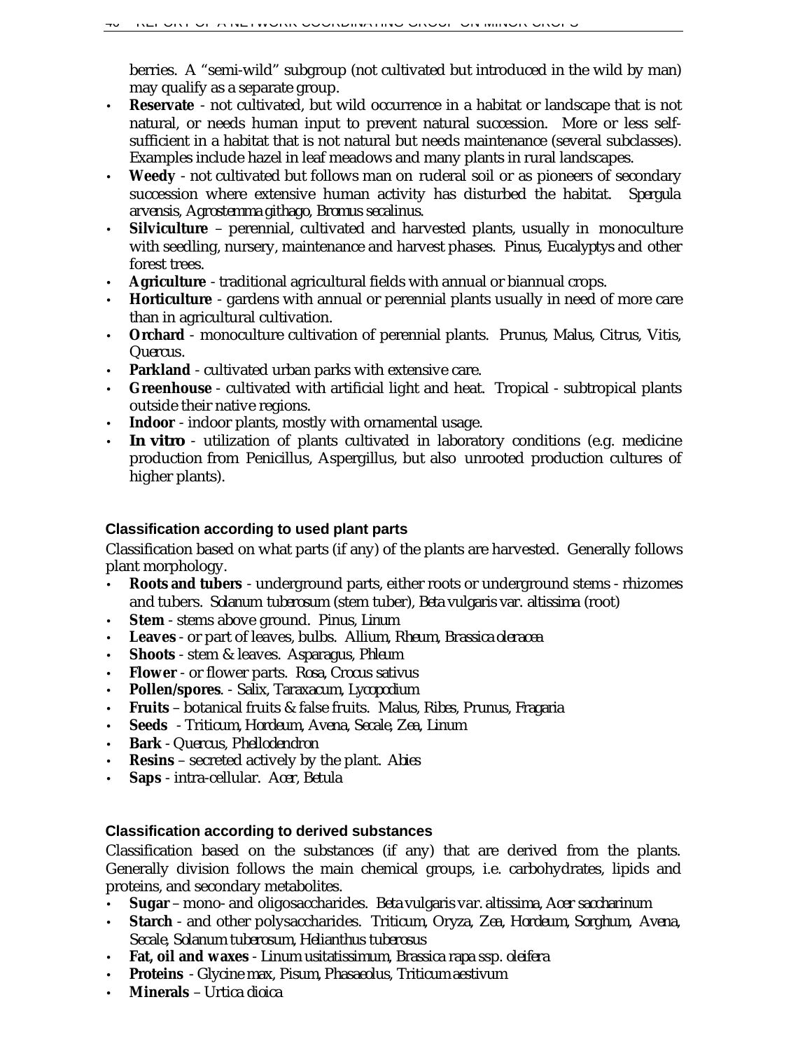berries. A "semi-wild" subgroup (not cultivated but introduced in the wild by man) may qualify as a separate group.

- **Reservate** - not cultivated, but wild occurrence in a habitat or landscape that is not natural, or needs human input to prevent natural succession. More or less self-sufficient in a habitat that is not natural but needs maintenance (several subclasses). Examples include hazel in leaf meadows and many plants in rural landscapes.
- **Weedy** - not cultivated but follows man on ruderal soil or as pioneers of secondary succession where extensive human activity has disturbed the habitat. *Spergula arvensis, Agrostemma githago, Bromus secalinus.*
- **Silviculture** – perennial, cultivated and harvested plants, usually in monoculture with seedling, nursery, maintenance and harvest phases. Pinus, Eucalyptys and other forest trees.
- **Agriculture** - traditional agricultural fields with annual or biannual crops.
- **Horticulture** - gardens with annual or perennial plants usually in need of more care than in agricultural cultivation.
- **Orchard** - monoculture cultivation of perennial plants. Prunus, Malus, Citrus, Vitis, *Quercus*.
- **Parkland** - cultivated urban parks with extensive care.
- **Greenhouse** - cultivated with artificial light and heat. Tropical - subtropical plants outside their native regions.
- **Indoor** - indoor plants, mostly with ornamental usage.
- **In vitro** - utilization of plants cultivated in laboratory conditions (e.g. medicine production from Penicillus, Aspergillus, but also unrooted production cultures of higher plants).

### Classification according to used plant parts

Classification based on what parts (if any) of the plants are harvested. Generally follows plant morphology.

- **Roots and tubers** - underground parts, either roots or underground stems - rhizomes and tubers. *Solanum tuberosum* (stem tuber), *Beta vulgaris* var. *altissima* (root)
- **Stem** - stems above ground. *Pinus, Linum*
- **Leaves** - or part of leaves, bulbs. *Allium, Rheum, Brassica oleracea*
- **Shoots** - stem & leaves. *Asparagus, Phleum*
- **Flower** - or flower parts. *Rosa, Crocus sativus*
- **Pollen/spores**. - *Salix, Taraxacum, Lycopodium*
- **Fruits** – botanical fruits & false fruits. *Malus, Ribes, Prunus, Fragaria*
- **Seeds** - *Triticum, Hordeum, Avena, Secale, Zea, Linum*
- **Bark** - *Quercus, Phellodendron*
- **Resins** – secreted actively by the plant. *Abies*
- **Saps** - intra-cellular. *Acer, Betula*

### Classification according to derived substances

Classification based on the substances (if any) that are derived from the plants. Generally division follows the main chemical groups, i.e. carbohydrates, lipids and proteins, and secondary metabolites.

- **Sugar** – mono- and oligosaccharides. *Beta vulgaris* var. *altissima, Acer saccharinum*
- **Starch** - and other polysaccharides. *Triticum, Oryza, Zea, Hordeum, Sorghum, Avena, Secale, Solanum tuberosum, Helianthus tuberosus*
- **Fat, oil and waxes** - *Linum usitatissimum, Brassica rapa* ssp. *oleifera*
- **Proteins** - *Glycine max, Pisum, Phasaeolus, Triticum aestivum*
- **Minerals** – *Urtica dioica*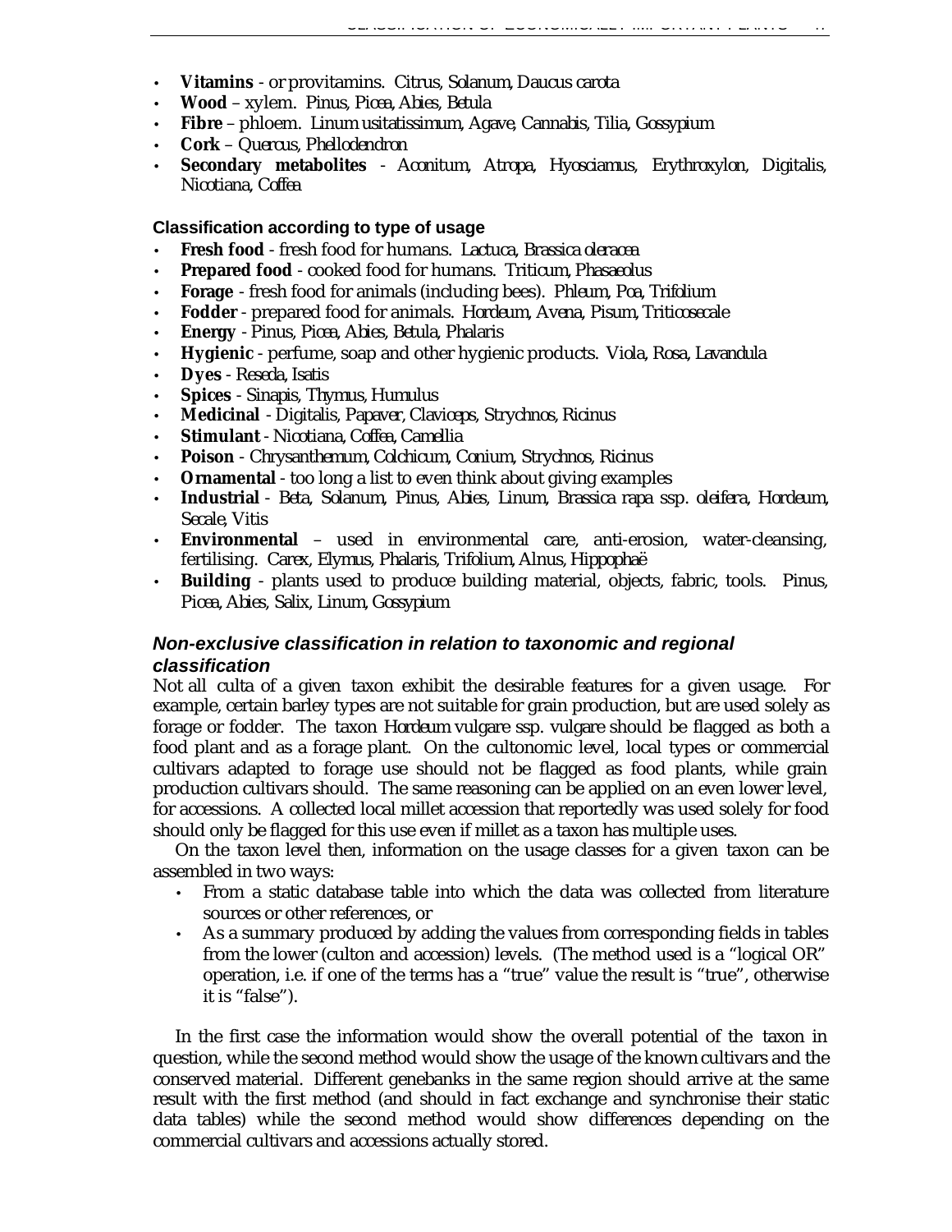- **Vitamins** - or provitamins. *Citrus, Solanum, Daucus carota*
- **Wood** – xylem. *Pinus, Picea, Abies, Betula*
- **Fibre** – phloem. *Linum usitatissimum, Agave, Cannabis, Tilia, Gossypium*
- **Cork** – *Quercus, Phellodendron*
- **Secondary metabolites** - *Aconitum, Atropa, Hyosciamus, Erythroxylon, Digitalis, Nicotiana, Coffea*

**Classification according to type of usage**

- **Fresh food** - fresh food for humans. *Lactuca, Brassica oleracea*
- **Prepared food** - cooked food for humans. *Triticum, Phasaeolus*
- **Forage** - fresh food for animals (including bees). *Phleum, Poa, Trifolium*
- **Fodder** - prepared food for animals. *Hordeum, Avena, Pisum, Triticosecale*
- **Energy** - *Pinus, Picea, Abies, Betula, Phalaris*
- **Hygienic** - perfume, soap and other hygienic products. *Viola, Rosa, Lavandula*
- **Dyes** - *Reseda, Isatis*
- **Spices** - *Sinapis, Thymus, Humulus*
- **Medicinal** - *Digitalis, Papaver, Claviceps, Strychnos, Ricinus*
- **Stimulant** - *Nicotiana, Coffea, Camellia*
- **Poison** - *Chrysanthemum, Colchicum, Conium, Strychnos, Ricinus*
- **Ornamental** - too long a list to even think about giving examples
- **Industrial** - *Beta, Solanum, Pinus, Abies, Linum, Brassica rapa* ssp. *oleifera, Hordeum, Secale, Vitis*
- **Environmental** – used in environmental care, anti-erosion, water-cleansing, fertilising. *Carex, Elymus, Phalaris, Trifolium, Alnus, Hippophaë*
- **Building** - plants used to produce building material, objects, fabric, tools. *Pinus, Picea, Abies, Salix, Linum, Gossypium*

### *Non-exclusive classification in relation to taxonomic and regional classification*

Not all culta of a given taxon exhibit the desirable features for a given usage. For example, certain barley types are not suitable for grain production, but are used solely as forage or fodder. The taxon *Hordeum vulgare* ssp. *vulgare* should be flagged as both a food plant and as a forage plant. On the cultonomic level, local types or commercial cultivars adapted to forage use should not be flagged as food plants, while grain production cultivars should. The same reasoning can be applied on an even lower level, for accessions. A collected local millet accession that reportedly was used solely for food should only be flagged for this use even if millet as a taxon has multiple uses.

On the taxon level then, information on the usage classes for a given taxon can be assembled in two ways:

- From a static database table into which the data was collected from literature sources or other references, or
- As a summary produced by adding the values from corresponding fields in tables from the lower (culton and accession) levels. (The method used is a "logical OR" operation, i.e. if one of the terms has a "true" value the result is "true", otherwise it is "false").

In the first case the information would show the overall potential of the taxon in question, while the second method would show the usage of the known cultivars and the conserved material. Different genebanks in the same region should arrive at the same result with the first method (and should in fact exchange and synchronise their static data tables) while the second method would show differences depending on the commercial cultivars and accessions actually stored.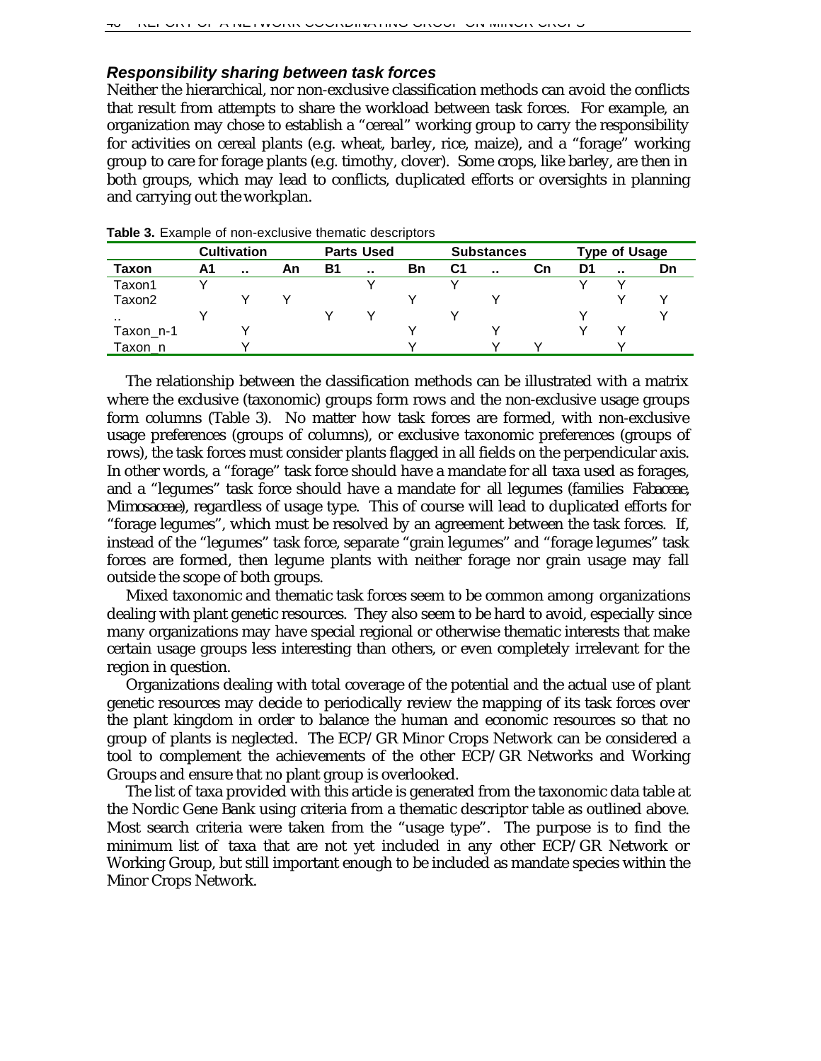### *Responsibility sharing between task forces*

Neither the hierarchical, nor non-exclusive classification methods can avoid the conflicts that result from attempts to share the workload between task forces. For example, an organization may chose to establish a "cereal" working group to carry the responsibility for activities on cereal plants (e.g. wheat, barley, rice, maize), and a "forage" working group to care for forage plants (e.g. timothy, clover). Some crops, like barley, are then in both groups, which may lead to conflicts, duplicated efforts or oversights in planning and carrying out the workplan.

**Table 3.** Example of non-exclusive thematic descriptors

| | Cultivation | | | Parts Used | | | Substances | | | Type of Usage | | |
|---|---|---|---|---|---|---|---|---|---|---|---|---|
| **Taxon** | **A1** | **..** | **An** | **B1** | **..** | **Bn** | **C1** | **..** | **Cn** | **D1** | **..** | **Dn** |
| Taxon1 | Y | | | | Y | | Y | | | Y | Y | |
| Taxon2 | | Y | Y | | | Y | | Y | | | Y | Y |
| .. | Y | | | Y | Y | | Y | | | Y | | Y |
| Taxon_n-1 | | Y | | | | Y | | Y | | Y | Y | |
| Taxon_n | | Y | | | | Y | | Y | Y | | Y | |

The relationship between the classification methods can be illustrated with a matrix where the exclusive (taxonomic) groups form rows and the non-exclusive usage groups form columns (Table 3). No matter how task forces are formed, with non-exclusive usage preferences (groups of columns), or exclusive taxonomic preferences (groups of rows), the task forces must consider plants flagged in all fields on the perpendicular axis. In other words, a "forage" task force should have a mandate for all taxa used as forages, and a "legumes" task force should have a mandate for all legumes (families *Fabaceae*, *Mimosaceae*), regardless of usage type. This of course will lead to duplicated efforts for "forage legumes", which must be resolved by an agreement between the task forces. If, instead of the "legumes" task force, separate "grain legumes" and "forage legumes" task forces are formed, then legume plants with neither forage nor grain usage may fall outside the scope of both groups.

Mixed taxonomic and thematic task forces seem to be common among organizations dealing with plant genetic resources. They also seem to be hard to avoid, especially since many organizations may have special regional or otherwise thematic interests that make certain usage groups less interesting than others, or even completely irrelevant for the region in question.

Organizations dealing with total coverage of the potential and the actual use of plant genetic resources may decide to periodically review the mapping of its task forces over the plant kingdom in order to balance the human and economic resources so that no group of plants is neglected. The ECP/GR Minor Crops Network can be considered a tool to complement the achievements of the other ECP/GR Networks and Working Groups and ensure that no plant group is overlooked.

The list of taxa provided with this article is generated from the taxonomic data table at the Nordic Gene Bank using criteria from a thematic descriptor table as outlined above. Most search criteria were taken from the "usage type". The purpose is to find the minimum list of taxa that are not yet included in any other ECP/GR Network or Working Group, but still important enough to be included as mandate species within the Minor Crops Network.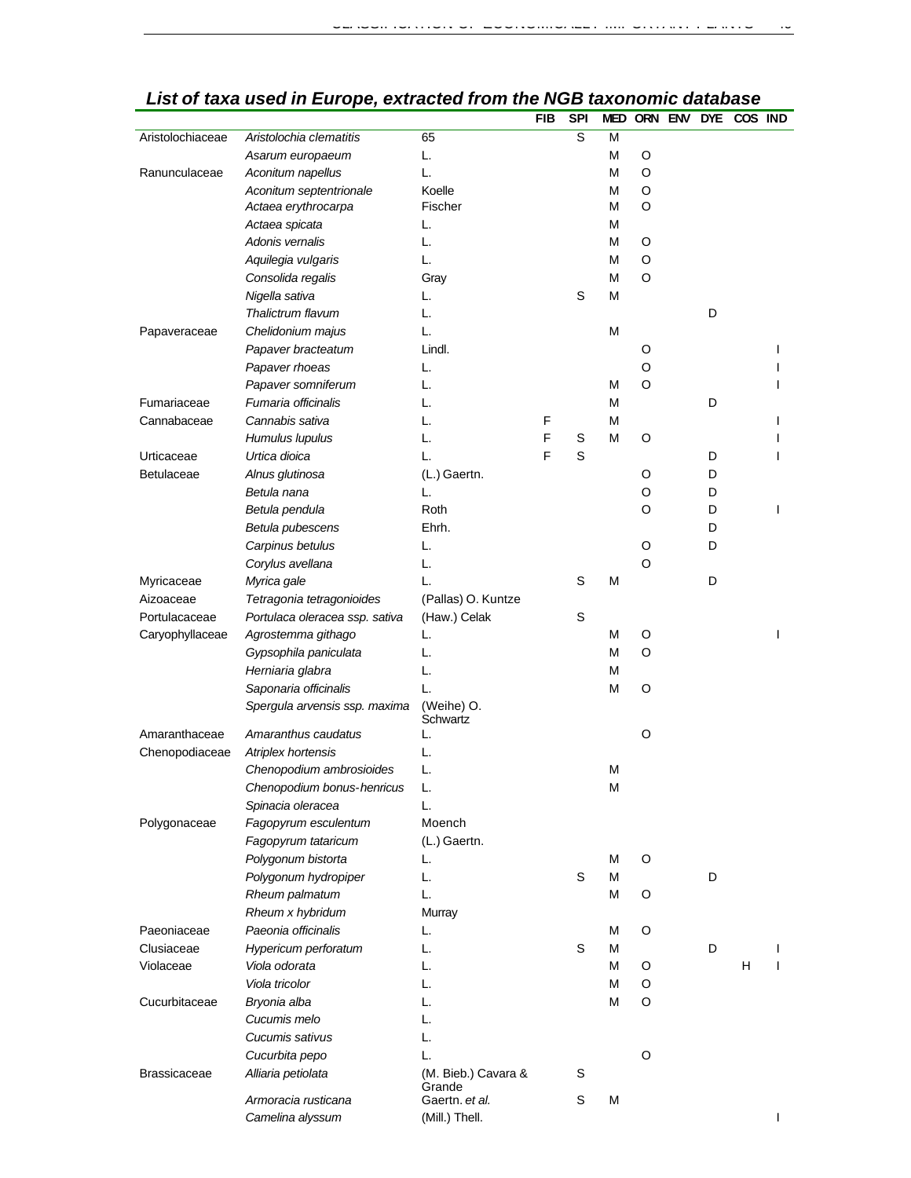## *List of taxa used in Europe, extracted from the NGB taxonomic database*

| | | | FIB | SPI | MED | ORN | ENV | DYE | COS | IND |
|---|---|---|---|---|---|---|---|---|---|---|
| Aristolochiaceae | *Aristolochia clematitis* | 65 | | S | M | | | | | |
| | *Asarum europaeum* | L. | | | M | O | | | | |
| Ranunculaceae | *Aconitum napellus* | L. | | | M | O | | | | |
| | *Aconitum septentrionale* | Koelle | | | M | O | | | | |
| | *Actaea erythrocarpa* | Fischer | | | M | O | | | | |
| | *Actaea spicata* | L. | | | M | | | | | |
| | *Adonis vernalis* | L. | | | M | O | | | | |
| | *Aquilegia vulgaris* | L. | | | M | O | | | | |
| | *Consolida regalis* | Gray | | | M | O | | | | |
| | *Nigella sativa* | L. | | S | M | | | | | |
| | *Thalictrum flavum* | L. | | | | | | D | | |
| Papaveraceae | *Chelidonium majus* | L. | | | M | | | | | |
| | *Papaver bracteatum* | Lindl. | | | | O | | | | I |
| | *Papaver rhoeas* | L. | | | | O | | | | I |
| | *Papaver somniferum* | L. | | | M | O | | | | I |
| Fumariaceae | *Fumaria officinalis* | L. | | | M | | | D | | |
| Cannabaceae | *Cannabis sativa* | L. | F | | M | | | | | I |
| | *Humulus lupulus* | L. | F | S | M | O | | | | I |
| Urticaceae | *Urtica dioica* | L. | F | S | | | | D | | I |
| Betulaceae | *Alnus glutinosa* | (L.) Gaertn. | | | | O | | D | | |
| | *Betula nana* | L. | | | | O | | D | | |
| | *Betula pendula* | Roth | | | | O | | D | | I |
| | *Betula pubescens* | Ehrh. | | | | | | D | | |
| | *Carpinus betulus* | L. | | | | O | | D | | |
| | *Corylus avellana* | L. | | | | O | | | | |
| Myricaceae | *Myrica gale* | L. | | S | M | | | D | | |
| Aizoaceae | *Tetragonia tetragonioides* | (Pallas) O. Kuntze | | | | | | | | |
| Portulacaceae | *Portulaca oleracea ssp. sativa* | (Haw.) Celak | | S | | | | | | |
| Caryophyllaceae | *Agrostemma githago* | L. | | | M | O | | | | I |
| | *Gypsophila paniculata* | L. | | | M | O | | | | |
| | *Herniaria glabra* | L. | | | M | | | | | |
| | *Saponaria officinalis* | L. | | | M | O | | | | |
| | *Spergula arvensis ssp. maxima* | (Weihe) O. Schwartz | | | | | | | | |
| Amaranthaceae | *Amaranthus caudatus* | L. | | | | O | | | | |
| Chenopodiaceae | *Atriplex hortensis* | L. | | | | | | | | |
| | *Chenopodium ambrosioides* | L. | | | M | | | | | |
| | *Chenopodium bonus-henricus* | L. | | | M | | | | | |
| | *Spinacia oleracea* | L. | | | | | | | | |
| Polygonaceae | *Fagopyrum esculentum* | Moench | | | | | | | | |
| | *Fagopyrum tataricum* | (L.) Gaertn. | | | | | | | | |
| | *Polygonum bistorta* | L. | | | M | O | | | | |
| | *Polygonum hydropiper* | L. | | S | M | | | D | | |
| | *Rheum palmatum* | L. | | | M | O | | | | |
| | *Rheum x hybridum* | Murray | | | | | | | | |
| Paeoniaceae | *Paeonia officinalis* | L. | | | M | O | | | | |
| Clusiaceae | *Hypericum perforatum* | L. | | S | M | | | D | | I |
| Violaceae | *Viola odorata* | L. | | | M | O | | | H | I |
| | *Viola tricolor* | L. | | | M | O | | | | |
| Cucurbitaceae | *Bryonia alba* | L. | | | M | O | | | | |
| | *Cucumis melo* | L. | | | | | | | | |
| | *Cucumis sativus* | L. | | | | | | | | |
| | *Cucurbita pepo* | L. | | | | O | | | | |
| Brassicaceae | *Alliaria petiolata* | (M. Bieb.) Cavara & Grande | | S | | | | | | |
| | *Armoracia rusticana* | Gaertn. *et al.* | | S | M | | | | | |
| | *Camelina alyssum* | (Mill.) Thell. | | | | | | | | I |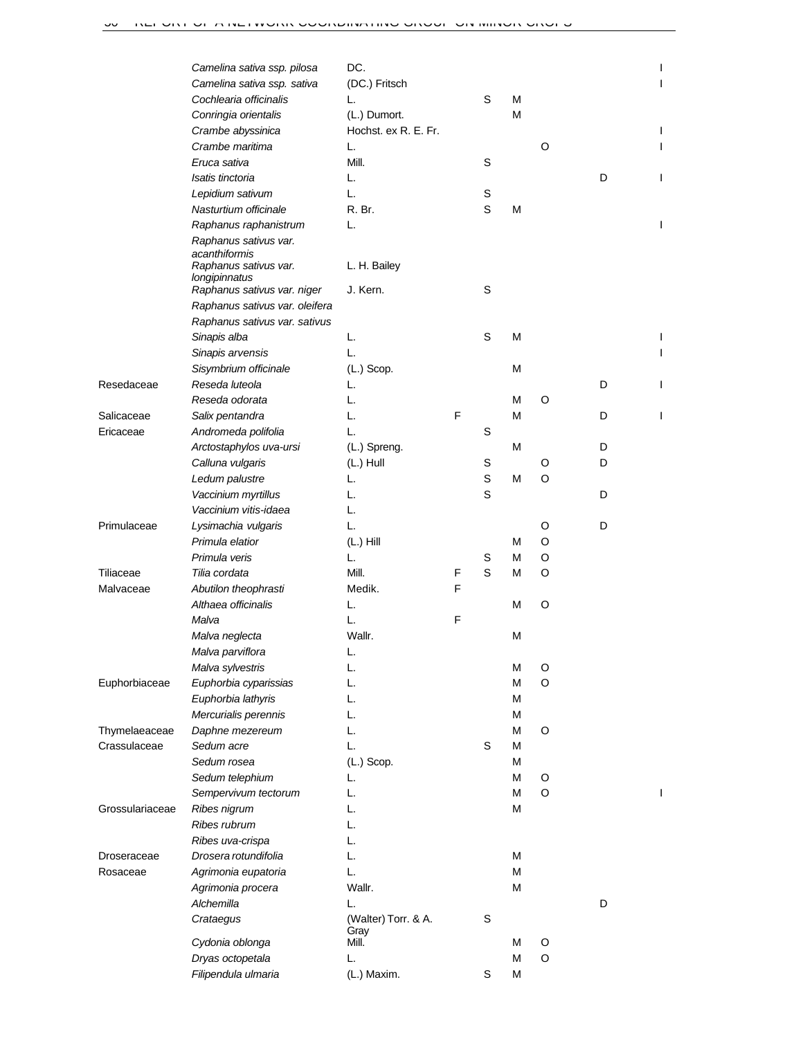| | | | | | | | | | |
|---|---|---|---|---|---|---|---|---|---|
| | *Camelina sativa ssp. pilosa* | DC. | | | | | | | I |
| | *Camelina sativa ssp. sativa* | (DC.) Fritsch | | | | | | | I |
| | *Cochlearia officinalis* | L. | | S | M | | | | |
| | *Conringia orientalis* | (L.) Dumort. | | | M | | | | |
| | *Crambe abyssinica* | Hochst. ex R. E. Fr. | | | | | | | I |
| | *Crambe maritima* | L. | | | | O | | | I |
| | *Eruca sativa* | Mill. | | S | | | | | |
| | *Isatis tinctoria* | L. | | | | | | D | I |
| | *Lepidium sativum* | L. | | S | | | | | |
| | *Nasturtium officinale* | R. Br. | | S | M | | | | |
| | *Raphanus raphanistrum* | L. | | | | | | | I |
| | *Raphanus sativus var. acanthiformis* | | | | | | | | |
| | *Raphanus sativus var. longipinnatus* | L. H. Bailey | | | | | | | |
| | *Raphanus sativus var. niger* | J. Kern. | | S | | | | | |
| | *Raphanus sativus var. oleifera* | | | | | | | | |
| | *Raphanus sativus var. sativus* | | | | | | | | |
| | *Sinapis alba* | L. | | S | M | | | | I |
| | *Sinapis arvensis* | L. | | | | | | | I |
| | *Sisymbrium officinale* | (L.) Scop. | | | M | | | | |
| Resedaceae | *Reseda luteola* | L. | | | | | | D | I |
| | *Reseda odorata* | L. | | | M | O | | | |
| Salicaceae | *Salix pentandra* | L. | F | | M | | | D | I |
| Ericaceae | *Andromeda polifolia* | L. | | S | | | | | |
| | *Arctostaphylos uva-ursi* | (L.) Spreng. | | | M | | | D | |
| | *Calluna vulgaris* | (L.) Hull | | S | | O | | D | |
| | *Ledum palustre* | L. | | S | M | O | | | |
| | *Vaccinium myrtillus* | L. | | S | | | | D | |
| | *Vaccinium vitis-idaea* | L. | | | | | | | |
| Primulaceae | *Lysimachia vulgaris* | L. | | | | O | | D | |
| | *Primula elatior* | (L.) Hill | | | M | O | | | |
| | *Primula veris* | L. | | S | M | O | | | |
| Tiliaceae | *Tilia cordata* | Mill. | F | S | M | O | | | |
| Malvaceae | *Abutilon theophrasti* | Medik. | F | | | | | | |
| | *Althaea officinalis* | L. | | | M | O | | | |
| | *Malva* | L. | F | | | | | | |
| | *Malva neglecta* | Wallr. | | | M | | | | |
| | *Malva parviflora* | L. | | | | | | | |
| | *Malva sylvestris* | L. | | | M | O | | | |
| Euphorbiaceae | *Euphorbia cyparissias* | L. | | | M | O | | | |
| | *Euphorbia lathyris* | L. | | | M | | | | |
| | *Mercurialis perennis* | L. | | | M | | | | |
| Thymelaeaceae | *Daphne mezereum* | L. | | | M | O | | | |
| Crassulaceae | *Sedum acre* | L. | | S | M | | | | |
| | *Sedum rosea* | (L.) Scop. | | | M | | | | |
| | *Sedum telephium* | L. | | | M | O | | | |
| | *Sempervivum tectorum* | L. | | | M | O | | | I |
| Grossulariaceae | *Ribes nigrum* | L. | | | M | | | | |
| | *Ribes rubrum* | L. | | | | | | | |
| | *Ribes uva-crispa* | L. | | | | | | | |
| Droseraceae | *Drosera rotundifolia* | L. | | | M | | | | |
| Rosaceae | *Agrimonia eupatoria* | L. | | | M | | | | |
| | *Agrimonia procera* | Wallr. | | | M | | | | |
| | *Alchemilla* | L. | | | | | | D | |
| | *Crataegus* | (Walter) Torr. & A. Gray | | S | | | | | |
| | *Cydonia oblonga* | Mill. | | | M | O | | | |
| | *Dryas octopetala* | L. | | | M | O | | | |
| | *Filipendula ulmaria* | (L.) Maxim. | | S | M | | | | |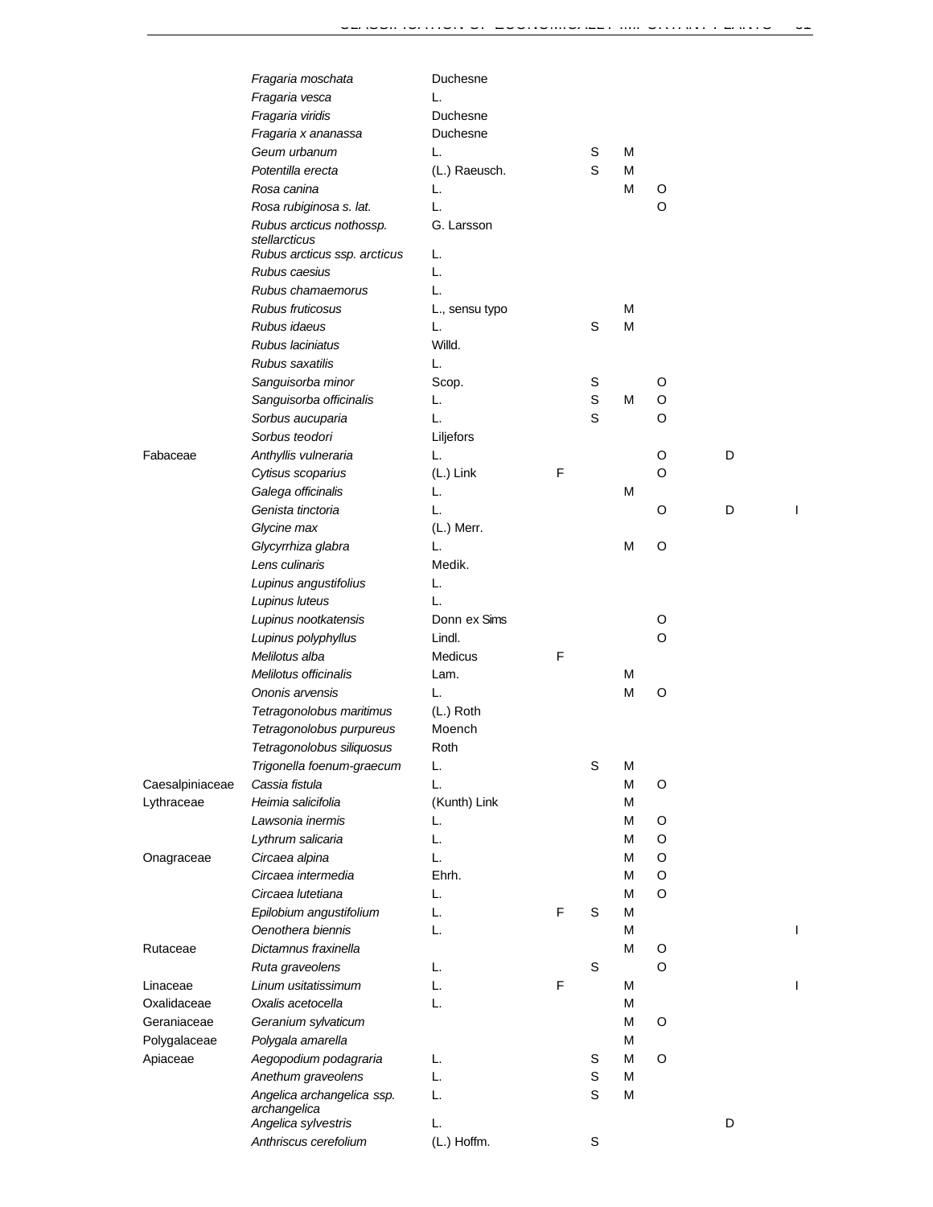| | | | | | | | | |
|---|---|---|---|---|---|---|---|---|
| | *Fragaria moschata* | Duchesne | | | | | | |
| | *Fragaria vesca* | L. | | | | | | |
| | *Fragaria viridis* | Duchesne | | | | | | |
| | *Fragaria x ananassa* | Duchesne | | | | | | |
| | *Geum urbanum* | L. | | S | M | | | |
| | *Potentilla erecta* | (L.) Raeusch. | | S | M | | | |
| | *Rosa canina* | L. | | | M | O | | |
| | *Rosa rubiginosa s. lat.* | L. | | | | O | | |
| | *Rubus arcticus nothossp. stellarcticus* | G. Larsson | | | | | | |
| | *Rubus arcticus ssp. arcticus* | L. | | | | | | |
| | *Rubus caesius* | L. | | | | | | |
| | *Rubus chamaemorus* | L. | | | | | | |
| | *Rubus fruticosus* | L., sensu typo | | | M | | | |
| | *Rubus idaeus* | L. | | S | M | | | |
| | *Rubus laciniatus* | Willd. | | | | | | |
| | *Rubus saxatilis* | L. | | | | | | |
| | *Sanguisorba minor* | Scop. | | S | | O | | |
| | *Sanguisorba officinalis* | L. | | S | M | O | | |
| | *Sorbus aucuparia* | L. | | S | | O | | |
| | *Sorbus teodori* | Liljefors | | | | | | |
| Fabaceae | *Anthyllis vulneraria* | L. | | | | O | D | |
| | *Cytisus scoparius* | (L.) Link | F | | | O | | |
| | *Galega officinalis* | L. | | | M | | | |
| | *Genista tinctoria* | L. | | | | O | D | I |
| | *Glycine max* | (L.) Merr. | | | | | | |
| | *Glycyrrhiza glabra* | L. | | | M | O | | |
| | *Lens culinaris* | Medik. | | | | | | |
| | *Lupinus angustifolius* | L. | | | | | | |
| | *Lupinus luteus* | L. | | | | | | |
| | *Lupinus nootkatensis* | Donn ex Sims | | | | O | | |
| | *Lupinus polyphyllus* | Lindl. | | | | O | | |
| | *Melilotus alba* | Medicus | F | | | | | |
| | *Melilotus officinalis* | Lam. | | | M | | | |
| | *Ononis arvensis* | L. | | | M | O | | |
| | *Tetragonolobus maritimus* | (L.) Roth | | | | | | |
| | *Tetragonolobus purpureus* | Moench | | | | | | |
| | *Tetragonolobus siliquosus* | Roth | | | | | | |
| | *Trigonella foenum-graecum* | L. | | S | M | | | |
| Caesalpiniaceae | *Cassia fistula* | L. | | | M | O | | |
| Lythraceae | *Heimia salicifolia* | (Kunth) Link | | | M | | | |
| | *Lawsonia inermis* | L. | | | M | O | | |
| | *Lythrum salicaria* | L. | | | M | O | | |
| Onagraceae | *Circaea alpina* | L. | | | M | O | | |
| | *Circaea intermedia* | Ehrh. | | | M | O | | |
| | *Circaea lutetiana* | L. | | | M | O | | |
| | *Epilobium angustifolium* | L. | F | S | M | | | |
| | *Oenothera biennis* | L. | | | M | | | I |
| Rutaceae | *Dictamnus fraxinella* | | | | M | O | | |
| | *Ruta graveolens* | L. | | S | | O | | |
| Linaceae | *Linum usitatissimum* | L. | F | | M | | | I |
| Oxalidaceae | *Oxalis acetocella* | L. | | | M | | | |
| Geraniaceae | *Geranium sylvaticum* | | | | M | O | | |
| Polygalaceae | *Polygala amarella* | | | | M | | | |
| Apiaceae | *Aegopodium podagraria* | L. | | S | M | O | | |
| | *Anethum graveolens* | L. | | S | M | | | |
| | *Angelica archangelica ssp. archangelica* | L. | | S | M | | | |
| | *Angelica sylvestris* | L. | | | | | D | |
| | *Anthriscus cerefolium* | (L.) Hoffm. | | S | | | | |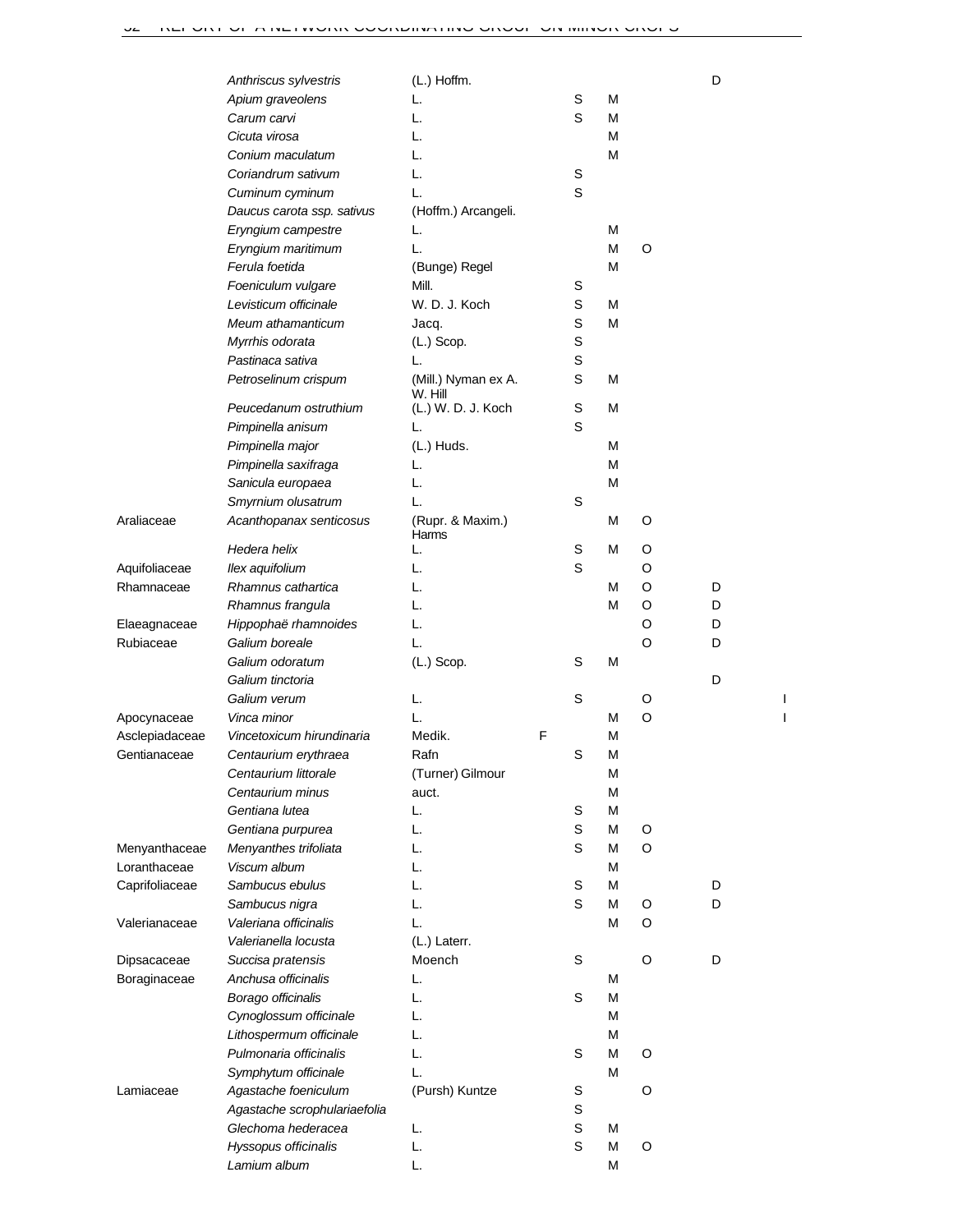| | | | | | | | | |
|---|---|---|---|---|---|---|---|---|
| | *Anthriscus sylvestris* | (L.) Hoffm. | | | | | D | |
| | *Apium graveolens* | L. | | S | M | | | |
| | *Carum carvi* | L. | | S | M | | | |
| | *Cicuta virosa* | L. | | | M | | | |
| | *Conium maculatum* | L. | | | M | | | |
| | *Coriandrum sativum* | L. | | S | | | | |
| | *Cuminum cyminum* | L. | | S | | | | |
| | *Daucus carota ssp. sativus* | (Hoffm.) Arcangeli. | | | | | | |
| | *Eryngium campestre* | L. | | | M | | | |
| | *Eryngium maritimum* | L. | | | M | O | | |
| | *Ferula foetida* | (Bunge) Regel | | | M | | | |
| | *Foeniculum vulgare* | Mill. | | S | | | | |
| | *Levisticum officinale* | W. D. J. Koch | | S | M | | | |
| | *Meum athamanticum* | Jacq. | | S | M | | | |
| | *Myrrhis odorata* | (L.) Scop. | | S | | | | |
| | *Pastinaca sativa* | L. | | S | | | | |
| | *Petroselinum crispum* | (Mill.) Nyman ex A. W. Hill | | S | M | | | |
| | *Peucedanum ostruthium* | (L.) W. D. J. Koch | | S | M | | | |
| | *Pimpinella anisum* | L. | | S | | | | |
| | *Pimpinella major* | (L.) Huds. | | | M | | | |
| | *Pimpinella saxifraga* | L. | | | M | | | |
| | *Sanicula europaea* | L. | | | M | | | |
| | *Smyrnium olusatrum* | L. | | S | | | | |
| Araliaceae | *Acanthopanax senticosus* | (Rupr. & Maxim.) Harms | | | M | O | | |
| | *Hedera helix* | L. | | S | M | O | | |
| Aquifoliaceae | *Ilex aquifolium* | L. | | S | | O | | |
| Rhamnaceae | *Rhamnus cathartica* | L. | | | M | O | D | |
| | *Rhamnus frangula* | L. | | | M | O | D | |
| Elaeagnaceae | *Hippophaë rhamnoides* | L. | | | | O | D | |
| Rubiaceae | *Galium boreale* | L. | | | | O | D | |
| | *Galium odoratum* | (L.) Scop. | | S | M | | | |
| | *Galium tinctoria* | | | | | | D | |
| | *Galium verum* | L. | | S | | O | | I |
| Apocynaceae | *Vinca minor* | L. | | | M | O | | I |
| Asclepiadaceae | *Vincetoxicum hirundinaria* | Medik. | F | | M | | | |
| Gentianaceae | *Centaurium erythraea* | Rafn | | S | M | | | |
| | *Centaurium littorale* | (Turner) Gilmour | | | M | | | |
| | *Centaurium minus* | auct. | | | M | | | |
| | *Gentiana lutea* | L. | | S | M | | | |
| | *Gentiana purpurea* | L. | | S | M | O | | |
| Menyanthaceae | *Menyanthes trifoliata* | L. | | S | M | O | | |
| Loranthaceae | *Viscum album* | L. | | | M | | | |
| Caprifoliaceae | *Sambucus ebulus* | L. | | S | M | | D | |
| | *Sambucus nigra* | L. | | S | M | O | D | |
| Valerianaceae | *Valeriana officinalis* | L. | | | M | O | | |
| | *Valerianella locusta* | (L.) Laterr. | | | | | | |
| Dipsacaceae | *Succisa pratensis* | Moench | | S | | O | D | |
| Boraginaceae | *Anchusa officinalis* | L. | | | M | | | |
| | *Borago officinalis* | L. | | S | M | | | |
| | *Cynoglossum officinale* | L. | | | M | | | |
| | *Lithospermum officinale* | L. | | | M | | | |
| | *Pulmonaria officinalis* | L. | | S | M | O | | |
| | *Symphytum officinale* | L. | | | M | | | |
| Lamiaceae | *Agastache foeniculum* | (Pursh) Kuntze | | S | | O | | |
| | *Agastache scrophulariaefolia* | | | S | | | | |
| | *Glechoma hederacea* | L. | | S | M | | | |
| | *Hyssopus officinalis* | L. | | S | M | O | | |
| | *Lamium album* | L. | | | M | | | |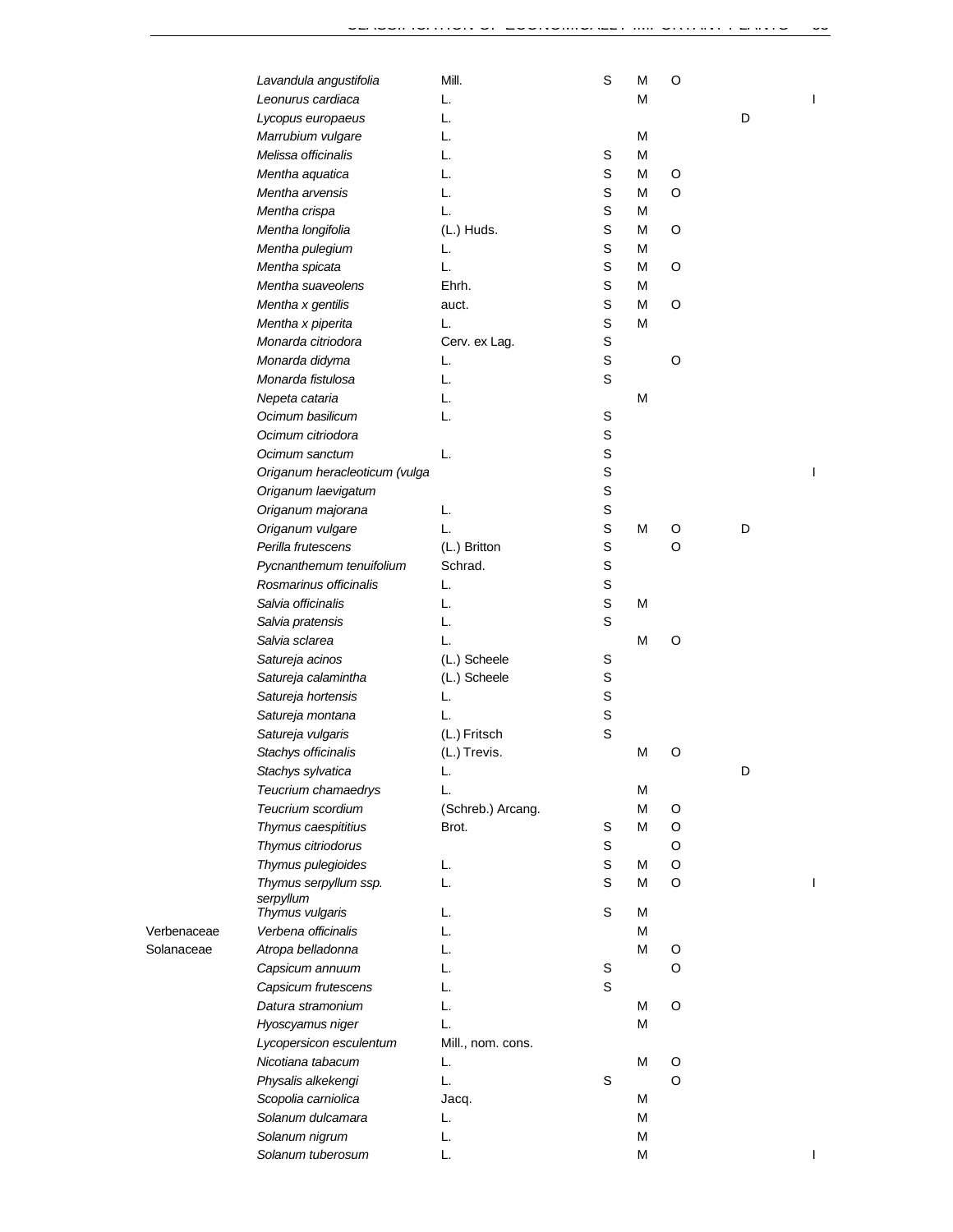| | | | | | | | |
|---|---|---|---|---|---|---|---|
| | *Lavandula angustifolia* | Mill. | S | M | O | | |
| | *Leonurus cardiaca* | L. | | M | | | I |
| | *Lycopus europaeus* | L. | | | | D | |
| | *Marrubium vulgare* | L. | | M | | | |
| | *Melissa officinalis* | L. | S | M | | | |
| | *Mentha aquatica* | L. | S | M | O | | |
| | *Mentha arvensis* | L. | S | M | O | | |
| | *Mentha crispa* | L. | S | M | | | |
| | *Mentha longifolia* | (L.) Huds. | S | M | O | | |
| | *Mentha pulegium* | L. | S | M | | | |
| | *Mentha spicata* | L. | S | M | O | | |
| | *Mentha suaveolens* | Ehrh. | S | M | | | |
| | *Mentha x gentilis* | auct. | S | M | O | | |
| | *Mentha x piperita* | L. | S | M | | | |
| | *Monarda citriodora* | Cerv. ex Lag. | S | | | | |
| | *Monarda didyma* | L. | S | | O | | |
| | *Monarda fistulosa* | L. | S | | | | |
| | *Nepeta cataria* | L. | | M | | | |
| | *Ocimum basilicum* | L. | S | | | | |
| | *Ocimum citriodora* | | S | | | | |
| | *Ocimum sanctum* | L. | S | | | | |
| | *Origanum heracleoticum (vulga* | | S | | | | I |
| | *Origanum laevigatum* | | S | | | | |
| | *Origanum majorana* | L. | S | | | | |
| | *Origanum vulgare* | L. | S | M | O | D | |
| | *Perilla frutescens* | (L.) Britton | S | | O | | |
| | *Pycnanthemum tenuifolium* | Schrad. | S | | | | |
| | *Rosmarinus officinalis* | L. | S | | | | |
| | *Salvia officinalis* | L. | S | M | | | |
| | *Salvia pratensis* | L. | S | | | | |
| | *Salvia sclarea* | L. | | M | O | | |
| | *Satureja acinos* | (L.) Scheele | S | | | | |
| | *Satureja calamintha* | (L.) Scheele | S | | | | |
| | *Satureja hortensis* | L. | S | | | | |
| | *Satureja montana* | L. | S | | | | |
| | *Satureja vulgaris* | (L.) Fritsch | S | | | | |
| | *Stachys officinalis* | (L.) Trevis. | | M | O | | |
| | *Stachys sylvatica* | L. | | | | D | |
| | *Teucrium chamaedrys* | L. | | M | | | |
| | *Teucrium scordium* | (Schreb.) Arcang. | | M | O | | |
| | *Thymus caespititius* | Brot. | S | M | O | | |
| | *Thymus citriodorus* | | S | | O | | |
| | *Thymus pulegioides* | L. | S | M | O | | |
| | *Thymus serpyllum ssp. serpyllum* | L. | S | M | O | | I |
| | *Thymus vulgaris* | L. | S | M | | | |
| Verbenaceae | *Verbena officinalis* | L. | | M | | | |
| Solanaceae | *Atropa belladonna* | L. | | M | O | | |
| | *Capsicum annuum* | L. | S | | O | | |
| | *Capsicum frutescens* | L. | S | | | | |
| | *Datura stramonium* | L. | | M | O | | |
| | *Hyoscyamus niger* | L. | | M | | | |
| | *Lycopersicon esculentum* | Mill., nom. cons. | | | | | |
| | *Nicotiana tabacum* | L. | | M | O | | |
| | *Physalis alkekengi* | L. | S | | O | | |
| | *Scopolia carniolica* | Jacq. | | M | | | |
| | *Solanum dulcamara* | L. | | M | | | |
| | *Solanum nigrum* | L. | | M | | | |
| | *Solanum tuberosum* | L. | | M | | | I |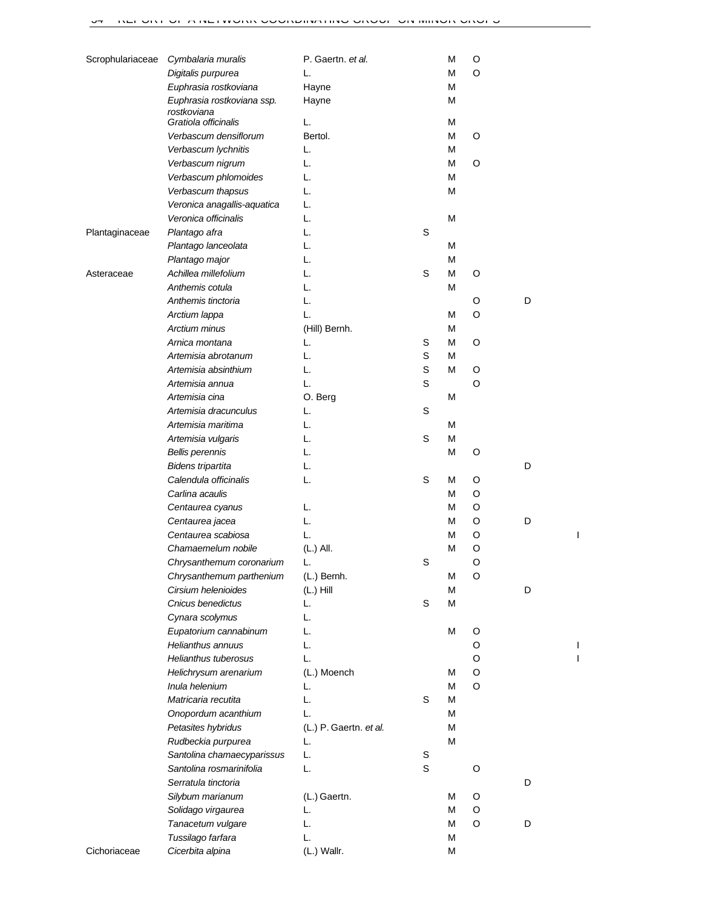| | | | | | | | |
|---|---|---|---|---|---|---|---|
| Scrophulariaceae | *Cymbalaria muralis* | P. Gaertn. *et al.* | | M | O | | |
| | *Digitalis purpurea* | L. | | M | O | | |
| | *Euphrasia rostkoviana* | Hayne | | M | | | |
| | *Euphrasia rostkoviana* ssp. *rostkoviana* | Hayne | | M | | | |
| | *Gratiola officinalis* | L. | | M | | | |
| | *Verbascum densiflorum* | Bertol. | | M | O | | |
| | *Verbascum lychnitis* | L. | | M | | | |
| | *Verbascum nigrum* | L. | | M | O | | |
| | *Verbascum phlomoides* | L. | | M | | | |
| | *Verbascum thapsus* | L. | | M | | | |
| | *Veronica anagallis-aquatica* | L. | | | | | |
| | *Veronica officinalis* | L. | | M | | | |
| Plantaginaceae | *Plantago afra* | L. | S | | | | |
| | *Plantago lanceolata* | L. | | M | | | |
| | *Plantago major* | L. | | M | | | |
| Asteraceae | *Achillea millefolium* | L. | S | M | O | | |
| | *Anthemis cotula* | L. | | M | | | |
| | *Anthemis tinctoria* | L. | | | O | D | |
| | *Arctium lappa* | L. | | M | O | | |
| | *Arctium minus* | (Hill) Bernh. | | M | | | |
| | *Arnica montana* | L. | S | M | O | | |
| | *Artemisia abrotanum* | L. | S | M | | | |
| | *Artemisia absinthium* | L. | S | M | O | | |
| | *Artemisia annua* | L. | S | | O | | |
| | *Artemisia cina* | O. Berg | | M | | | |
| | *Artemisia dracunculus* | L. | S | | | | |
| | *Artemisia maritima* | L. | | M | | | |
| | *Artemisia vulgaris* | L. | S | M | | | |
| | *Bellis perennis* | L. | | M | O | | |
| | *Bidens tripartita* | L. | | | | D | |
| | *Calendula officinalis* | L. | S | M | O | | |
| | *Carlina acaulis* | | | M | O | | |
| | *Centaurea cyanus* | L. | | M | O | | |
| | *Centaurea jacea* | L. | | M | O | D | |
| | *Centaurea scabiosa* | L. | | M | O | | I |
| | *Chamaemelum nobile* | (L.) All. | | M | O | | |
| | *Chrysanthemum coronarium* | L. | S | | O | | |
| | *Chrysanthemum parthenium* | (L.) Bernh. | | M | O | | |
| | *Cirsium helenioides* | (L.) Hill | | M | | D | |
| | *Cnicus benedictus* | L. | S | M | | | |
| | *Cynara scolymus* | L. | | | | | |
| | *Eupatorium cannabinum* | L. | | M | O | | |
| | *Helianthus annuus* | L. | | | O | | I |
| | *Helianthus tuberosus* | L. | | | O | | I |
| | *Helichrysum arenarium* | (L.) Moench | | M | O | | |
| | *Inula helenium* | L. | | M | O | | |
| | *Matricaria recutita* | L. | S | M | | | |
| | *Onopordum acanthium* | L. | | M | | | |
| | *Petasites hybridus* | (L.) P. Gaertn. *et al.* | | M | | | |
| | *Rudbeckia purpurea* | L. | | M | | | |
| | *Santolina chamaecyparissus* | L. | S | | | | |
| | *Santolina rosmarinifolia* | L. | S | | O | | |
| | *Serratula tinctoria* | | | | | D | |
| | *Silybum marianum* | (L.) Gaertn. | | M | O | | |
| | *Solidago virgaurea* | L. | | M | O | | |
| | *Tanacetum vulgare* | L. | | M | O | D | |
| | *Tussilago farfara* | L. | | M | | | |
| Cichoriaceae | *Cicerbita alpina* | (L.) Wallr. | | M | | | |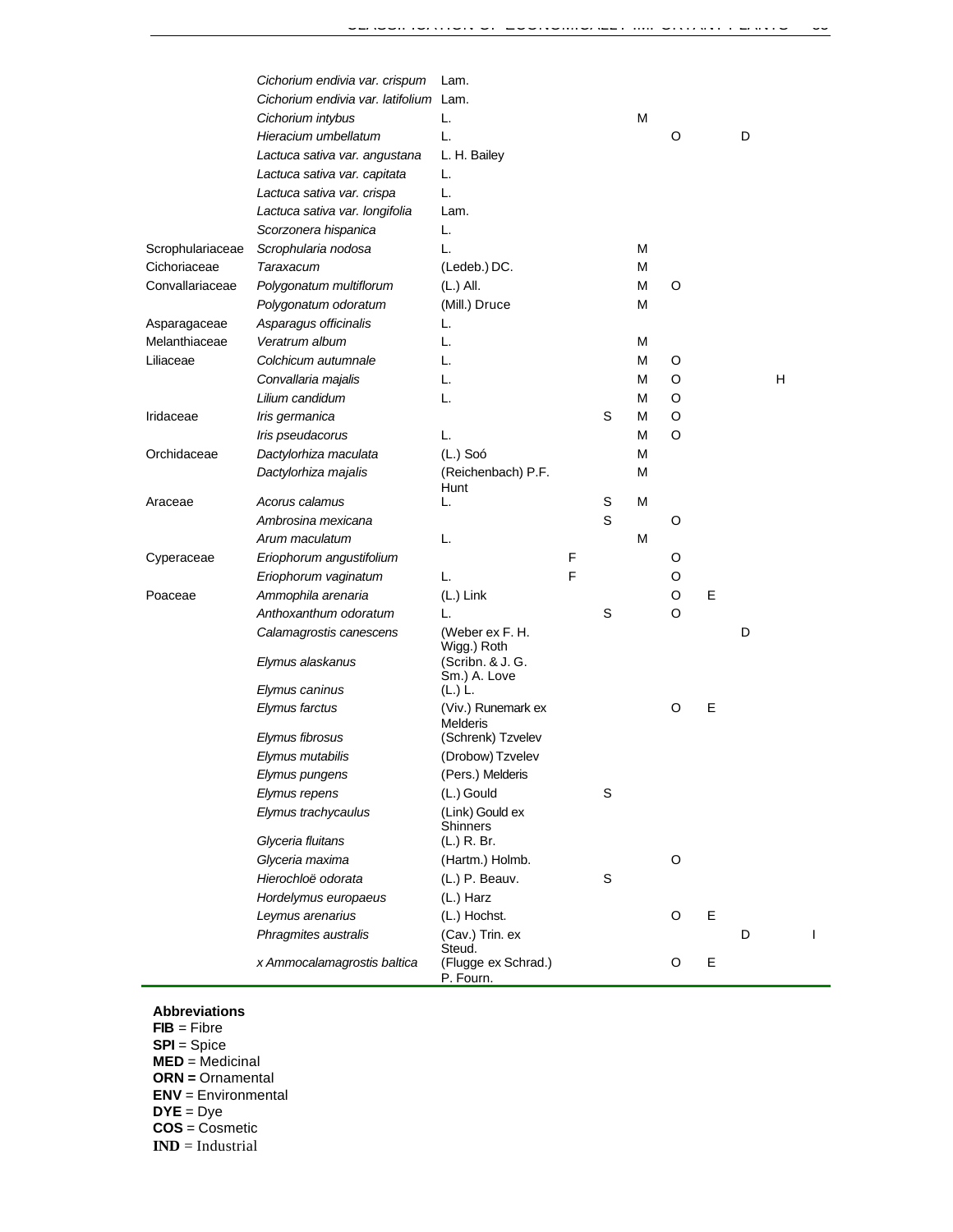| | | | | | | | | | | |
|---|---|---|---|---|---|---|---|---|---|---|
| | *Cichorium endivia var. crispum* | Lam. | | | | | | | | |
| | *Cichorium endivia var. latifolium* | Lam. | | | | | | | | |
| | *Cichorium intybus* | L. | | | M | | | | | |
| | *Hieracium umbellatum* | L. | | | | O | | D | | |
| | *Lactuca sativa var. angustana* | L. H. Bailey | | | | | | | | |
| | *Lactuca sativa var. capitata* | L. | | | | | | | | |
| | *Lactuca sativa var. crispa* | L. | | | | | | | | |
| | *Lactuca sativa var. longifolia* | Lam. | | | | | | | | |
| | *Scorzonera hispanica* | L. | | | | | | | | |
| Scrophulariaceae | *Scrophularia nodosa* | L. | | | M | | | | | |
| Cichoriaceae | *Taraxacum* | (Ledeb.) DC. | | | M | | | | | |
| Convallariaceae | *Polygonatum multiflorum* | (L.) All. | | | M | O | | | | |
| | *Polygonatum odoratum* | (Mill.) Druce | | | M | | | | | |
| Asparagaceae | *Asparagus officinalis* | L. | | | | | | | | |
| Melanthiaceae | *Veratrum album* | L. | | | M | | | | | |
| Liliaceae | *Colchicum autumnale* | L. | | | M | O | | | | |
| | *Convallaria majalis* | L. | | | M | O | | | H | |
| | *Lilium candidum* | L. | | | M | O | | | | |
| Iridaceae | *Iris germanica* | | | S | M | O | | | | |
| | *Iris pseudacorus* | L. | | | M | O | | | | |
| Orchidaceae | *Dactylorhiza maculata* | (L.) Soó | | | M | | | | | |
| | *Dactylorhiza majalis* | (Reichenbach) P.F. Hunt | | | M | | | | | |
| Araceae | *Acorus calamus* | L. | | S | M | | | | | |
| | *Ambrosina mexicana* | | | S | | O | | | | |
| | *Arum maculatum* | L. | | | M | | | | | |
| Cyperaceae | *Eriophorum angustifolium* | | F | | | O | | | | |
| | *Eriophorum vaginatum* | L. | F | | | O | | | | |
| Poaceae | *Ammophila arenaria* | (L.) Link | | | | O | E | | | |
| | *Anthoxanthum odoratum* | L. | | S | | O | | | | |
| | *Calamagrostis canescens* | (Weber ex F. H. Wigg.) Roth | | | | | | D | | |
| | *Elymus alaskanus* | (Scribn. & J. G. Sm.) A. Love | | | | | | | | |
| | *Elymus caninus* | (L.) L. | | | | | | | | |
| | *Elymus farctus* | (Viv.) Runemark ex Melderis | | | | O | E | | | |
| | *Elymus fibrosus* | (Schrenk) Tzvelev | | | | | | | | |
| | *Elymus mutabilis* | (Drobow) Tzvelev | | | | | | | | |
| | *Elymus pungens* | (Pers.) Melderis | | | | | | | | |
| | *Elymus repens* | (L.) Gould | | S | | | | | | |
| | *Elymus trachycaulus* | (Link) Gould ex Shinners | | | | | | | | |
| | *Glyceria fluitans* | (L.) R. Br. | | | | | | | | |
| | *Glyceria maxima* | (Hartm.) Holmb. | | | | O | | | | |
| | *Hierochloë odorata* | (L.) P. Beauv. | | S | | | | | | |
| | *Hordelymus europaeus* | (L.) Harz | | | | | | | | |
| | *Leymus arenarius* | (L.) Hochst. | | | | O | E | | | |
| | *Phragmites australis* | (Cav.) Trin. ex Steud. | | | | | | D | | I |
| | *x Ammocalamagrostis baltica* | (Flugge ex Schrad.) P. Fourn. | | | | O | E | | | |

**Abbreviations**
**FIB** = Fibre
**SPI** = Spice
**MED** = Medicinal
**ORN =** Ornamental
**ENV** = Environmental
**DYE** = Dye
**COS** = Cosmetic
**IND** = Industrial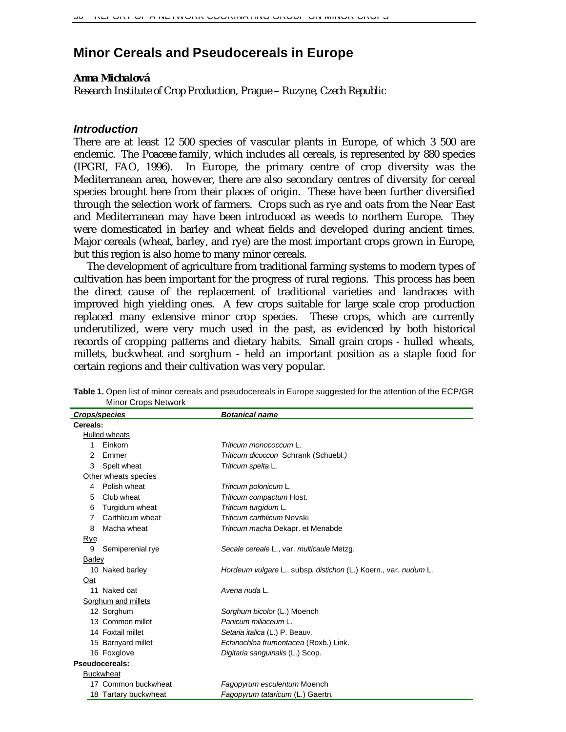# Minor Cereals and Pseudocereals in Europe

***Anna Michalová***

*Research Institute of Crop Production, Prague – Ruzyne, Czech Republic*

### *Introduction*

There are at least 12 500 species of vascular plants in Europe, of which 3 500 are endemic. The *Poaceae* family, which includes all cereals, is represented by 880 species (IPGRI, FAO, 1996). In Europe, the primary centre of crop diversity was the Mediterranean area, however, there are also secondary centres of diversity for cereal species brought here from their places of origin. These have been further diversified through the selection work of farmers. Crops such as rye and oats from the Near East and Mediterranean may have been introduced as weeds to northern Europe. They were domesticated in barley and wheat fields and developed during ancient times. Major cereals (wheat, barley, and rye) are the most important crops grown in Europe, but this region is also home to many minor cereals.

The development of agriculture from traditional farming systems to modern types of cultivation has been important for the progress of rural regions. This process has been the direct cause of the replacement of traditional varieties and landraces with improved high yielding ones. A few crops suitable for large scale crop production replaced many extensive minor crop species. These crops, which are currently underutilized, were very much used in the past, as evidenced by both historical records of cropping patterns and dietary habits. Small grain crops - hulled wheats, millets, buckwheat and sorghum - held an important position as a staple food for certain regions and their cultivation was very popular.

**Table 1.** Open list of minor cereals and pseudocereals in Europe suggested for the attention of the ECP/GR Minor Crops Network

| ***Crops/species*** | ***Botanical name*** |
|---|---|
| **Cereals:** | |
| Hulled wheats | |
| 1 Einkorn | *Triticum monococcum* L. |
| 2 Emmer | *Triticum dicoccon* Schrank (Schuebl.) |
| 3 Spelt wheat | *Triticum spelta* L. |
| Other wheats species | |
| 4 Polish wheat | *Triticum polonicum* L. |
| 5 Club wheat | *Triticum compactum* Host. |
| 6 Turgidum wheat | *Triticum turgidum* L. |
| 7 Carthlicum wheat | *Triticum carthlicum* Nevski |
| 8 Macha wheat | *Triticum macha* Dekapr. et Menabde |
| Rye | |
| 9 Semiperenial rye | *Secale cereale* L., var. *multicaule* Metzg. |
| Barley | |
| 10 Naked barley | *Hordeum vulgare* L., subsp. *distichon* (L.) Koern., var. *nudum* L. |
| Oat | |
| 11 Naked oat | *Avena nuda* L. |
| Sorghum and millets | |
| 12 Sorghum | *Sorghum bicolor* (L.) Moench |
| 13 Common millet | *Panicum miliaceum* L. |
| 14 Foxtail millet | *Setaria italica* (L.) P. Beauv. |
| 15 Barnyard millet | *Echinochloa frumentacea* (Roxb.) Link. |
| 16 Foxglove | *Digitaria sanguinalis* (L.) Scop. |
| **Pseudocereals:** | |
| Buckwheat | |
| 17 Common buckwheat | *Fagopyrum esculentum* Moench |
| 18 Tartary buckwheat | *Fagopyrum tataricum* (L.) Gaertn. |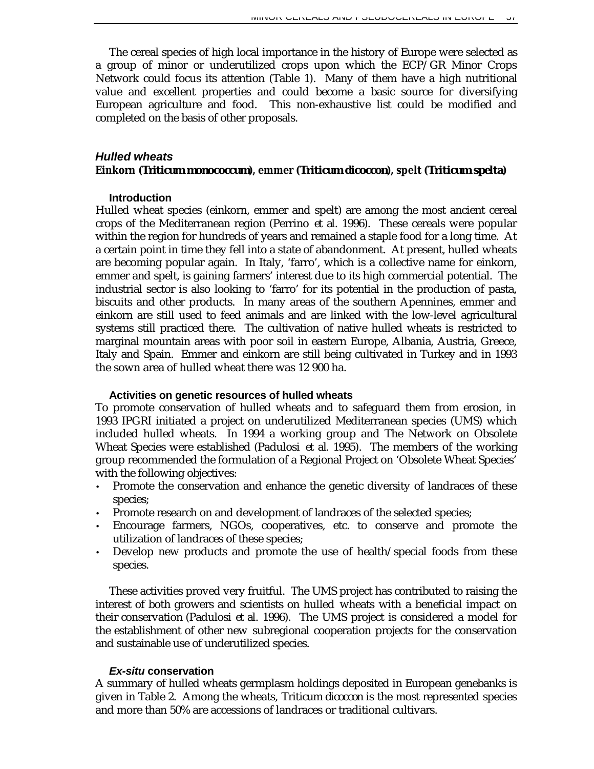The cereal species of high local importance in the history of Europe were selected as a group of minor or underutilized crops upon which the ECP/GR Minor Crops Network could focus its attention (Table 1). Many of them have a high nutritional value and excellent properties and could become a basic source for diversifying European agriculture and food. This non-exhaustive list could be modified and completed on the basis of other proposals.

## *Hulled wheats*

**Einkorn (*Triticum monococcum*), emmer (*Triticum dicoccon*), spelt (*Triticum spelta*)**

### Introduction

Hulled wheat species (einkorn, emmer and spelt) are among the most ancient cereal crops of the Mediterranean region (Perrino *et al.* 1996). These cereals were popular within the region for hundreds of years and remained a staple food for a long time. At a certain point in time they fell into a state of abandonment. At present, hulled wheats are becoming popular again. In Italy, 'farro', which is a collective name for einkorn, emmer and spelt, is gaining farmers' interest due to its high commercial potential. The industrial sector is also looking to 'farro' for its potential in the production of pasta, biscuits and other products. In many areas of the southern Apennines, emmer and einkorn are still used to feed animals and are linked with the low-level agricultural systems still practiced there. The cultivation of native hulled wheats is restricted to marginal mountain areas with poor soil in eastern Europe, Albania, Austria, Greece, Italy and Spain. Emmer and einkorn are still being cultivated in Turkey and in 1993 the sown area of hulled wheat there was 12 900 ha.

### Activities on genetic resources of hulled wheats

To promote conservation of hulled wheats and to safeguard them from erosion, in 1993 IPGRI initiated a project on underutilized Mediterranean species (UMS) which included hulled wheats. In 1994 a working group and The Network on Obsolete Wheat Species were established (Padulosi *et al.* 1995). The members of the working group recommended the formulation of a Regional Project on 'Obsolete Wheat Species' with the following objectives:

- Promote the conservation and enhance the genetic diversity of landraces of these species;
- Promote research on and development of landraces of the selected species;
- Encourage farmers, NGOs, cooperatives, etc. to conserve and promote the utilization of landraces of these species;
- Develop new products and promote the use of health/special foods from these species.

These activities proved very fruitful. The UMS project has contributed to raising the interest of both growers and scientists on hulled wheats with a beneficial impact on their conservation (Padulosi *et al.* 1996). The UMS project is considered a model for the establishment of other new subregional cooperation projects for the conservation and sustainable use of underutilized species.

### *Ex-situ* conservation

A summary of hulled wheats germplasm holdings deposited in European genebanks is given in Table 2. Among the wheats, *Triticum dicoccon* is the most represented species and more than 50% are accessions of landraces or traditional cultivars.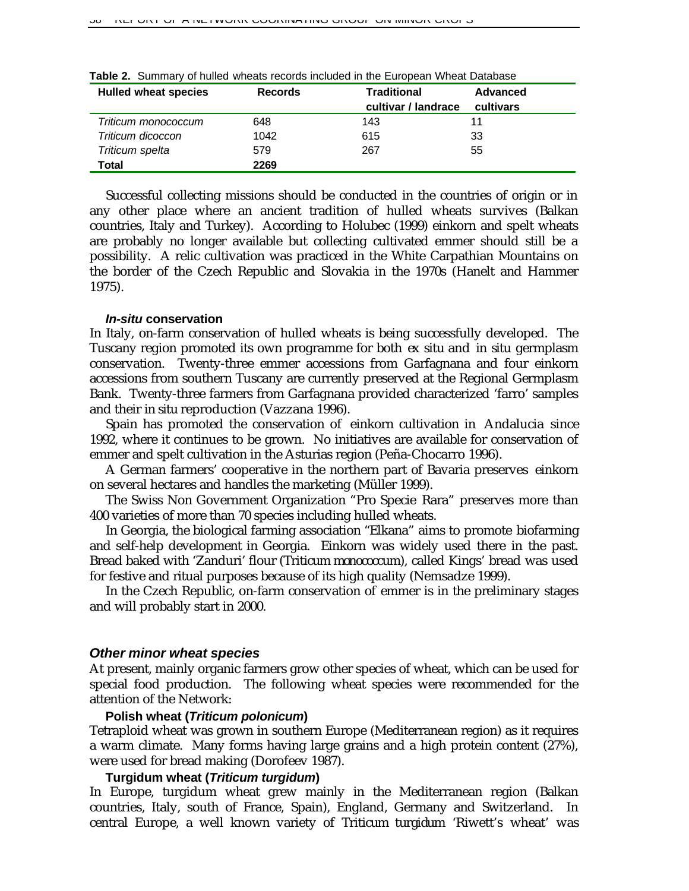**Table 2.** Summary of hulled wheats records included in the European Wheat Database

| Hulled wheat species | Records | Traditional cultivar / landrace | Advanced cultivars |
|---|---|---|---|
| *Triticum monococcum* | 648 | 143 | 11 |
| *Triticum dicoccon* | 1042 | 615 | 33 |
| *Triticum spelta* | 579 | 267 | 55 |
| **Total** | **2269** | | |

Successful collecting missions should be conducted in the countries of origin or in any other place where an ancient tradition of hulled wheats survives (Balkan countries, Italy and Turkey). According to Holubec (1999) einkorn and spelt wheats are probably no longer available but collecting cultivated emmer should still be a possibility. A relic cultivation was practiced in the White Carpathian Mountains on the border of the Czech Republic and Slovakia in the 1970s (Hanelt and Hammer 1975).

#### *In-situ* conservation

In Italy, on-farm conservation of hulled wheats is being successfully developed. The Tuscany region promoted its own programme for both *ex situ* and *in situ* germplasm conservation. Twenty-three emmer accessions from Garfagnana and four einkorn accessions from southern Tuscany are currently preserved at the Regional Germplasm Bank. Twenty-three farmers from Garfagnana provided characterized 'farro' samples and their in situ reproduction (Vazzana 1996).

Spain has promoted the conservation of einkorn cultivation in Andalucia since 1992, where it continues to be grown. No initiatives are available for conservation of emmer and spelt cultivation in the Asturias region (Peña-Chocarro 1996).

A German farmers' cooperative in the northern part of Bavaria preserves einkorn on several hectares and handles the marketing (Müller 1999).

The Swiss Non Government Organization "Pro Specie Rara" preserves more than 400 varieties of more than 70 species including hulled wheats.

In Georgia, the biological farming association "Elkana" aims to promote biofarming and self-help development in Georgia. Einkorn was widely used there in the past. Bread baked with 'Zanduri' flour (*Triticum monococcum*), called Kings' bread was used for festive and ritual purposes because of its high quality (Nemsadze 1999).

In the Czech Republic, on-farm conservation of emmer is in the preliminary stages and will probably start in 2000.

### *Other minor wheat species*

At present, mainly organic farmers grow other species of wheat, which can be used for special food production. The following wheat species were recommended for the attention of the Network:

#### Polish wheat (*Triticum polonicum*)

Tetraploid wheat was grown in southern Europe (Mediterranean region) as it requires a warm climate. Many forms having large grains and a high protein content (27%), were used for bread making (Dorofeev 1987).

#### Turgidum wheat (*Triticum turgidum*)

In Europe, turgidum wheat grew mainly in the Mediterranean region (Balkan countries, Italy, south of France, Spain), England, Germany and Switzerland. In central Europe, a well known variety of *Triticum turgidum* 'Riwett's wheat' was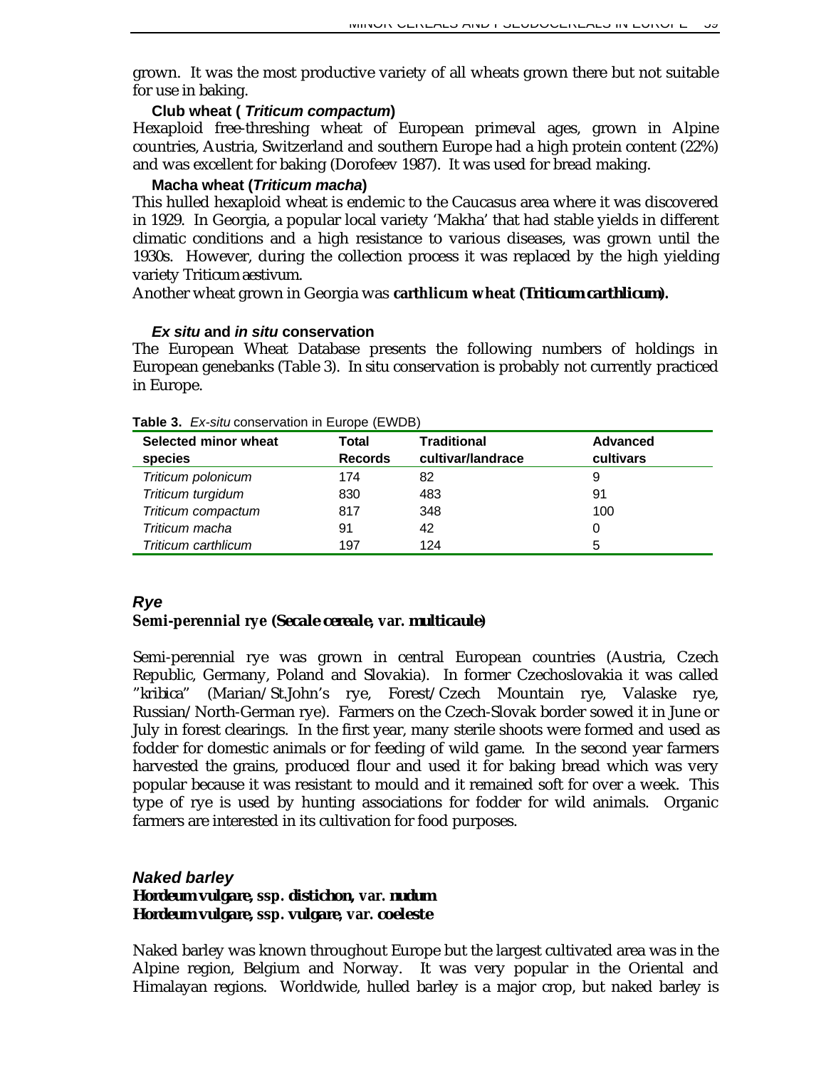grown. It was the most productive variety of all wheats grown there but not suitable for use in baking.

#### Club wheat ( *Triticum compactum*)

Hexaploid free-threshing wheat of European primeval ages, grown in Alpine countries, Austria, Switzerland and southern Europe had a high protein content (22%) and was excellent for baking (Dorofeev 1987). It was used for bread making.

#### Macha wheat (*Triticum macha*)

This hulled hexaploid wheat is endemic to the Caucasus area where it was discovered in 1929. In Georgia, a popular local variety 'Makha' that had stable yields in different climatic conditions and a high resistance to various diseases, was grown until the 1930s. However, during the collection process it was replaced by the high yielding variety *Triticum aestivum*.

Another wheat grown in Georgia was **carthlicum wheat (*Triticum carthlicum*).**

#### *Ex situ* and *in situ* conservation

The European Wheat Database presents the following numbers of holdings in European genebanks (Table 3). *In situ* conservation is probably not currently practiced in Europe.

**Table 3.** *Ex-situ* conservation in Europe (EWDB)

| Selected minor wheat species | Total Records | Traditional cultivar/landrace | Advanced cultivars |
|---|---|---|---|
| *Triticum polonicum* | 174 | 82 | 9 |
| *Triticum turgidum* | 830 | 483 | 91 |
| *Triticum compactum* | 817 | 348 | 100 |
| *Triticum macha* | 91 | 42 | 0 |
| *Triticum carthlicum* | 197 | 124 | 5 |

### *Rye*

#### Semi-perennial rye (*Secale cereale*, var. *multicaule*)

Semi-perennial rye was grown in central European countries (Austria, Czech Republic, Germany, Poland and Slovakia). In former Czechoslovakia it was called "*kribica*" (Marian/St.John's rye, Forest/Czech Mountain rye, Valaske rye, Russian/North-German rye). Farmers on the Czech-Slovak border sowed it in June or July in forest clearings. In the first year, many sterile shoots were formed and used as fodder for domestic animals or for feeding of wild game. In the second year farmers harvested the grains, produced flour and used it for baking bread which was very popular because it was resistant to mould and it remained soft for over a week. This type of rye is used by hunting associations for fodder for wild animals. Organic farmers are interested in its cultivation for food purposes.

### *Naked barley*

#### *Hordeum vulgare*, ssp. *distichon*, var. *nudum*
#### *Hordeum vulgare*, ssp. *vulgare*, var. *coeleste*

Naked barley was known throughout Europe but the largest cultivated area was in the Alpine region, Belgium and Norway. It was very popular in the Oriental and Himalayan regions. Worldwide, hulled barley is a major crop, but naked barley is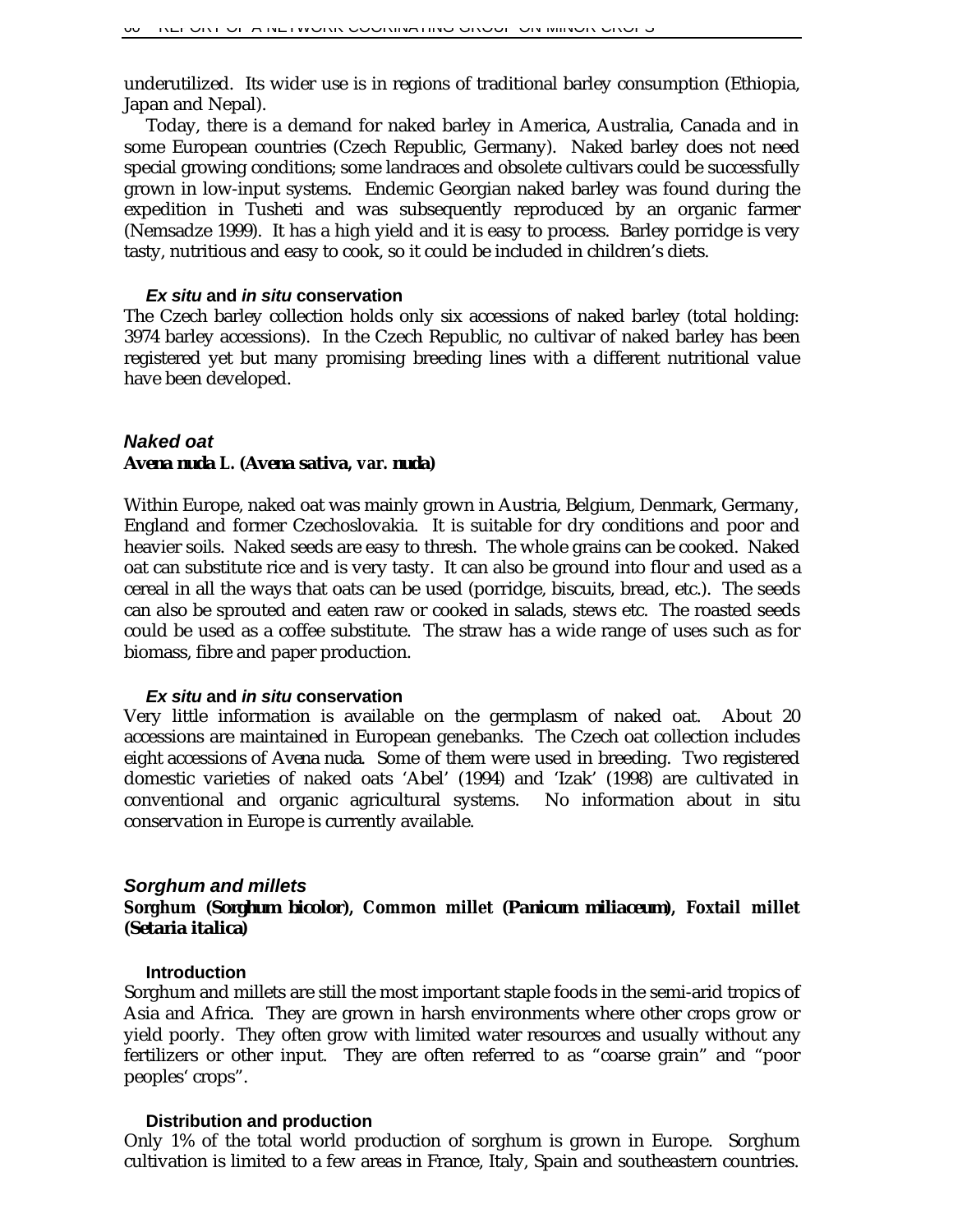underutilized. Its wider use is in regions of traditional barley consumption (Ethiopia, Japan and Nepal).

Today, there is a demand for naked barley in America, Australia, Canada and in some European countries (Czech Republic, Germany). Naked barley does not need special growing conditions; some landraces and obsolete cultivars could be successfully grown in low-input systems. Endemic Georgian naked barley was found during the expedition in Tusheti and was subsequently reproduced by an organic farmer (Nemsadze 1999). It has a high yield and it is easy to process. Barley porridge is very tasty, nutritious and easy to cook, so it could be included in children's diets.

#### *Ex situ* and *in situ* conservation

The Czech barley collection holds only six accessions of naked barley (total holding: 3974 barley accessions). In the Czech Republic, no cultivar of naked barley has been registered yet but many promising breeding lines with a different nutritional value have been developed.

### *Naked oat*

***Avena nuda* L. (*Avena sativa*, var. *nuda*)**

Within Europe, naked oat was mainly grown in Austria, Belgium, Denmark, Germany, England and former Czechoslovakia. It is suitable for dry conditions and poor and heavier soils. Naked seeds are easy to thresh. The whole grains can be cooked. Naked oat can substitute rice and is very tasty. It can also be ground into flour and used as a cereal in all the ways that oats can be used (porridge, biscuits, bread, etc.). The seeds can also be sprouted and eaten raw or cooked in salads, stews etc. The roasted seeds could be used as a coffee substitute. The straw has a wide range of uses such as for biomass, fibre and paper production.

#### *Ex situ* and *in situ* conservation

Very little information is available on the germplasm of naked oat. About 20 accessions are maintained in European genebanks. The Czech oat collection includes eight accessions of *Avena nuda*. Some of them were used in breeding. Two registered domestic varieties of naked oats 'Abel' (1994) and 'Izak' (1998) are cultivated in conventional and organic agricultural systems. No information about in situ conservation in Europe is currently available.

### *Sorghum and millets*

**Sorghum (*Sorghum bicolor*), Common millet (*Panicum miliaceum*), Foxtail millet (*Setaria italica*)**

#### Introduction

Sorghum and millets are still the most important staple foods in the semi-arid tropics of Asia and Africa. They are grown in harsh environments where other crops grow or yield poorly. They often grow with limited water resources and usually without any fertilizers or other input. They are often referred to as "coarse grain" and "poor peoples' crops".

#### Distribution and production

Only 1% of the total world production of sorghum is grown in Europe. Sorghum cultivation is limited to a few areas in France, Italy, Spain and southeastern countries.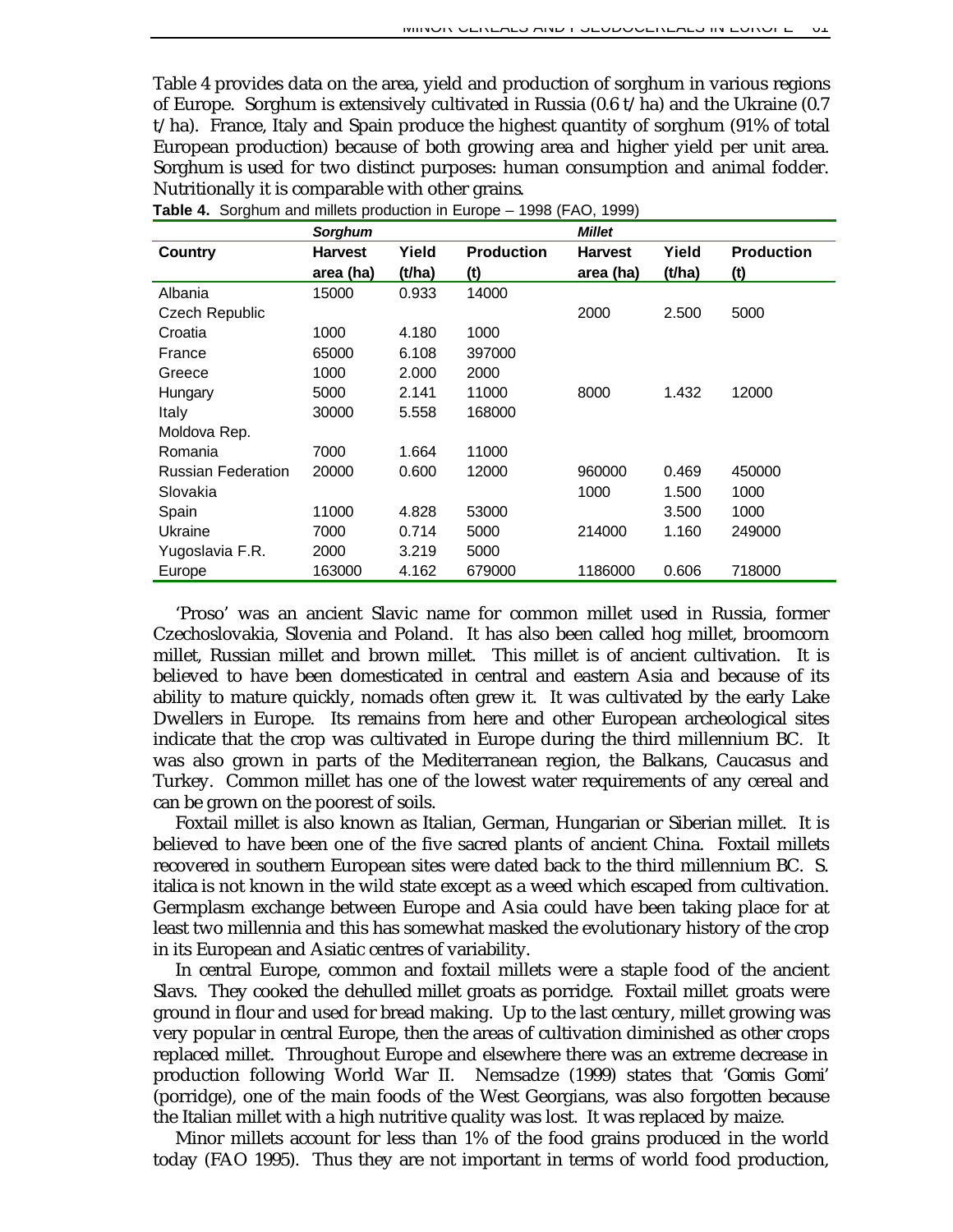Table 4 provides data on the area, yield and production of sorghum in various regions of Europe. Sorghum is extensively cultivated in Russia (0.6 t/ha) and the Ukraine (0.7 t/ha). France, Italy and Spain produce the highest quantity of sorghum (91% of total European production) because of both growing area and higher yield per unit area. Sorghum is used for two distinct purposes: human consumption and animal fodder. Nutritionally it is comparable with other grains.

**Table 4.** Sorghum and millets production in Europe – 1998 (FAO, 1999)

| | *Sorghum* | | | *Millet* | | |
|---|---|---|---|---|---|---|
| **Country** | **Harvest area (ha)** | **Yield (t/ha)** | **Production (t)** | **Harvest area (ha)** | **Yield (t/ha)** | **Production (t)** |
| Albania | 15000 | 0.933 | 14000 | | | |
| Czech Republic | | | | 2000 | 2.500 | 5000 |
| Croatia | 1000 | 4.180 | 1000 | | | |
| France | 65000 | 6.108 | 397000 | | | |
| Greece | 1000 | 2.000 | 2000 | | | |
| Hungary | 5000 | 2.141 | 11000 | 8000 | 1.432 | 12000 |
| Italy | 30000 | 5.558 | 168000 | | | |
| Moldova Rep. | | | | | | |
| Romania | 7000 | 1.664 | 11000 | | | |
| Russian Federation | 20000 | 0.600 | 12000 | 960000 | 0.469 | 450000 |
| Slovakia | | | | 1000 | 1.500 | 1000 |
| Spain | 11000 | 4.828 | 53000 | | 3.500 | 1000 |
| Ukraine | 7000 | 0.714 | 5000 | 214000 | 1.160 | 249000 |
| Yugoslavia F.R. | 2000 | 3.219 | 5000 | | | |
| Europe | 163000 | 4.162 | 679000 | 1186000 | 0.606 | 718000 |

'Proso' was an ancient Slavic name for common millet used in Russia, former Czechoslovakia, Slovenia and Poland. It has also been called hog millet, broomcorn millet, Russian millet and brown millet. This millet is of ancient cultivation. It is believed to have been domesticated in central and eastern Asia and because of its ability to mature quickly, nomads often grew it. It was cultivated by the early Lake Dwellers in Europe. Its remains from here and other European archeological sites indicate that the crop was cultivated in Europe during the third millennium BC. It was also grown in parts of the Mediterranean region, the Balkans, Caucasus and Turkey. Common millet has one of the lowest water requirements of any cereal and can be grown on the poorest of soils.

Foxtail millet is also known as Italian, German, Hungarian or Siberian millet. It is believed to have been one of the five sacred plants of ancient China. Foxtail millets recovered in southern European sites were dated back to the third millennium BC. *S. italica* is not known in the wild state except as a weed which escaped from cultivation. Germplasm exchange between Europe and Asia could have been taking place for at least two millennia and this has somewhat masked the evolutionary history of the crop in its European and Asiatic centres of variability.

In central Europe, common and foxtail millets were a staple food of the ancient Slavs. They cooked the dehulled millet groats as porridge. Foxtail millet groats were ground in flour and used for bread making. Up to the last century, millet growing was very popular in central Europe, then the areas of cultivation diminished as other crops replaced millet. Throughout Europe and elsewhere there was an extreme decrease in production following World War II. Nemsadze (1999) states that 'Gomis Gomi' (porridge), one of the main foods of the West Georgians, was also forgotten because the Italian millet with a high nutritive quality was lost. It was replaced by maize.

Minor millets account for less than 1% of the food grains produced in the world today (FAO 1995). Thus they are not important in terms of world food production,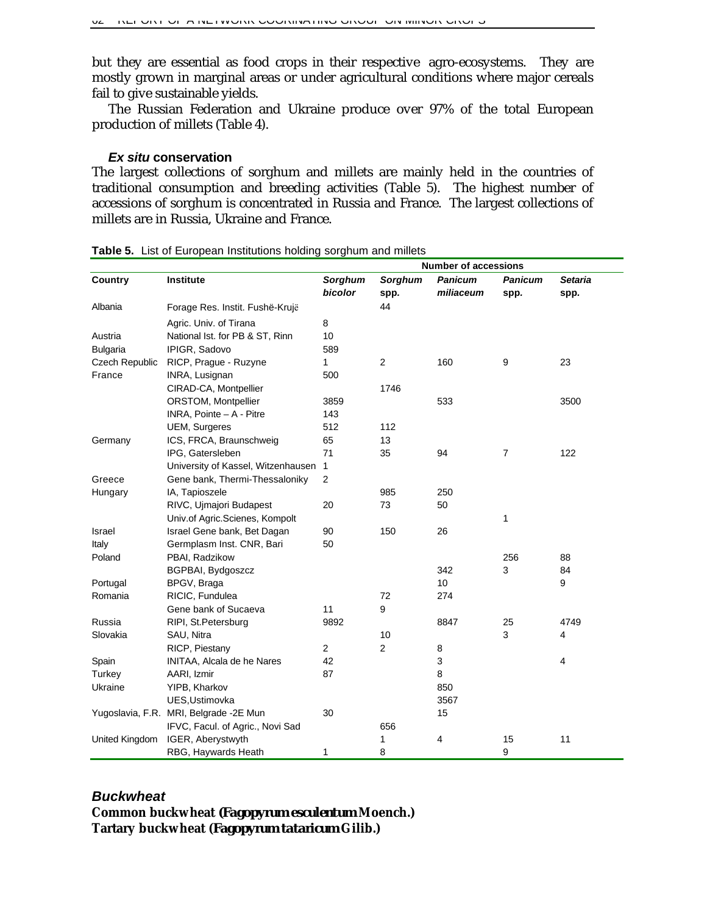but they are essential as food crops in their respective agro-ecosystems. They are mostly grown in marginal areas or under agricultural conditions where major cereals fail to give sustainable yields.

The Russian Federation and Ukraine produce over 97% of the total European production of millets (Table 4).

### *Ex situ* conservation

The largest collections of sorghum and millets are mainly held in the countries of traditional consumption and breeding activities (Table 5). The highest number of accessions of sorghum is concentrated in Russia and France. The largest collections of millets are in Russia, Ukraine and France.

**Table 5.** List of European Institutions holding sorghum and millets

| | | Number of accessions | | | | |
|---|---|---|---|---|---|---|
| **Country** | **Institute** | ***Sorghum bicolor*** | ***Sorghum* spp.** | ***Panicum miliaceum*** | ***Panicum* spp.** | ***Setaria* spp.** |
| Albania | Forage Res. Instit. Fushë-Krujë | | 44 | | | |
| | Agric. Univ. of Tirana | 8 | | | | |
| Austria | National Ist. for PB & ST, Rinn | 10 | | | | |
| Bulgaria | IPIGR, Sadovo | 589 | | | | |
| Czech Republic | RICP, Prague - Ruzyne | 1 | 2 | 160 | 9 | 23 |
| France | INRA, Lusignan | 500 | | | | |
| | CIRAD-CA, Montpellier | | 1746 | | | |
| | ORSTOM, Montpellier | 3859 | | 533 | | 3500 |
| | INRA, Pointe – A - Pitre | 143 | | | | |
| | UEM, Surgeres | 512 | 112 | | | |
| Germany | ICS, FRCA, Braunschweig | 65 | 13 | | | |
| | IPG, Gatersleben | 71 | 35 | 94 | 7 | 122 |
| | University of Kassel, Witzenhausen | 1 | | | | |
| Greece | Gene bank, Thermi-Thessaloniky | 2 | | | | |
| Hungary | IA, Tapioszele | | 985 | 250 | | |
| | RIVC, Ujmajori Budapest | 20 | 73 | 50 | | |
| | Univ.of Agric.Scienes, Kompolt | | | | 1 | |
| Israel | Israel Gene bank, Bet Dagan | 90 | 150 | 26 | | |
| Italy | Germplasm Inst. CNR, Bari | 50 | | | | |
| Poland | PBAI, Radzikow | | | | 256 | 88 |
| | BGPBAI, Bydgoszcz | | | 342 | 3 | 84 |
| Portugal | BPGV, Braga | | | 10 | | 9 |
| Romania | RICIC, Fundulea | | 72 | 274 | | |
| | Gene bank of Sucaeva | 11 | 9 | | | |
| Russia | RIPI, St.Petersburg | 9892 | | 8847 | 25 | 4749 |
| Slovakia | SAU, Nitra | | 10 | | 3 | 4 |
| | RICP, Piestany | 2 | 2 | 8 | | |
| Spain | INITAA, Alcala de he Nares | 42 | | 3 | | 4 |
| Turkey | AARI, Izmir | 87 | | 8 | | |
| Ukraine | YIPB, Kharkov | | | 850 | | |
| | UES,Ustimovka | | | 3567 | | |
| Yugoslavia, F.R. | MRI, Belgrade -2E Mun | 30 | | 15 | | |
| | IFVC, Facul. of Agric., Novi Sad | | 656 | | | |
| United Kingdom | IGER, Aberystwyth | | 1 | 4 | 15 | 11 |
| | RBG, Haywards Heath | 1 | 8 | | 9 | |

## *Buckwheat*

**Common buckwheat (*Fagopyrum esculentum* Moench.)**
**Tartary buckwheat (*Fagopyrum tataricum* Gilib.)**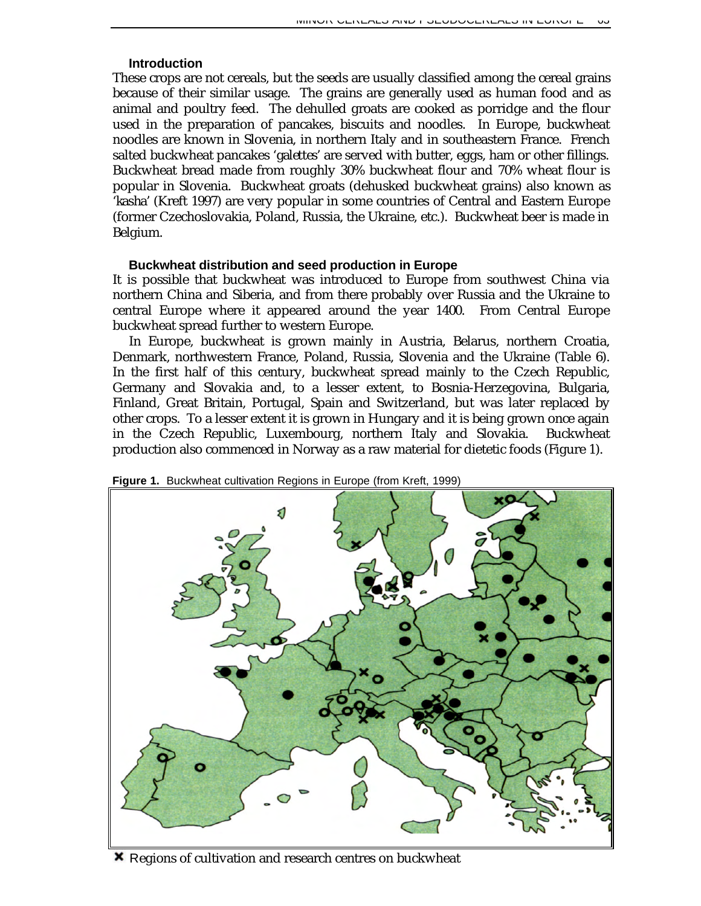### Introduction

These crops are not cereals, but the seeds are usually classified among the cereal grains because of their similar usage. The grains are generally used as human food and as animal and poultry feed. The dehulled groats are cooked as porridge and the flour used in the preparation of pancakes, biscuits and noodles. In Europe, buckwheat noodles are known in Slovenia, in northern Italy and in southeastern France. French salted buckwheat pancakes '*galettes*' are served with butter, eggs, ham or other fillings. Buckwheat bread made from roughly 30% buckwheat flour and 70% wheat flour is popular in Slovenia. Buckwheat groats (dehusked buckwheat grains) also known as 'kasha' (Kreft 1997) are very popular in some countries of Central and Eastern Europe (former Czechoslovakia, Poland, Russia, the Ukraine, etc.). Buckwheat beer is made in Belgium.

### Buckwheat distribution and seed production in Europe

It is possible that buckwheat was introduced to Europe from southwest China via northern China and Siberia, and from there probably over Russia and the Ukraine to central Europe where it appeared around the year 1400. From Central Europe buckwheat spread further to western Europe.

In Europe, buckwheat is grown mainly in Austria, Belarus, northern Croatia, Denmark, northwestern France, Poland, Russia, Slovenia and the Ukraine (Table 6). In the first half of this century, buckwheat spread mainly to the Czech Republic, Germany and Slovakia and, to a lesser extent, to Bosnia-Herzegovina, Bulgaria, Finland, Great Britain, Portugal, Spain and Switzerland, but was later replaced by other crops. To a lesser extent it is grown in Hungary and it is being grown once again in the Czech Republic, Luxembourg, northern Italy and Slovakia. Buckwheat production also commenced in Norway as a raw material for dietetic foods (Figure 1).

**Figure 1.** Buckwheat cultivation Regions in Europe (from Kreft, 1999)

✖ Regions of cultivation and research centres on buckwheat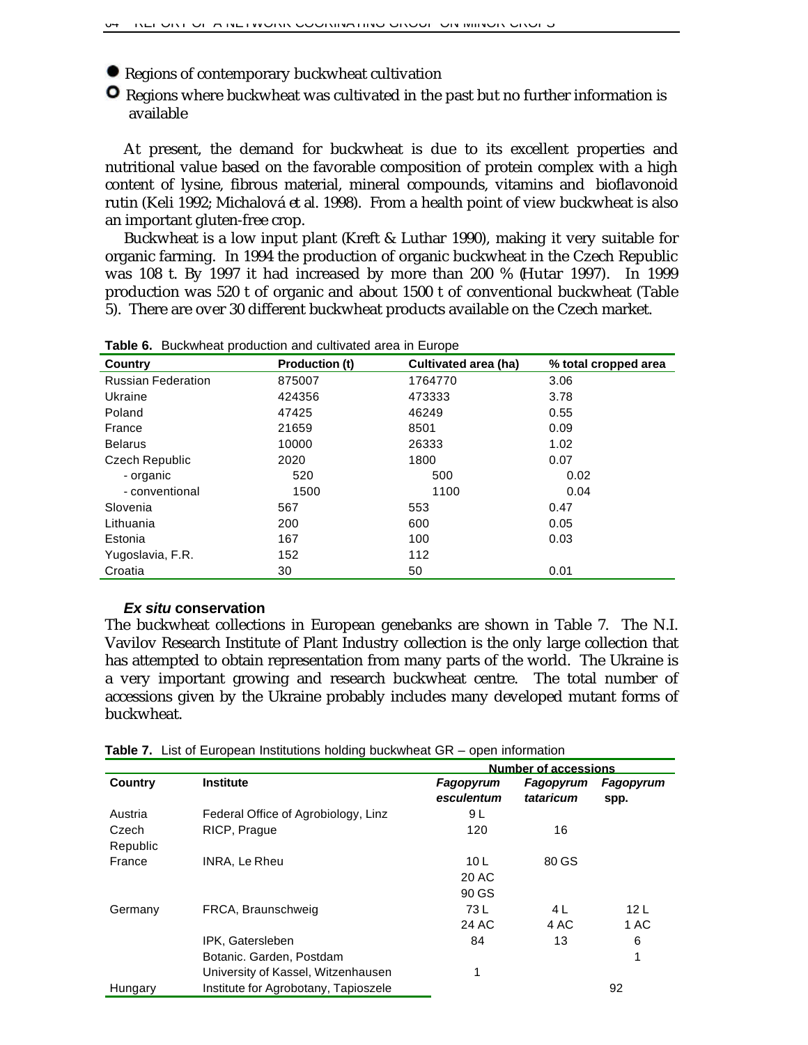- ● Regions of contemporary buckwheat cultivation
- ○ Regions where buckwheat was cultivated in the past but no further information is available

At present, the demand for buckwheat is due to its excellent properties and nutritional value based on the favorable composition of protein complex with a high content of lysine, fibrous material, mineral compounds, vitamins and bioflavonoid rutin (Keli 1992; Michalová *et al.* 1998). From a health point of view buckwheat is also an important gluten-free crop.

Buckwheat is a low input plant (Kreft & Luthar 1990), making it very suitable for organic farming. In 1994 the production of organic buckwheat in the Czech Republic was 108 t. By 1997 it had increased by more than 200 % (Hutar 1997). In 1999 production was 520 t of organic and about 1500 t of conventional buckwheat (Table 5). There are over 30 different buckwheat products available on the Czech market.

**Table 6.** Buckwheat production and cultivated area in Europe

| Country | Production (t) | Cultivated area (ha) | % total cropped area |
|---|---|---|---|
| Russian Federation | 875007 | 1764770 | 3.06 |
| Ukraine | 424356 | 473333 | 3.78 |
| Poland | 47425 | 46249 | 0.55 |
| France | 21659 | 8501 | 0.09 |
| Belarus | 10000 | 26333 | 1.02 |
| Czech Republic | 2020 | 1800 | 0.07 |
| - organic | 520 | 500 | 0.02 |
| - conventional | 1500 | 1100 | 0.04 |
| Slovenia | 567 | 553 | 0.47 |
| Lithuania | 200 | 600 | 0.05 |
| Estonia | 167 | 100 | 0.03 |
| Yugoslavia, F.R. | 152 | 112 | |
| Croatia | 30 | 50 | 0.01 |

### *Ex situ* conservation

The buckwheat collections in European genebanks are shown in Table 7. The N.I. Vavilov Research Institute of Plant Industry collection is the only large collection that has attempted to obtain representation from many parts of the world. The Ukraine is a very important growing and research buckwheat centre. The total number of accessions given by the Ukraine probably includes many developed mutant forms of buckwheat.

**Table 7.** List of European Institutions holding buckwheat GR – open information

| | | Number of accessions | | |
|---|---|---|---|---|
| Country | Institute | *Fagopyrum esculentum* | *Fagopyrum tataricum* | *Fagopyrum* spp. |
| Austria | Federal Office of Agrobiology, Linz | 9 L | | |
| Czech Republic | RICP, Prague | 120 | 16 | |
| France | INRA, Le Rheu | 10 L<br>20 AC<br>90 GS | 80 GS | |
| Germany | FRCA, Braunschweig | 73 L<br>24 AC | 4 L<br>4 AC | 12 L<br>1 AC |
| | IPK, Gatersleben | 84 | 13 | 6 |
| | Botanic. Garden, Postdam | | | 1 |
| | University of Kassel, Witzenhausen | 1 | | |
| Hungary | Institute for Agrobotany, Tapioszele | | | 92 |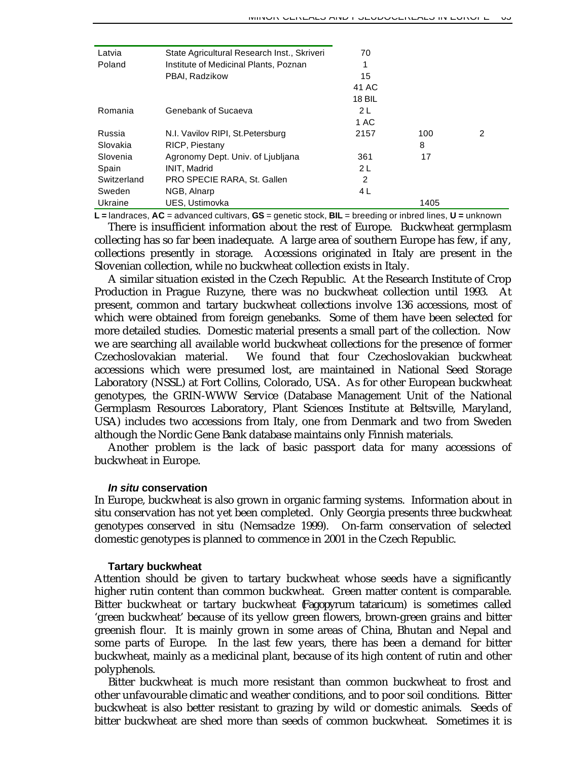| | | | | |
|---|---|---|---|---|
| Latvia | State Agricultural Research Inst., Skriveri | 70 | | |
| Poland | Institute of Medicinal Plants, Poznan | 1 | | |
| | PBAI, Radzikow | 15 | | |
| | | 41 AC | | |
| | | 18 BIL | | |
| Romania | Genebank of Sucaeva | 2 L | | |
| | | 1 AC | | |
| Russia | N.I. Vavilov RIPI, St.Petersburg | 2157 | 100 | 2 |
| Slovakia | RICP, Piestany | | 8 | |
| Slovenia | Agronomy Dept. Univ. of Ljubljana | 361 | 17 | |
| Spain | INIT, Madrid | 2 L | | |
| Switzerland | PRO SPECIE RARA, St. Gallen | 2 | | |
| Sweden | NGB, Alnarp | 4 L | | |
| Ukraine | UES, Ustimovka | | 1405 | |

**L =** landraces, **AC** = advanced cultivars, **GS** = genetic stock, **BIL** = breeding or inbred lines, **U =** unknown

There is insufficient information about the rest of Europe. Buckwheat germplasm collecting has so far been inadequate. A large area of southern Europe has few, if any, collections presently in storage. Accessions originated in Italy are present in the Slovenian collection, while no buckwheat collection exists in Italy.

A similar situation existed in the Czech Republic. At the Research Institute of Crop Production in Prague Ruzyne, there was no buckwheat collection until 1993. At present, common and tartary buckwheat collections involve 136 accessions, most of which were obtained from foreign genebanks. Some of them have been selected for more detailed studies. Domestic material presents a small part of the collection. Now we are searching all available world buckwheat collections for the presence of former Czechoslovakian material. We found that four Czechoslovakian buckwheat accessions which were presumed lost, are maintained in National Seed Storage Laboratory (NSSL) at Fort Collins, Colorado, USA. As for other European buckwheat genotypes, the GRIN-WWW Service (Database Management Unit of the National Germplasm Resources Laboratory, Plant Sciences Institute at Beltsville, Maryland, USA) includes two accessions from Italy, one from Denmark and two from Sweden although the Nordic Gene Bank database maintains only Finnish materials.

Another problem is the lack of basic passport data for many accessions of buckwheat in Europe.

### *In situ* conservation

In Europe, buckwheat is also grown in organic farming systems. Information about in situ conservation has not yet been completed. Only Georgia presents three buckwheat genotypes conserved in situ (Nemsadze 1999). On-farm conservation of selected domestic genotypes is planned to commence in 2001 in the Czech Republic.

### Tartary buckwheat

Attention should be given to tartary buckwheat whose seeds have a significantly higher rutin content than common buckwheat. Green matter content is comparable. Bitter buckwheat or tartary buckwheat (*Fagopyrum tataricum*) is sometimes called 'green buckwheat' because of its yellow green flowers, brown-green grains and bitter greenish flour. It is mainly grown in some areas of China, Bhutan and Nepal and some parts of Europe. In the last few years, there has been a demand for bitter buckwheat, mainly as a medicinal plant, because of its high content of rutin and other polyphenols.

Bitter buckwheat is much more resistant than common buckwheat to frost and other unfavourable climatic and weather conditions, and to poor soil conditions. Bitter buckwheat is also better resistant to grazing by wild or domestic animals. Seeds of bitter buckwheat are shed more than seeds of common buckwheat. Sometimes it is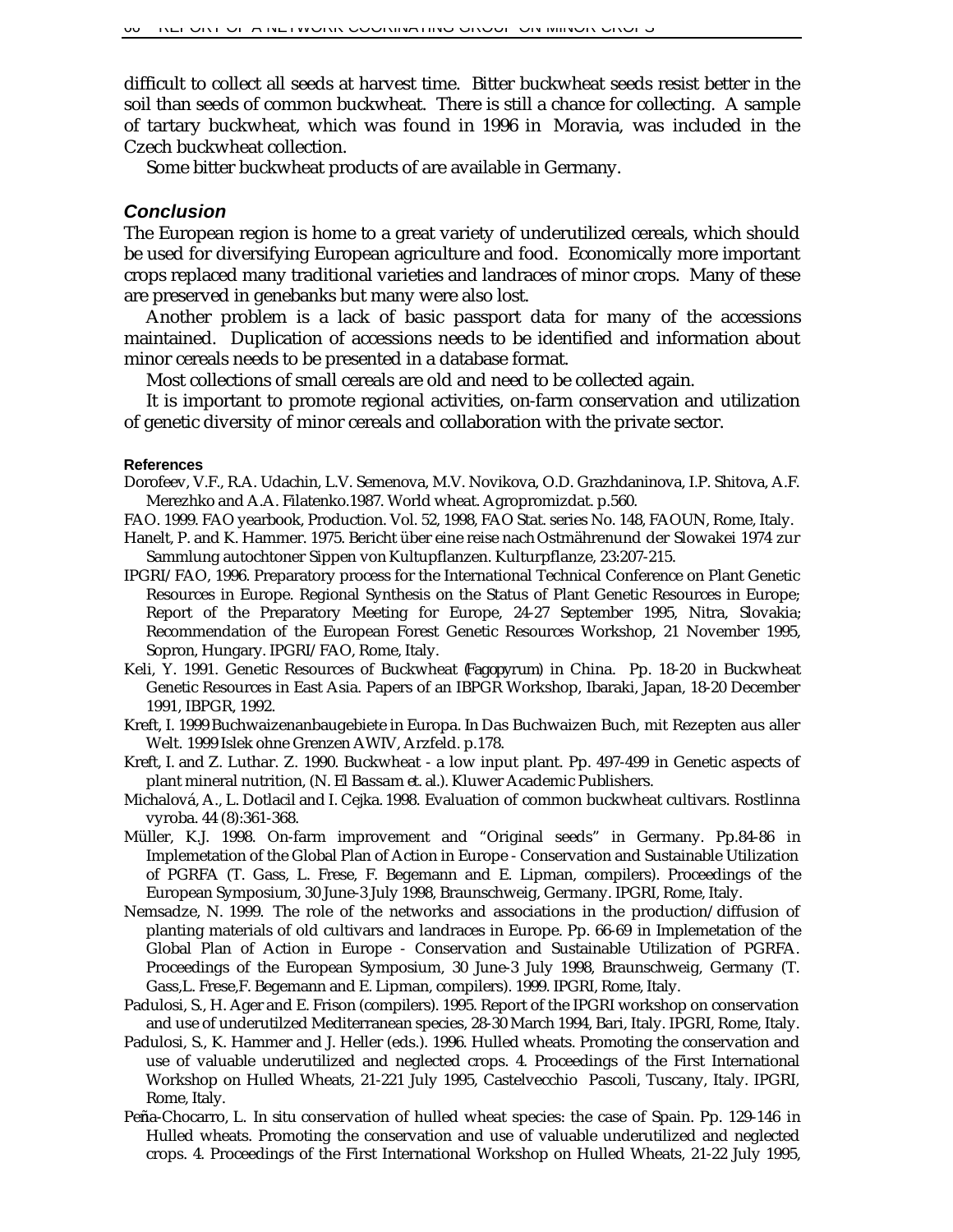difficult to collect all seeds at harvest time. Bitter buckwheat seeds resist better in the soil than seeds of common buckwheat. There is still a chance for collecting. A sample of tartary buckwheat, which was found in 1996 in Moravia, was included in the Czech buckwheat collection.

Some bitter buckwheat products of are available in Germany.

### Conclusion

The European region is home to a great variety of underutilized cereals, which should be used for diversifying European agriculture and food. Economically more important crops replaced many traditional varieties and landraces of minor crops. Many of these are preserved in genebanks but many were also lost.

Another problem is a lack of basic passport data for many of the accessions maintained. Duplication of accessions needs to be identified and information about minor cereals needs to be presented in a database format.

Most collections of small cereals are old and need to be collected again.

It is important to promote regional activities, on-farm conservation and utilization of genetic diversity of minor cereals and collaboration with the private sector.

#### References

Dorofeev, V.F., R.A. Udachin, L.V. Semenova, M.V. Novikova, O.D. Grazhdaninova, I.P. Shitova, A.F. Merezhko and A.A. Filatenko.1987. World wheat. Agropromizdat. p.560.

FAO. 1999. FAO yearbook, Production. Vol. 52, 1998, FAO Stat. series No. 148, FAOUN, Rome, Italy.

Hanelt, P. and K. Hammer. 1975. Bericht über eine reise nach Ostmährenund der Slowakei 1974 zur Sammlung autochtoner Sippen von Kultupflanzen. Kulturpflanze, 23:207-215.

IPGRI/FAO, 1996. Preparatory process for the International Technical Conference on Plant Genetic Resources in Europe. Regional Synthesis on the Status of Plant Genetic Resources in Europe; Report of the Preparatory Meeting for Europe, 24-27 September 1995, Nitra, Slovakia; Recommendation of the European Forest Genetic Resources Workshop, 21 November 1995, Sopron, Hungary. IPGRI/FAO, Rome, Italy.

Keli, Y. 1991. Genetic Resources of Buckwheat (*Fagopyrum*) in China. Pp. 18-20 in Buckwheat Genetic Resources in East Asia. Papers of an IBPGR Workshop, Ibaraki, Japan, 18-20 December 1991, IBPGR, 1992.

Kreft, I. 1999 Buchwaizenanbaugebiete in Europa. In Das Buchwaizen Buch, mit Rezepten aus aller Welt. 1999 Islek ohne Grenzen AWIV, Arzfeld. p.178.

Kreft, I. and Z. Luthar. Z. 1990. Buckwheat - a low input plant. Pp. 497-499 in Genetic aspects of plant mineral nutrition, (N. El Bassam et. al.). Kluwer Academic Publishers.

Michalová, A., L. Dotlacil and I. Cejka. 1998. Evaluation of common buckwheat cultivars. Rostlinna vyroba. 44 (8):361-368.

Müller, K.J. 1998. On-farm improvement and "Original seeds" in Germany. Pp.84-86 in Implemetation of the Global Plan of Action in Europe - Conservation and Sustainable Utilization of PGRFA (T. Gass, L. Frese, F. Begemann and E. Lipman, compilers). Proceedings of the European Symposium, 30 June-3 July 1998, Braunschweig, Germany. IPGRI, Rome, Italy.

Nemsadze, N. 1999. The role of the networks and associations in the production/diffusion of planting materials of old cultivars and landraces in Europe. Pp. 66-69 in Implemetation of the Global Plan of Action in Europe - Conservation and Sustainable Utilization of PGRFA. Proceedings of the European Symposium, 30 June-3 July 1998, Braunschweig, Germany (T. Gass,L. Frese,F. Begemann and E. Lipman, compilers). 1999. IPGRI, Rome, Italy.

Padulosi, S., H. Ager and E. Frison (compilers). 1995. Report of the IPGRI workshop on conservation and use of underutilzed Mediterranean species, 28-30 March 1994, Bari, Italy. IPGRI, Rome, Italy.

Padulosi, S., K. Hammer and J. Heller (eds.). 1996. Hulled wheats. Promoting the conservation and use of valuable underutilized and neglected crops. 4. Proceedings of the First International Workshop on Hulled Wheats, 21-221 July 1995, Castelvecchio Pascoli, Tuscany, Italy. IPGRI, Rome, Italy.

Peña-Chocarro, L. In situ conservation of hulled wheat species: the case of Spain. Pp. 129-146 in Hulled wheats. Promoting the conservation and use of valuable underutilized and neglected crops. 4. Proceedings of the First International Workshop on Hulled Wheats, 21-22 July 1995,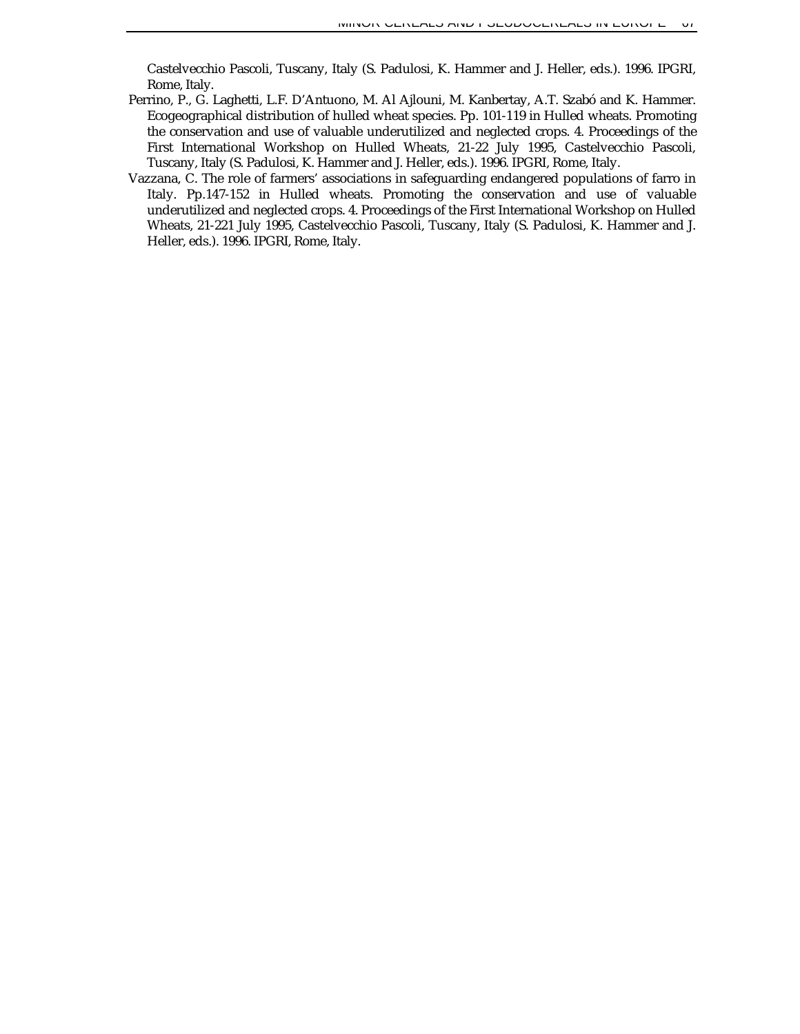Castelvecchio Pascoli, Tuscany, Italy (S. Padulosi, K. Hammer and J. Heller, eds.). 1996. IPGRI, Rome, Italy.

Perrino, P., G. Laghetti, L.F. D'Antuono, M. Al Ajlouni, M. Kanbertay, A.T. Szabó and K. Hammer. Ecogeographical distribution of hulled wheat species. Pp. 101-119 in Hulled wheats. Promoting the conservation and use of valuable underutilized and neglected crops. 4. Proceedings of the First International Workshop on Hulled Wheats, 21-22 July 1995, Castelvecchio Pascoli, Tuscany, Italy (S. Padulosi, K. Hammer and J. Heller, eds.). 1996. IPGRI, Rome, Italy.

Vazzana, C. The role of farmers' associations in safeguarding endangered populations of farro in Italy. Pp.147-152 in Hulled wheats. Promoting the conservation and use of valuable underutilized and neglected crops. 4. Proceedings of the First International Workshop on Hulled Wheats, 21-221 July 1995, Castelvecchio Pascoli, Tuscany, Italy (S. Padulosi, K. Hammer and J. Heller, eds.). 1996. IPGRI, Rome, Italy.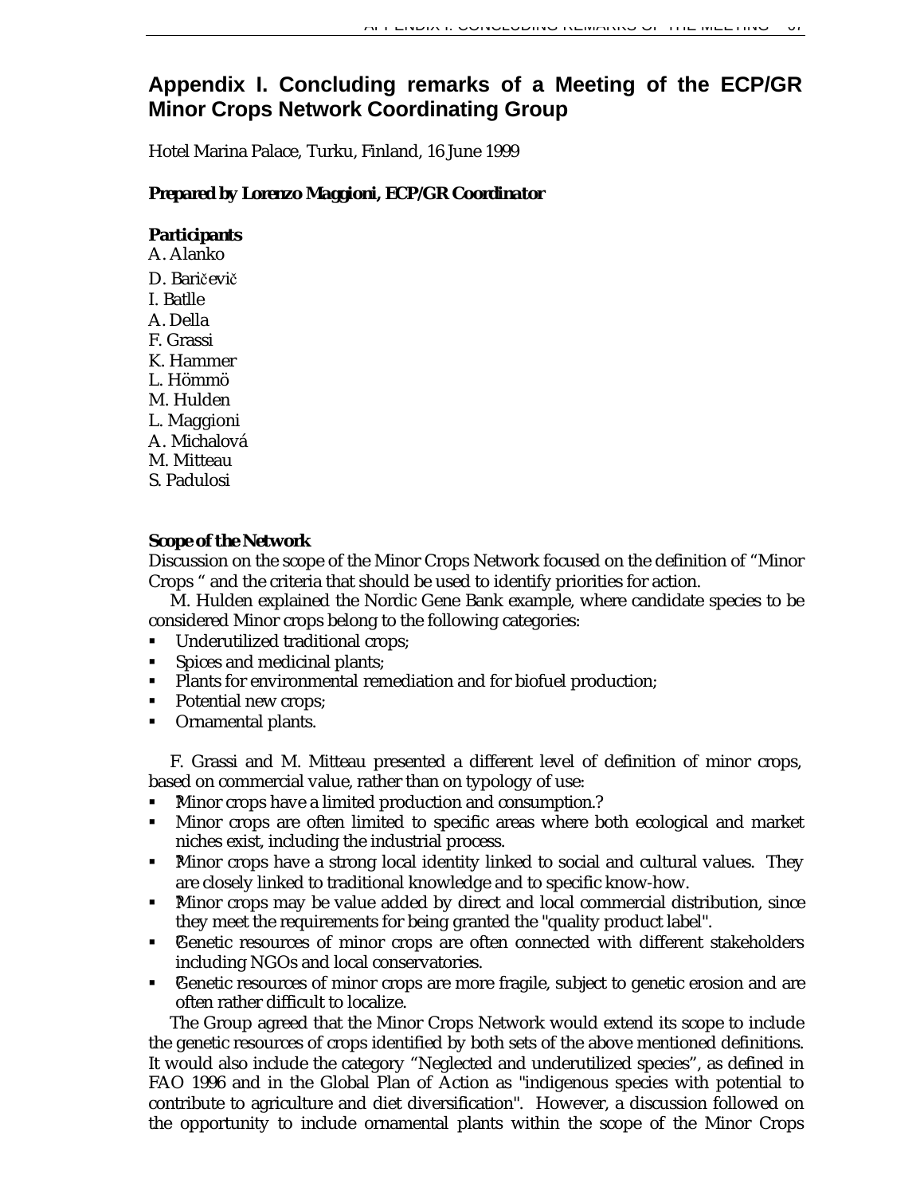# Appendix I. Concluding remarks of a Meeting of the ECP/GR Minor Crops Network Coordinating Group

Hotel Marina Palace, Turku, Finland, 16 June 1999

***Prepared by Lorenzo Maggioni, ECP/GR Coordinator***

***Participants***

A. Alanko
D. Baričevič
I. Batlle
A. Della
F. Grassi
K. Hammer
L. Hömmö
M. Hulden
L. Maggioni
A. Michalová
M. Mitteau
S. Padulosi

***Scope of the Network***

Discussion on the scope of the Minor Crops Network focused on the definition of "Minor Crops " and the criteria that should be used to identify priorities for action.

M. Hulden explained the Nordic Gene Bank example, where candidate species to be considered Minor crops belong to the following categories:

- Underutilized traditional crops;
- Spices and medicinal plants;
- Plants for environmental remediation and for biofuel production;
- Potential new crops;
- Ornamental plants.

F. Grassi and M. Mitteau presented a different level of definition of minor crops, based on commercial value, rather than on typology of use:

- ?Minor crops have a limited production and consumption.?
- Minor crops are often limited to specific areas where both ecological and market niches exist, including the industrial process.
- ?Minor crops have a strong local identity linked to social and cultural values. They are closely linked to traditional knowledge and to specific know-how.
- ?Minor crops may be value added by direct and local commercial distribution, since they meet the requirements for being granted the "quality product label".
- ?Genetic resources of minor crops are often connected with different stakeholders including NGOs and local conservatories.
- ?Genetic resources of minor crops are more fragile, subject to genetic erosion and are often rather difficult to localize.

The Group agreed that the Minor Crops Network would extend its scope to include the genetic resources of crops identified by both sets of the above mentioned definitions. It would also include the category "Neglected and underutilized species", as defined in FAO 1996 and in the Global Plan of Action as "indigenous species with potential to contribute to agriculture and diet diversification". However, a discussion followed on the opportunity to include ornamental plants within the scope of the Minor Crops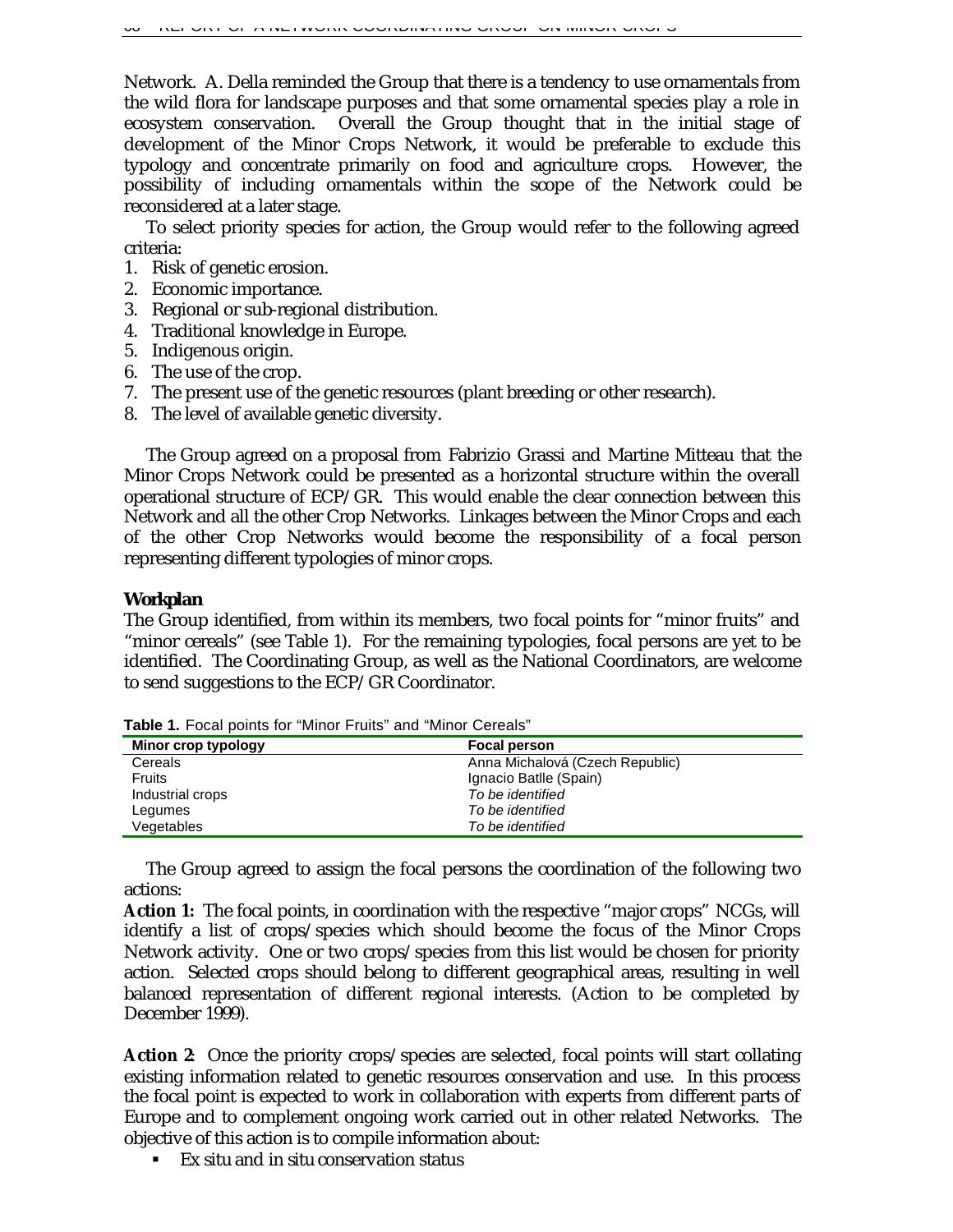Network. A. Della reminded the Group that there is a tendency to use ornamentals from the wild flora for landscape purposes and that some ornamental species play a role in ecosystem conservation. Overall the Group thought that in the initial stage of development of the Minor Crops Network, it would be preferable to exclude this typology and concentrate primarily on food and agriculture crops. However, the possibility of including ornamentals within the scope of the Network could be reconsidered at a later stage.

To select priority species for action, the Group would refer to the following agreed criteria:

1. Risk of genetic erosion.
2. Economic importance.
3. Regional or sub-regional distribution.
4. Traditional knowledge in Europe.
5. Indigenous origin.
6. The use of the crop.
7. The present use of the genetic resources (plant breeding or other research).
8. The level of available genetic diversity.

The Group agreed on a proposal from Fabrizio Grassi and Martine Mitteau that the Minor Crops Network could be presented as a horizontal structure within the overall operational structure of ECP/GR. This would enable the clear connection between this Network and all the other Crop Networks. Linkages between the Minor Crops and each of the other Crop Networks would become the responsibility of a focal person representing different typologies of minor crops.

### Workplan

The Group identified, from within its members, two focal points for "minor fruits" and "minor cereals" (see Table 1). For the remaining typologies, focal persons are yet to be identified. The Coordinating Group, as well as the National Coordinators, are welcome to send suggestions to the ECP/GR Coordinator.

**Table 1.** Focal points for "Minor Fruits" and "Minor Cereals"

| Minor crop typology | Focal person |
|---|---|
| Cereals | Anna Michalová (Czech Republic) |
| Fruits | Ignacio Batlle (Spain) |
| Industrial crops | *To be identified* |
| Legumes | *To be identified* |
| Vegetables | *To be identified* |

The Group agreed to assign the focal persons the coordination of the following two actions:

**Action 1:** The focal points, in coordination with the respective "major crops" NCGs, will identify a list of crops/species which should become the focus of the Minor Crops Network activity. One or two crops/species from this list would be chosen for priority action. Selected crops should belong to different geographical areas, resulting in well balanced representation of different regional interests. (Action to be completed by December 1999).

**Action 2**: Once the priority crops/species are selected, focal points will start collating existing information related to genetic resources conservation and use. In this process the focal point is expected to work in collaboration with experts from different parts of Europe and to complement ongoing work carried out in other related Networks. The objective of this action is to compile information about:

- *Ex situ* and *in situ* conservation status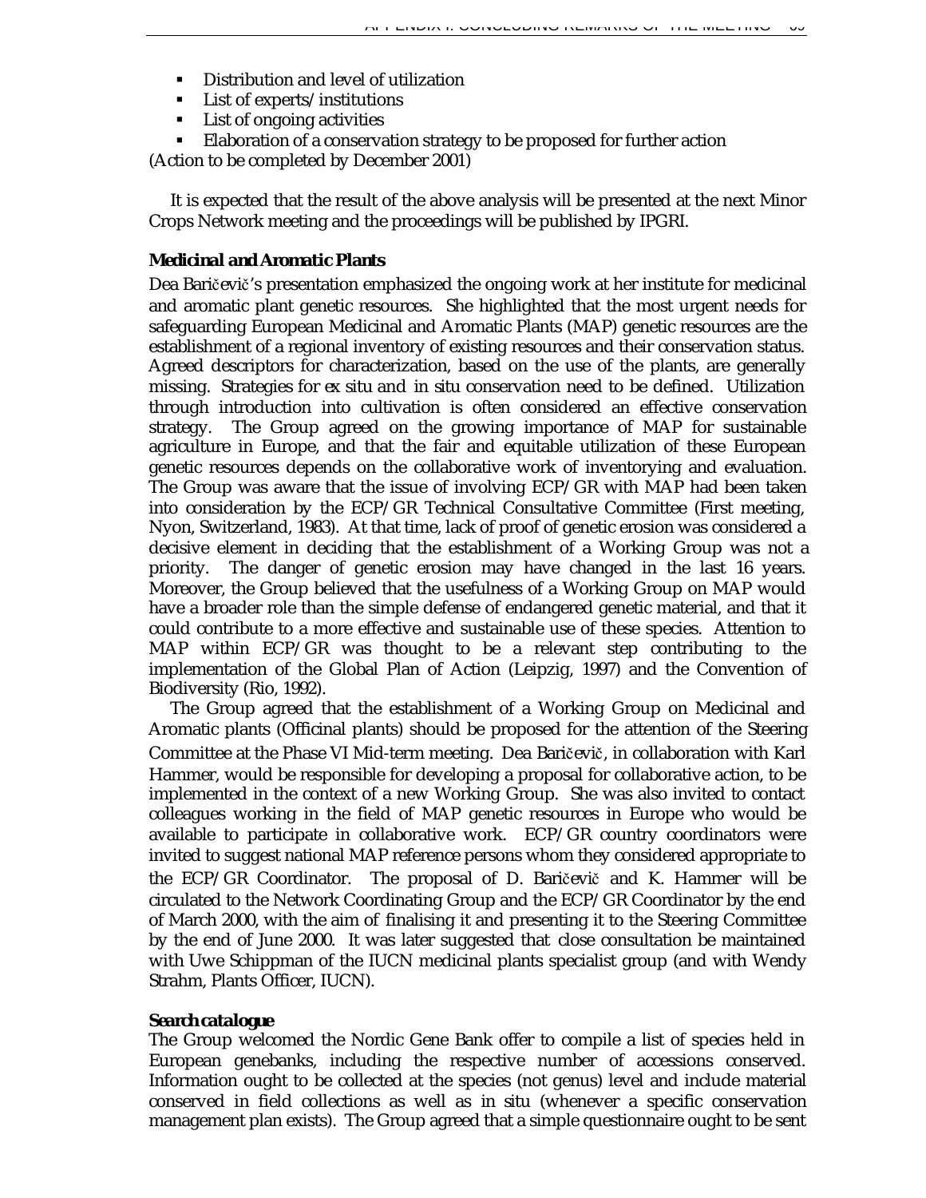- Distribution and level of utilization
- List of experts/institutions
- List of ongoing activities
- Elaboration of a conservation strategy to be proposed for further action

(Action to be completed by December 2001)

It is expected that the result of the above analysis will be presented at the next Minor Crops Network meeting and the proceedings will be published by IPGRI.

**Medicinal and Aromatic Plants**

Dea Baričevič's presentation emphasized the ongoing work at her institute for medicinal and aromatic plant genetic resources. She highlighted that the most urgent needs for safeguarding European Medicinal and Aromatic Plants (MAP) genetic resources are the establishment of a regional inventory of existing resources and their conservation status. Agreed descriptors for characterization, based on the use of the plants, are generally missing. Strategies for *ex situ* and *in situ* conservation need to be defined. Utilization through introduction into cultivation is often considered an effective conservation strategy. The Group agreed on the growing importance of MAP for sustainable agriculture in Europe, and that the fair and equitable utilization of these European genetic resources depends on the collaborative work of inventorying and evaluation. The Group was aware that the issue of involving ECP/GR with MAP had been taken into consideration by the ECP/GR Technical Consultative Committee (First meeting, Nyon, Switzerland, 1983). At that time, lack of proof of genetic erosion was considered a decisive element in deciding that the establishment of a Working Group was not a priority. The danger of genetic erosion may have changed in the last 16 years. Moreover, the Group believed that the usefulness of a Working Group on MAP would have a broader role than the simple defense of endangered genetic material, and that it could contribute to a more effective and sustainable use of these species. Attention to MAP within ECP/GR was thought to be a relevant step contributing to the implementation of the Global Plan of Action (Leipzig, 1997) and the Convention of Biodiversity (Rio, 1992).

The Group agreed that the establishment of a Working Group on Medicinal and Aromatic plants (Officinal plants) should be proposed for the attention of the Steering Committee at the Phase VI Mid-term meeting. Dea Baričevič, in collaboration with Karl Hammer, would be responsible for developing a proposal for collaborative action, to be implemented in the context of a new Working Group. She was also invited to contact colleagues working in the field of MAP genetic resources in Europe who would be available to participate in collaborative work. ECP/GR country coordinators were invited to suggest national MAP reference persons whom they considered appropriate to the ECP/GR Coordinator. The proposal of D. Baričevič and K. Hammer will be circulated to the Network Coordinating Group and the ECP/GR Coordinator by the end of March 2000, with the aim of finalising it and presenting it to the Steering Committee by the end of June 2000. It was later suggested that close consultation be maintained with Uwe Schippman of the IUCN medicinal plants specialist group (and with Wendy Strahm, Plants Officer, IUCN).

**Search catalogue**

The Group welcomed the Nordic Gene Bank offer to compile a list of species held in European genebanks, including the respective number of accessions conserved. Information ought to be collected at the species (not genus) level and include material conserved in field collections as well as in situ (whenever a specific conservation management plan exists). The Group agreed that a simple questionnaire ought to be sent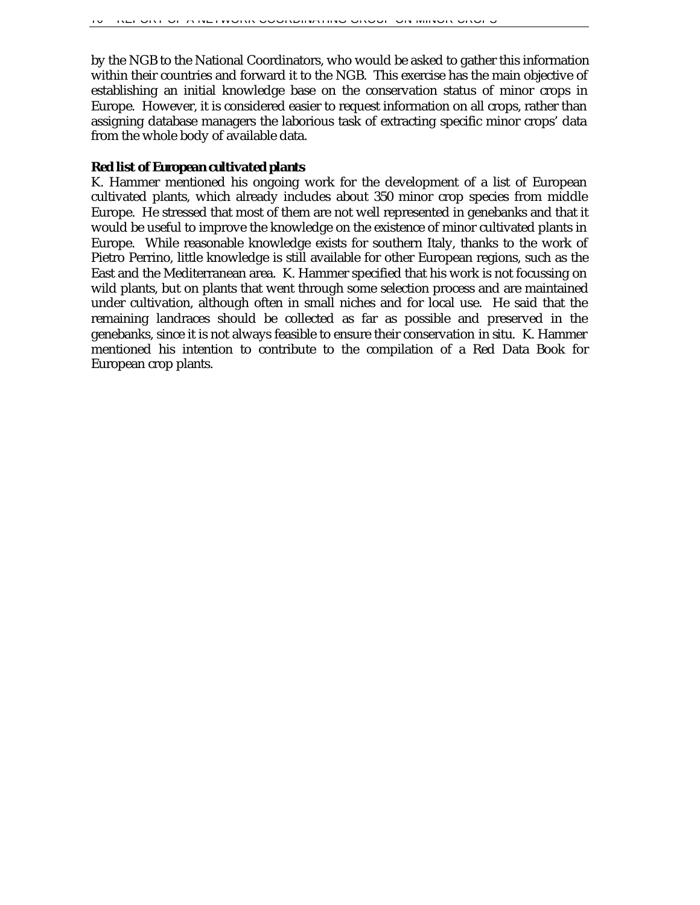by the NGB to the National Coordinators, who would be asked to gather this information within their countries and forward it to the NGB. This exercise has the main objective of establishing an initial knowledge base on the conservation status of minor crops in Europe. However, it is considered easier to request information on all crops, rather than assigning database managers the laborious task of extracting specific minor crops' data from the whole body of available data.

**Red list of European cultivated plants**

K. Hammer mentioned his ongoing work for the development of a list of European cultivated plants, which already includes about 350 minor crop species from middle Europe. He stressed that most of them are not well represented in genebanks and that it would be useful to improve the knowledge on the existence of minor cultivated plants in Europe. While reasonable knowledge exists for southern Italy, thanks to the work of Pietro Perrino, little knowledge is still available for other European regions, such as the East and the Mediterranean area. K. Hammer specified that his work is not focussing on wild plants, but on plants that went through some selection process and are maintained under cultivation, although often in small niches and for local use. He said that the remaining landraces should be collected as far as possible and preserved in the genebanks, since it is not always feasible to ensure their conservation in situ. K. Hammer mentioned his intention to contribute to the compilation of a Red Data Book for European crop plants.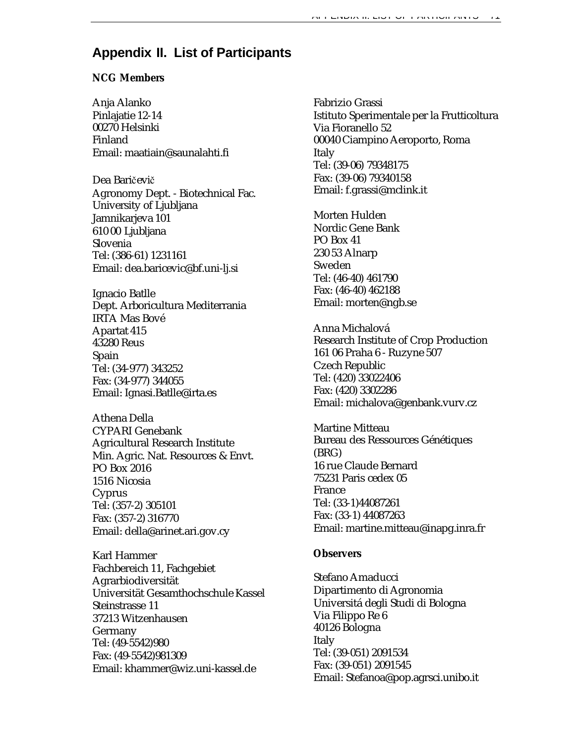## Appendix II. List of Participants

**NCG Members**

Anja Alanko
Pinlajatie 12-14
00270 Helsinki
Finland
Email: maatiain@saunalahti.fi

Dea Baričevič
Agronomy Dept. - Biotechnical Fac.
University of Ljubljana
Jamnikarjeva 101
610 00 Ljubljana
Slovenia
Tel: (386-61) 1231161
Email: dea.baricevic@bf.uni-lj.si

Ignacio Batlle
Dept. Arboricultura Mediterrania
IRTA Mas Bové
Apartat 415
43280 Reus
Spain
Tel: (34-977) 343252
Fax: (34-977) 344055
Email: Ignasi.Batlle@irta.es

Athena Della
CYPARI Genebank
Agricultural Research Institute
Min. Agric. Nat. Resources & Envt.
PO Box 2016
1516 Nicosia
Cyprus
Tel: (357-2) 305101
Fax: (357-2) 316770
Email: della@arinet.ari.gov.cy

Karl Hammer
Fachbereich 11, Fachgebiet
Agrarbiodiversität
Universität Gesamthochschule Kassel
Steinstrasse 11
37213 Witzenhausen
Germany
Tel: (49-5542)980
Fax: (49-5542)981309
Email: khammer@wiz.uni-kassel.de

Fabrizio Grassi
Istituto Sperimentale per la Frutticoltura
Via Fioranello 52
00040 Ciampino Aeroporto, Roma
Italy
Tel: (39-06) 79348175
Fax: (39-06) 79340158
Email: f.grassi@mclink.it

Morten Hulden
Nordic Gene Bank
PO Box 41
230 53 Alnarp
Sweden
Tel: (46-40) 461790
Fax: (46-40) 462188
Email: morten@ngb.se

Anna Michalová
Research Institute of Crop Production
161 06 Praha 6 - Ruzyne 507
Czech Republic
Tel: (420) 33022406
Fax: (420) 3302286
Email: michalova@genbank.vurv.cz

Martine Mitteau
Bureau des Ressources Génétiques
(BRG)
16 rue Claude Bernard
75231 Paris cedex 05
France
Tel: (33-1)44087261
Fax: (33-1) 44087263
Email: martine.mitteau@inapg.inra.fr

**Observers**

Stefano Amaducci
Dipartimento di Agronomia
Universitá degli Studi di Bologna
Via Filippo Re 6
40126 Bologna
Italy
Tel: (39-051) 2091534
Fax: (39-051) 2091545
Email: Stefanoa@pop.agrsci.unibo.it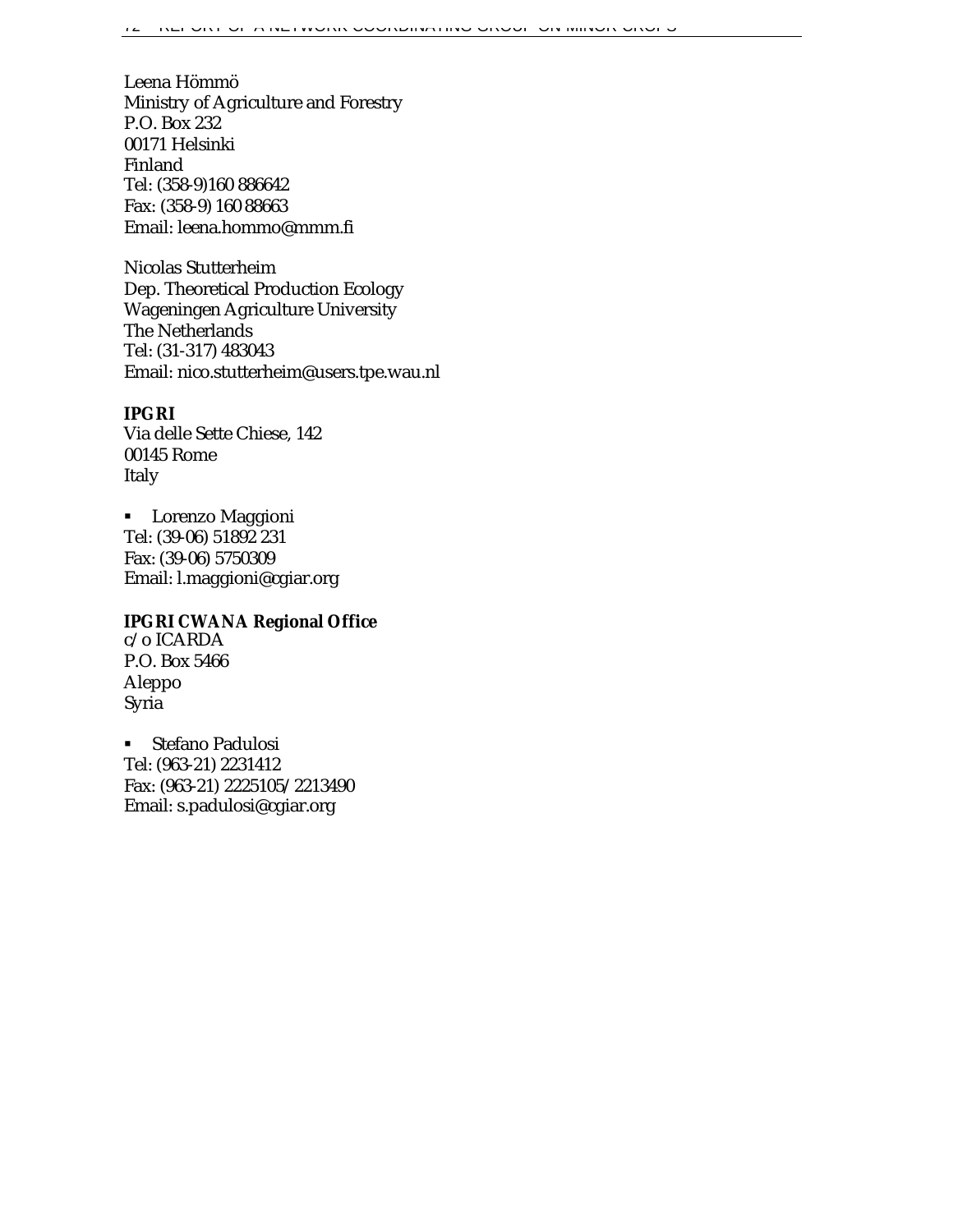Leena Hömmö
Ministry of Agriculture and Forestry
P.O. Box 232
00171 Helsinki
Finland
Tel: (358-9)160 886642
Fax: (358-9) 160 88663
Email: leena.hommo@mmm.fi

Nicolas Stutterheim
Dep. Theoretical Production Ecology
Wageningen Agriculture University
The Netherlands
Tel: (31-317) 483043
Email: nico.stutterheim@users.tpe.wau.nl

**IPGRI**
Via delle Sette Chiese, 142
00145 Rome
Italy

- Lorenzo Maggioni

Tel: (39-06) 51892 231
Fax: (39-06) 5750309
Email: l.maggioni@cgiar.org

**IPGRI CWANA Regional Office**
c/o ICARDA
P.O. Box 5466
Aleppo
Syria

- Stefano Padulosi

Tel: (963-21) 2231412
Fax: (963-21) 2225105/2213490
Email: s.padulosi@cgiar.org